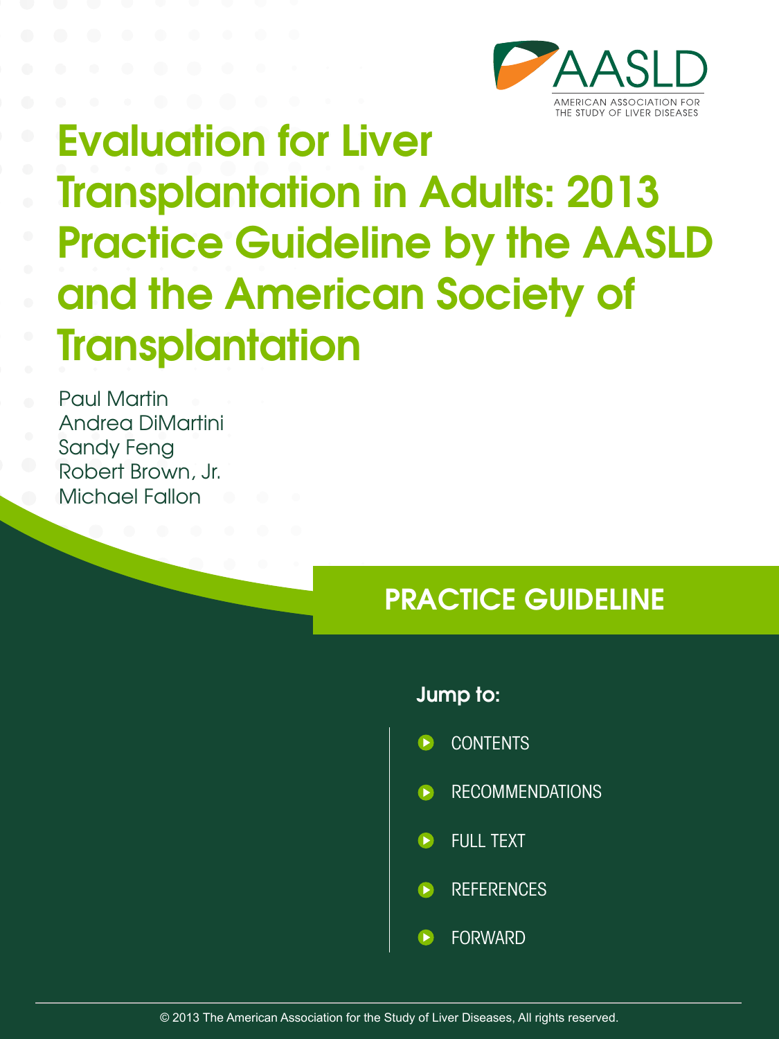AASLD

AMERICAN ASSOCIATION FOR THE STUDY OF LIVER DISEASES

# Evaluation for Liver Transplantation in Adults: 2013 Practice Guideline by the AASLD and the American Society of Transplantation

Paul Martin
Andrea DiMartini
Sandy Feng
Robert Brown, Jr.
Michael Fallon

## PRACTICE GUIDELINE

**Jump to:**

- CONTENTS
- RECOMMENDATIONS
- FULL TEXT
- REFERENCES
- FORWARD

© 2013 The American Association for the Study of Liver Diseases, All rights reserved.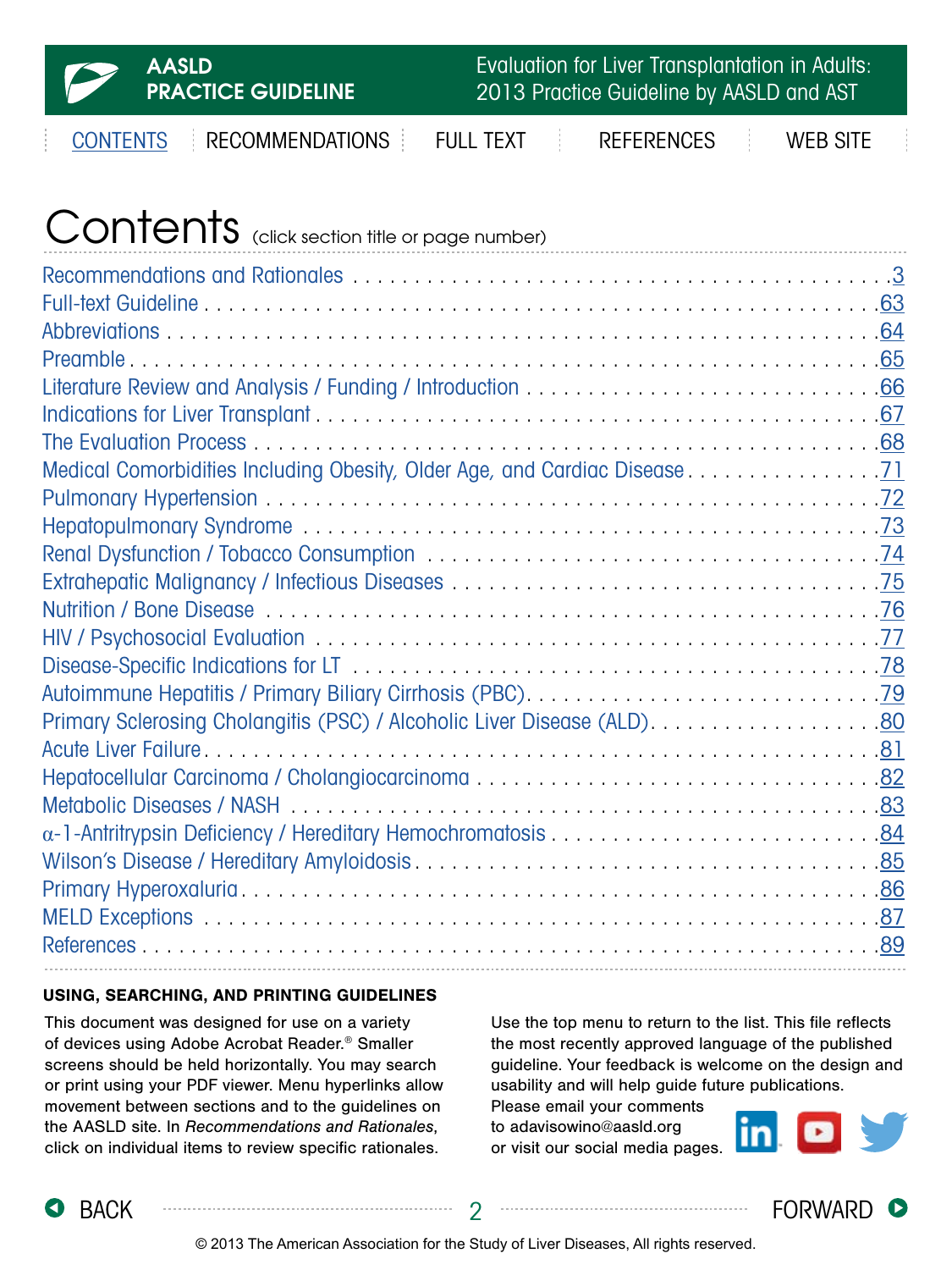# Contents (click section title or page number)

| Section | Page |
|---|---|
| Recommendations and Rationales | 3 |
| Full-text Guideline | 63 |
| Abbreviations | 64 |
| Preamble | 65 |
| Literature Review and Analysis / Funding / Introduction | 66 |
| Indications for Liver Transplant | 67 |
| The Evaluation Process | 68 |
| Medical Comorbidities Including Obesity, Older Age, and Cardiac Disease | 71 |
| Pulmonary Hypertension | 72 |
| Hepatopulmonary Syndrome | 73 |
| Renal Dysfunction / Tobacco Consumption | 74 |
| Extrahepatic Malignancy / Infectious Diseases | 75 |
| Nutrition / Bone Disease | 76 |
| HIV / Psychosocial Evaluation | 77 |
| Disease-Specific Indications for LT | 78 |
| Autoimmune Hepatitis / Primary Biliary Cirrhosis (PBC) | 79 |
| Primary Sclerosing Cholangitis (PSC) / Alcoholic Liver Disease (ALD) | 80 |
| Acute Liver Failure | 81 |
| Hepatocellular Carcinoma / Cholangiocarcinoma | 82 |
| Metabolic Diseases / NASH | 83 |
| α-1-Antritrypsin Deficiency / Hereditary Hemochromatosis | 84 |
| Wilson's Disease / Hereditary Amyloidosis | 85 |
| Primary Hyperoxaluria | 86 |
| MELD Exceptions | 87 |
| References | 89 |

**USING, SEARCHING, AND PRINTING GUIDELINES**

This document was designed for use on a variety of devices using Adobe Acrobat Reader.® Smaller screens should be held horizontally. You may search or print using your PDF viewer. Menu hyperlinks allow movement between sections and to the guidelines on the AASLD site. In *Recommendations and Rationales*, click on individual items to review specific rationales.

Use the top menu to return to the list. This file reflects the most recently approved language of the published guideline. Your feedback is welcome on the design and usability and will help guide future publications. Please email your comments to adavisowino@aasld.org or visit our social media pages.

© 2013 The American Association for the Study of Liver Diseases, All rights reserved.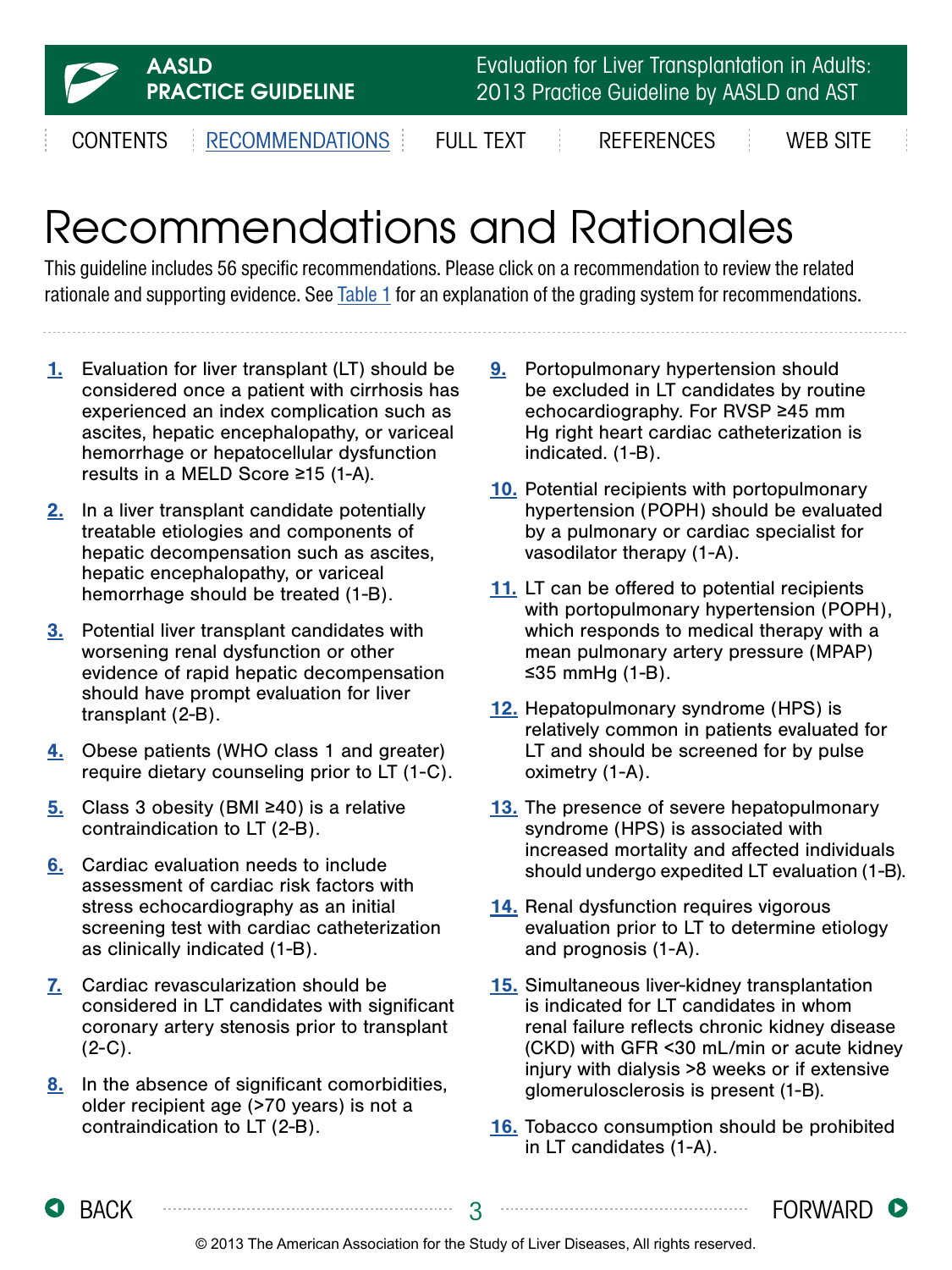# Recommendations and Rationales

This guideline includes 56 specific recommendations. Please click on a recommendation to review the related rationale and supporting evidence. See Table 1 for an explanation of the grading system for recommendations.

1. Evaluation for liver transplant (LT) should be considered once a patient with cirrhosis has experienced an index complication such as ascites, hepatic encephalopathy, or variceal hemorrhage or hepatocellular dysfunction results in a MELD Score ≥15 (1-A).

2. In a liver transplant candidate potentially treatable etiologies and components of hepatic decompensation such as ascites, hepatic encephalopathy, or variceal hemorrhage should be treated (1-B).

3. Potential liver transplant candidates with worsening renal dysfunction or other evidence of rapid hepatic decompensation should have prompt evaluation for liver transplant (2-B).

4. Obese patients (WHO class 1 and greater) require dietary counseling prior to LT (1-C).

5. Class 3 obesity (BMI ≥40) is a relative contraindication to LT (2-B).

6. Cardiac evaluation needs to include assessment of cardiac risk factors with stress echocardiography as an initial screening test with cardiac catheterization as clinically indicated (1-B).

7. Cardiac revascularization should be considered in LT candidates with significant coronary artery stenosis prior to transplant (2-C).

8. In the absence of significant comorbidities, older recipient age (>70 years) is not a contraindication to LT (2-B).

9. Portopulmonary hypertension should be excluded in LT candidates by routine echocardiography. For RVSP ≥45 mm Hg right heart cardiac catheterization is indicated. (1-B).

10. Potential recipients with portopulmonary hypertension (POPH) should be evaluated by a pulmonary or cardiac specialist for vasodilator therapy (1-A).

11. LT can be offered to potential recipients with portopulmonary hypertension (POPH), which responds to medical therapy with a mean pulmonary artery pressure (MPAP) ≤35 mmHg (1-B).

12. Hepatopulmonary syndrome (HPS) is relatively common in patients evaluated for LT and should be screened for by pulse oximetry (1-A).

13. The presence of severe hepatopulmonary syndrome (HPS) is associated with increased mortality and affected individuals should undergo expedited LT evaluation (1-B).

14. Renal dysfunction requires vigorous evaluation prior to LT to determine etiology and prognosis (1-A).

15. Simultaneous liver-kidney transplantation is indicated for LT candidates in whom renal failure reflects chronic kidney disease (CKD) with GFR <30 mL/min or acute kidney injury with dialysis >8 weeks or if extensive glomerulosclerosis is present (1-B).

16. Tobacco consumption should be prohibited in LT candidates (1-A).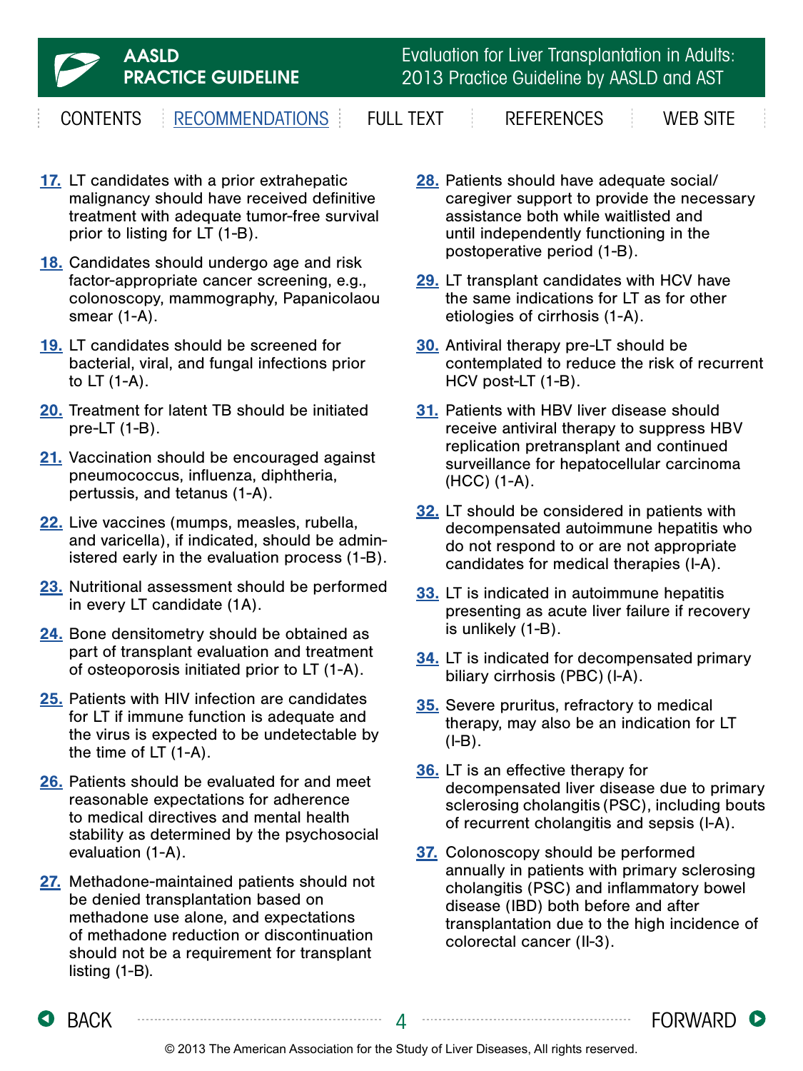17. LT candidates with a prior extrahepatic malignancy should have received definitive treatment with adequate tumor-free survival prior to listing for LT (1-B).

18. Candidates should undergo age and risk factor-appropriate cancer screening, e.g., colonoscopy, mammography, Papanicolaou smear (1-A).

19. LT candidates should be screened for bacterial, viral, and fungal infections prior to LT (1-A).

20. Treatment for latent TB should be initiated pre-LT (1-B).

21. Vaccination should be encouraged against pneumococcus, influenza, diphtheria, pertussis, and tetanus (1-A).

22. Live vaccines (mumps, measles, rubella, and varicella), if indicated, should be administered early in the evaluation process (1-B).

23. Nutritional assessment should be performed in every LT candidate (1A).

24. Bone densitometry should be obtained as part of transplant evaluation and treatment of osteoporosis initiated prior to LT (1-A).

25. Patients with HIV infection are candidates for LT if immune function is adequate and the virus is expected to be undetectable by the time of LT (1-A).

26. Patients should be evaluated for and meet reasonable expectations for adherence to medical directives and mental health stability as determined by the psychosocial evaluation (1-A).

27. Methadone-maintained patients should not be denied transplantation based on methadone use alone, and expectations of methadone reduction or discontinuation should not be a requirement for transplant listing (1-B).

28. Patients should have adequate social/caregiver support to provide the necessary assistance both while waitlisted and until independently functioning in the postoperative period (1-B).

29. LT transplant candidates with HCV have the same indications for LT as for other etiologies of cirrhosis (1-A).

30. Antiviral therapy pre-LT should be contemplated to reduce the risk of recurrent HCV post-LT (1-B).

31. Patients with HBV liver disease should receive antiviral therapy to suppress HBV replication pretransplant and continued surveillance for hepatocellular carcinoma (HCC) (1-A).

32. LT should be considered in patients with decompensated autoimmune hepatitis who do not respond to or are not appropriate candidates for medical therapies (I-A).

33. LT is indicated in autoimmune hepatitis presenting as acute liver failure if recovery is unlikely (1-B).

34. LT is indicated for decompensated primary biliary cirrhosis (PBC) (I-A).

35. Severe pruritus, refractory to medical therapy, may also be an indication for LT (I-B).

36. LT is an effective therapy for decompensated liver disease due to primary sclerosing cholangitis (PSC), including bouts of recurrent cholangitis and sepsis (I-A).

37. Colonoscopy should be performed annually in patients with primary sclerosing cholangitis (PSC) and inflammatory bowel disease (IBD) both before and after transplantation due to the high incidence of colorectal cancer (II-3).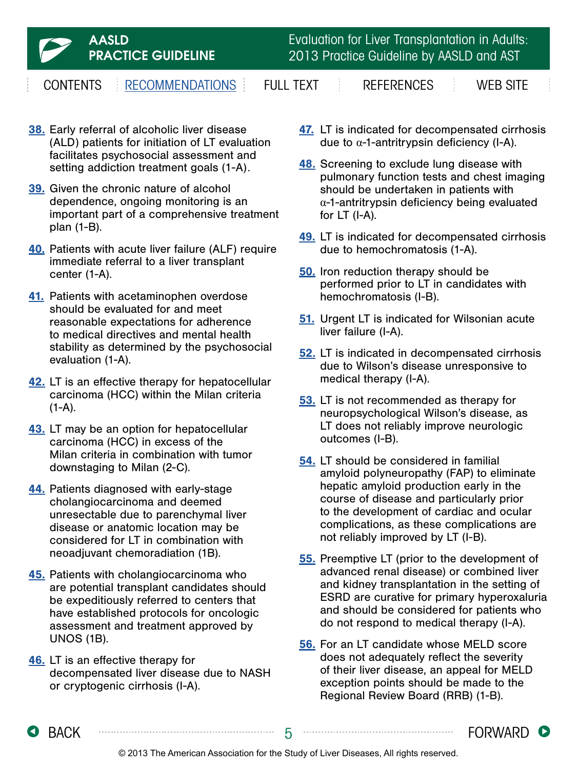38. Early referral of alcoholic liver disease (ALD) patients for initiation of LT evaluation facilitates psychosocial assessment and setting addiction treatment goals (1-A).

39. Given the chronic nature of alcohol dependence, ongoing monitoring is an important part of a comprehensive treatment plan (1-B).

40. Patients with acute liver failure (ALF) require immediate referral to a liver transplant center (1-A).

41. Patients with acetaminophen overdose should be evaluated for and meet reasonable expectations for adherence to medical directives and mental health stability as determined by the psychosocial evaluation (1-A).

42. LT is an effective therapy for hepatocellular carcinoma (HCC) within the Milan criteria (1-A).

43. LT may be an option for hepatocellular carcinoma (HCC) in excess of the Milan criteria in combination with tumor downstaging to Milan (2-C).

44. Patients diagnosed with early-stage cholangiocarcinoma and deemed unresectable due to parenchymal liver disease or anatomic location may be considered for LT in combination with neoadjuvant chemoradiation (1B).

45. Patients with cholangiocarcinoma who are potential transplant candidates should be expeditiously referred to centers that have established protocols for oncologic assessment and treatment approved by UNOS (1B).

46. LT is an effective therapy for decompensated liver disease due to NASH or cryptogenic cirrhosis (I-A).

47. LT is indicated for decompensated cirrhosis due to $\alpha$-1-antitrypsin deficiency (I-A).

48. Screening to exclude lung disease with pulmonary function tests and chest imaging should be undertaken in patients with $\alpha$-1-antitrypsin deficiency being evaluated for LT (I-A).

49. LT is indicated for decompensated cirrhosis due to hemochromatosis (1-A).

50. Iron reduction therapy should be performed prior to LT in candidates with hemochromatosis (I-B).

51. Urgent LT is indicated for Wilsonian acute liver failure (I-A).

52. LT is indicated in decompensated cirrhosis due to Wilson's disease unresponsive to medical therapy (I-A).

53. LT is not recommended as therapy for neuropsychological Wilson's disease, as LT does not reliably improve neurologic outcomes (I-B).

54. LT should be considered in familial amyloid polyneuropathy (FAP) to eliminate hepatic amyloid production early in the course of disease and particularly prior to the development of cardiac and ocular complications, as these complications are not reliably improved by LT (I-B).

55. Preemptive LT (prior to the development of advanced renal disease) or combined liver and kidney transplantation in the setting of ESRD are curative for primary hyperoxaluria and should be considered for patients who do not respond to medical therapy (I-A).

56. For an LT candidate whose MELD score does not adequately reflect the severity of their liver disease, an appeal for MELD exception points should be made to the Regional Review Board (RRB) (1-B).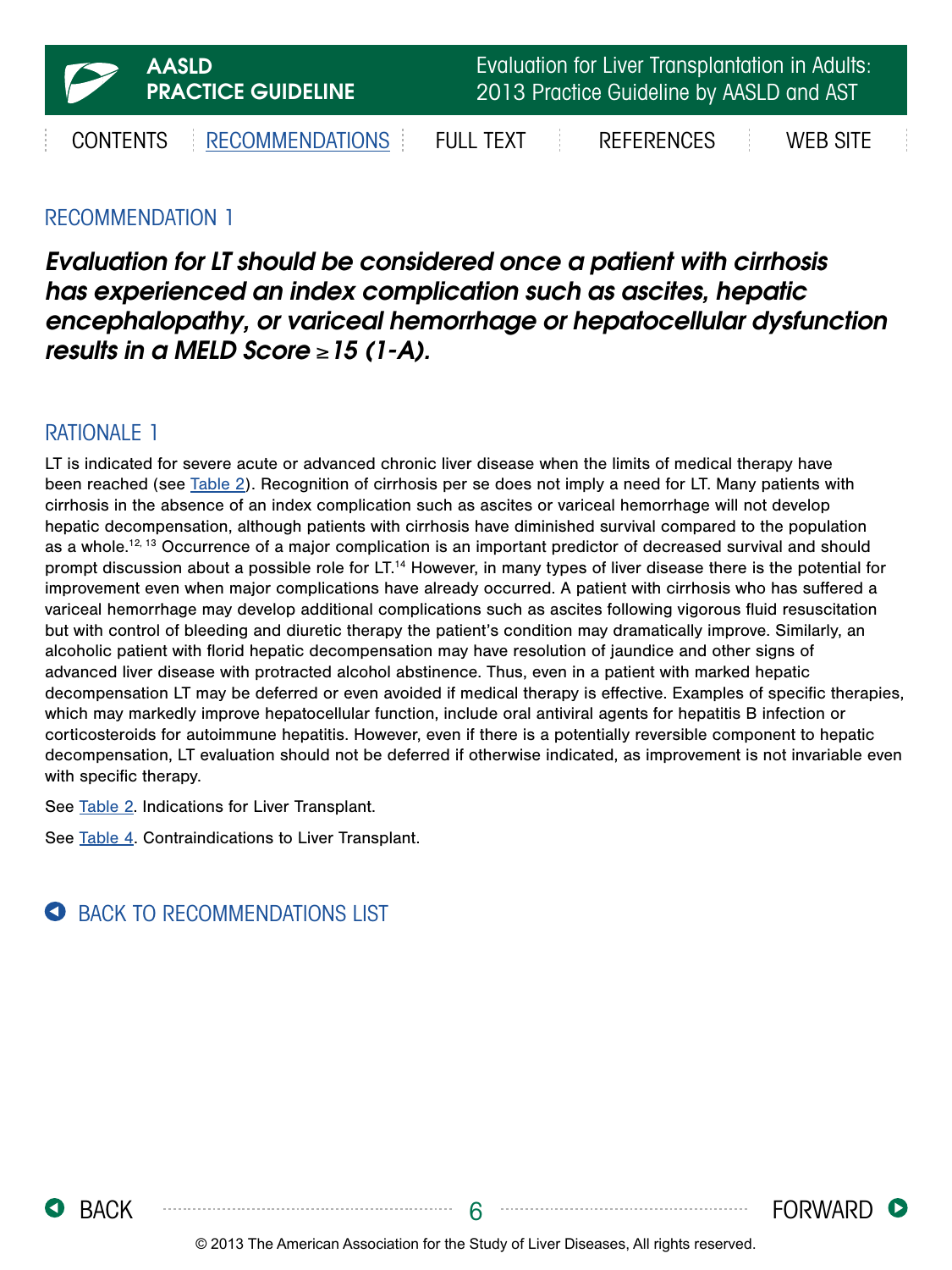## RECOMMENDATION 1

***Evaluation for LT should be considered once a patient with cirrhosis has experienced an index complication such as ascites, hepatic encephalopathy, or variceal hemorrhage or hepatocellular dysfunction results in a MELD Score ≥15 (1-A).***

## RATIONALE 1

LT is indicated for severe acute or advanced chronic liver disease when the limits of medical therapy have been reached (see Table 2). Recognition of cirrhosis per se does not imply a need for LT. Many patients with cirrhosis in the absence of an index complication such as ascites or variceal hemorrhage will not develop hepatic decompensation, although patients with cirrhosis have diminished survival compared to the population as a whole.[12, 13] Occurrence of a major complication is an important predictor of decreased survival and should prompt discussion about a possible role for LT.[14] However, in many types of liver disease there is the potential for improvement even when major complications have already occurred. A patient with cirrhosis who has suffered a variceal hemorrhage may develop additional complications such as ascites following vigorous fluid resuscitation but with control of bleeding and diuretic therapy the patient's condition may dramatically improve. Similarly, an alcoholic patient with florid hepatic decompensation may have resolution of jaundice and other signs of advanced liver disease with protracted alcohol abstinence. Thus, even in a patient with marked hepatic decompensation LT may be deferred or even avoided if medical therapy is effective. Examples of specific therapies, which may markedly improve hepatocellular function, include oral antiviral agents for hepatitis B infection or corticosteroids for autoimmune hepatitis. However, even if there is a potentially reversible component to hepatic decompensation, LT evaluation should not be deferred if otherwise indicated, as improvement is not invariable even with specific therapy.

See Table 2. Indications for Liver Transplant.

See Table 4. Contraindications to Liver Transplant.

BACK TO RECOMMENDATIONS LIST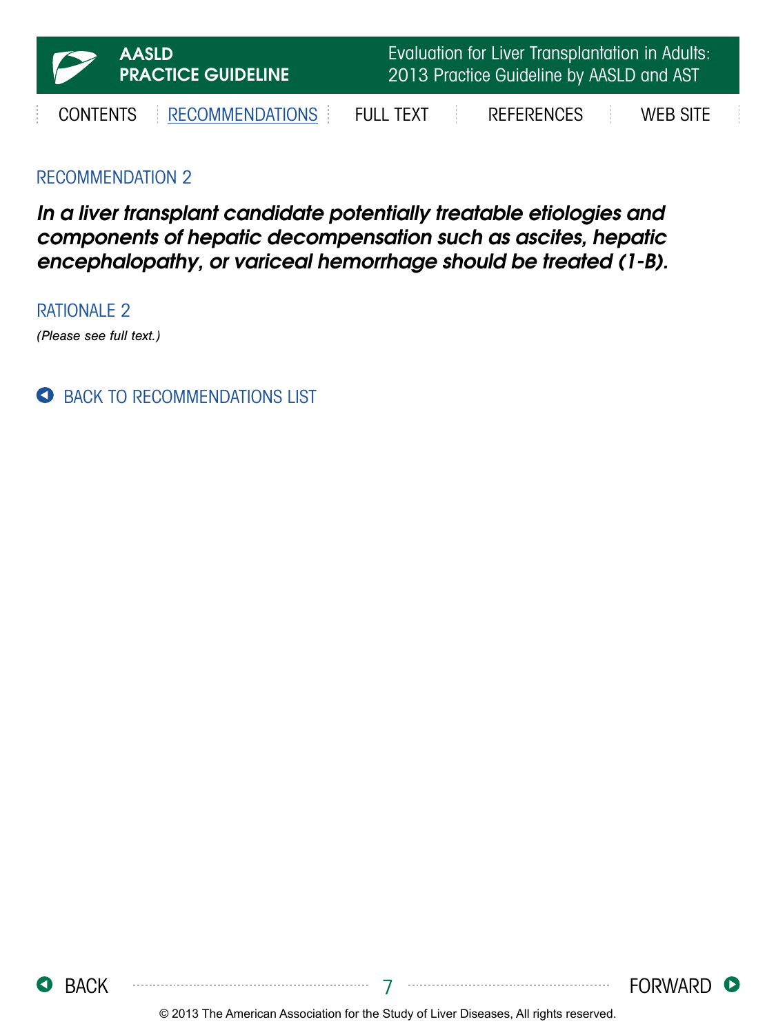## RECOMMENDATION 2

***In a liver transplant candidate potentially treatable etiologies and components of hepatic decompensation such as ascites, hepatic encephalopathy, or variceal hemorrhage should be treated (1-B).***

## RATIONALE 2

*(Please see full text.)*

BACK TO RECOMMENDATIONS LIST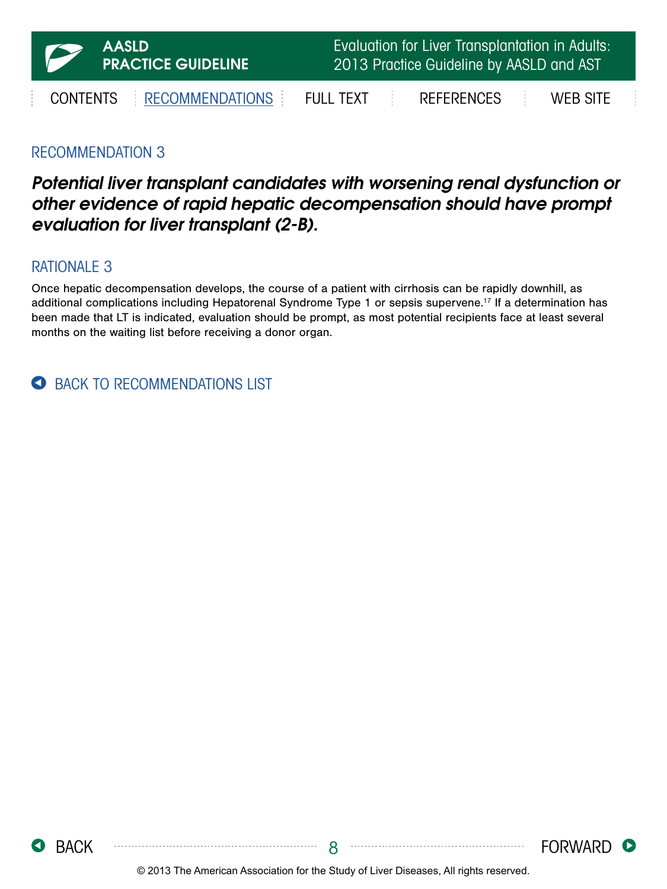## RECOMMENDATION 3

***Potential liver transplant candidates with worsening renal dysfunction or other evidence of rapid hepatic decompensation should have prompt evaluation for liver transplant (2-B).***

## RATIONALE 3

Once hepatic decompensation develops, the course of a patient with cirrhosis can be rapidly downhill, as additional complications including Hepatorenal Syndrome Type 1 or sepsis supervene.[17] If a determination has been made that LT is indicated, evaluation should be prompt, as most potential recipients face at least several months on the waiting list before receiving a donor organ.

BACK TO RECOMMENDATIONS LIST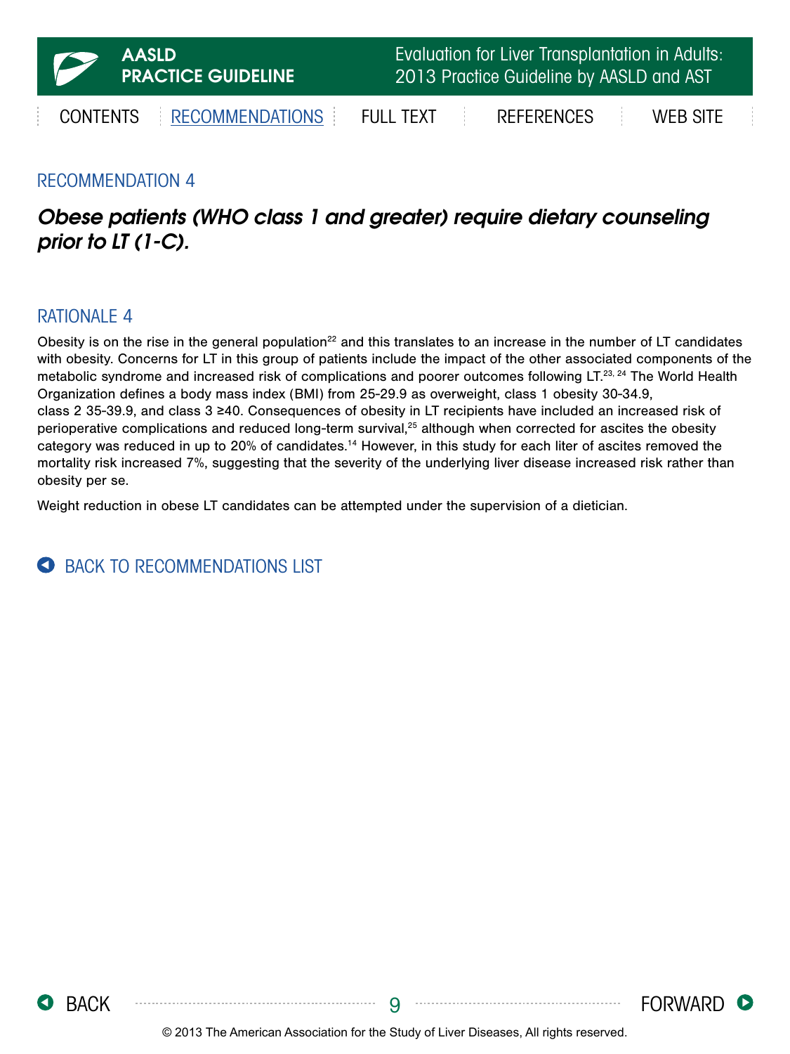## RECOMMENDATION 4

***Obese patients (WHO class 1 and greater) require dietary counseling prior to LT (1-C).***

## RATIONALE 4

Obesity is on the rise in the general population[22] and this translates to an increase in the number of LT candidates with obesity. Concerns for LT in this group of patients include the impact of the other associated components of the metabolic syndrome and increased risk of complications and poorer outcomes following LT.[23, 24] The World Health Organization defines a body mass index (BMI) from 25-29.9 as overweight, class 1 obesity 30-34.9, class 2 35-39.9, and class 3 ≥40. Consequences of obesity in LT recipients have included an increased risk of perioperative complications and reduced long-term survival,[25] although when corrected for ascites the obesity category was reduced in up to 20% of candidates.[14] However, in this study for each liter of ascites removed the mortality risk increased 7%, suggesting that the severity of the underlying liver disease increased risk rather than obesity per se.

Weight reduction in obese LT candidates can be attempted under the supervision of a dietician.

BACK TO RECOMMENDATIONS LIST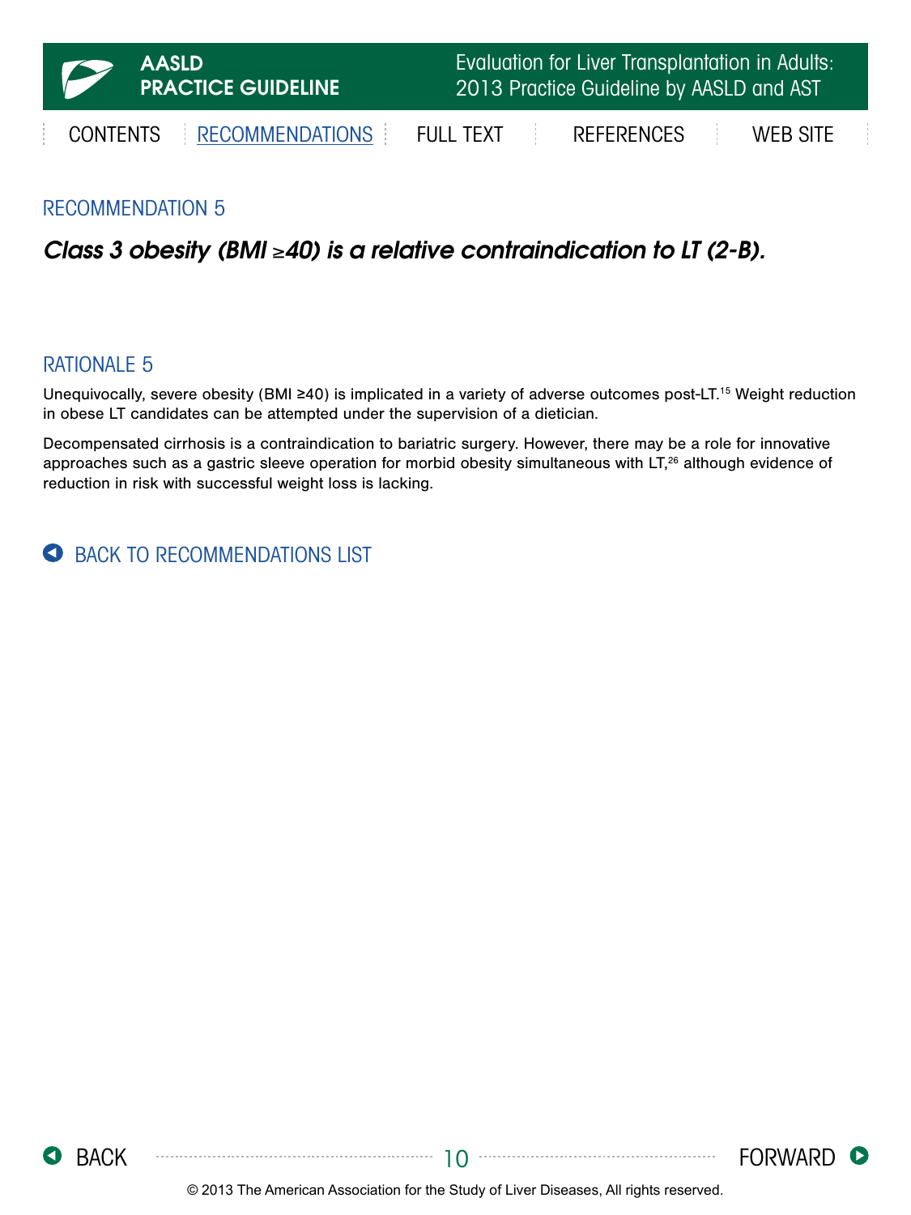## RECOMMENDATION 5

***Class 3 obesity (BMI ≥40) is a relative contraindication to LT (2-B).***

## RATIONALE 5

Unequivocally, severe obesity (BMI ≥40) is implicated in a variety of adverse outcomes post-LT.[15] Weight reduction in obese LT candidates can be attempted under the supervision of a dietician.

Decompensated cirrhosis is a contraindication to bariatric surgery. However, there may be a role for innovative approaches such as a gastric sleeve operation for morbid obesity simultaneous with LT,[26] although evidence of reduction in risk with successful weight loss is lacking.

BACK TO RECOMMENDATIONS LIST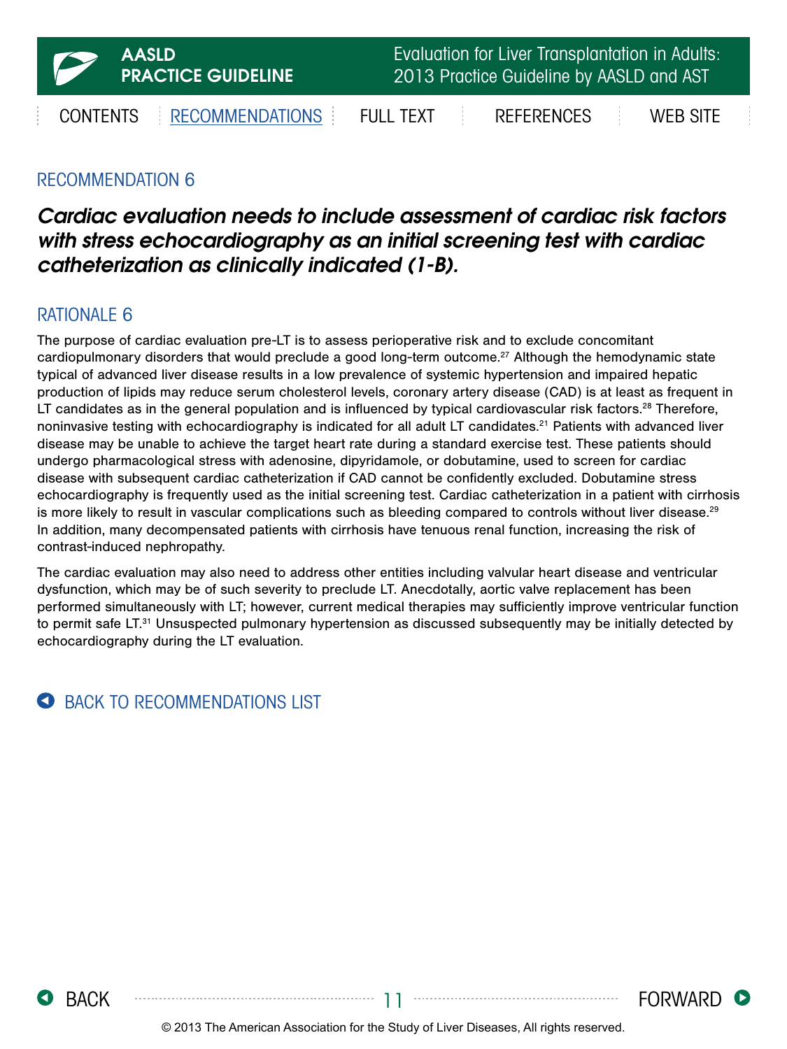## RECOMMENDATION 6

***Cardiac evaluation needs to include assessment of cardiac risk factors with stress echocardiography as an initial screening test with cardiac catheterization as clinically indicated (1-B).***

## RATIONALE 6

The purpose of cardiac evaluation pre-LT is to assess perioperative risk and to exclude concomitant cardiopulmonary disorders that would preclude a good long-term outcome.[27] Although the hemodynamic state typical of advanced liver disease results in a low prevalence of systemic hypertension and impaired hepatic production of lipids may reduce serum cholesterol levels, coronary artery disease (CAD) is at least as frequent in LT candidates as in the general population and is influenced by typical cardiovascular risk factors.[28] Therefore, noninvasive testing with echocardiography is indicated for all adult LT candidates.[21] Patients with advanced liver disease may be unable to achieve the target heart rate during a standard exercise test. These patients should undergo pharmacological stress with adenosine, dipyridamole, or dobutamine, used to screen for cardiac disease with subsequent cardiac catheterization if CAD cannot be confidently excluded. Dobutamine stress echocardiography is frequently used as the initial screening test. Cardiac catheterization in a patient with cirrhosis is more likely to result in vascular complications such as bleeding compared to controls without liver disease.[29] In addition, many decompensated patients with cirrhosis have tenuous renal function, increasing the risk of contrast-induced nephropathy.

The cardiac evaluation may also need to address other entities including valvular heart disease and ventricular dysfunction, which may be of such severity to preclude LT. Anecdotally, aortic valve replacement has been performed simultaneously with LT; however, current medical therapies may sufficiently improve ventricular function to permit safe LT.[31] Unsuspected pulmonary hypertension as discussed subsequently may be initially detected by echocardiography during the LT evaluation.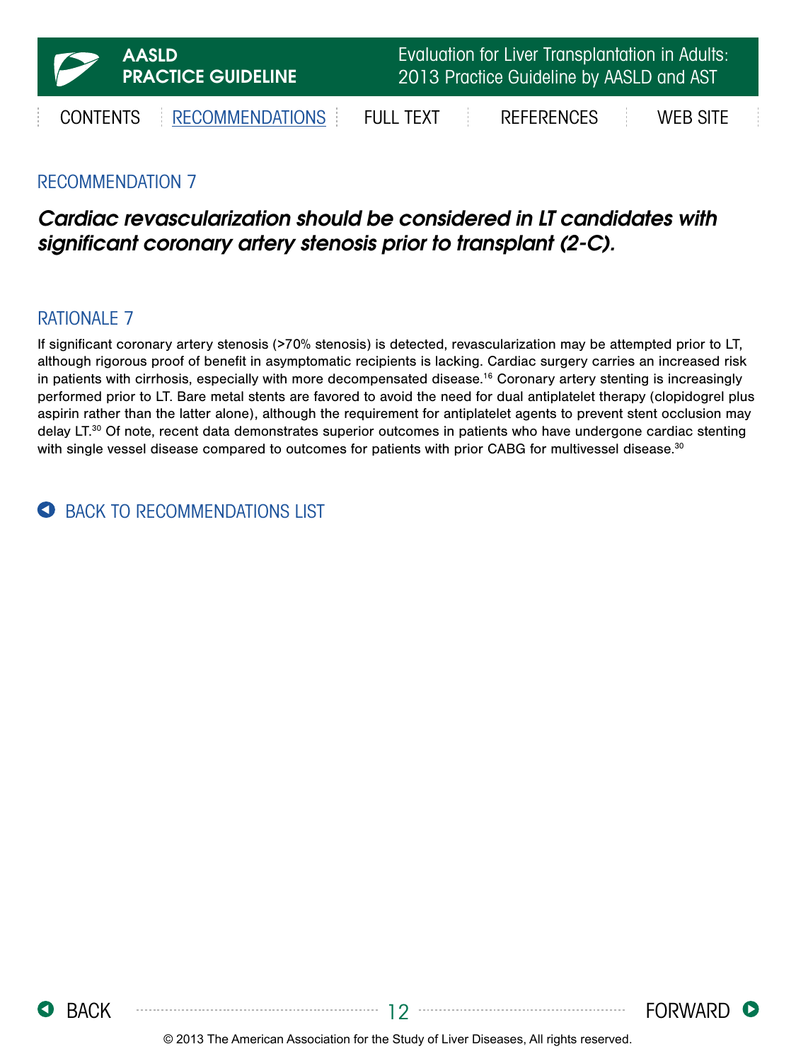## RECOMMENDATION 7

***Cardiac revascularization should be considered in LT candidates with significant coronary artery stenosis prior to transplant (2-C).***

## RATIONALE 7

If significant coronary artery stenosis (>70% stenosis) is detected, revascularization may be attempted prior to LT, although rigorous proof of benefit in asymptomatic recipients is lacking. Cardiac surgery carries an increased risk in patients with cirrhosis, especially with more decompensated disease.[16] Coronary artery stenting is increasingly performed prior to LT. Bare metal stents are favored to avoid the need for dual antiplatelet therapy (clopidogrel plus aspirin rather than the latter alone), although the requirement for antiplatelet agents to prevent stent occlusion may delay LT.[30] Of note, recent data demonstrates superior outcomes in patients who have undergone cardiac stenting with single vessel disease compared to outcomes for patients with prior CABG for multivessel disease.[30]

BACK TO RECOMMENDATIONS LIST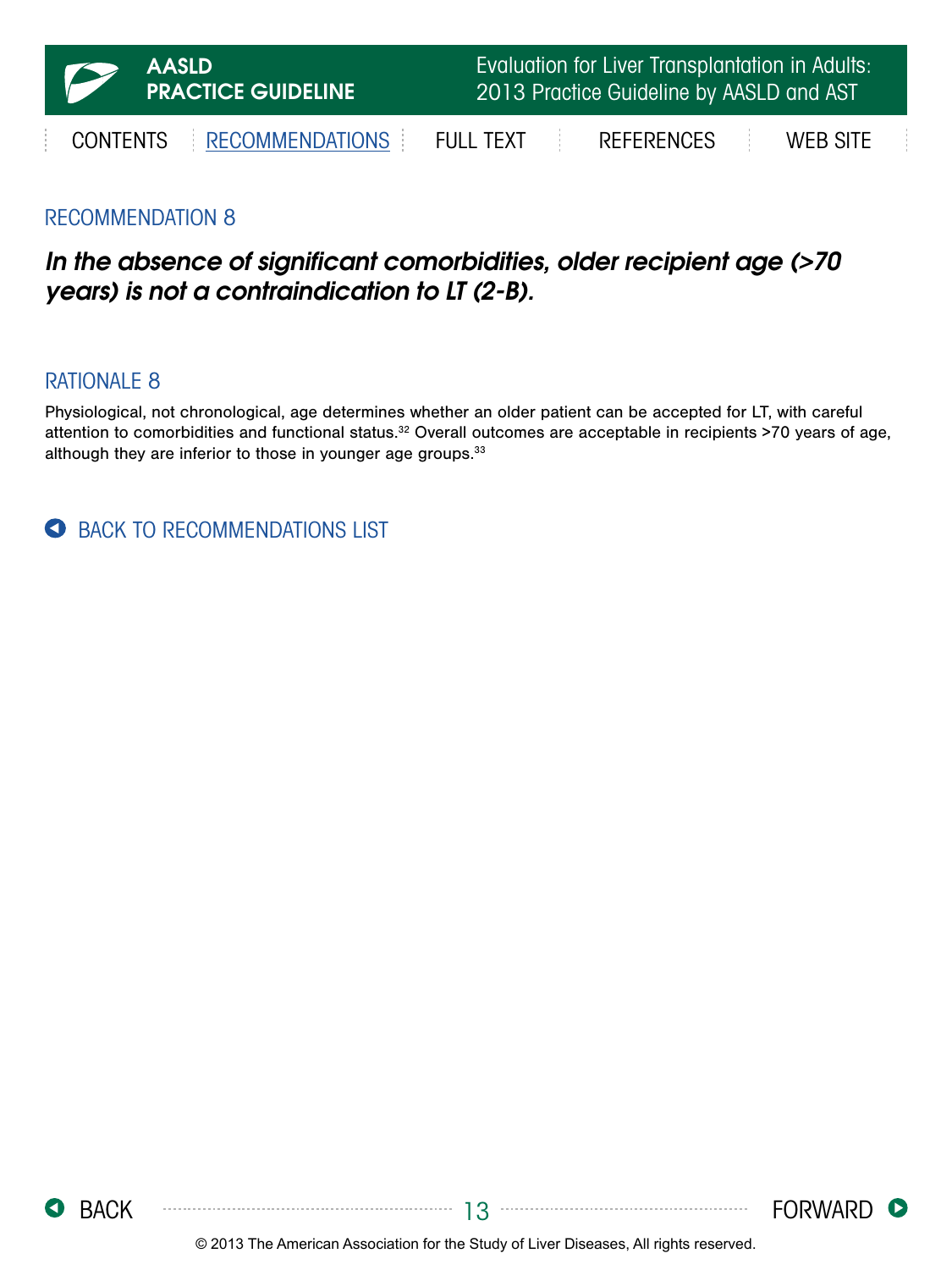## RECOMMENDATION 8

***In the absence of significant comorbidities, older recipient age (>70 years) is not a contraindication to LT (2-B).***

## RATIONALE 8

Physiological, not chronological, age determines whether an older patient can be accepted for LT, with careful attention to comorbidities and functional status.[32] Overall outcomes are acceptable in recipients >70 years of age, although they are inferior to those in younger age groups.[33]

BACK TO RECOMMENDATIONS LIST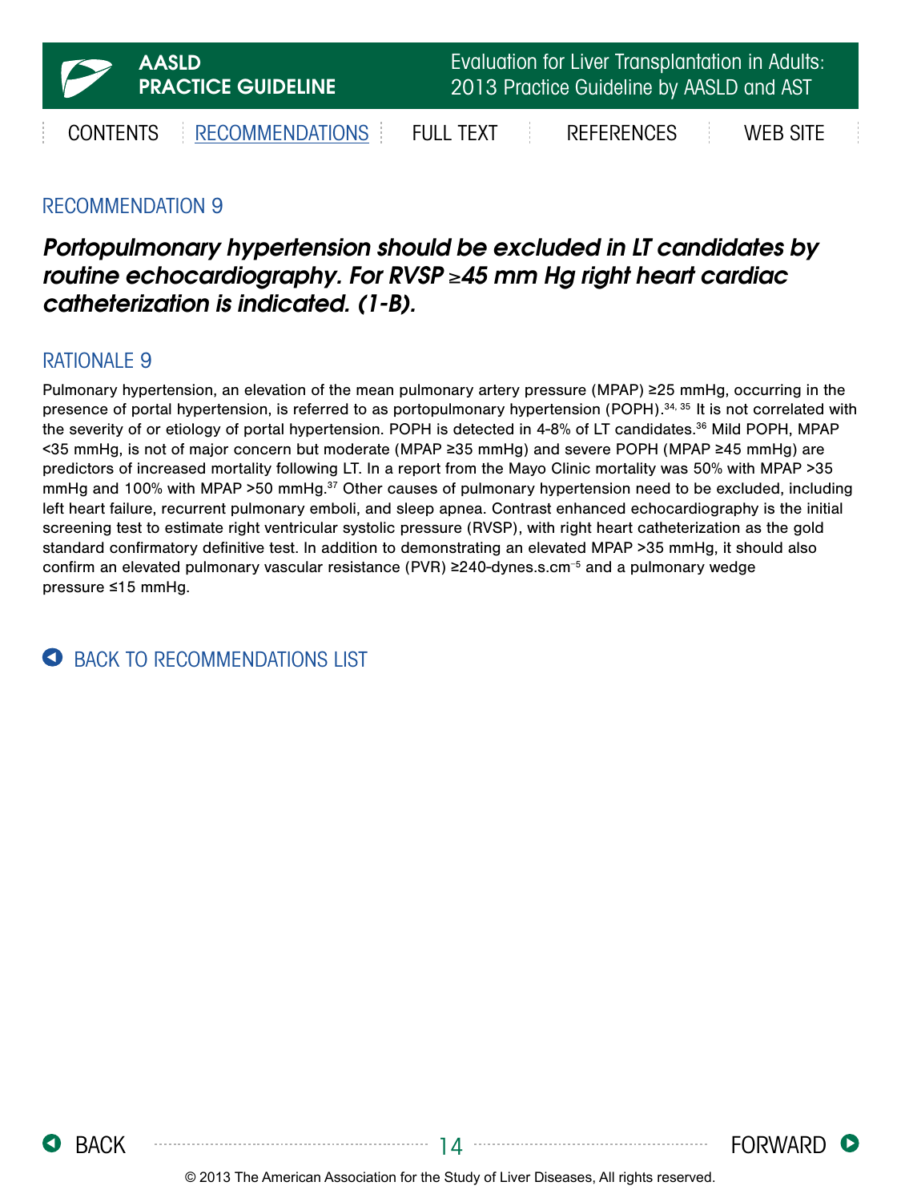## RECOMMENDATION 9

***Portopulmonary hypertension should be excluded in LT candidates by routine echocardiography. For RVSP ≥45 mm Hg right heart cardiac catheterization is indicated. (1-B).***

## RATIONALE 9

Pulmonary hypertension, an elevation of the mean pulmonary artery pressure (MPAP) ≥25 mmHg, occurring in the presence of portal hypertension, is referred to as portopulmonary hypertension (POPH).[34, 35] It is not correlated with the severity of or etiology of portal hypertension. POPH is detected in 4-8% of LT candidates.[36] Mild POPH, MPAP <35 mmHg, is not of major concern but moderate (MPAP ≥35 mmHg) and severe POPH (MPAP ≥45 mmHg) are predictors of increased mortality following LT. In a report from the Mayo Clinic mortality was 50% with MPAP >35 mmHg and 100% with MPAP >50 mmHg.[37] Other causes of pulmonary hypertension need to be excluded, including left heart failure, recurrent pulmonary emboli, and sleep apnea. Contrast enhanced echocardiography is the initial screening test to estimate right ventricular systolic pressure (RVSP), with right heart catheterization as the gold standard confirmatory definitive test. In addition to demonstrating an elevated MPAP >35 mmHg, it should also confirm an elevated pulmonary vascular resistance (PVR) ≥240-dynes.s.$cm^{-5}$ and a pulmonary wedge pressure ≤15 mmHg.

BACK TO RECOMMENDATIONS LIST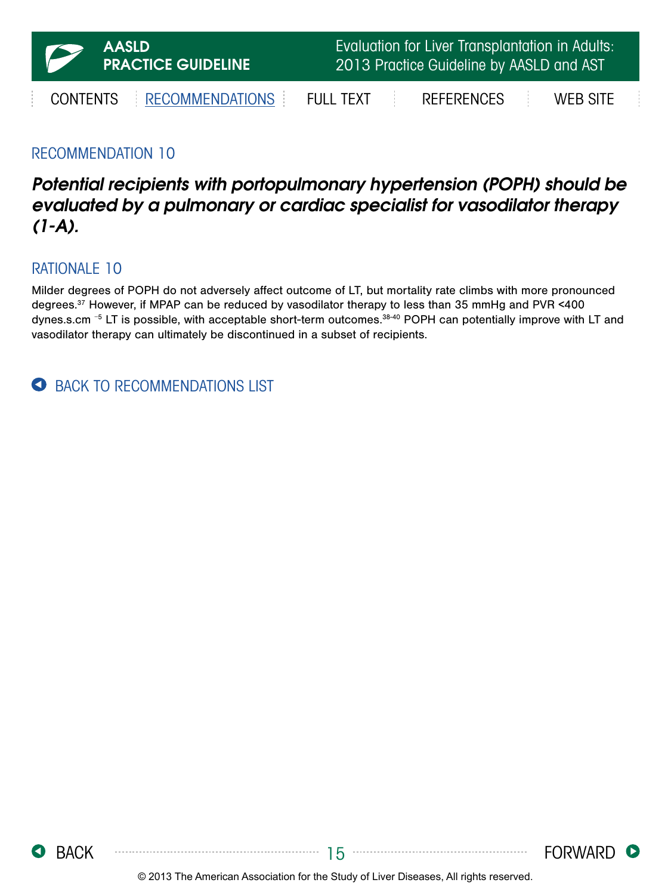## RECOMMENDATION 10

***Potential recipients with portopulmonary hypertension (POPH) should be evaluated by a pulmonary or cardiac specialist for vasodilator therapy (1-A).***

## RATIONALE 10

Milder degrees of POPH do not adversely affect outcome of LT, but mortality rate climbs with more pronounced degrees.[37] However, if MPAP can be reduced by vasodilator therapy to less than 35 mmHg and PVR <400 dynes.s.cm $^{-5}$ LT is possible, with acceptable short-term outcomes.[38-40] POPH can potentially improve with LT and vasodilator therapy can ultimately be discontinued in a subset of recipients.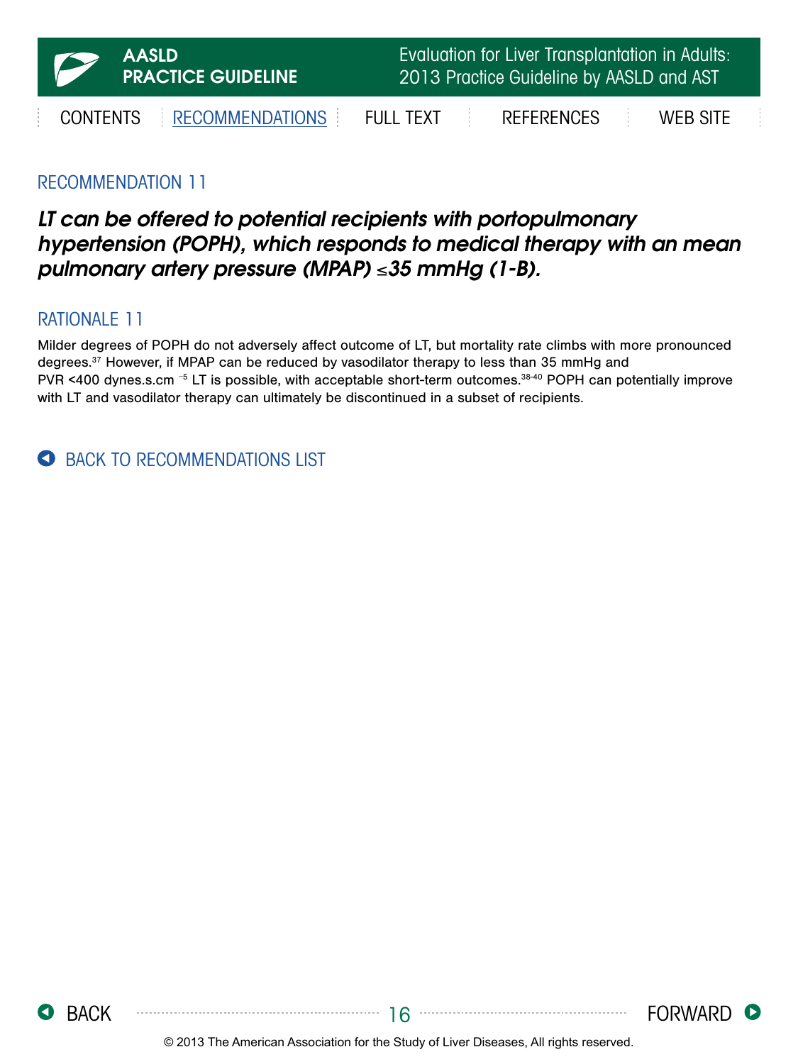## RECOMMENDATION 11

***LT can be offered to potential recipients with portopulmonary hypertension (POPH), which responds to medical therapy with an mean pulmonary artery pressure (MPAP) ≤35 mmHg (1-B).***

## RATIONALE 11

Milder degrees of POPH do not adversely affect outcome of LT, but mortality rate climbs with more pronounced degrees.[37] However, if MPAP can be reduced by vasodilator therapy to less than 35 mmHg and PVR <400 dynes.s.cm $^{-5}$ LT is possible, with acceptable short-term outcomes.[38-40] POPH can potentially improve with LT and vasodilator therapy can ultimately be discontinued in a subset of recipients.

BACK TO RECOMMENDATIONS LIST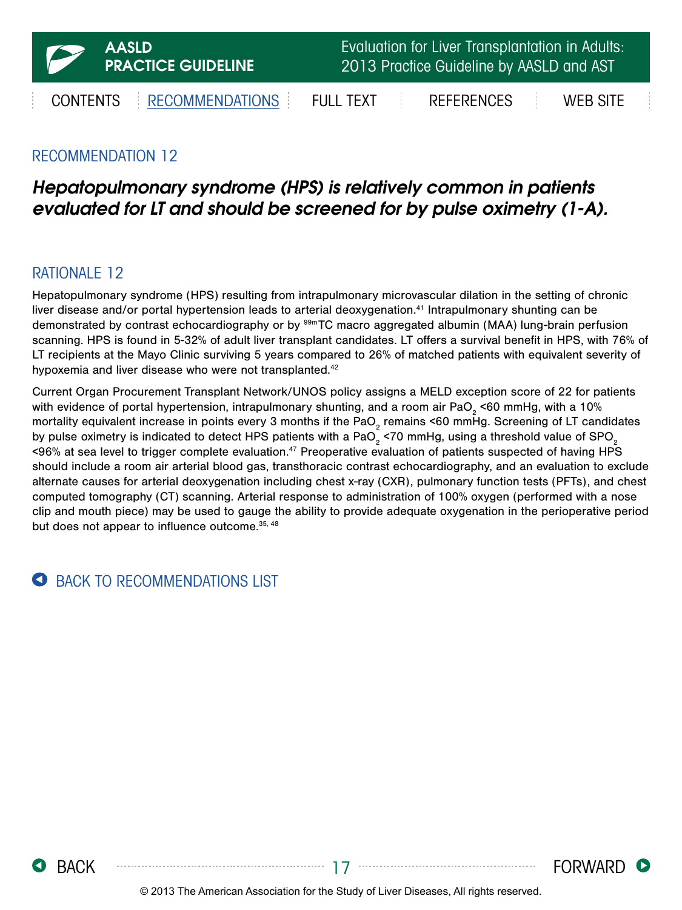## RECOMMENDATION 12

***Hepatopulmonary syndrome (HPS) is relatively common in patients evaluated for LT and should be screened for by pulse oximetry (1-A).***

## RATIONALE 12

Hepatopulmonary syndrome (HPS) resulting from intrapulmonary microvascular dilation in the setting of chronic liver disease and/or portal hypertension leads to arterial deoxygenation.[41] Intrapulmonary shunting can be demonstrated by contrast echocardiography or by $^{99m}$TC macro aggregated albumin (MAA) lung-brain perfusion scanning. HPS is found in 5-32% of adult liver transplant candidates. LT offers a survival benefit in HPS, with 76% of LT recipients at the Mayo Clinic surviving 5 years compared to 26% of matched patients with equivalent severity of hypoxemia and liver disease who were not transplanted.[42]

Current Organ Procurement Transplant Network/UNOS policy assigns a MELD exception score of 22 for patients with evidence of portal hypertension, intrapulmonary shunting, and a room air $PaO_2$ <60 mmHg, with a 10% mortality equivalent increase in points every 3 months if the $PaO_2$ remains <60 mmHg. Screening of LT candidates by pulse oximetry is indicated to detect HPS patients with a $PaO_2$ <70 mmHg, using a threshold value of $SPO_2$ <96% at sea level to trigger complete evaluation.[47] Preoperative evaluation of patients suspected of having HPS should include a room air arterial blood gas, transthoracic contrast echocardiography, and an evaluation to exclude alternate causes for arterial deoxygenation including chest x-ray (CXR), pulmonary function tests (PFTs), and chest computed tomography (CT) scanning. Arterial response to administration of 100% oxygen (performed with a nose clip and mouth piece) may be used to gauge the ability to provide adequate oxygenation in the perioperative period but does not appear to influence outcome.[35, 48]

BACK TO RECOMMENDATIONS LIST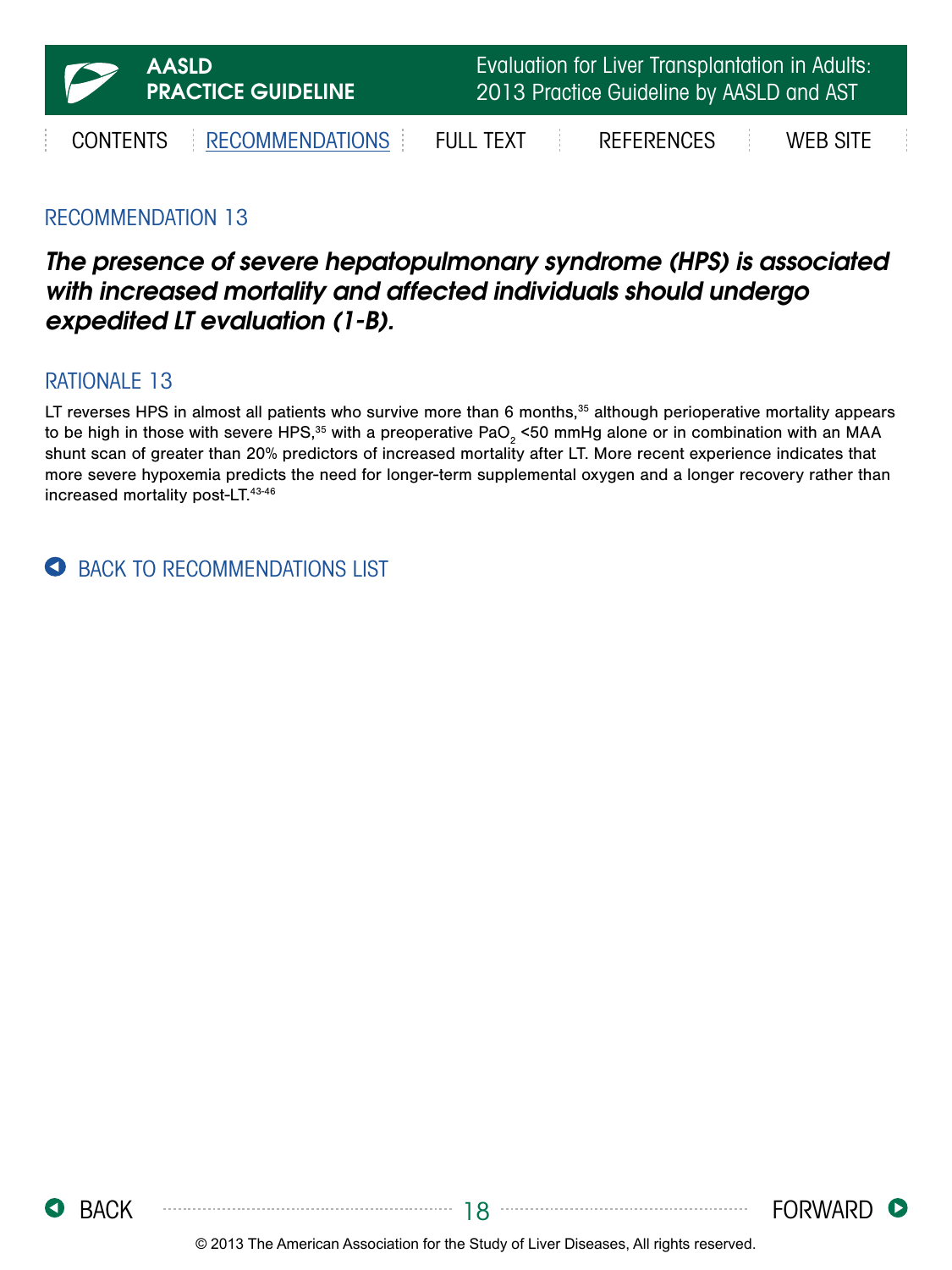## RECOMMENDATION 13

***The presence of severe hepatopulmonary syndrome (HPS) is associated with increased mortality and affected individuals should undergo expedited LT evaluation (1-B).***

## RATIONALE 13

LT reverses HPS in almost all patients who survive more than 6 months,[35] although perioperative mortality appears to be high in those with severe HPS,[35] with a preoperative $PaO_2$ <50 mmHg alone or in combination with an MAA shunt scan of greater than 20% predictors of increased mortality after LT. More recent experience indicates that more severe hypoxemia predicts the need for longer-term supplemental oxygen and a longer recovery rather than increased mortality post-LT.[43-46]

BACK TO RECOMMENDATIONS LIST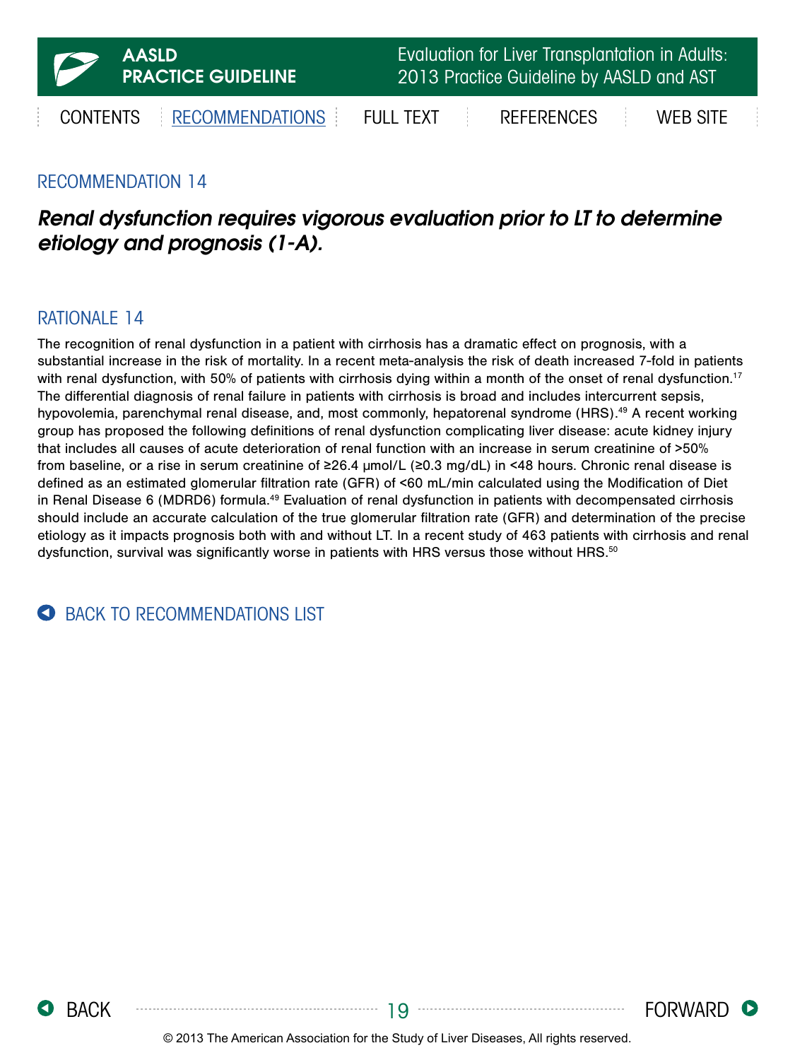## RECOMMENDATION 14

***Renal dysfunction requires vigorous evaluation prior to LT to determine etiology and prognosis (1-A).***

## RATIONALE 14

The recognition of renal dysfunction in a patient with cirrhosis has a dramatic effect on prognosis, with a substantial increase in the risk of mortality. In a recent meta-analysis the risk of death increased 7-fold in patients with renal dysfunction, with 50% of patients with cirrhosis dying within a month of the onset of renal dysfunction.[17] The differential diagnosis of renal failure in patients with cirrhosis is broad and includes intercurrent sepsis, hypovolemia, parenchymal renal disease, and, most commonly, hepatorenal syndrome (HRS).[49] A recent working group has proposed the following definitions of renal dysfunction complicating liver disease: acute kidney injury that includes all causes of acute deterioration of renal function with an increase in serum creatinine of >50% from baseline, or a rise in serum creatinine of ≥26.4 μmol/L (≥0.3 mg/dL) in <48 hours. Chronic renal disease is defined as an estimated glomerular filtration rate (GFR) of <60 mL/min calculated using the Modification of Diet in Renal Disease 6 (MDRD6) formula.[49] Evaluation of renal dysfunction in patients with decompensated cirrhosis should include an accurate calculation of the true glomerular filtration rate (GFR) and determination of the precise etiology as it impacts prognosis both with and without LT. In a recent study of 463 patients with cirrhosis and renal dysfunction, survival was significantly worse in patients with HRS versus those without HRS.[50]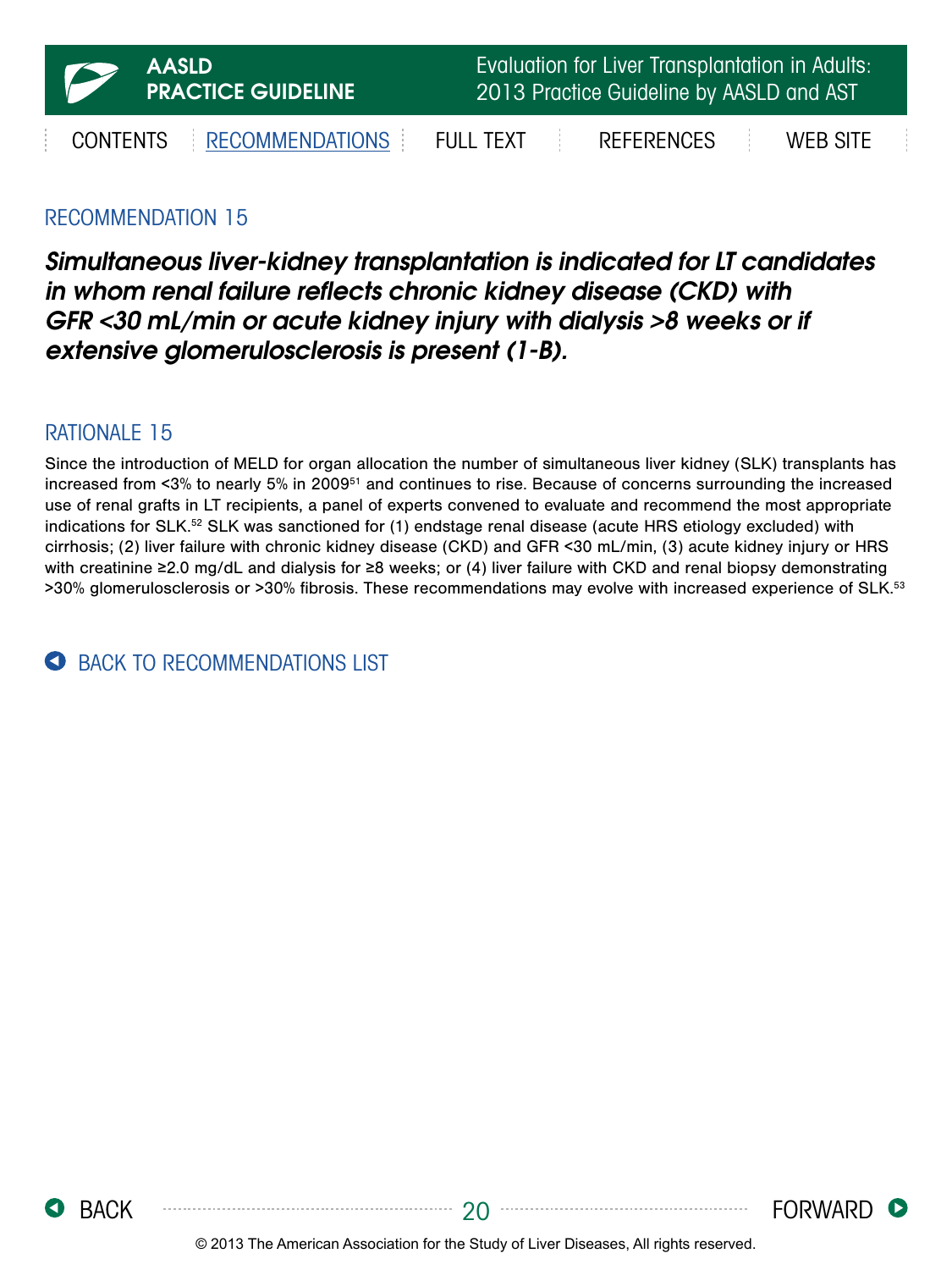## RECOMMENDATION 15

***Simultaneous liver-kidney transplantation is indicated for LT candidates in whom renal failure reflects chronic kidney disease (CKD) with GFR <30 mL/min or acute kidney injury with dialysis >8 weeks or if extensive glomerulosclerosis is present (1-B).***

## RATIONALE 15

Since the introduction of MELD for organ allocation the number of simultaneous liver kidney (SLK) transplants has increased from <3% to nearly 5% in 2009[51] and continues to rise. Because of concerns surrounding the increased use of renal grafts in LT recipients, a panel of experts convened to evaluate and recommend the most appropriate indications for SLK.[52] SLK was sanctioned for (1) endstage renal disease (acute HRS etiology excluded) with cirrhosis; (2) liver failure with chronic kidney disease (CKD) and GFR <30 mL/min, (3) acute kidney injury or HRS with creatinine ≥2.0 mg/dL and dialysis for ≥8 weeks; or (4) liver failure with CKD and renal biopsy demonstrating >30% glomerulosclerosis or >30% fibrosis. These recommendations may evolve with increased experience of SLK.[53]

BACK TO RECOMMENDATIONS LIST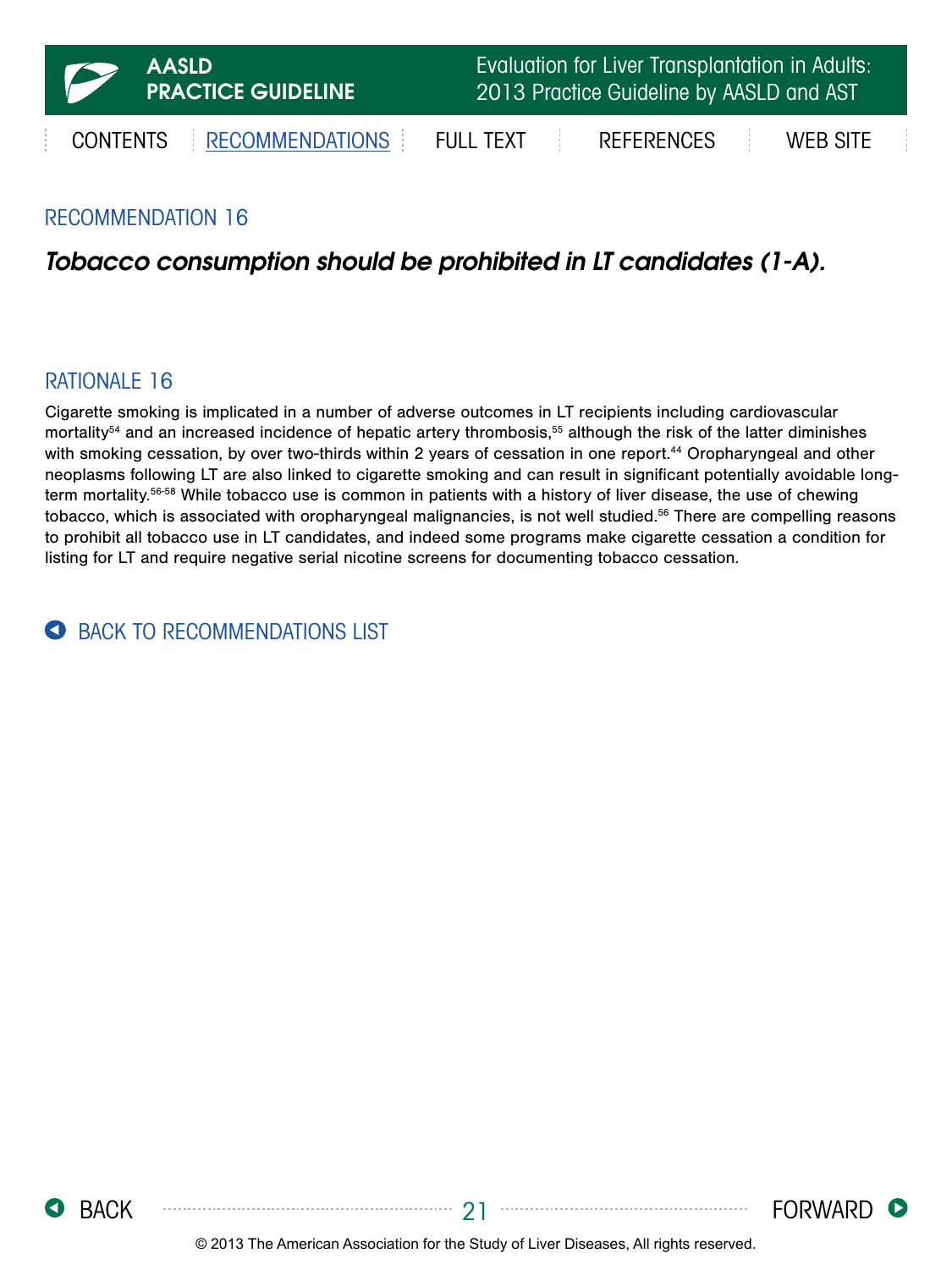## RECOMMENDATION 16

***Tobacco consumption should be prohibited in LT candidates (1-A).***

## RATIONALE 16

Cigarette smoking is implicated in a number of adverse outcomes in LT recipients including cardiovascular mortality[54] and an increased incidence of hepatic artery thrombosis,[55] although the risk of the latter diminishes with smoking cessation, by over two-thirds within 2 years of cessation in one report.[44] Oropharyngeal and other neoplasms following LT are also linked to cigarette smoking and can result in significant potentially avoidable long-term mortality.[56-58] While tobacco use is common in patients with a history of liver disease, the use of chewing tobacco, which is associated with oropharyngeal malignancies, is not well studied.[56] There are compelling reasons to prohibit all tobacco use in LT candidates, and indeed some programs make cigarette cessation a condition for listing for LT and require negative serial nicotine screens for documenting tobacco cessation.

BACK TO RECOMMENDATIONS LIST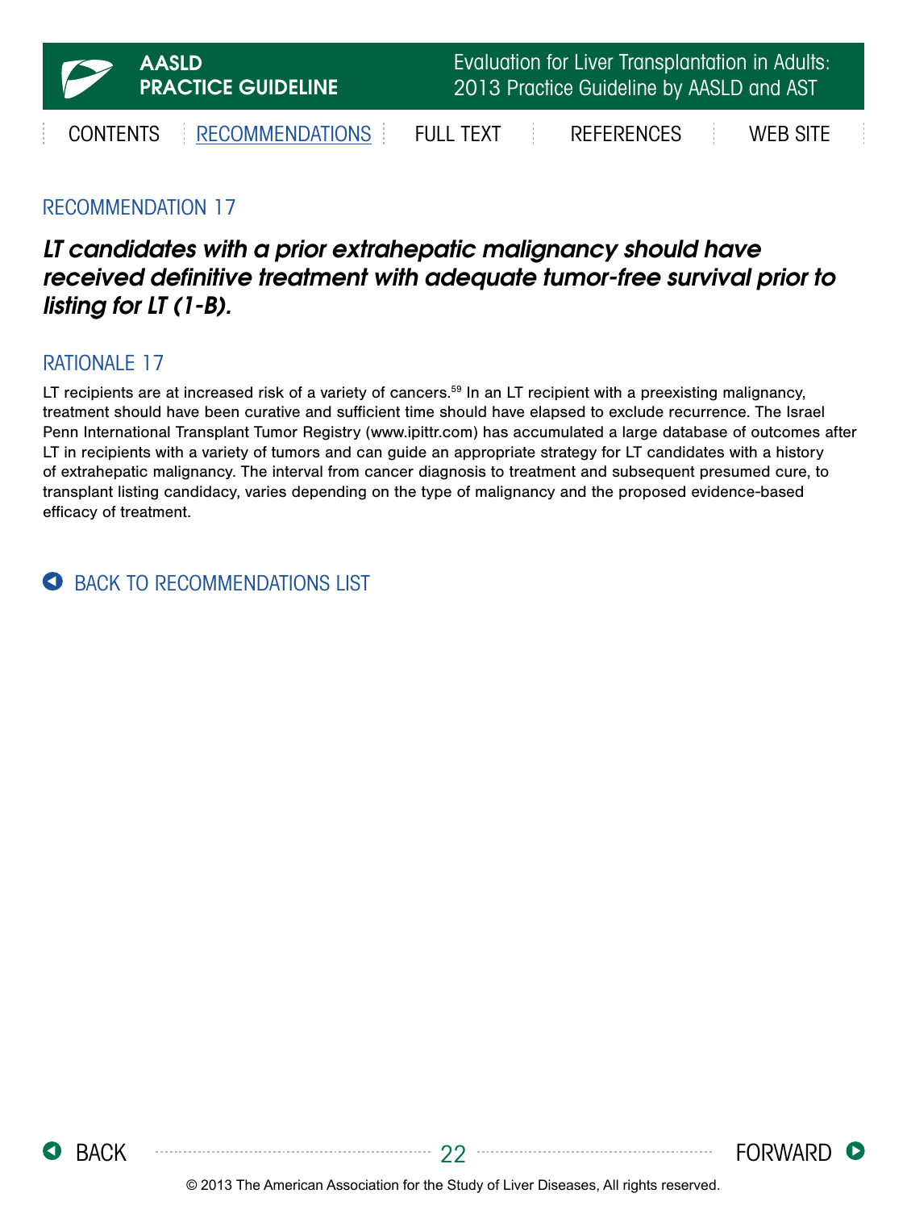## RECOMMENDATION 17

***LT candidates with a prior extrahepatic malignancy should have received definitive treatment with adequate tumor-free survival prior to listing for LT (1-B).***

## RATIONALE 17

LT recipients are at increased risk of a variety of cancers.[59] In an LT recipient with a preexisting malignancy, treatment should have been curative and sufficient time should have elapsed to exclude recurrence. The Israel Penn International Transplant Tumor Registry (www.ipittr.com) has accumulated a large database of outcomes after LT in recipients with a variety of tumors and can guide an appropriate strategy for LT candidates with a history of extrahepatic malignancy. The interval from cancer diagnosis to treatment and subsequent presumed cure, to transplant listing candidacy, varies depending on the type of malignancy and the proposed evidence-based efficacy of treatment.

BACK TO RECOMMENDATIONS LIST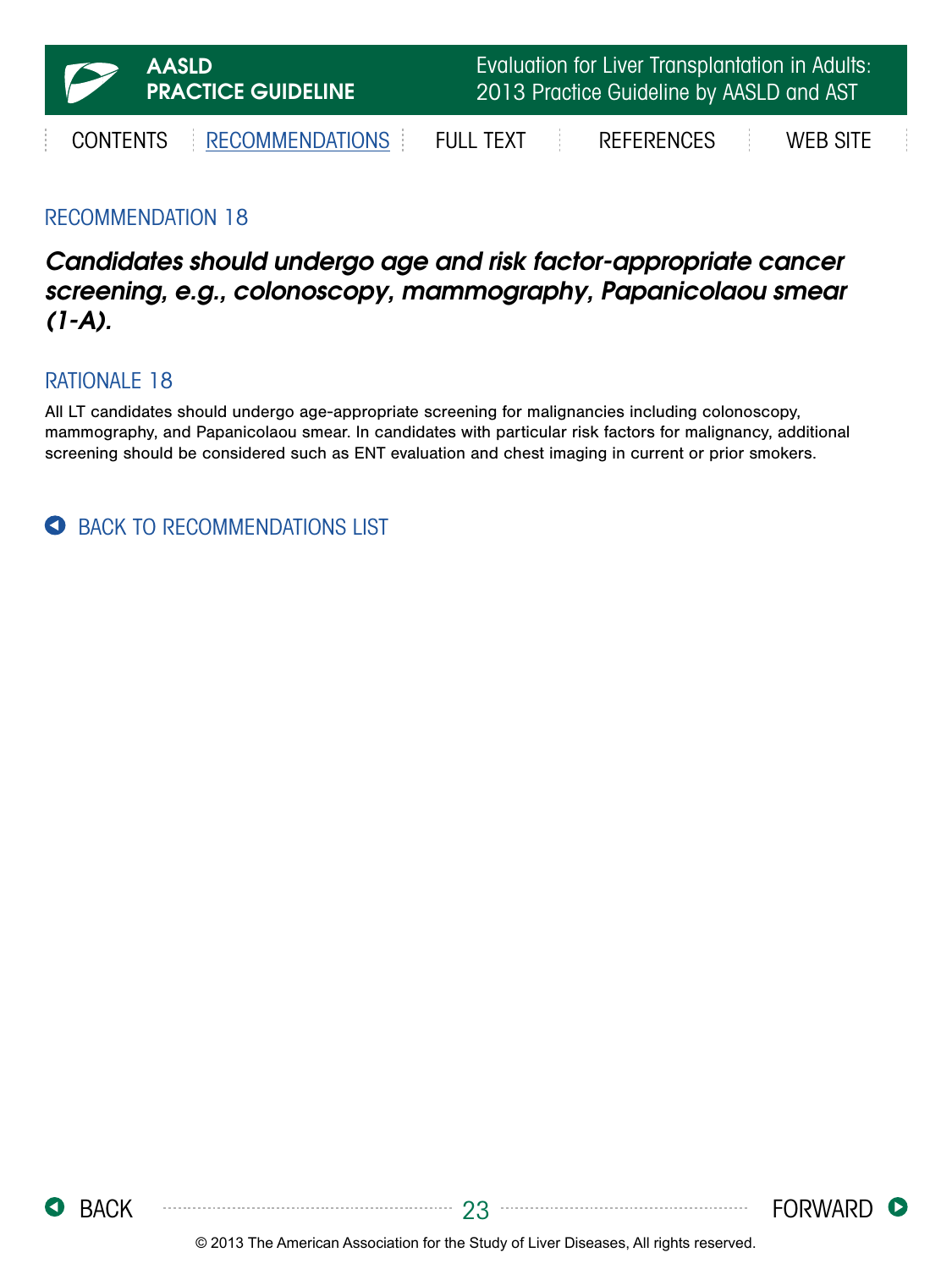## RECOMMENDATION 18

***Candidates should undergo age and risk factor-appropriate cancer screening, e.g., colonoscopy, mammography, Papanicolaou smear (1-A).***

## RATIONALE 18

All LT candidates should undergo age-appropriate screening for malignancies including colonoscopy, mammography, and Papanicolaou smear. In candidates with particular risk factors for malignancy, additional screening should be considered such as ENT evaluation and chest imaging in current or prior smokers.

BACK TO RECOMMENDATIONS LIST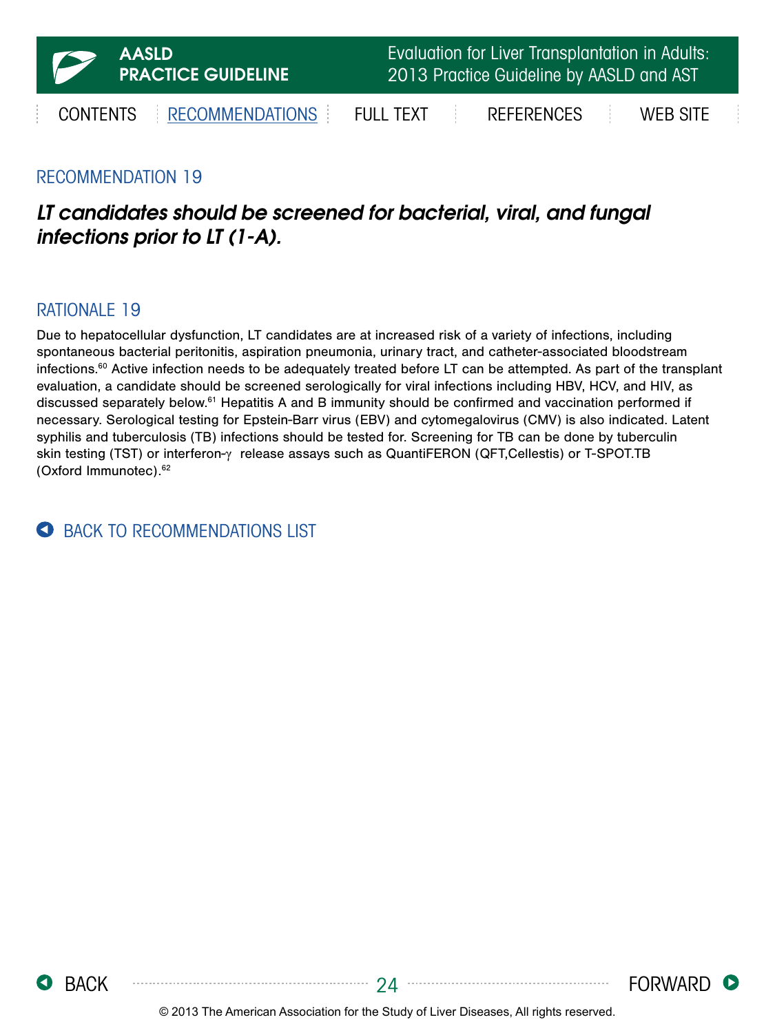## RECOMMENDATION 19

***LT candidates should be screened for bacterial, viral, and fungal infections prior to LT (1-A).***

## RATIONALE 19

Due to hepatocellular dysfunction, LT candidates are at increased risk of a variety of infections, including spontaneous bacterial peritonitis, aspiration pneumonia, urinary tract, and catheter-associated bloodstream infections.[60] Active infection needs to be adequately treated before LT can be attempted. As part of the transplant evaluation, a candidate should be screened serologically for viral infections including HBV, HCV, and HIV, as discussed separately below.[61] Hepatitis A and B immunity should be confirmed and vaccination performed if necessary. Serological testing for Epstein-Barr virus (EBV) and cytomegalovirus (CMV) is also indicated. Latent syphilis and tuberculosis (TB) infections should be tested for. Screening for TB can be done by tuberculin skin testing (TST) or interferon-$\gamma$ release assays such as QuantiFERON (QFT,Cellestis) or T-SPOT.TB (Oxford Immunotec).[62]

BACK TO RECOMMENDATIONS LIST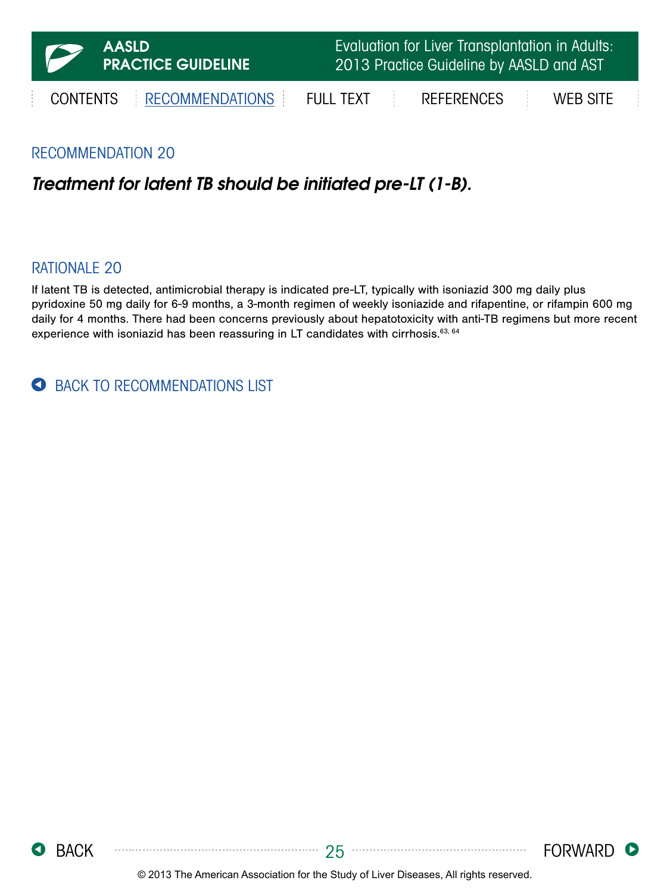## RECOMMENDATION 20

***Treatment for latent TB should be initiated pre-LT (1-B).***

## RATIONALE 20

If latent TB is detected, antimicrobial therapy is indicated pre-LT, typically with isoniazid 300 mg daily plus pyridoxine 50 mg daily for 6-9 months, a 3-month regimen of weekly isoniazide and rifapentine, or rifampin 600 mg daily for 4 months. There had been concerns previously about hepatotoxicity with anti-TB regimens but more recent experience with isoniazid has been reassuring in LT candidates with cirrhosis.[63, 64]

BACK TO RECOMMENDATIONS LIST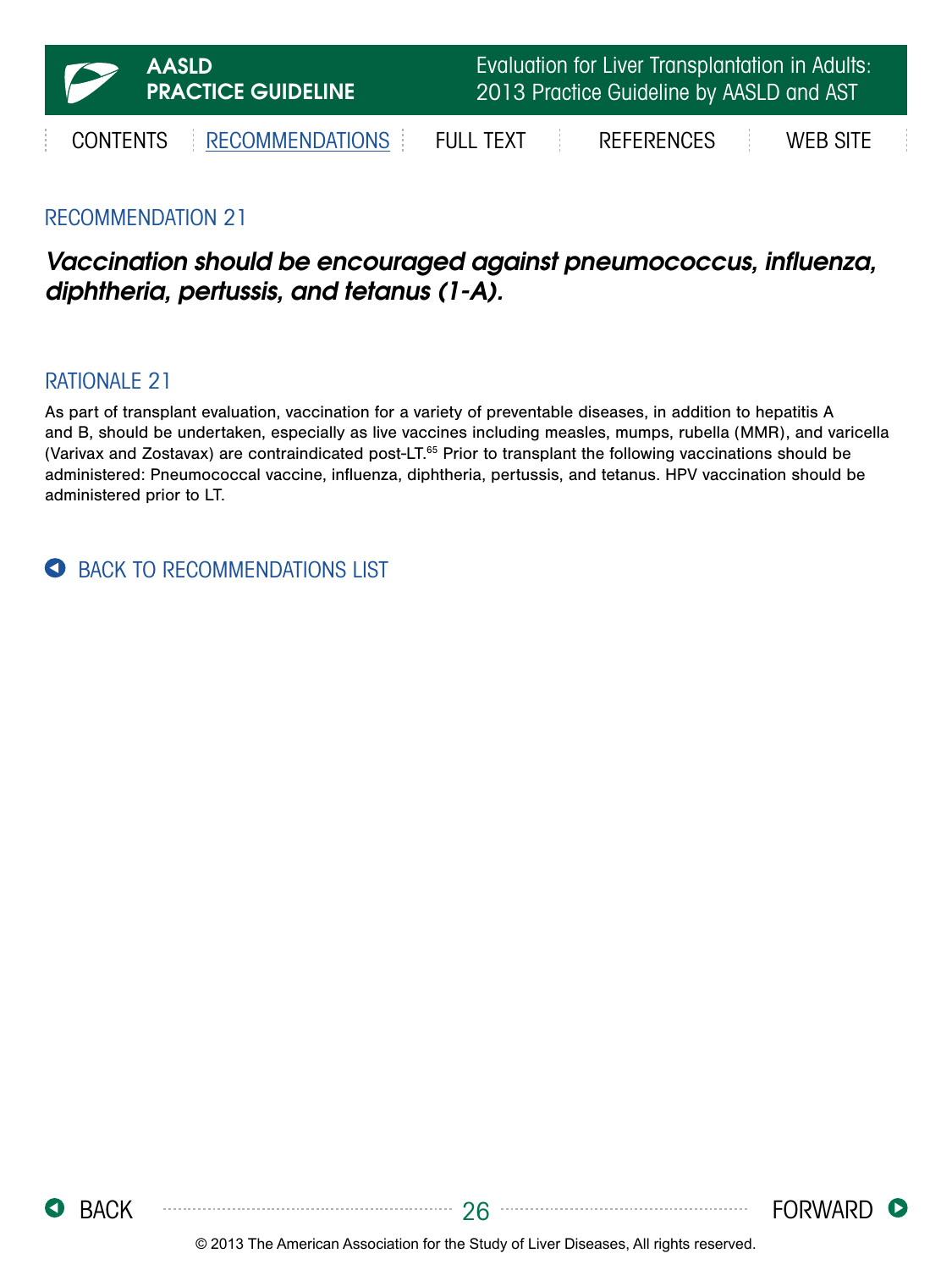## RECOMMENDATION 21

***Vaccination should be encouraged against pneumococcus, influenza, diphtheria, pertussis, and tetanus (1-A).***

## RATIONALE 21

As part of transplant evaluation, vaccination for a variety of preventable diseases, in addition to hepatitis A and B, should be undertaken, especially as live vaccines including measles, mumps, rubella (MMR), and varicella (Varivax and Zostavax) are contraindicated post-LT.[65] Prior to transplant the following vaccinations should be administered: Pneumococcal vaccine, influenza, diphtheria, pertussis, and tetanus. HPV vaccination should be administered prior to LT.

BACK TO RECOMMENDATIONS LIST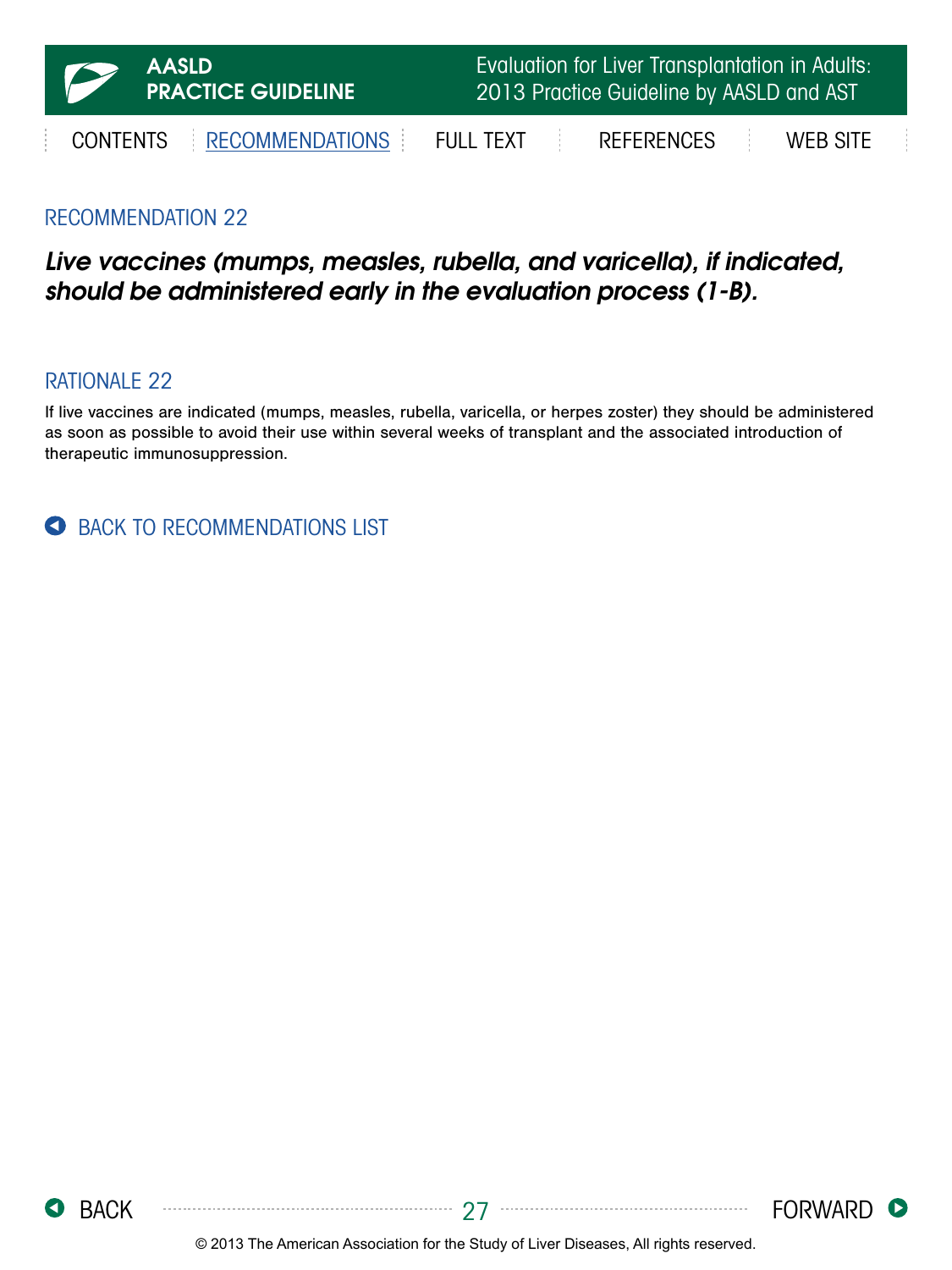## RECOMMENDATION 22

***Live vaccines (mumps, measles, rubella, and varicella), if indicated, should be administered early in the evaluation process (1-B).***

## RATIONALE 22

If live vaccines are indicated (mumps, measles, rubella, varicella, or herpes zoster) they should be administered as soon as possible to avoid their use within several weeks of transplant and the associated introduction of therapeutic immunosuppression.

BACK TO RECOMMENDATIONS LIST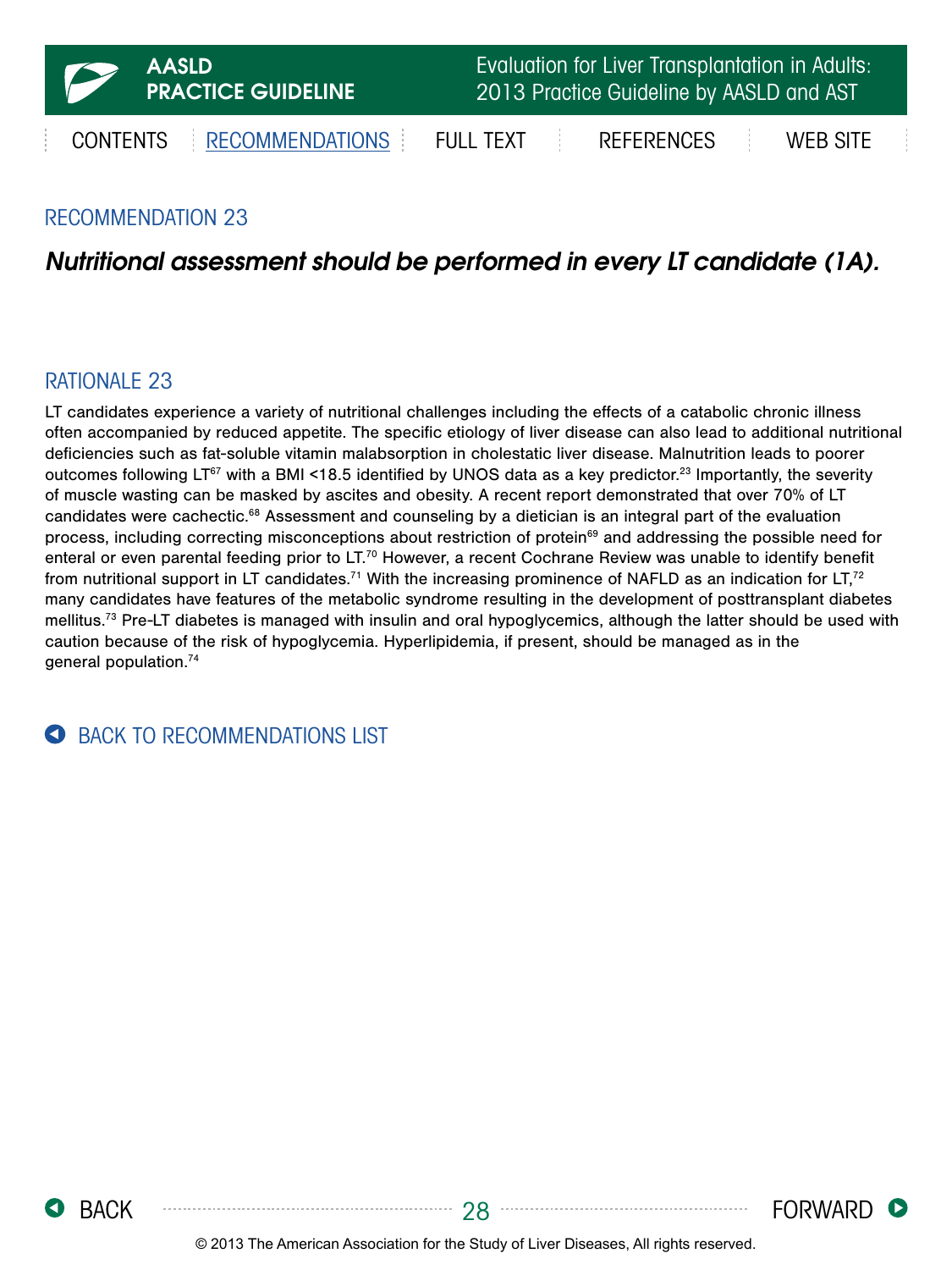## RECOMMENDATION 23

***Nutritional assessment should be performed in every LT candidate (1A).***

## RATIONALE 23

LT candidates experience a variety of nutritional challenges including the effects of a catabolic chronic illness often accompanied by reduced appetite. The specific etiology of liver disease can also lead to additional nutritional deficiencies such as fat-soluble vitamin malabsorption in cholestatic liver disease. Malnutrition leads to poorer outcomes following LT[67] with a BMI <18.5 identified by UNOS data as a key predictor.[23] Importantly, the severity of muscle wasting can be masked by ascites and obesity. A recent report demonstrated that over 70% of LT candidates were cachectic.[68] Assessment and counseling by a dietician is an integral part of the evaluation process, including correcting misconceptions about restriction of protein[69] and addressing the possible need for enteral or even parental feeding prior to LT.[70] However, a recent Cochrane Review was unable to identify benefit from nutritional support in LT candidates.[71] With the increasing prominence of NAFLD as an indication for LT,[72] many candidates have features of the metabolic syndrome resulting in the development of posttransplant diabetes mellitus.[73] Pre-LT diabetes is managed with insulin and oral hypoglycemics, although the latter should be used with caution because of the risk of hypoglycemia. Hyperlipidemia, if present, should be managed as in the general population.[74]

BACK TO RECOMMENDATIONS LIST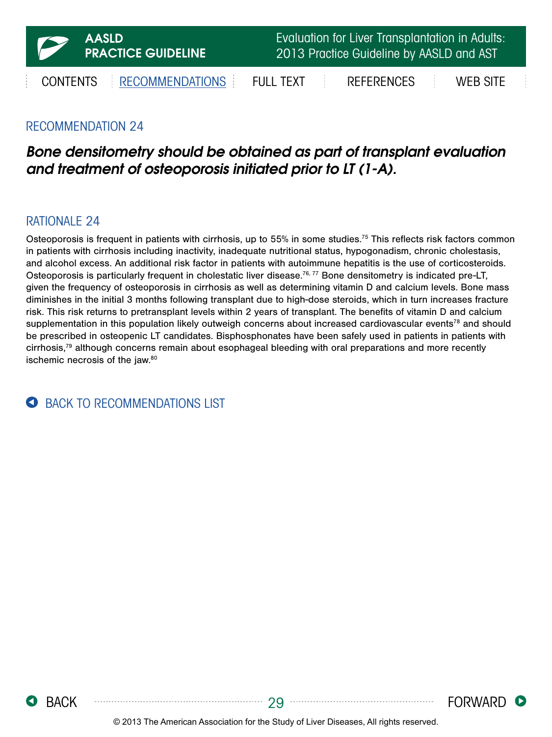## RECOMMENDATION 24

***Bone densitometry should be obtained as part of transplant evaluation and treatment of osteoporosis initiated prior to LT (1-A).***

## RATIONALE 24

Osteoporosis is frequent in patients with cirrhosis, up to 55% in some studies.[75] This reflects risk factors common in patients with cirrhosis including inactivity, inadequate nutritional status, hypogonadism, chronic cholestasis, and alcohol excess. An additional risk factor in patients with autoimmune hepatitis is the use of corticosteroids. Osteoporosis is particularly frequent in cholestatic liver disease.[76, 77] Bone densitometry is indicated pre-LT, given the frequency of osteoporosis in cirrhosis as well as determining vitamin D and calcium levels. Bone mass diminishes in the initial 3 months following transplant due to high-dose steroids, which in turn increases fracture risk. This risk returns to pretransplant levels within 2 years of transplant. The benefits of vitamin D and calcium supplementation in this population likely outweigh concerns about increased cardiovascular events[78] and should be prescribed in osteopenic LT candidates. Bisphosphonates have been safely used in patients in patients with cirrhosis,[79] although concerns remain about esophageal bleeding with oral preparations and more recently ischemic necrosis of the jaw.[80]

BACK TO RECOMMENDATIONS LIST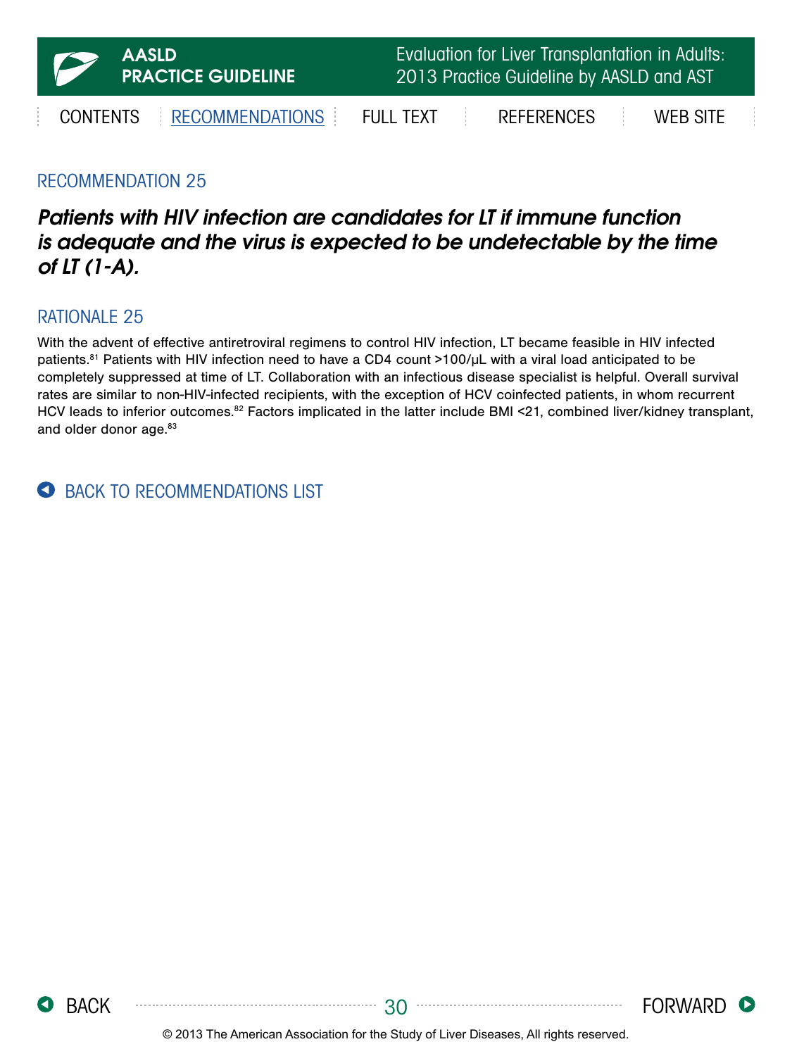## RECOMMENDATION 25

***Patients with HIV infection are candidates for LT if immune function is adequate and the virus is expected to be undetectable by the time of LT (1-A).***

## RATIONALE 25

With the advent of effective antiretroviral regimens to control HIV infection, LT became feasible in HIV infected patients.[81] Patients with HIV infection need to have a CD4 count >100/μL with a viral load anticipated to be completely suppressed at time of LT. Collaboration with an infectious disease specialist is helpful. Overall survival rates are similar to non-HIV-infected recipients, with the exception of HCV coinfected patients, in whom recurrent HCV leads to inferior outcomes.[82] Factors implicated in the latter include BMI <21, combined liver/kidney transplant, and older donor age.[83]

BACK TO RECOMMENDATIONS LIST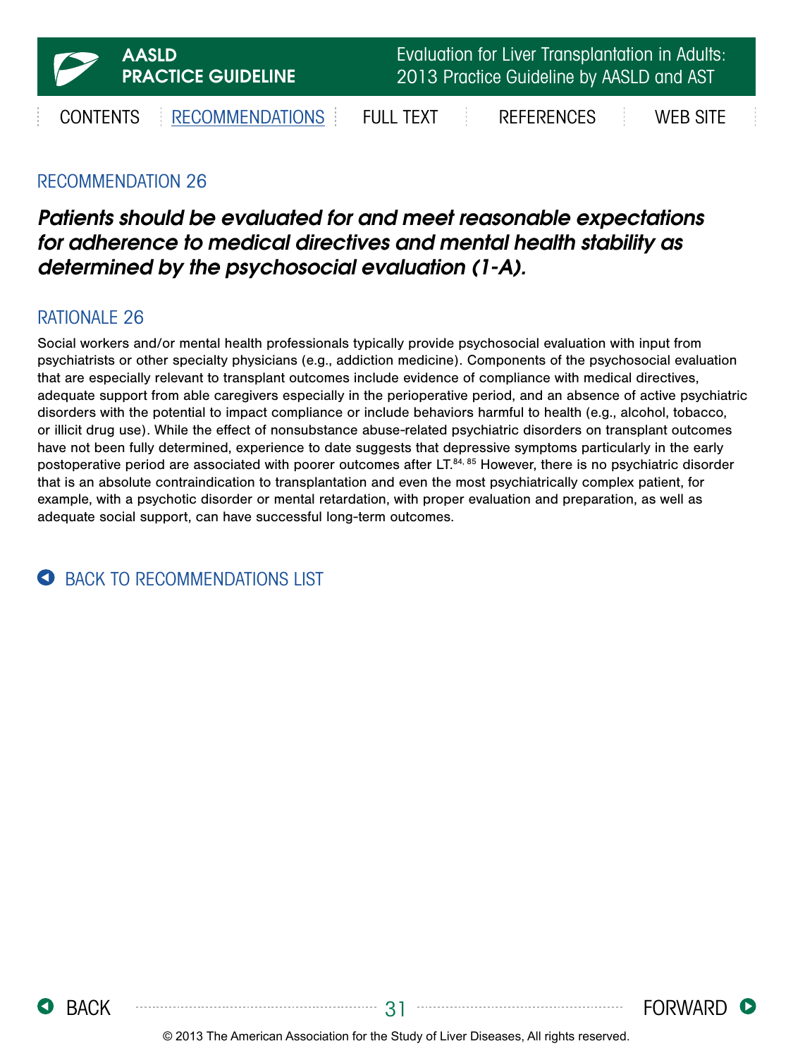## RECOMMENDATION 26

***Patients should be evaluated for and meet reasonable expectations for adherence to medical directives and mental health stability as determined by the psychosocial evaluation (1-A).***

## RATIONALE 26

Social workers and/or mental health professionals typically provide psychosocial evaluation with input from psychiatrists or other specialty physicians (e.g., addiction medicine). Components of the psychosocial evaluation that are especially relevant to transplant outcomes include evidence of compliance with medical directives, adequate support from able caregivers especially in the perioperative period, and an absence of active psychiatric disorders with the potential to impact compliance or include behaviors harmful to health (e.g., alcohol, tobacco, or illicit drug use). While the effect of nonsubstance abuse-related psychiatric disorders on transplant outcomes have not been fully determined, experience to date suggests that depressive symptoms particularly in the early postoperative period are associated with poorer outcomes after LT.[84, 85] However, there is no psychiatric disorder that is an absolute contraindication to transplantation and even the most psychiatrically complex patient, for example, with a psychotic disorder or mental retardation, with proper evaluation and preparation, as well as adequate social support, can have successful long-term outcomes.

BACK TO RECOMMENDATIONS LIST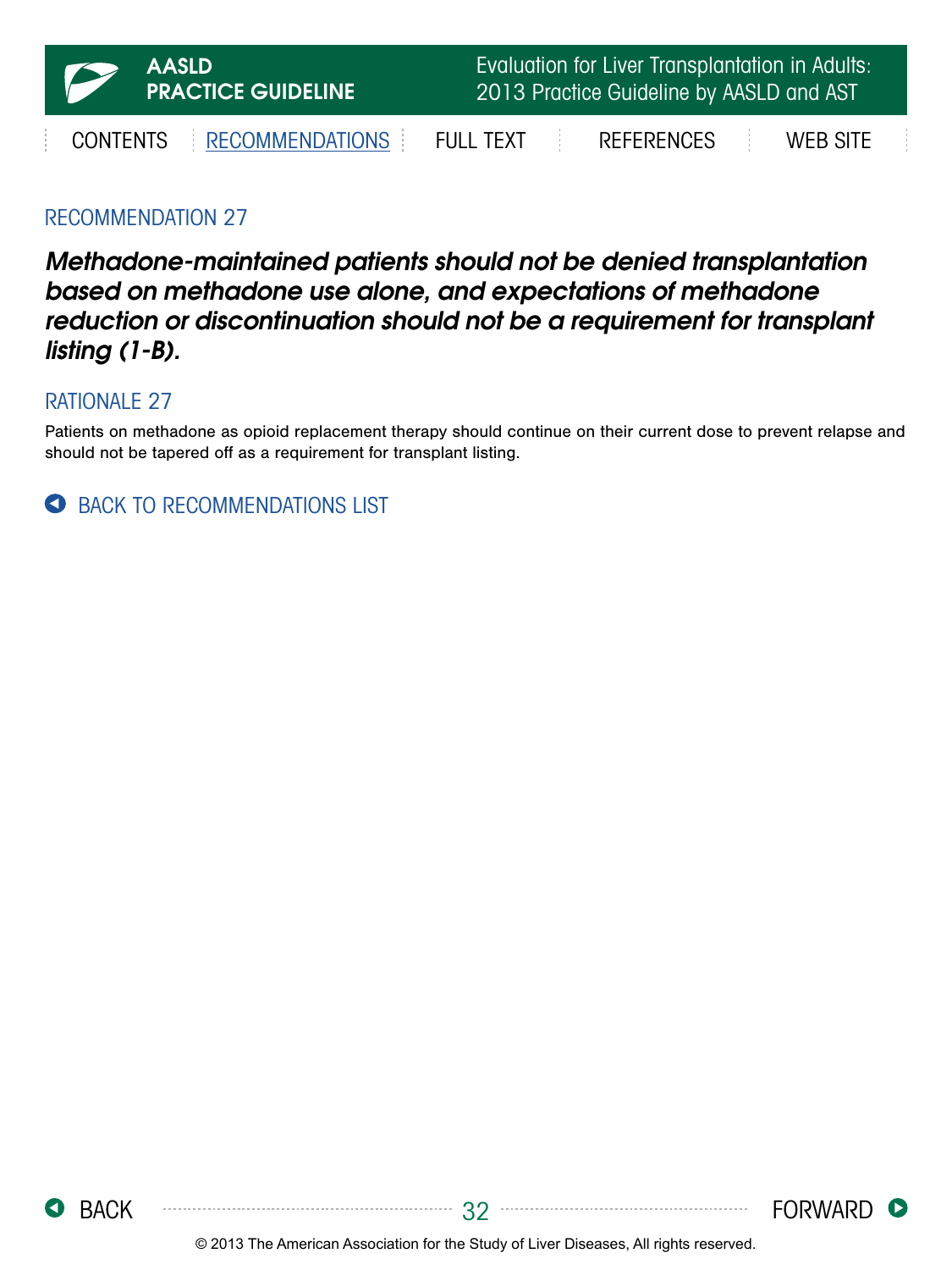## RECOMMENDATION 27

***Methadone-maintained patients should not be denied transplantation based on methadone use alone, and expectations of methadone reduction or discontinuation should not be a requirement for transplant listing (1-B).***

## RATIONALE 27

Patients on methadone as opioid replacement therapy should continue on their current dose to prevent relapse and should not be tapered off as a requirement for transplant listing.

BACK TO RECOMMENDATIONS LIST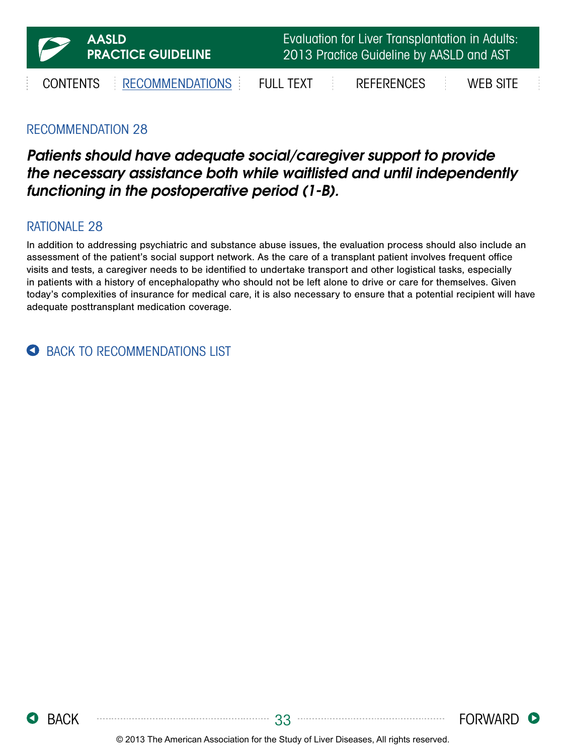## RECOMMENDATION 28

***Patients should have adequate social/caregiver support to provide the necessary assistance both while waitlisted and until independently functioning in the postoperative period (1-B).***

## RATIONALE 28

In addition to addressing psychiatric and substance abuse issues, the evaluation process should also include an assessment of the patient's social support network. As the care of a transplant patient involves frequent office visits and tests, a caregiver needs to be identified to undertake transport and other logistical tasks, especially in patients with a history of encephalopathy who should not be left alone to drive or care for themselves. Given today's complexities of insurance for medical care, it is also necessary to ensure that a potential recipient will have adequate posttransplant medication coverage.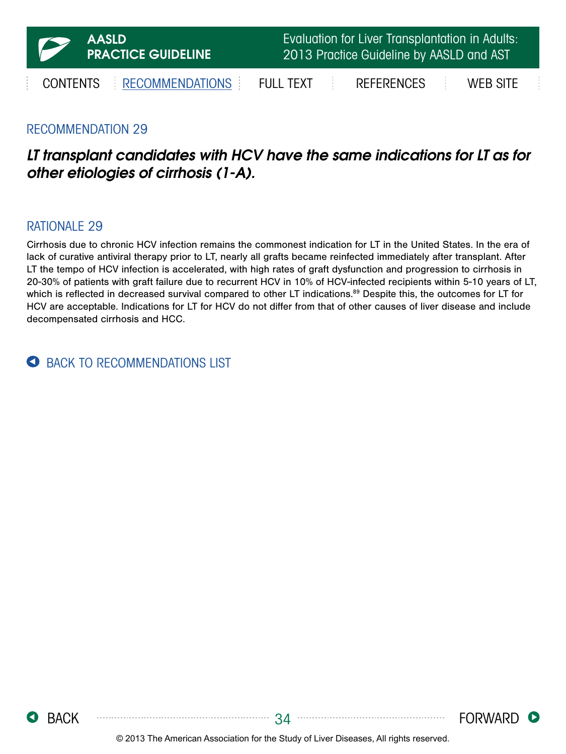## RECOMMENDATION 29

***LT transplant candidates with HCV have the same indications for LT as for other etiologies of cirrhosis (1-A).***

## RATIONALE 29

Cirrhosis due to chronic HCV infection remains the commonest indication for LT in the United States. In the era of lack of curative antiviral therapy prior to LT, nearly all grafts became reinfected immediately after transplant. After LT the tempo of HCV infection is accelerated, with high rates of graft dysfunction and progression to cirrhosis in 20-30% of patients with graft failure due to recurrent HCV in 10% of HCV-infected recipients within 5-10 years of LT, which is reflected in decreased survival compared to other LT indications.[89] Despite this, the outcomes for LT for HCV are acceptable. Indications for LT for HCV do not differ from that of other causes of liver disease and include decompensated cirrhosis and HCC.

BACK TO RECOMMENDATIONS LIST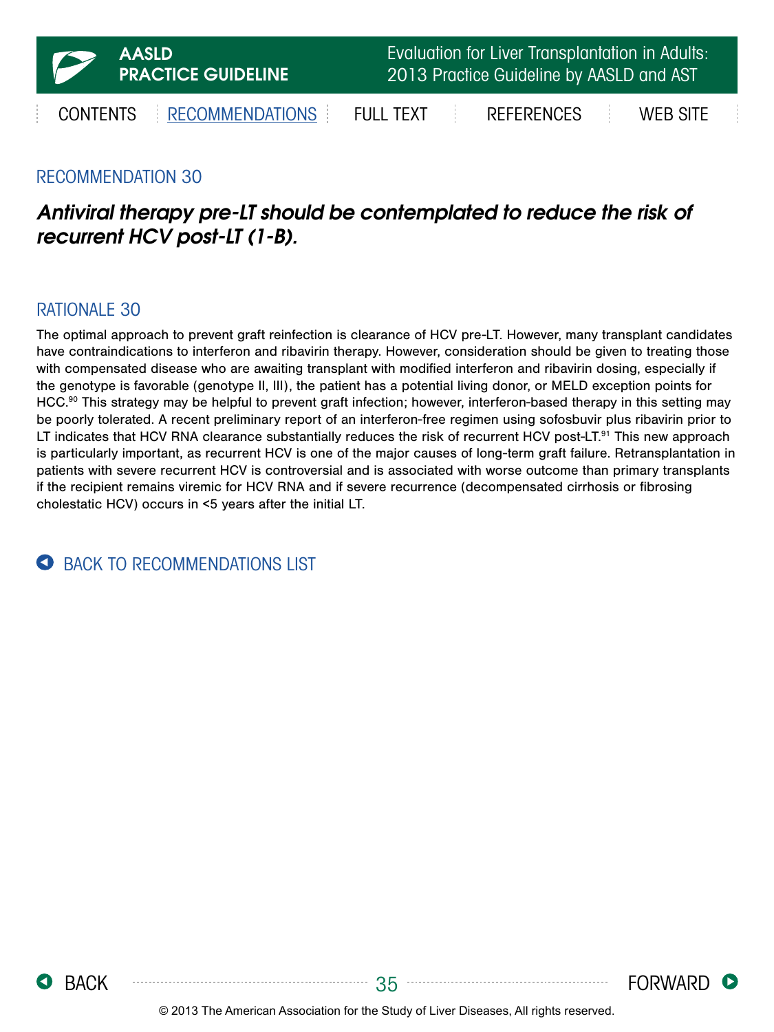## RECOMMENDATION 30

***Antiviral therapy pre-LT should be contemplated to reduce the risk of recurrent HCV post-LT (1-B).***

## RATIONALE 30

The optimal approach to prevent graft reinfection is clearance of HCV pre-LT. However, many transplant candidates have contraindications to interferon and ribavirin therapy. However, consideration should be given to treating those with compensated disease who are awaiting transplant with modified interferon and ribavirin dosing, especially if the genotype is favorable (genotype II, III), the patient has a potential living donor, or MELD exception points for HCC.[90] This strategy may be helpful to prevent graft infection; however, interferon-based therapy in this setting may be poorly tolerated. A recent preliminary report of an interferon-free regimen using sofosbuvir plus ribavirin prior to LT indicates that HCV RNA clearance substantially reduces the risk of recurrent HCV post-LT.[91] This new approach is particularly important, as recurrent HCV is one of the major causes of long-term graft failure. Retransplantation in patients with severe recurrent HCV is controversial and is associated with worse outcome than primary transplants if the recipient remains viremic for HCV RNA and if severe recurrence (decompensated cirrhosis or fibrosing cholestatic HCV) occurs in <5 years after the initial LT.

BACK TO RECOMMENDATIONS LIST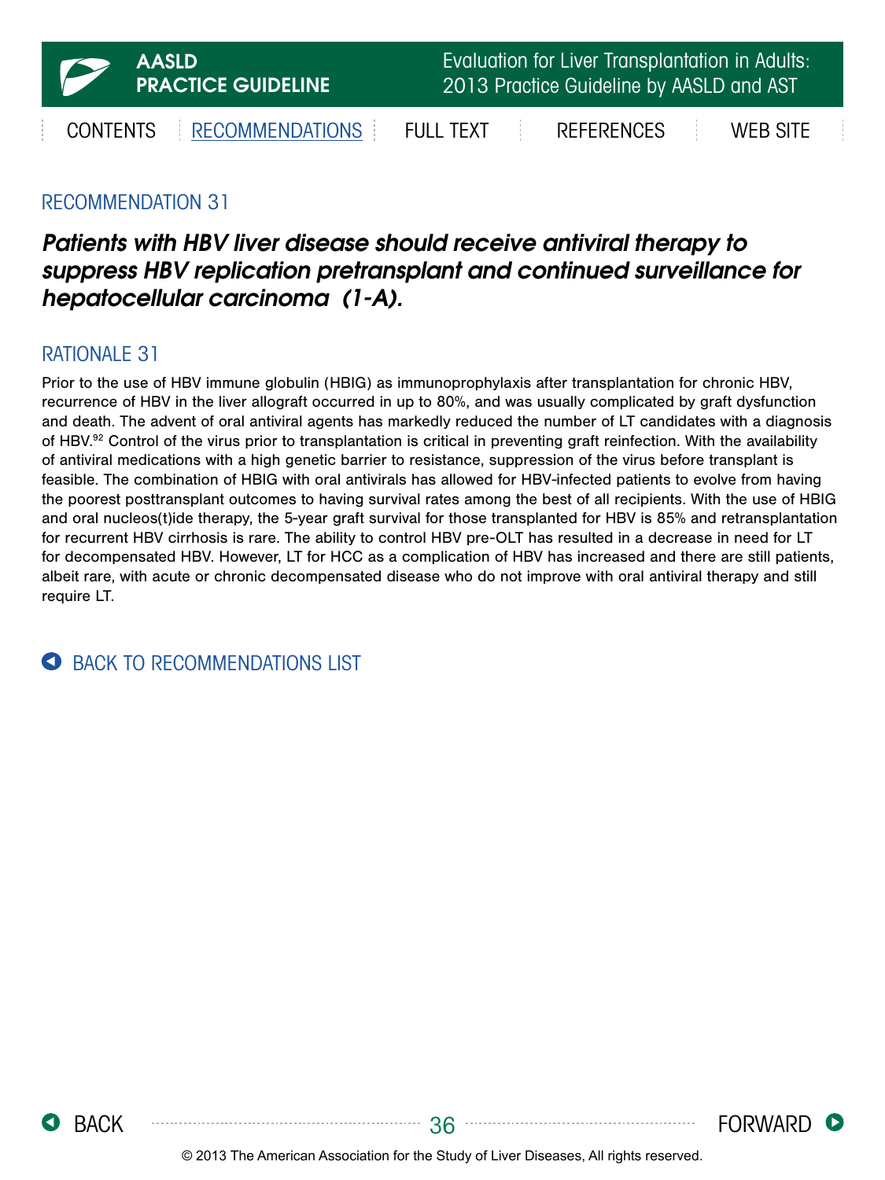## RECOMMENDATION 31

***Patients with HBV liver disease should receive antiviral therapy to suppress HBV replication pretransplant and continued surveillance for hepatocellular carcinoma (1-A).***

## RATIONALE 31

Prior to the use of HBV immune globulin (HBIG) as immunoprophylaxis after transplantation for chronic HBV, recurrence of HBV in the liver allograft occurred in up to 80%, and was usually complicated by graft dysfunction and death. The advent of oral antiviral agents has markedly reduced the number of LT candidates with a diagnosis of HBV.[92] Control of the virus prior to transplantation is critical in preventing graft reinfection. With the availability of antiviral medications with a high genetic barrier to resistance, suppression of the virus before transplant is feasible. The combination of HBIG with oral antivirals has allowed for HBV-infected patients to evolve from having the poorest posttransplant outcomes to having survival rates among the best of all recipients. With the use of HBIG and oral nucleos(t)ide therapy, the 5-year graft survival for those transplanted for HBV is 85% and retransplantation for recurrent HBV cirrhosis is rare. The ability to control HBV pre-OLT has resulted in a decrease in need for LT for decompensated HBV. However, LT for HCC as a complication of HBV has increased and there are still patients, albeit rare, with acute or chronic decompensated disease who do not improve with oral antiviral therapy and still require LT.

BACK TO RECOMMENDATIONS LIST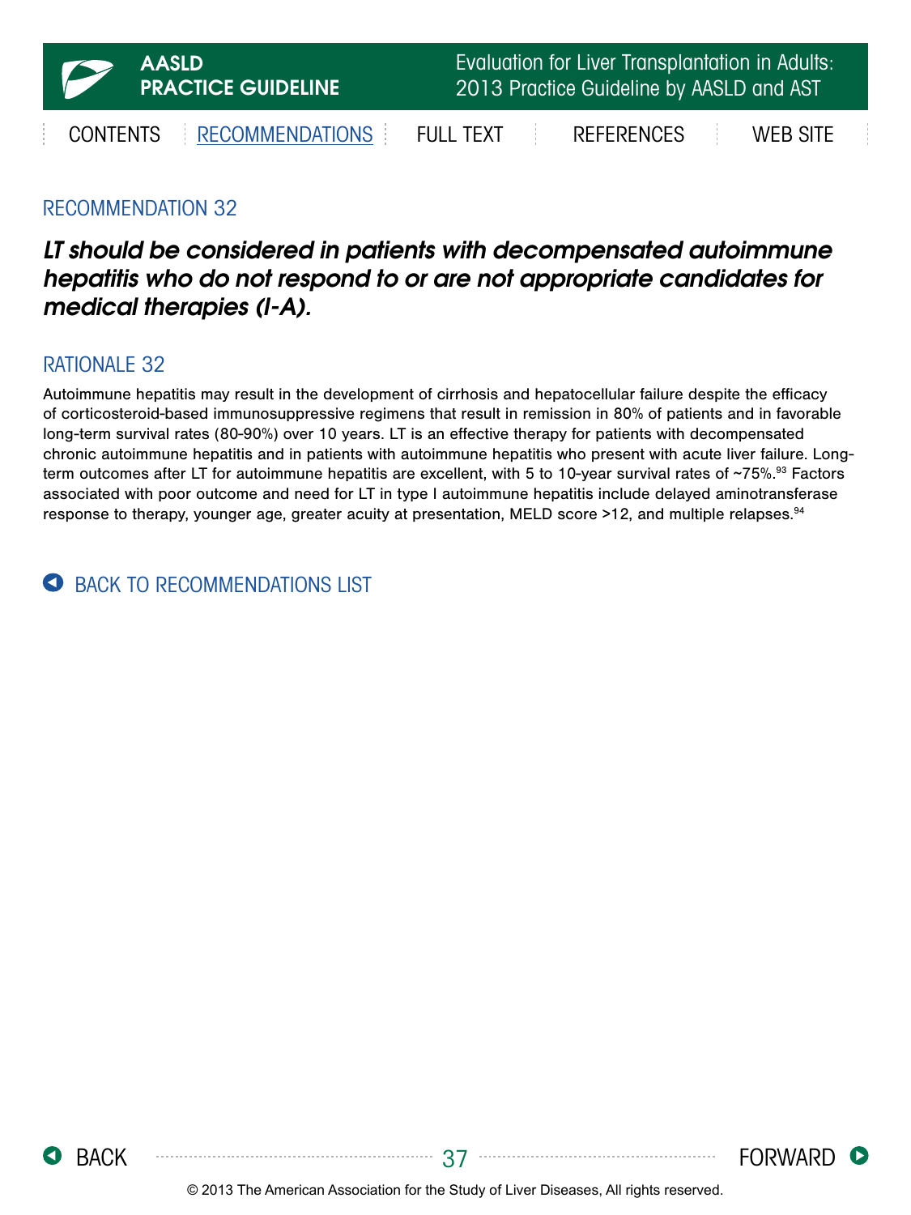## RECOMMENDATION 32

***LT should be considered in patients with decompensated autoimmune hepatitis who do not respond to or are not appropriate candidates for medical therapies (I-A).***

## RATIONALE 32

Autoimmune hepatitis may result in the development of cirrhosis and hepatocellular failure despite the efficacy of corticosteroid-based immunosuppressive regimens that result in remission in 80% of patients and in favorable long-term survival rates (80-90%) over 10 years. LT is an effective therapy for patients with decompensated chronic autoimmune hepatitis and in patients with autoimmune hepatitis who present with acute liver failure. Long-term outcomes after LT for autoimmune hepatitis are excellent, with 5 to 10-year survival rates of ~75%.[93] Factors associated with poor outcome and need for LT in type I autoimmune hepatitis include delayed aminotransferase response to therapy, younger age, greater acuity at presentation, MELD score >12, and multiple relapses.[94]

BACK TO RECOMMENDATIONS LIST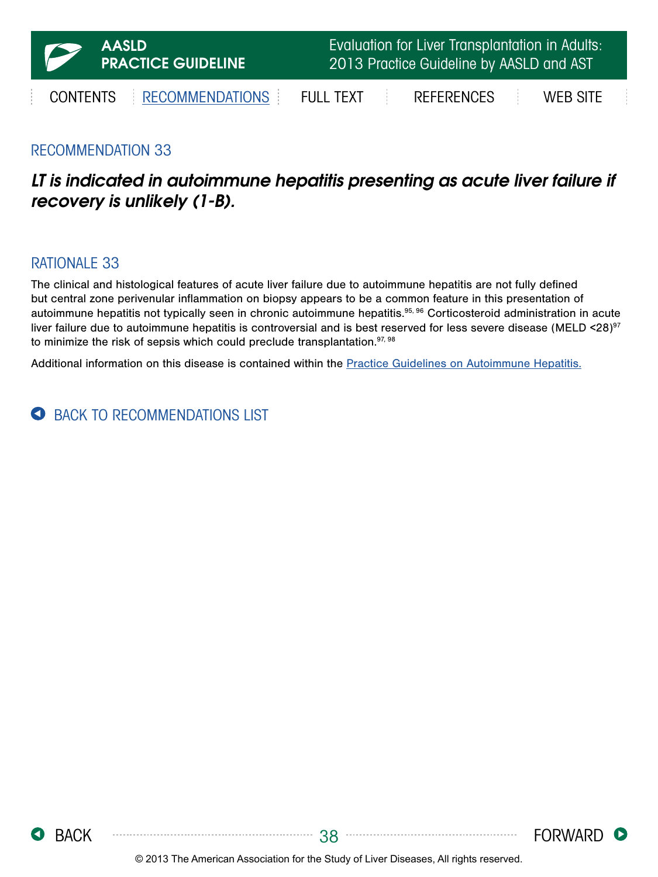## RECOMMENDATION 33

***LT is indicated in autoimmune hepatitis presenting as acute liver failure if recovery is unlikely (1-B).***

## RATIONALE 33

The clinical and histological features of acute liver failure due to autoimmune hepatitis are not fully defined but central zone perivenular inflammation on biopsy appears to be a common feature in this presentation of autoimmune hepatitis not typically seen in chronic autoimmune hepatitis.[95, 96] Corticosteroid administration in acute liver failure due to autoimmune hepatitis is controversial and is best reserved for less severe disease (MELD <28)[97] to minimize the risk of sepsis which could preclude transplantation.[97, 98]

Additional information on this disease is contained within the Practice Guidelines on Autoimmune Hepatitis.

BACK TO RECOMMENDATIONS LIST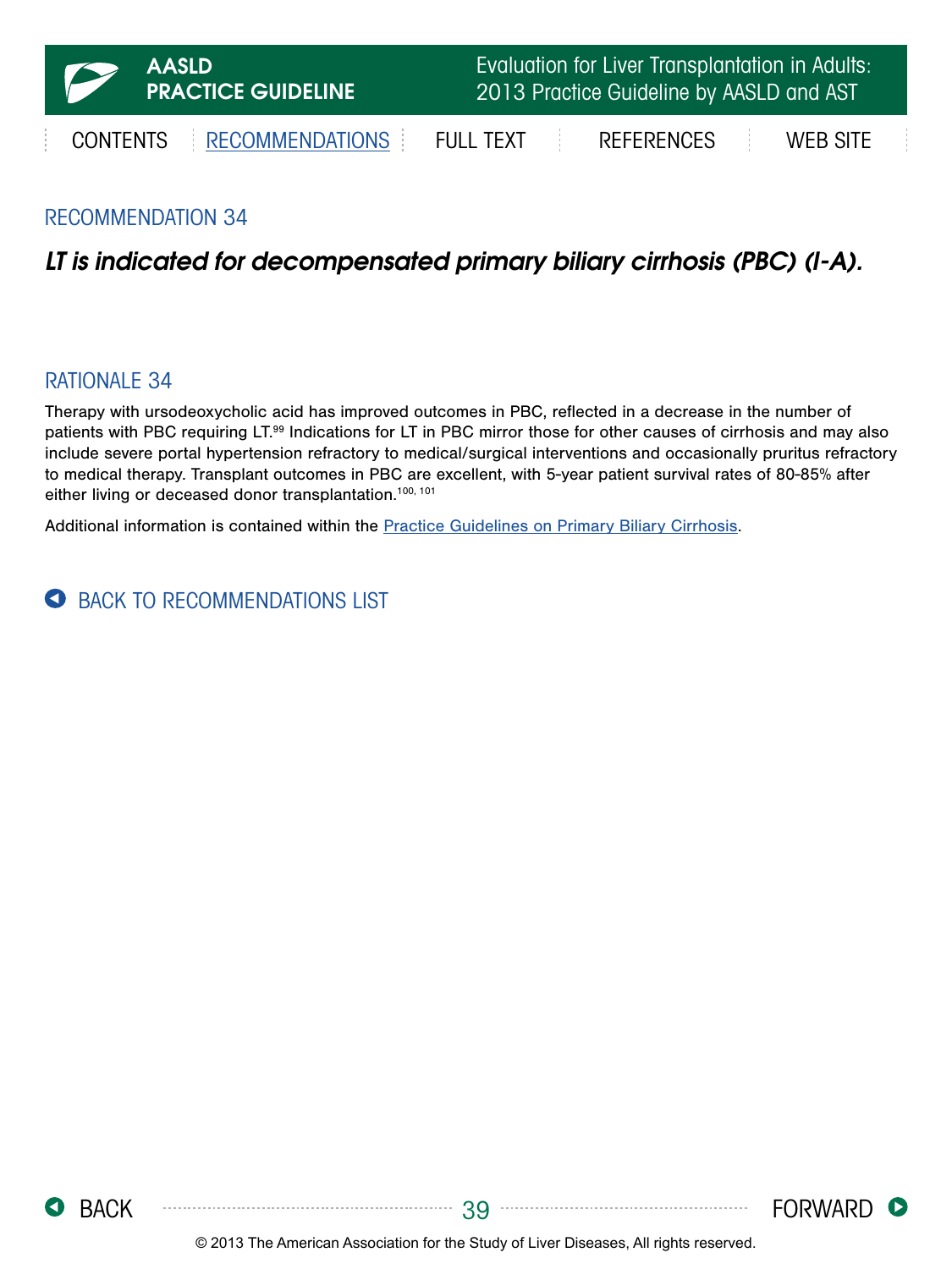## RECOMMENDATION 34

***LT is indicated for decompensated primary biliary cirrhosis (PBC) (I-A).***

## RATIONALE 34

Therapy with ursodeoxycholic acid has improved outcomes in PBC, reflected in a decrease in the number of patients with PBC requiring LT.[99] Indications for LT in PBC mirror those for other causes of cirrhosis and may also include severe portal hypertension refractory to medical/surgical interventions and occasionally pruritus refractory to medical therapy. Transplant outcomes in PBC are excellent, with 5-year patient survival rates of 80-85% after either living or deceased donor transplantation.[100, 101]

Additional information is contained within the Practice Guidelines on Primary Biliary Cirrhosis.

BACK TO RECOMMENDATIONS LIST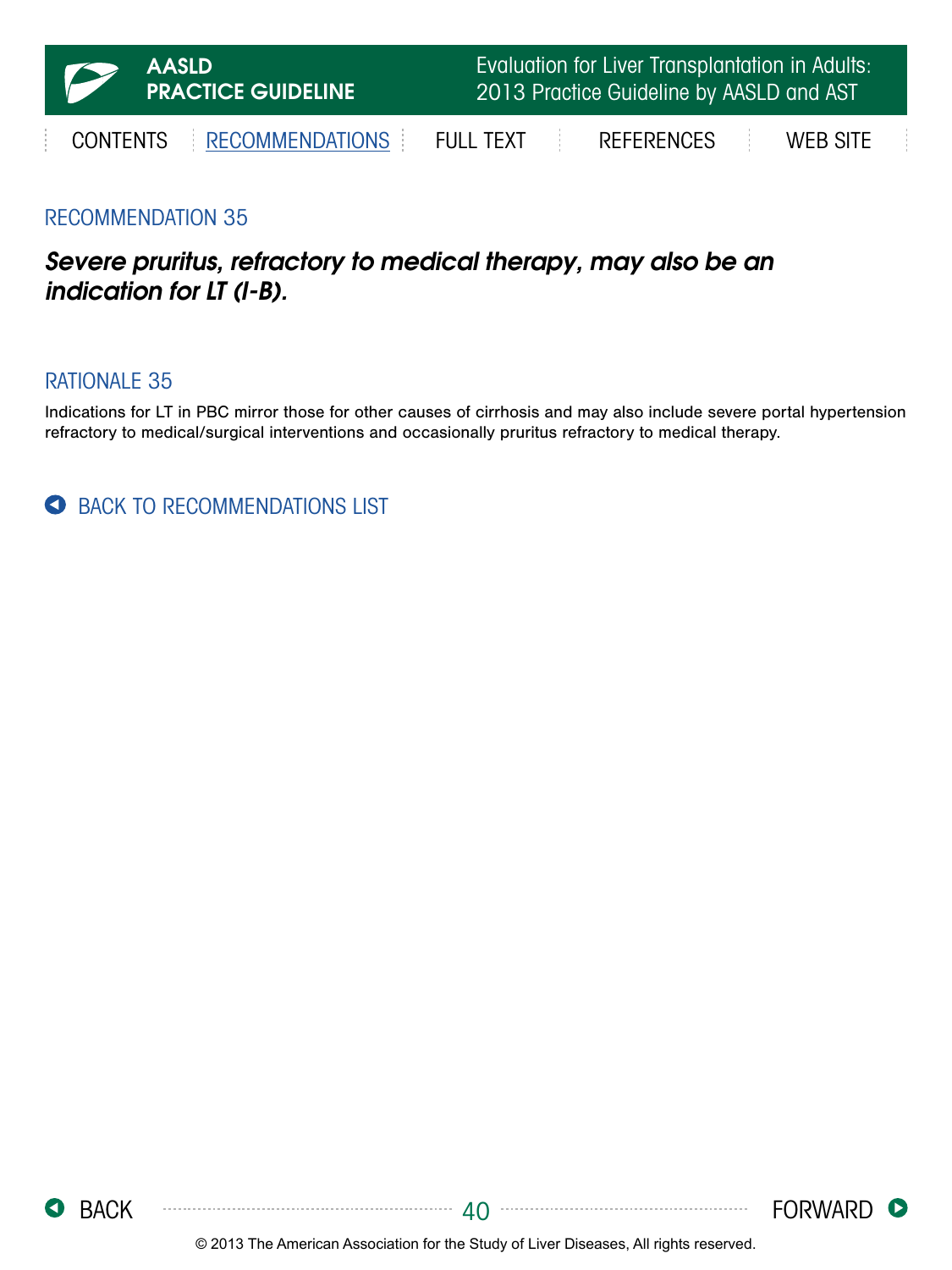## RECOMMENDATION 35

***Severe pruritus, refractory to medical therapy, may also be an indication for LT (I-B).***

## RATIONALE 35

Indications for LT in PBC mirror those for other causes of cirrhosis and may also include severe portal hypertension refractory to medical/surgical interventions and occasionally pruritus refractory to medical therapy.

BACK TO RECOMMENDATIONS LIST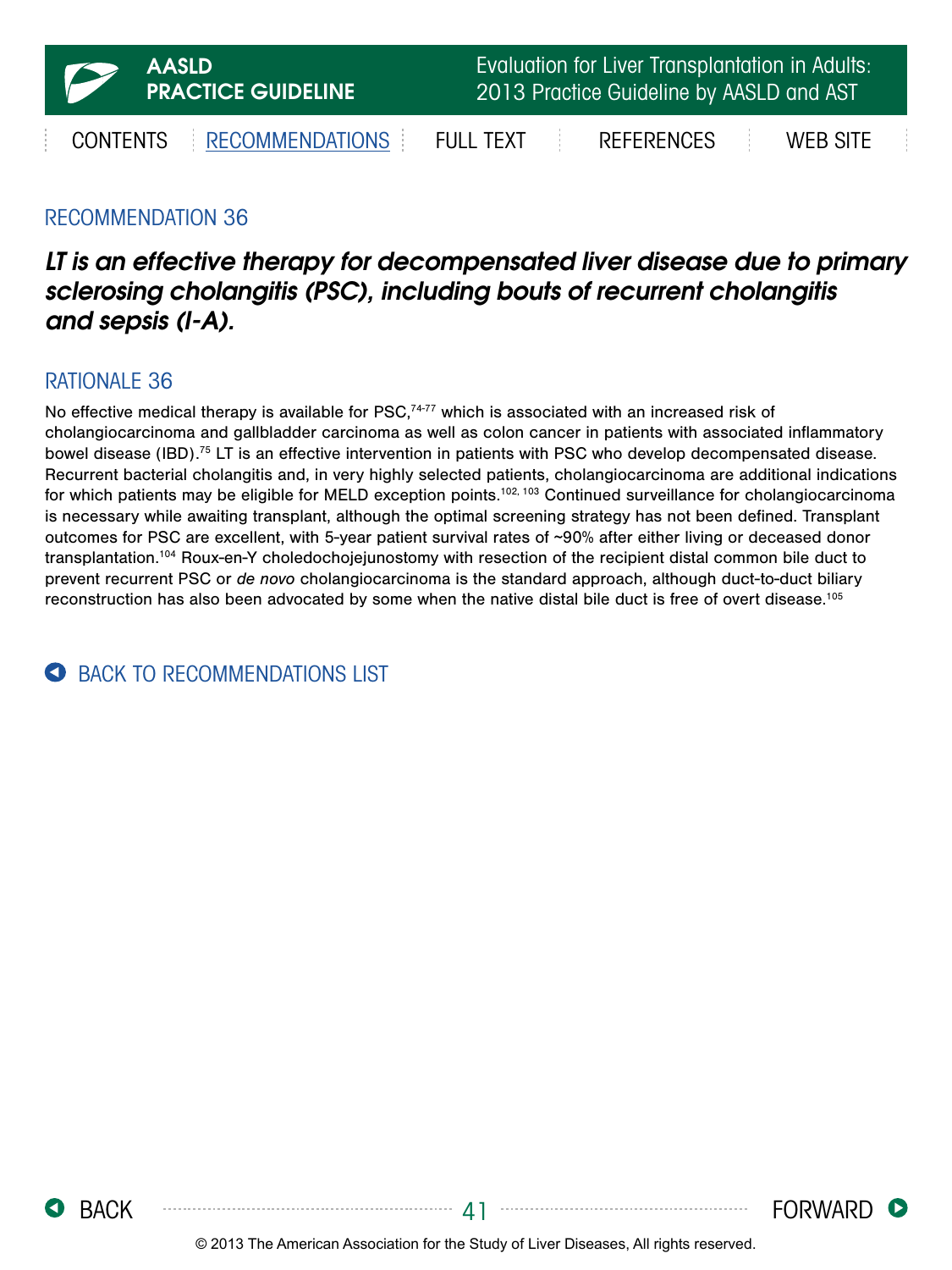## RECOMMENDATION 36

***LT is an effective therapy for decompensated liver disease due to primary sclerosing cholangitis (PSC), including bouts of recurrent cholangitis and sepsis (I-A).***

## RATIONALE 36

No effective medical therapy is available for PSC,[74-77] which is associated with an increased risk of cholangiocarcinoma and gallbladder carcinoma as well as colon cancer in patients with associated inflammatory bowel disease (IBD).[75] LT is an effective intervention in patients with PSC who develop decompensated disease. Recurrent bacterial cholangitis and, in very highly selected patients, cholangiocarcinoma are additional indications for which patients may be eligible for MELD exception points.[102, 103] Continued surveillance for cholangiocarcinoma is necessary while awaiting transplant, although the optimal screening strategy has not been defined. Transplant outcomes for PSC are excellent, with 5-year patient survival rates of ~90% after either living or deceased donor transplantation.[104] Roux-en-Y choledochojejunostomy with resection of the recipient distal common bile duct to prevent recurrent PSC or *de novo* cholangiocarcinoma is the standard approach, although duct-to-duct biliary reconstruction has also been advocated by some when the native distal bile duct is free of overt disease.[105]

BACK TO RECOMMENDATIONS LIST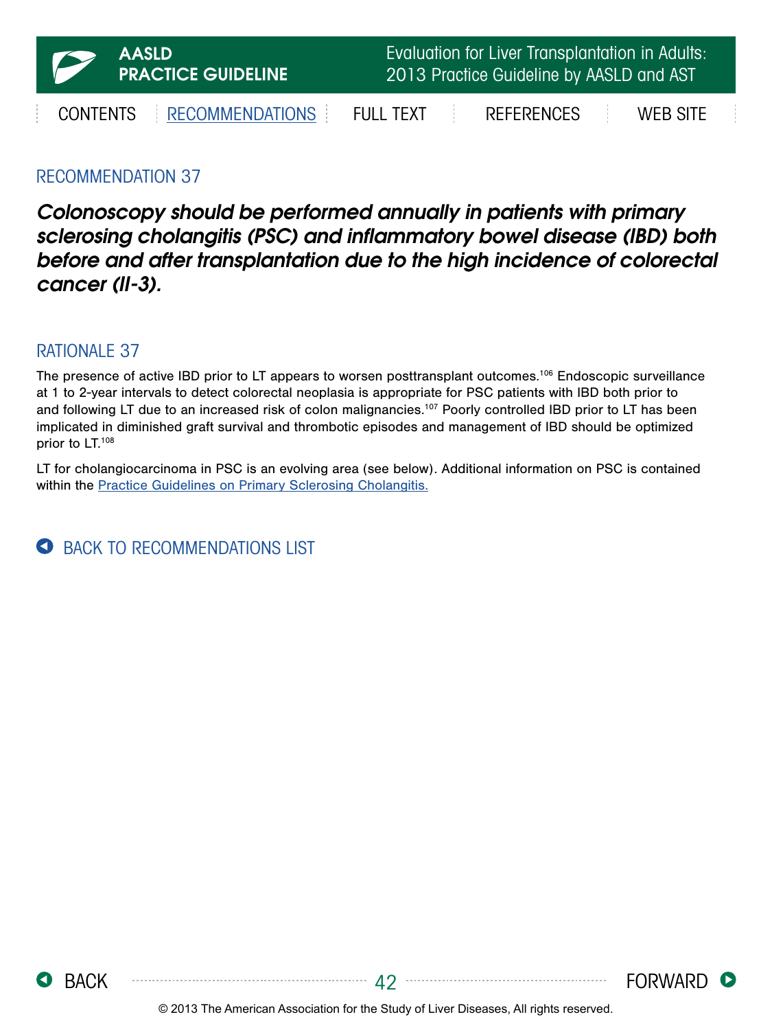## RECOMMENDATION 37

***Colonoscopy should be performed annually in patients with primary sclerosing cholangitis (PSC) and inflammatory bowel disease (IBD) both before and after transplantation due to the high incidence of colorectal cancer (II-3).***

## RATIONALE 37

The presence of active IBD prior to LT appears to worsen posttransplant outcomes.[106] Endoscopic surveillance at 1 to 2-year intervals to detect colorectal neoplasia is appropriate for PSC patients with IBD both prior to and following LT due to an increased risk of colon malignancies.[107] Poorly controlled IBD prior to LT has been implicated in diminished graft survival and thrombotic episodes and management of IBD should be optimized prior to LT.[108]

LT for cholangiocarcinoma in PSC is an evolving area (see below). Additional information on PSC is contained within the Practice Guidelines on Primary Sclerosing Cholangitis.

BACK TO RECOMMENDATIONS LIST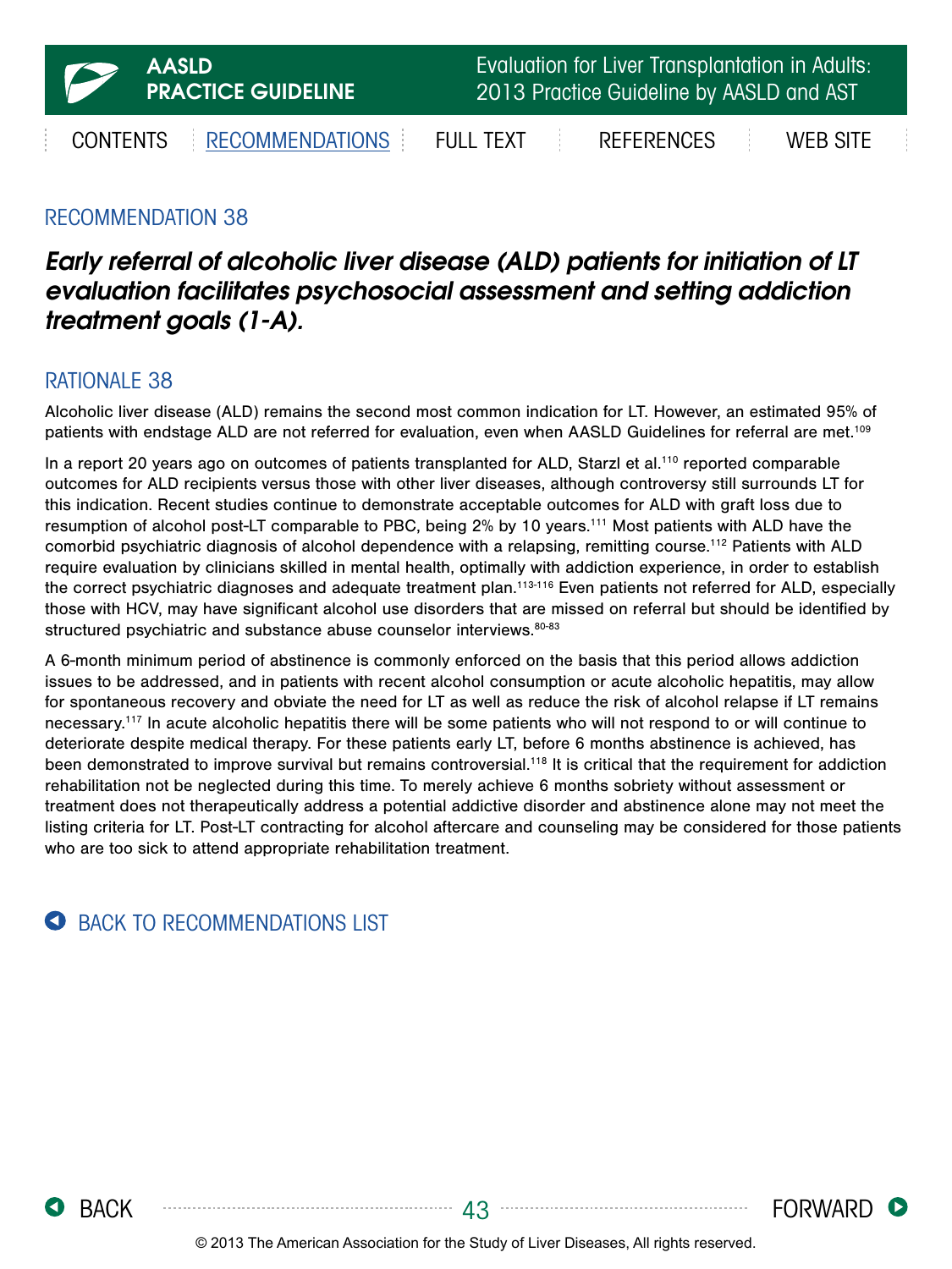## RECOMMENDATION 38

***Early referral of alcoholic liver disease (ALD) patients for initiation of LT evaluation facilitates psychosocial assessment and setting addiction treatment goals (1-A).***

## RATIONALE 38

Alcoholic liver disease (ALD) remains the second most common indication for LT. However, an estimated 95% of patients with endstage ALD are not referred for evaluation, even when AASLD Guidelines for referral are met.[109]

In a report 20 years ago on outcomes of patients transplanted for ALD, Starzl et al.[110] reported comparable outcomes for ALD recipients versus those with other liver diseases, although controversy still surrounds LT for this indication. Recent studies continue to demonstrate acceptable outcomes for ALD with graft loss due to resumption of alcohol post-LT comparable to PBC, being 2% by 10 years.[111] Most patients with ALD have the comorbid psychiatric diagnosis of alcohol dependence with a relapsing, remitting course.[112] Patients with ALD require evaluation by clinicians skilled in mental health, optimally with addiction experience, in order to establish the correct psychiatric diagnoses and adequate treatment plan.[113-116] Even patients not referred for ALD, especially those with HCV, may have significant alcohol use disorders that are missed on referral but should be identified by structured psychiatric and substance abuse counselor interviews.[80-83]

A 6-month minimum period of abstinence is commonly enforced on the basis that this period allows addiction issues to be addressed, and in patients with recent alcohol consumption or acute alcoholic hepatitis, may allow for spontaneous recovery and obviate the need for LT as well as reduce the risk of alcohol relapse if LT remains necessary.[117] In acute alcoholic hepatitis there will be some patients who will not respond to or will continue to deteriorate despite medical therapy. For these patients early LT, before 6 months abstinence is achieved, has been demonstrated to improve survival but remains controversial.[118] It is critical that the requirement for addiction rehabilitation not be neglected during this time. To merely achieve 6 months sobriety without assessment or treatment does not therapeutically address a potential addictive disorder and abstinence alone may not meet the listing criteria for LT. Post-LT contracting for alcohol aftercare and counseling may be considered for those patients who are too sick to attend appropriate rehabilitation treatment.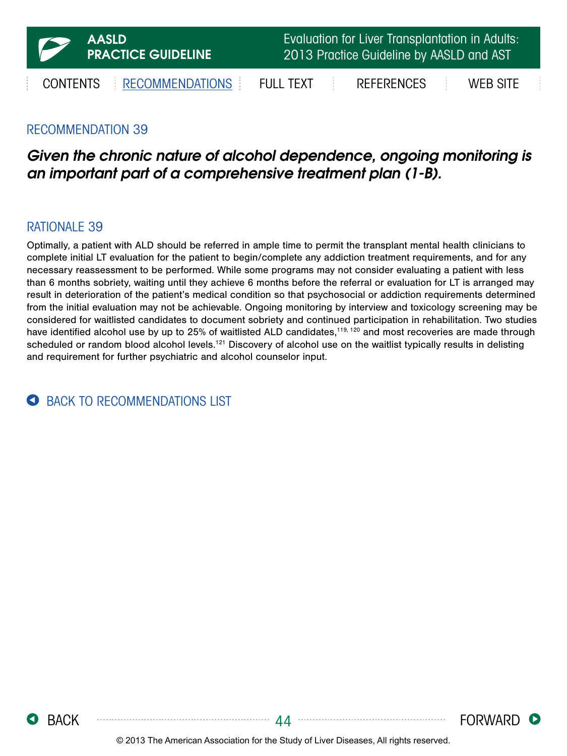## RECOMMENDATION 39

***Given the chronic nature of alcohol dependence, ongoing monitoring is an important part of a comprehensive treatment plan (1-B).***

## RATIONALE 39

Optimally, a patient with ALD should be referred in ample time to permit the transplant mental health clinicians to complete initial LT evaluation for the patient to begin/complete any addiction treatment requirements, and for any necessary reassessment to be performed. While some programs may not consider evaluating a patient with less than 6 months sobriety, waiting until they achieve 6 months before the referral or evaluation for LT is arranged may result in deterioration of the patient's medical condition so that psychosocial or addiction requirements determined from the initial evaluation may not be achievable. Ongoing monitoring by interview and toxicology screening may be considered for waitlisted candidates to document sobriety and continued participation in rehabilitation. Two studies have identified alcohol use by up to 25% of waitlisted ALD candidates,[119, 120] and most recoveries are made through scheduled or random blood alcohol levels.[121] Discovery of alcohol use on the waitlist typically results in delisting and requirement for further psychiatric and alcohol counselor input.

BACK TO RECOMMENDATIONS LIST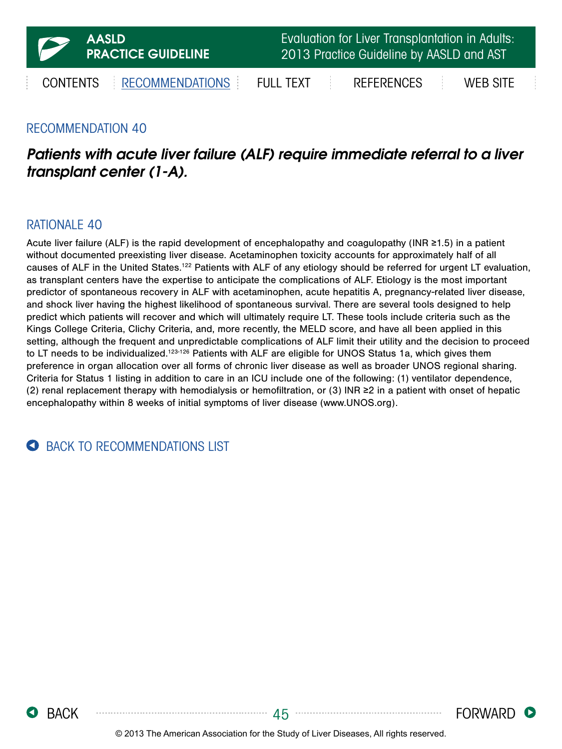## RECOMMENDATION 40

***Patients with acute liver failure (ALF) require immediate referral to a liver transplant center (1-A).***

## RATIONALE 40

Acute liver failure (ALF) is the rapid development of encephalopathy and coagulopathy (INR ≥1.5) in a patient without documented preexisting liver disease. Acetaminophen toxicity accounts for approximately half of all causes of ALF in the United States.[122] Patients with ALF of any etiology should be referred for urgent LT evaluation, as transplant centers have the expertise to anticipate the complications of ALF. Etiology is the most important predictor of spontaneous recovery in ALF with acetaminophen, acute hepatitis A, pregnancy-related liver disease, and shock liver having the highest likelihood of spontaneous survival. There are several tools designed to help predict which patients will recover and which will ultimately require LT. These tools include criteria such as the Kings College Criteria, Clichy Criteria, and, more recently, the MELD score, and have all been applied in this setting, although the frequent and unpredictable complications of ALF limit their utility and the decision to proceed to LT needs to be individualized.[123-126] Patients with ALF are eligible for UNOS Status 1a, which gives them preference in organ allocation over all forms of chronic liver disease as well as broader UNOS regional sharing. Criteria for Status 1 listing in addition to care in an ICU include one of the following: (1) ventilator dependence, (2) renal replacement therapy with hemodialysis or hemofiltration, or (3) INR ≥2 in a patient with onset of hepatic encephalopathy within 8 weeks of initial symptoms of liver disease (www.UNOS.org).

BACK TO RECOMMENDATIONS LIST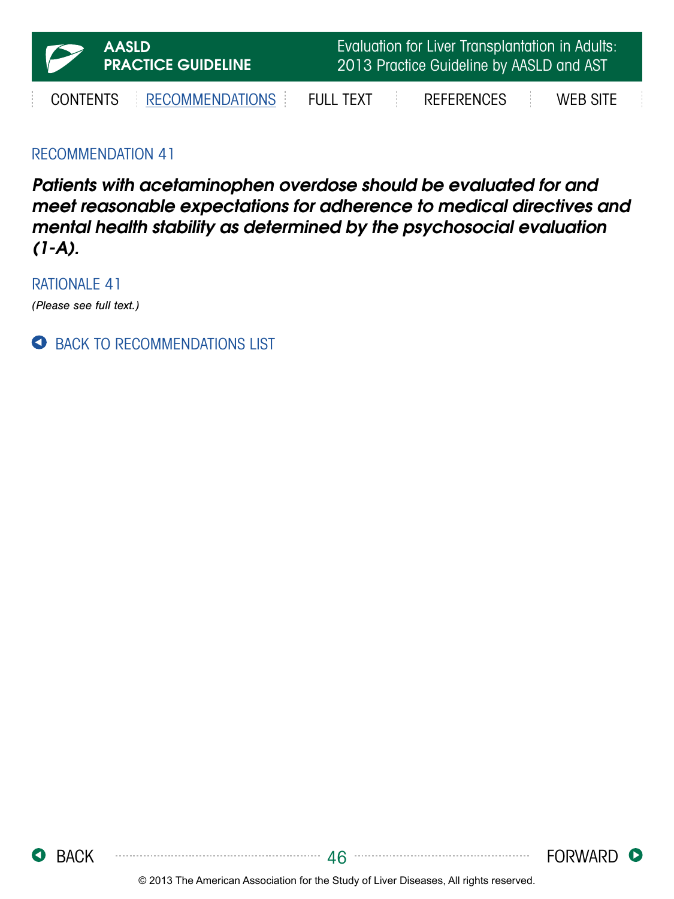## RECOMMENDATION 41

***Patients with acetaminophen overdose should be evaluated for and meet reasonable expectations for adherence to medical directives and mental health stability as determined by the psychosocial evaluation (1-A).***

## RATIONALE 41

*(Please see full text.)*

BACK TO RECOMMENDATIONS LIST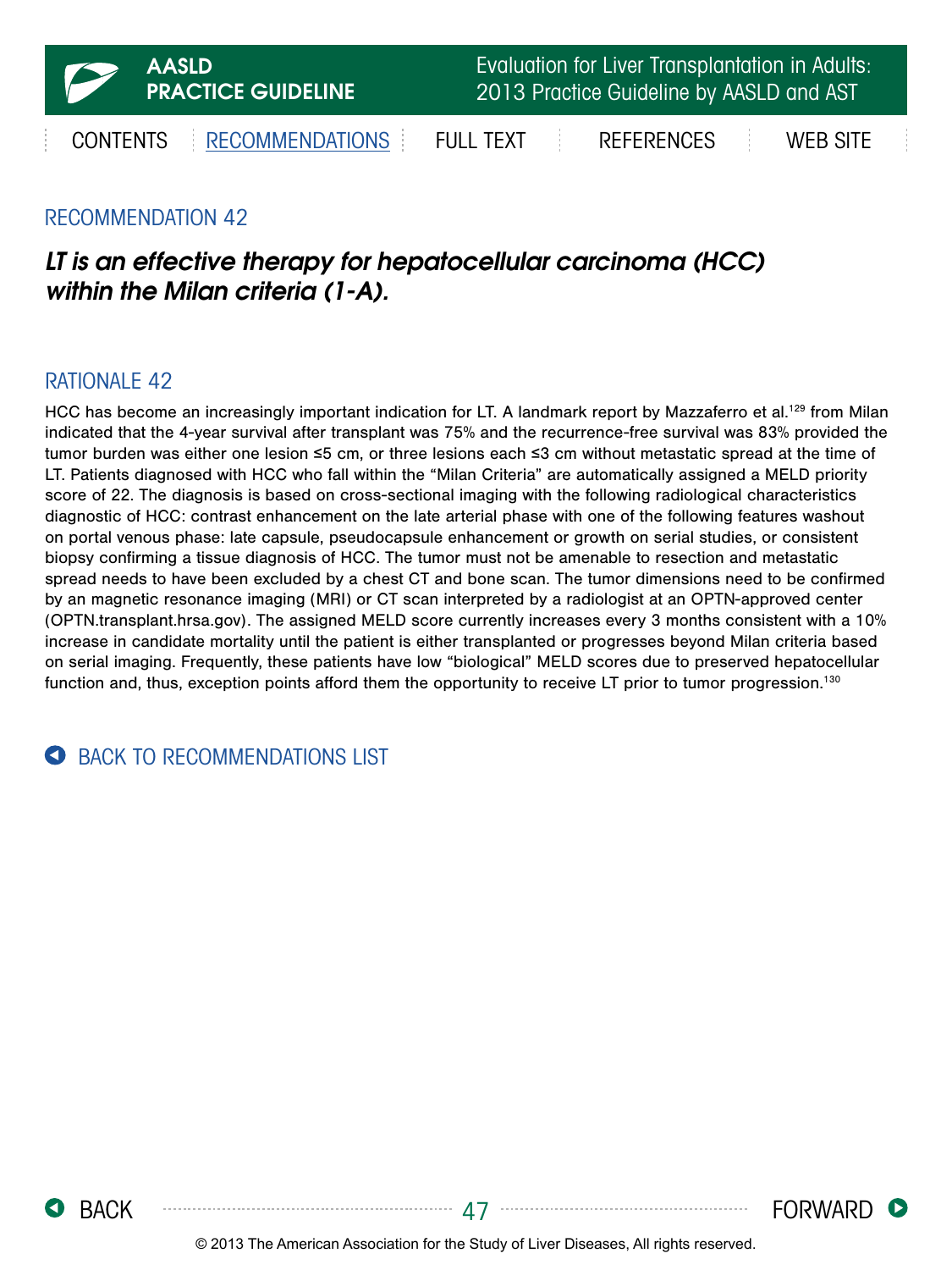## RECOMMENDATION 42

***LT is an effective therapy for hepatocellular carcinoma (HCC) within the Milan criteria (1-A).***

## RATIONALE 42

HCC has become an increasingly important indication for LT. A landmark report by Mazzaferro et al.[129] from Milan indicated that the 4-year survival after transplant was 75% and the recurrence-free survival was 83% provided the tumor burden was either one lesion ≤5 cm, or three lesions each ≤3 cm without metastatic spread at the time of LT. Patients diagnosed with HCC who fall within the "Milan Criteria" are automatically assigned a MELD priority score of 22. The diagnosis is based on cross-sectional imaging with the following radiological characteristics diagnostic of HCC: contrast enhancement on the late arterial phase with one of the following features washout on portal venous phase: late capsule, pseudocapsule enhancement or growth on serial studies, or consistent biopsy confirming a tissue diagnosis of HCC. The tumor must not be amenable to resection and metastatic spread needs to have been excluded by a chest CT and bone scan. The tumor dimensions need to be confirmed by an magnetic resonance imaging (MRI) or CT scan interpreted by a radiologist at an OPTN-approved center (OPTN.transplant.hrsa.gov). The assigned MELD score currently increases every 3 months consistent with a 10% increase in candidate mortality until the patient is either transplanted or progresses beyond Milan criteria based on serial imaging. Frequently, these patients have low "biological" MELD scores due to preserved hepatocellular function and, thus, exception points afford them the opportunity to receive LT prior to tumor progression.[130]

BACK TO RECOMMENDATIONS LIST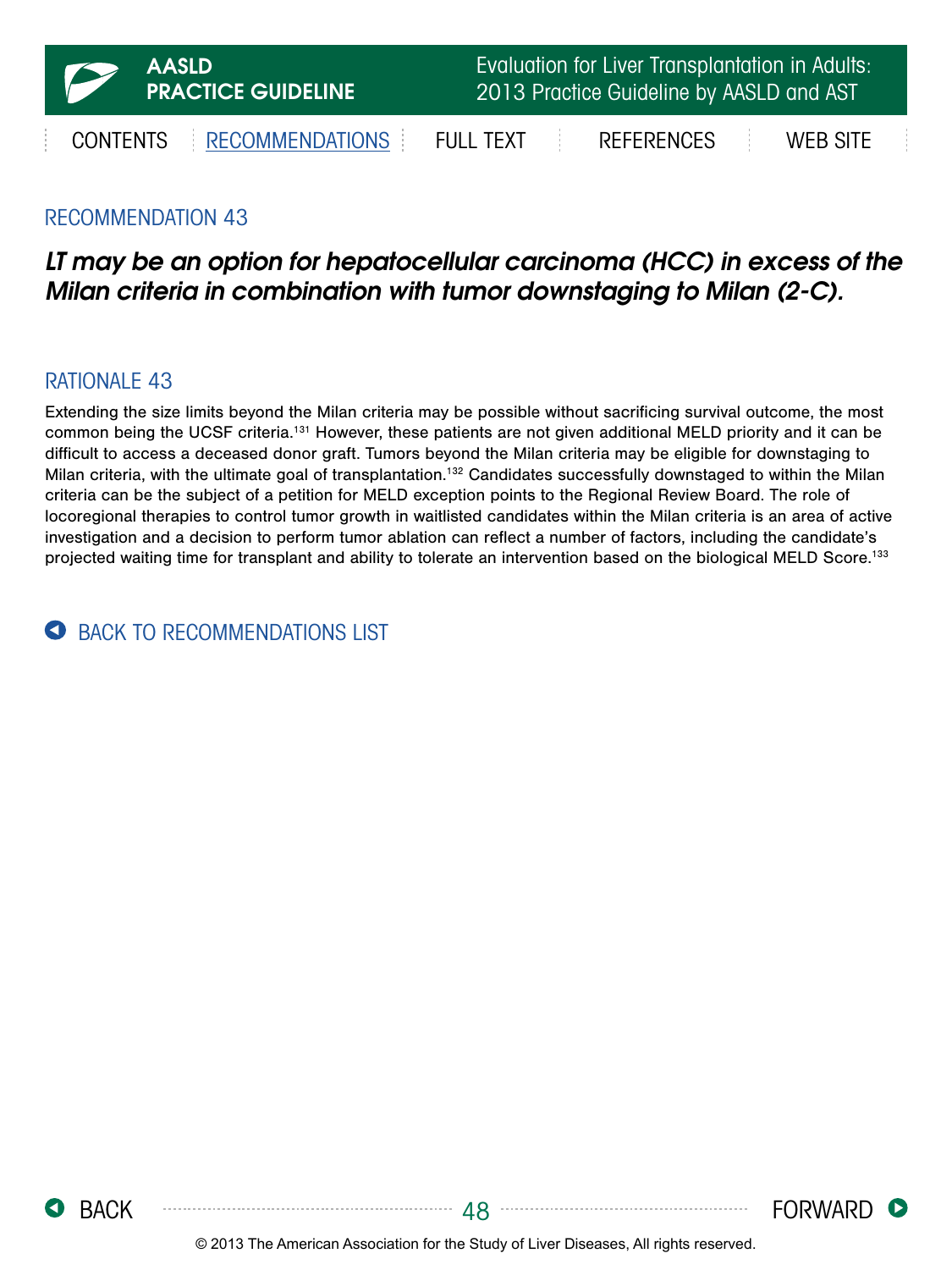## RECOMMENDATION 43

***LT may be an option for hepatocellular carcinoma (HCC) in excess of the Milan criteria in combination with tumor downstaging to Milan (2-C).***

## RATIONALE 43

Extending the size limits beyond the Milan criteria may be possible without sacrificing survival outcome, the most common being the UCSF criteria.[131] However, these patients are not given additional MELD priority and it can be difficult to access a deceased donor graft. Tumors beyond the Milan criteria may be eligible for downstaging to Milan criteria, with the ultimate goal of transplantation.[132] Candidates successfully downstaged to within the Milan criteria can be the subject of a petition for MELD exception points to the Regional Review Board. The role of locoregional therapies to control tumor growth in waitlisted candidates within the Milan criteria is an area of active investigation and a decision to perform tumor ablation can reflect a number of factors, including the candidate's projected waiting time for transplant and ability to tolerate an intervention based on the biological MELD Score.[133]

BACK TO RECOMMENDATIONS LIST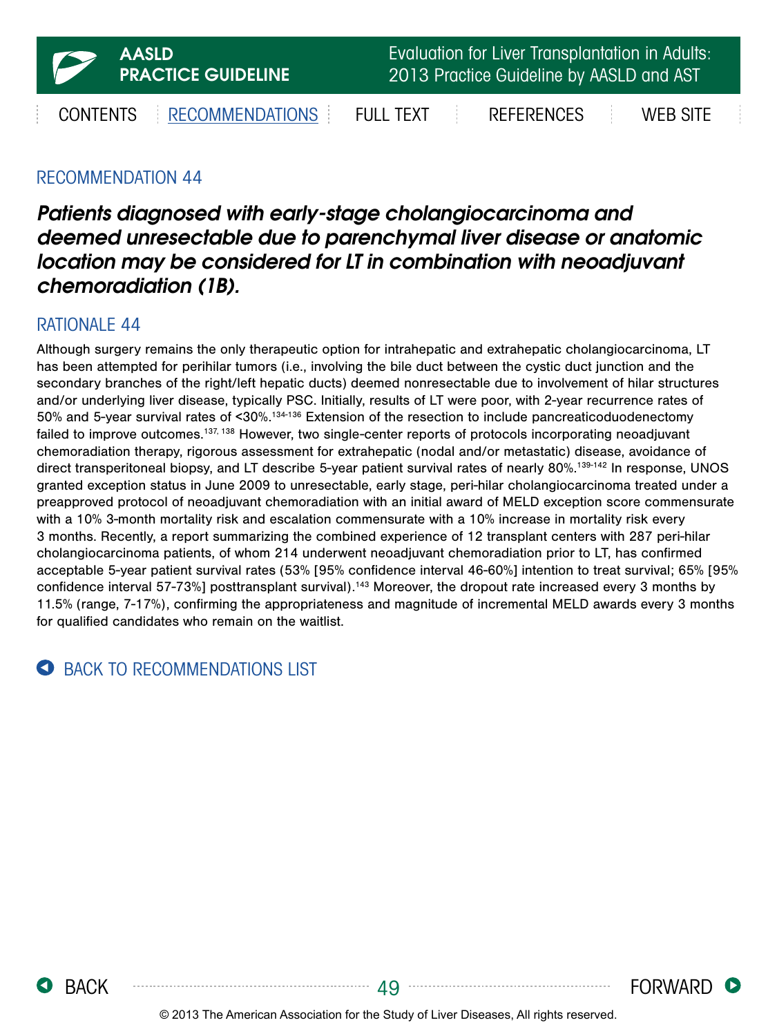## RECOMMENDATION 44

***Patients diagnosed with early-stage cholangiocarcinoma and deemed unresectable due to parenchymal liver disease or anatomic location may be considered for LT in combination with neoadjuvant chemoradiation (1B).***

## RATIONALE 44

Although surgery remains the only therapeutic option for intrahepatic and extrahepatic cholangiocarcinoma, LT has been attempted for perihilar tumors (i.e., involving the bile duct between the cystic duct junction and the secondary branches of the right/left hepatic ducts) deemed nonresectable due to involvement of hilar structures and/or underlying liver disease, typically PSC. Initially, results of LT were poor, with 2-year recurrence rates of 50% and 5-year survival rates of <30%.[134-136] Extension of the resection to include pancreaticoduodenectomy failed to improve outcomes.[137, 138] However, two single-center reports of protocols incorporating neoadjuvant chemoradiation therapy, rigorous assessment for extrahepatic (nodal and/or metastatic) disease, avoidance of direct transperitoneal biopsy, and LT describe 5-year patient survival rates of nearly 80%.[139-142] In response, UNOS granted exception status in June 2009 to unresectable, early stage, peri-hilar cholangiocarcinoma treated under a preapproved protocol of neoadjuvant chemoradiation with an initial award of MELD exception score commensurate with a 10% 3-month mortality risk and escalation commensurate with a 10% increase in mortality risk every 3 months. Recently, a report summarizing the combined experience of 12 transplant centers with 287 peri-hilar cholangiocarcinoma patients, of whom 214 underwent neoadjuvant chemoradiation prior to LT, has confirmed acceptable 5-year patient survival rates (53% [95% confidence interval 46-60%] intention to treat survival; 65% [95% confidence interval 57-73%] posttransplant survival).[143] Moreover, the dropout rate increased every 3 months by 11.5% (range, 7-17%), confirming the appropriateness and magnitude of incremental MELD awards every 3 months for qualified candidates who remain on the waitlist.

BACK TO RECOMMENDATIONS LIST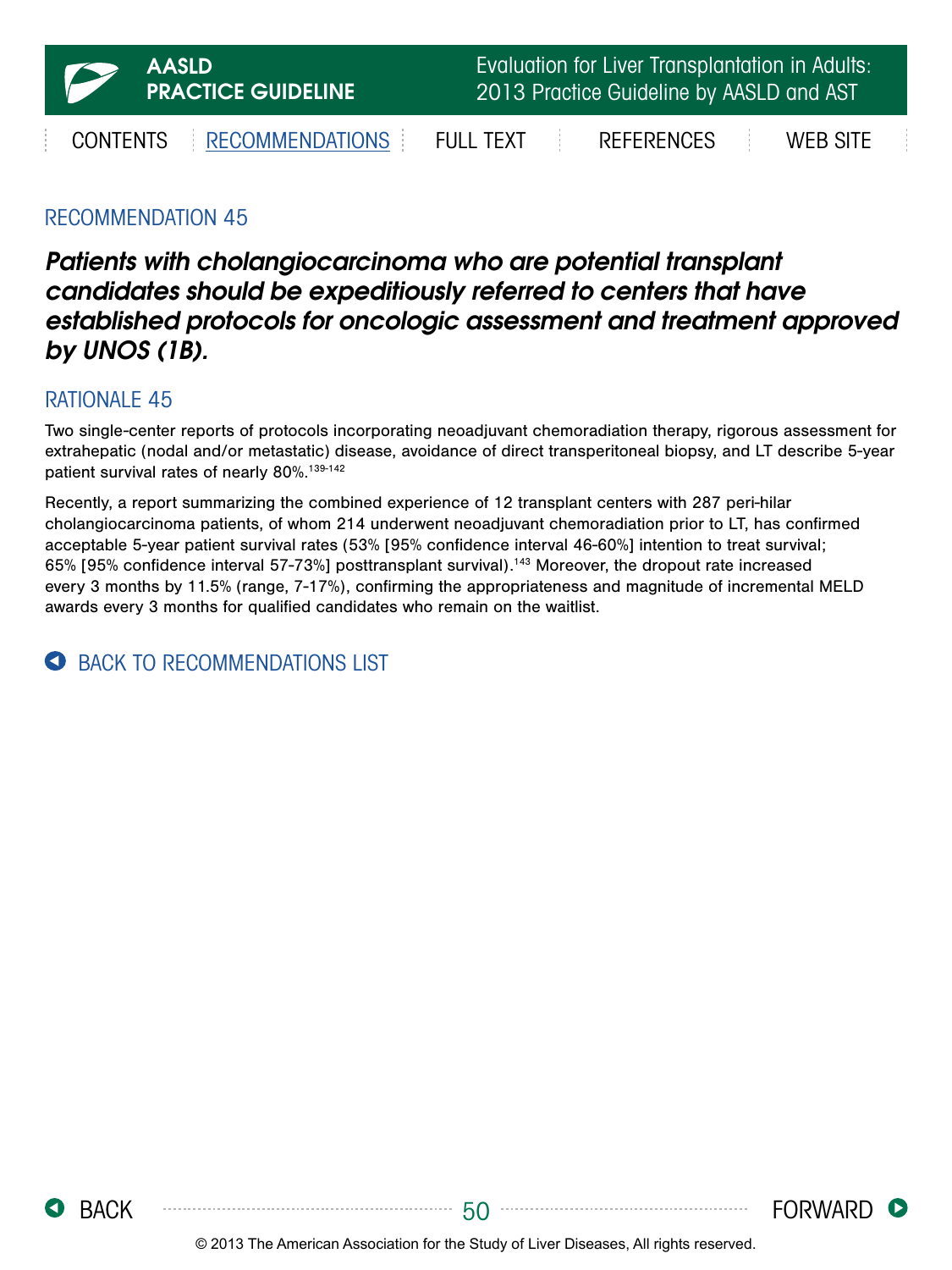## RECOMMENDATION 45

***Patients with cholangiocarcinoma who are potential transplant candidates should be expeditiously referred to centers that have established protocols for oncologic assessment and treatment approved by UNOS (1B).***

## RATIONALE 45

Two single-center reports of protocols incorporating neoadjuvant chemoradiation therapy, rigorous assessment for extrahepatic (nodal and/or metastatic) disease, avoidance of direct transperitoneal biopsy, and LT describe 5-year patient survival rates of nearly 80%.[139-142]

Recently, a report summarizing the combined experience of 12 transplant centers with 287 peri-hilar cholangiocarcinoma patients, of whom 214 underwent neoadjuvant chemoradiation prior to LT, has confirmed acceptable 5-year patient survival rates (53% [95% confidence interval 46-60%] intention to treat survival; 65% [95% confidence interval 57-73%] posttransplant survival).[143] Moreover, the dropout rate increased every 3 months by 11.5% (range, 7-17%), confirming the appropriateness and magnitude of incremental MELD awards every 3 months for qualified candidates who remain on the waitlist.

BACK TO RECOMMENDATIONS LIST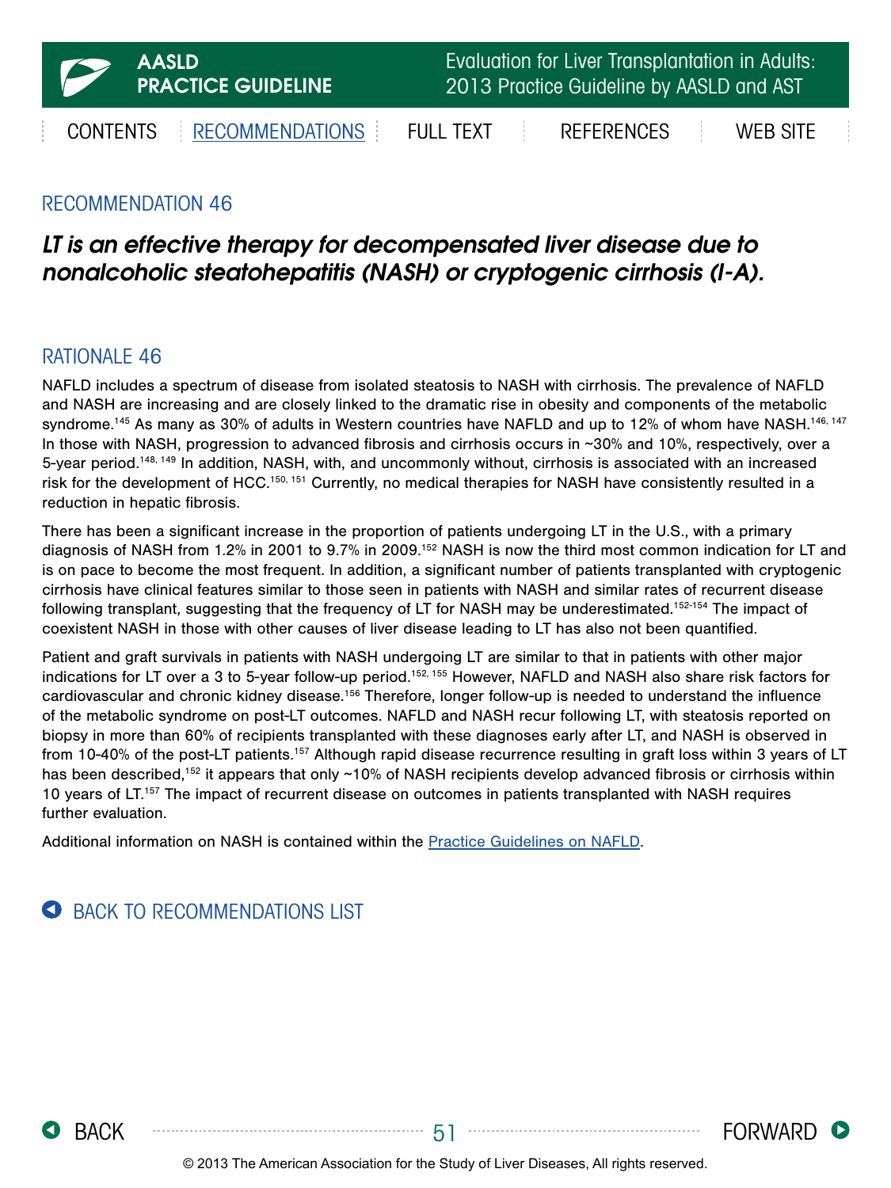## RECOMMENDATION 46

***LT is an effective therapy for decompensated liver disease due to nonalcoholic steatohepatitis (NASH) or cryptogenic cirrhosis (I-A).***

## RATIONALE 46

NAFLD includes a spectrum of disease from isolated steatosis to NASH with cirrhosis. The prevalence of NAFLD and NASH are increasing and are closely linked to the dramatic rise in obesity and components of the metabolic syndrome.[145] As many as 30% of adults in Western countries have NAFLD and up to 12% of whom have NASH.[146, 147] In those with NASH, progression to advanced fibrosis and cirrhosis occurs in ~30% and 10%, respectively, over a 5-year period.[148, 149] In addition, NASH, with, and uncommonly without, cirrhosis is associated with an increased risk for the development of HCC.[150, 151] Currently, no medical therapies for NASH have consistently resulted in a reduction in hepatic fibrosis.

There has been a significant increase in the proportion of patients undergoing LT in the U.S., with a primary diagnosis of NASH from 1.2% in 2001 to 9.7% in 2009.[152] NASH is now the third most common indication for LT and is on pace to become the most frequent. In addition, a significant number of patients transplanted with cryptogenic cirrhosis have clinical features similar to those seen in patients with NASH and similar rates of recurrent disease following transplant, suggesting that the frequency of LT for NASH may be underestimated.[152-154] The impact of coexistent NASH in those with other causes of liver disease leading to LT has also not been quantified.

Patient and graft survivals in patients with NASH undergoing LT are similar to that in patients with other major indications for LT over a 3 to 5-year follow-up period.[152, 155] However, NAFLD and NASH also share risk factors for cardiovascular and chronic kidney disease.[156] Therefore, longer follow-up is needed to understand the influence of the metabolic syndrome on post-LT outcomes. NAFLD and NASH recur following LT, with steatosis reported on biopsy in more than 60% of recipients transplanted with these diagnoses early after LT, and NASH is observed in from 10-40% of the post-LT patients.[157] Although rapid disease recurrence resulting in graft loss within 3 years of LT has been described,[152] it appears that only ~10% of NASH recipients develop advanced fibrosis or cirrhosis within 10 years of LT.[157] The impact of recurrent disease on outcomes in patients transplanted with NASH requires further evaluation.

Additional information on NASH is contained within the Practice Guidelines on NAFLD.

BACK TO RECOMMENDATIONS LIST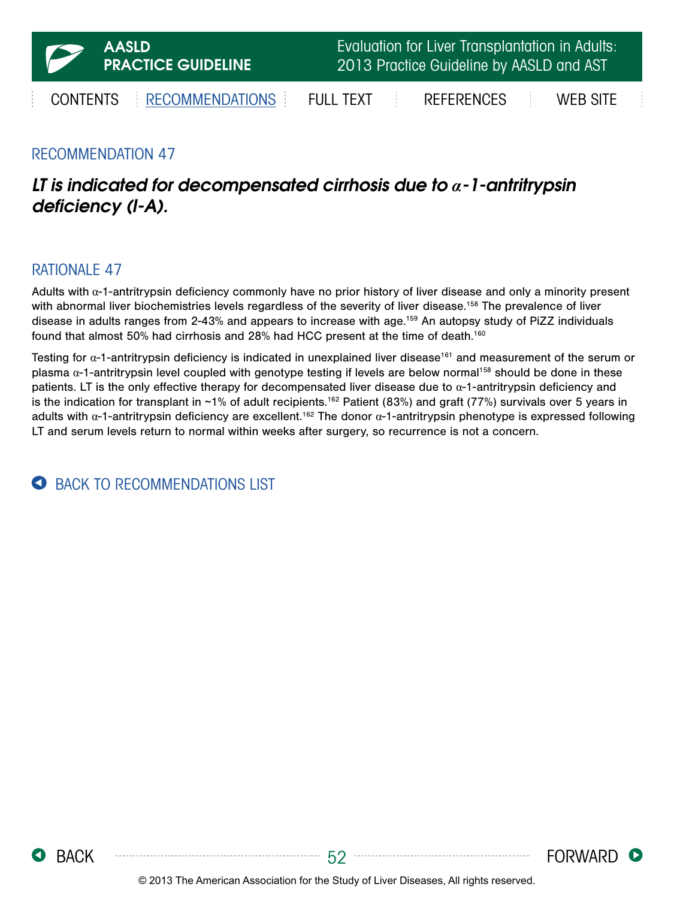## RECOMMENDATION 47

***LT is indicated for decompensated cirrhosis due to α-1-antritrypsin deficiency (I-A).***

## RATIONALE 47

Adults with α-1-antritrypsin deficiency commonly have no prior history of liver disease and only a minority present with abnormal liver biochemistries levels regardless of the severity of liver disease.[158] The prevalence of liver disease in adults ranges from 2-43% and appears to increase with age.[159] An autopsy study of PiZZ individuals found that almost 50% had cirrhosis and 28% had HCC present at the time of death.[160]

Testing for α-1-antritrypsin deficiency is indicated in unexplained liver disease[161] and measurement of the serum or plasma α-1-antritrypsin level coupled with genotype testing if levels are below normal[158] should be done in these patients. LT is the only effective therapy for decompensated liver disease due to α-1-antritrypsin deficiency and is the indication for transplant in ~1% of adult recipients.[162] Patient (83%) and graft (77%) survivals over 5 years in adults with α-1-antritrypsin deficiency are excellent.[162] The donor α-1-antritrypsin phenotype is expressed following LT and serum levels return to normal within weeks after surgery, so recurrence is not a concern.

BACK TO RECOMMENDATIONS LIST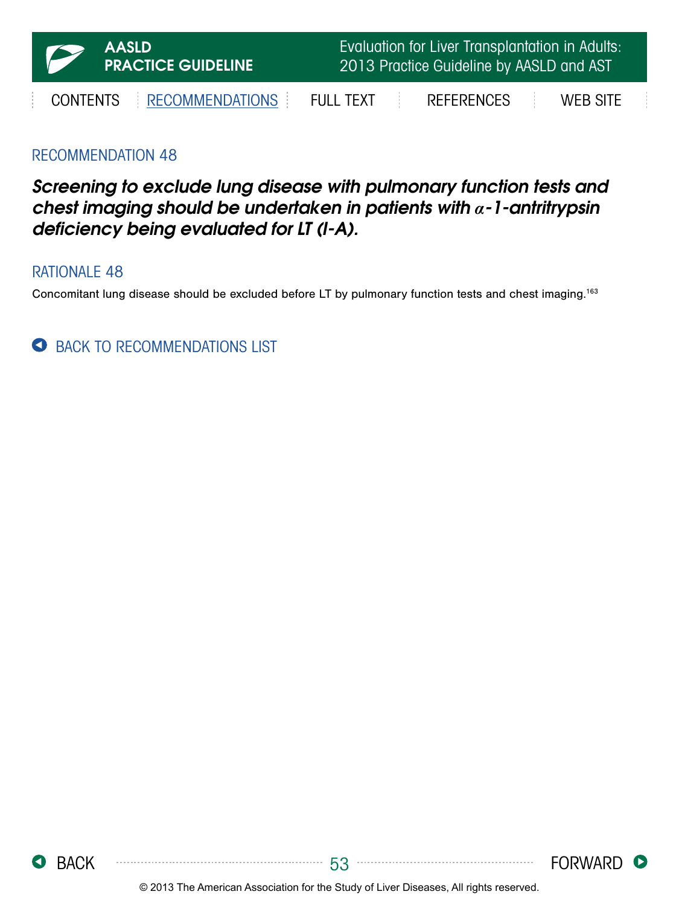## RECOMMENDATION 48

***Screening to exclude lung disease with pulmonary function tests and chest imaging should be undertaken in patients with $\alpha$-1-antritrypsin deficiency being evaluated for LT (I-A).***

## RATIONALE 48

Concomitant lung disease should be excluded before LT by pulmonary function tests and chest imaging.[163]

BACK TO RECOMMENDATIONS LIST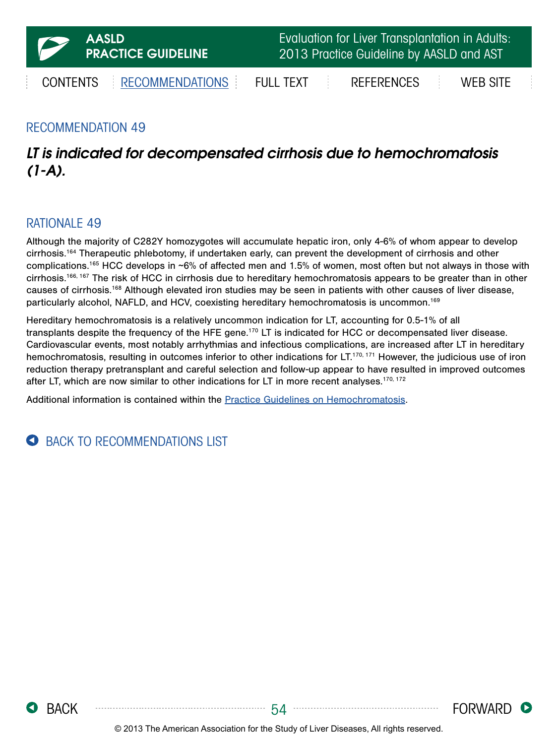## RECOMMENDATION 49

***LT is indicated for decompensated cirrhosis due to hemochromatosis (1-A).***

## RATIONALE 49

Although the majority of C282Y homozygotes will accumulate hepatic iron, only 4-6% of whom appear to develop cirrhosis.[164] Therapeutic phlebotomy, if undertaken early, can prevent the development of cirrhosis and other complications.[165] HCC develops in ~6% of affected men and 1.5% of women, most often but not always in those with cirrhosis.[166, 167] The risk of HCC in cirrhosis due to hereditary hemochromatosis appears to be greater than in other causes of cirrhosis.[168] Although elevated iron studies may be seen in patients with other causes of liver disease, particularly alcohol, NAFLD, and HCV, coexisting hereditary hemochromatosis is uncommon.[169]

Hereditary hemochromatosis is a relatively uncommon indication for LT, accounting for 0.5-1% of all transplants despite the frequency of the HFE gene.[170] LT is indicated for HCC or decompensated liver disease. Cardiovascular events, most notably arrhythmias and infectious complications, are increased after LT in hereditary hemochromatosis, resulting in outcomes inferior to other indications for LT.[170, 171] However, the judicious use of iron reduction therapy pretransplant and careful selection and follow-up appear to have resulted in improved outcomes after LT, which are now similar to other indications for LT in more recent analyses.[170, 172]

Additional information is contained within the Practice Guidelines on Hemochromatosis.

BACK TO RECOMMENDATIONS LIST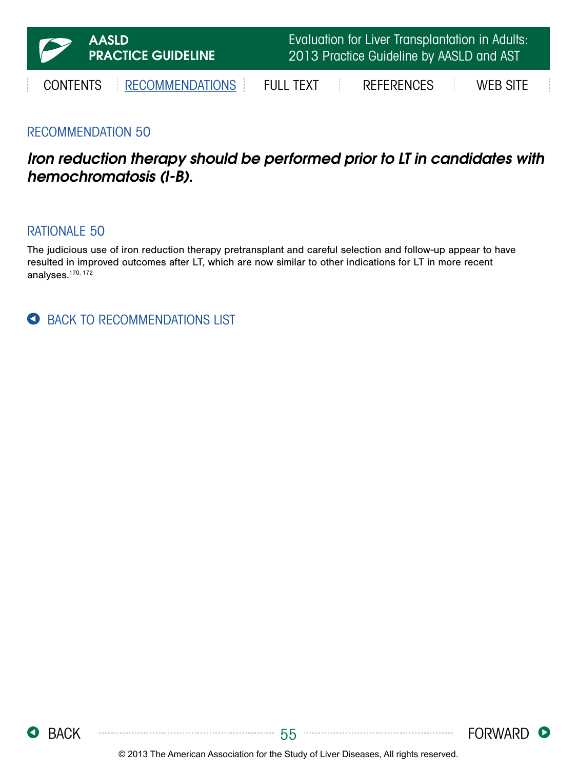## RECOMMENDATION 50

***Iron reduction therapy should be performed prior to LT in candidates with hemochromatosis (I-B).***

## RATIONALE 50

The judicious use of iron reduction therapy pretransplant and careful selection and follow-up appear to have resulted in improved outcomes after LT, which are now similar to other indications for LT in more recent analyses.[170, 172]

BACK TO RECOMMENDATIONS LIST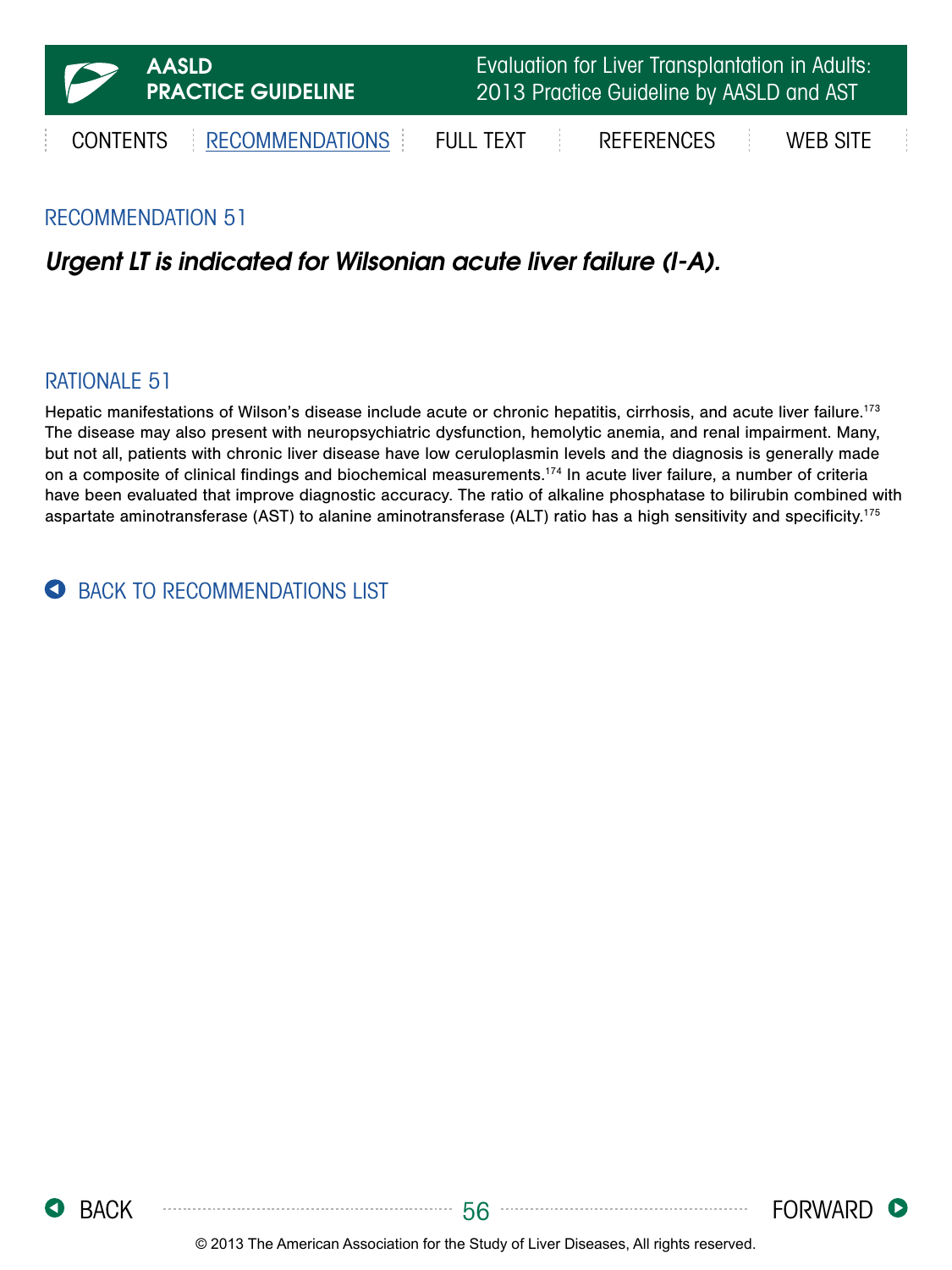## RECOMMENDATION 51

***Urgent LT is indicated for Wilsonian acute liver failure (I-A).***

## RATIONALE 51

Hepatic manifestations of Wilson's disease include acute or chronic hepatitis, cirrhosis, and acute liver failure.[173] The disease may also present with neuropsychiatric dysfunction, hemolytic anemia, and renal impairment. Many, but not all, patients with chronic liver disease have low ceruloplasmin levels and the diagnosis is generally made on a composite of clinical findings and biochemical measurements.[174] In acute liver failure, a number of criteria have been evaluated that improve diagnostic accuracy. The ratio of alkaline phosphatase to bilirubin combined with aspartate aminotransferase (AST) to alanine aminotransferase (ALT) ratio has a high sensitivity and specificity.[175]

BACK TO RECOMMENDATIONS LIST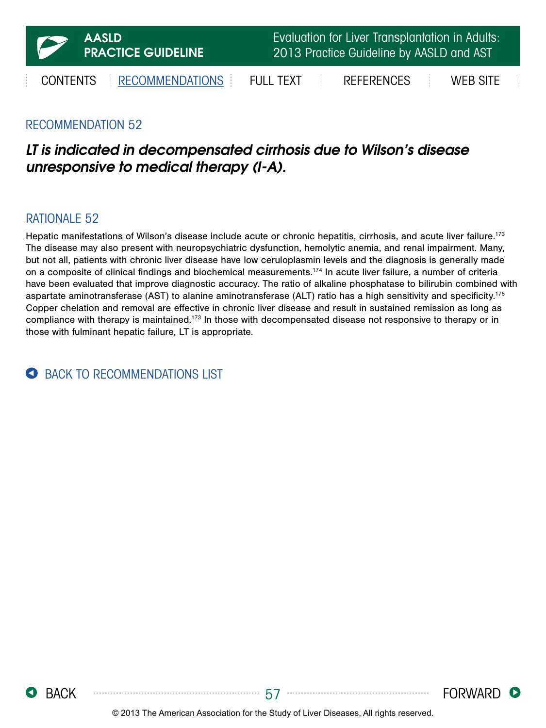## RECOMMENDATION 52

***LT is indicated in decompensated cirrhosis due to Wilson's disease unresponsive to medical therapy (I-A).***

## RATIONALE 52

Hepatic manifestations of Wilson's disease include acute or chronic hepatitis, cirrhosis, and acute liver failure.[173] The disease may also present with neuropsychiatric dysfunction, hemolytic anemia, and renal impairment. Many, but not all, patients with chronic liver disease have low ceruloplasmin levels and the diagnosis is generally made on a composite of clinical findings and biochemical measurements.[174] In acute liver failure, a number of criteria have been evaluated that improve diagnostic accuracy. The ratio of alkaline phosphatase to bilirubin combined with aspartate aminotransferase (AST) to alanine aminotransferase (ALT) ratio has a high sensitivity and specificity.[175] Copper chelation and removal are effective in chronic liver disease and result in sustained remission as long as compliance with therapy is maintained.[173] In those with decompensated disease not responsive to therapy or in those with fulminant hepatic failure, LT is appropriate.

BACK TO RECOMMENDATIONS LIST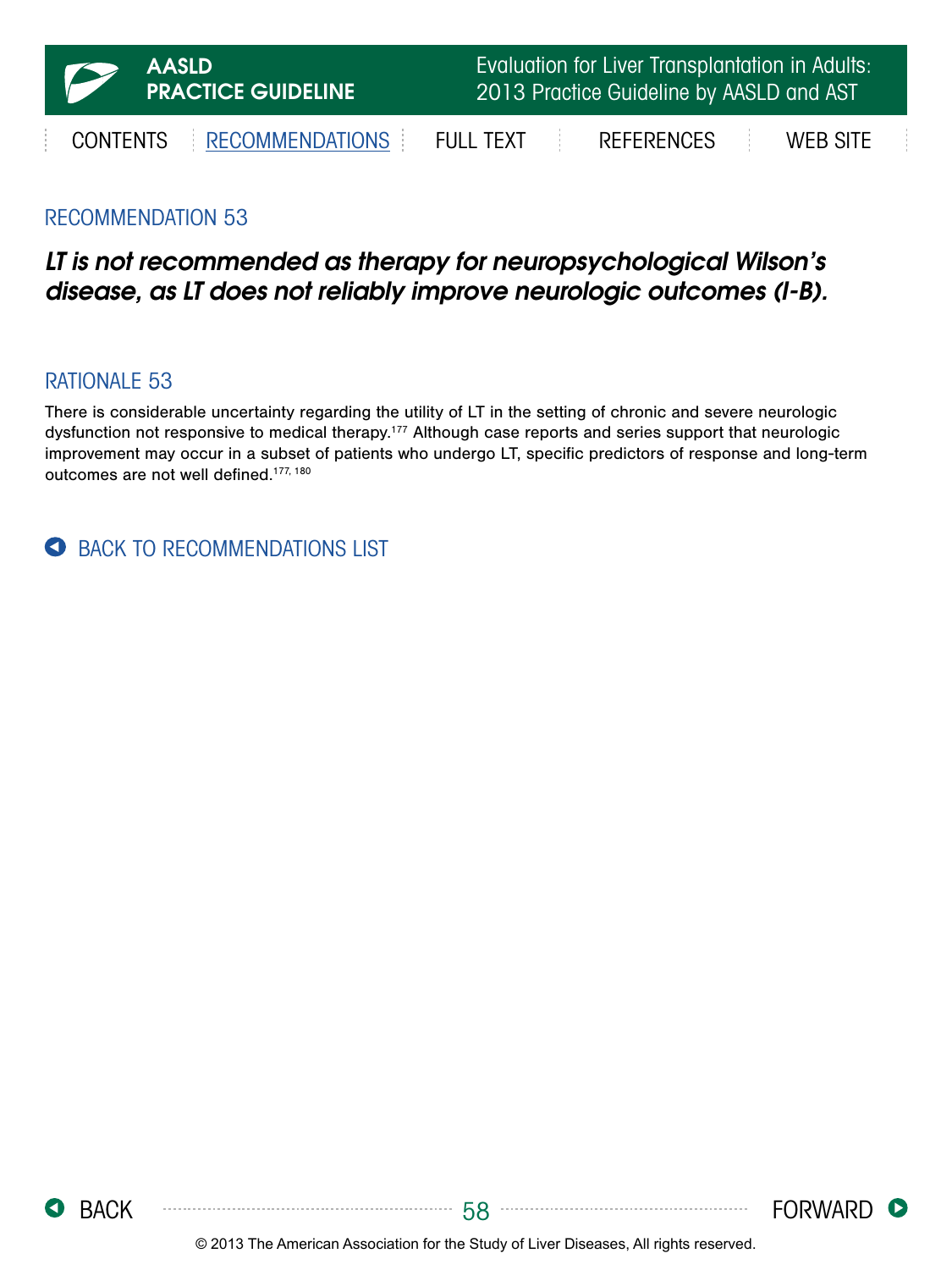## RECOMMENDATION 53

***LT is not recommended as therapy for neuropsychological Wilson's disease, as LT does not reliably improve neurologic outcomes (I-B).***

## RATIONALE 53

There is considerable uncertainty regarding the utility of LT in the setting of chronic and severe neurologic dysfunction not responsive to medical therapy.[177] Although case reports and series support that neurologic improvement may occur in a subset of patients who undergo LT, specific predictors of response and long-term outcomes are not well defined.[177, 180]

BACK TO RECOMMENDATIONS LIST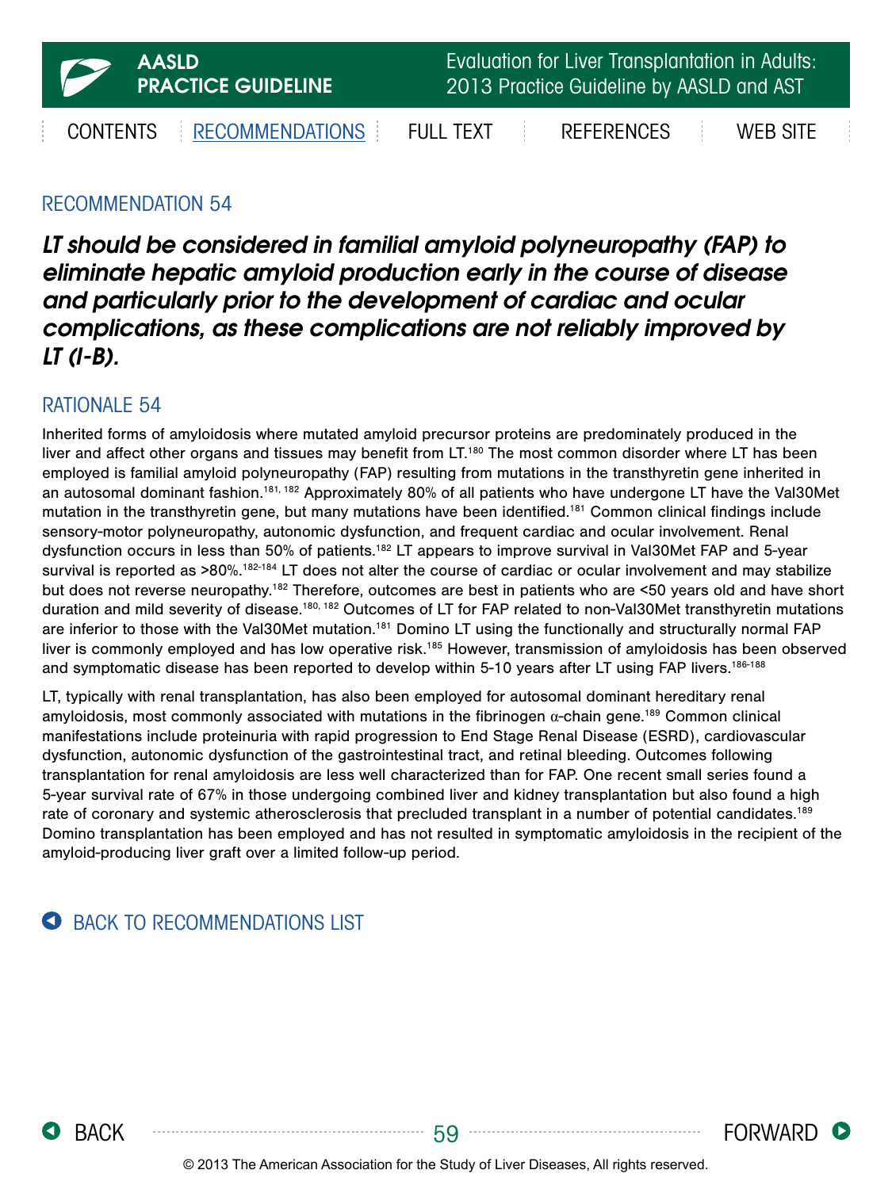## RECOMMENDATION 54

***LT should be considered in familial amyloid polyneuropathy (FAP) to eliminate hepatic amyloid production early in the course of disease and particularly prior to the development of cardiac and ocular complications, as these complications are not reliably improved by LT (I-B).***

## RATIONALE 54

Inherited forms of amyloidosis where mutated amyloid precursor proteins are predominately produced in the liver and affect other organs and tissues may benefit from LT.[180] The most common disorder where LT has been employed is familial amyloid polyneuropathy (FAP) resulting from mutations in the transthyretin gene inherited in an autosomal dominant fashion.[181, 182] Approximately 80% of all patients who have undergone LT have the Val30Met mutation in the transthyretin gene, but many mutations have been identified.[181] Common clinical findings include sensory-motor polyneuropathy, autonomic dysfunction, and frequent cardiac and ocular involvement. Renal dysfunction occurs in less than 50% of patients.[182] LT appears to improve survival in Val30Met FAP and 5-year survival is reported as >80%.[182-184] LT does not alter the course of cardiac or ocular involvement and may stabilize but does not reverse neuropathy.[182] Therefore, outcomes are best in patients who are <50 years old and have short duration and mild severity of disease.[180, 182] Outcomes of LT for FAP related to non-Val30Met transthyretin mutations are inferior to those with the Val30Met mutation.[181] Domino LT using the functionally and structurally normal FAP liver is commonly employed and has low operative risk.[185] However, transmission of amyloidosis has been observed and symptomatic disease has been reported to develop within 5-10 years after LT using FAP livers.[186-188]

LT, typically with renal transplantation, has also been employed for autosomal dominant hereditary renal amyloidosis, most commonly associated with mutations in the fibrinogen $\alpha$-chain gene.[189] Common clinical manifestations include proteinuria with rapid progression to End Stage Renal Disease (ESRD), cardiovascular dysfunction, autonomic dysfunction of the gastrointestinal tract, and retinal bleeding. Outcomes following transplantation for renal amyloidosis are less well characterized than for FAP. One recent small series found a 5-year survival rate of 67% in those undergoing combined liver and kidney transplantation but also found a high rate of coronary and systemic atherosclerosis that precluded transplant in a number of potential candidates.[189] Domino transplantation has been employed and has not resulted in symptomatic amyloidosis in the recipient of the amyloid-producing liver graft over a limited follow-up period.

BACK TO RECOMMENDATIONS LIST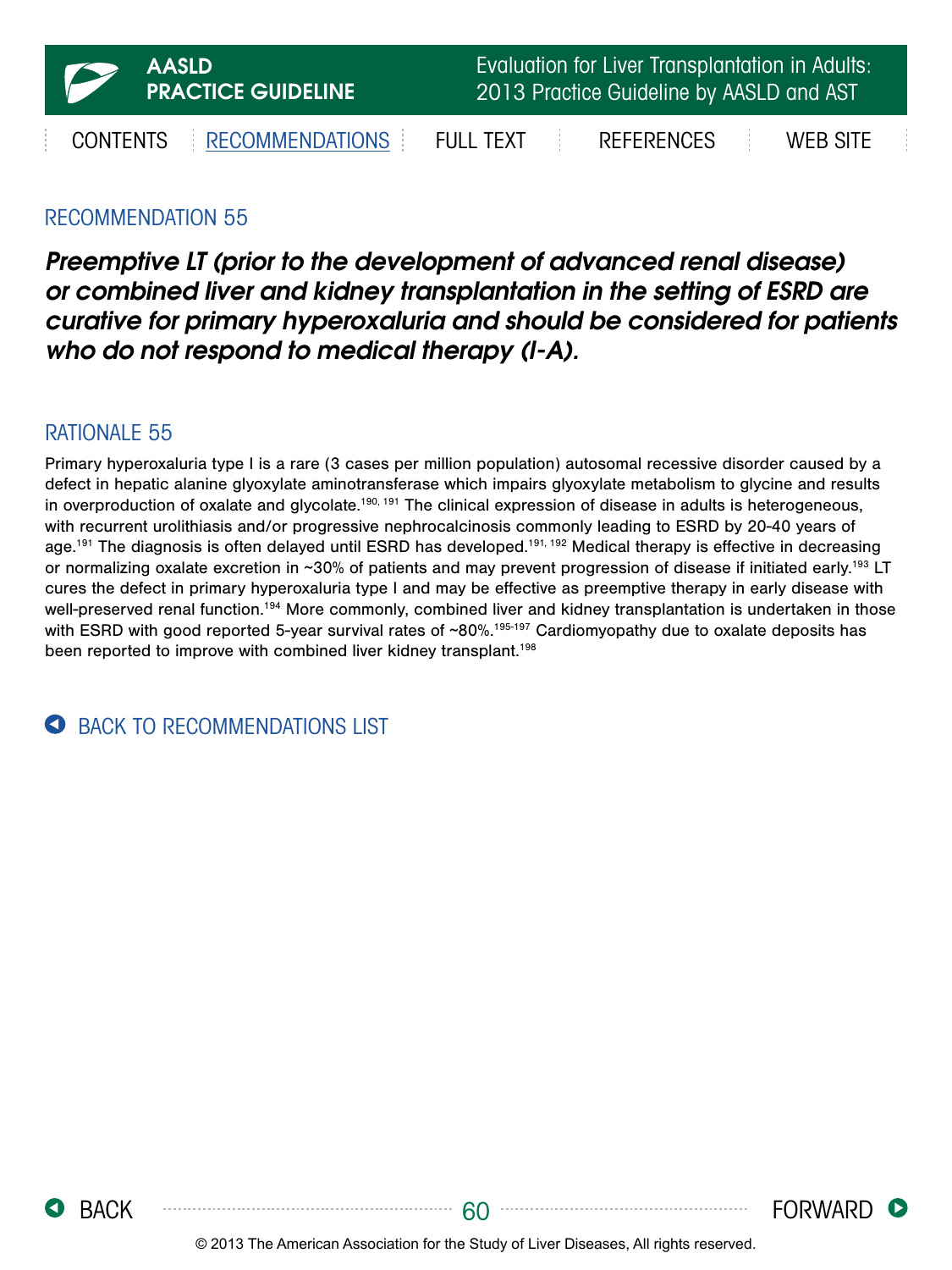## RECOMMENDATION 55

***Preemptive LT (prior to the development of advanced renal disease) or combined liver and kidney transplantation in the setting of ESRD are curative for primary hyperoxaluria and should be considered for patients who do not respond to medical therapy (I-A).***

## RATIONALE 55

Primary hyperoxaluria type I is a rare (3 cases per million population) autosomal recessive disorder caused by a defect in hepatic alanine glyoxylate aminotransferase which impairs glyoxylate metabolism to glycine and results in overproduction of oxalate and glycolate.[190, 191] The clinical expression of disease in adults is heterogeneous, with recurrent urolithiasis and/or progressive nephrocalcinosis commonly leading to ESRD by 20-40 years of age.[191] The diagnosis is often delayed until ESRD has developed.[191, 192] Medical therapy is effective in decreasing or normalizing oxalate excretion in ~30% of patients and may prevent progression of disease if initiated early.[193] LT cures the defect in primary hyperoxaluria type I and may be effective as preemptive therapy in early disease with well-preserved renal function.[194] More commonly, combined liver and kidney transplantation is undertaken in those with ESRD with good reported 5-year survival rates of ~80%.[195-197] Cardiomyopathy due to oxalate deposits has been reported to improve with combined liver kidney transplant.[198]

BACK TO RECOMMENDATIONS LIST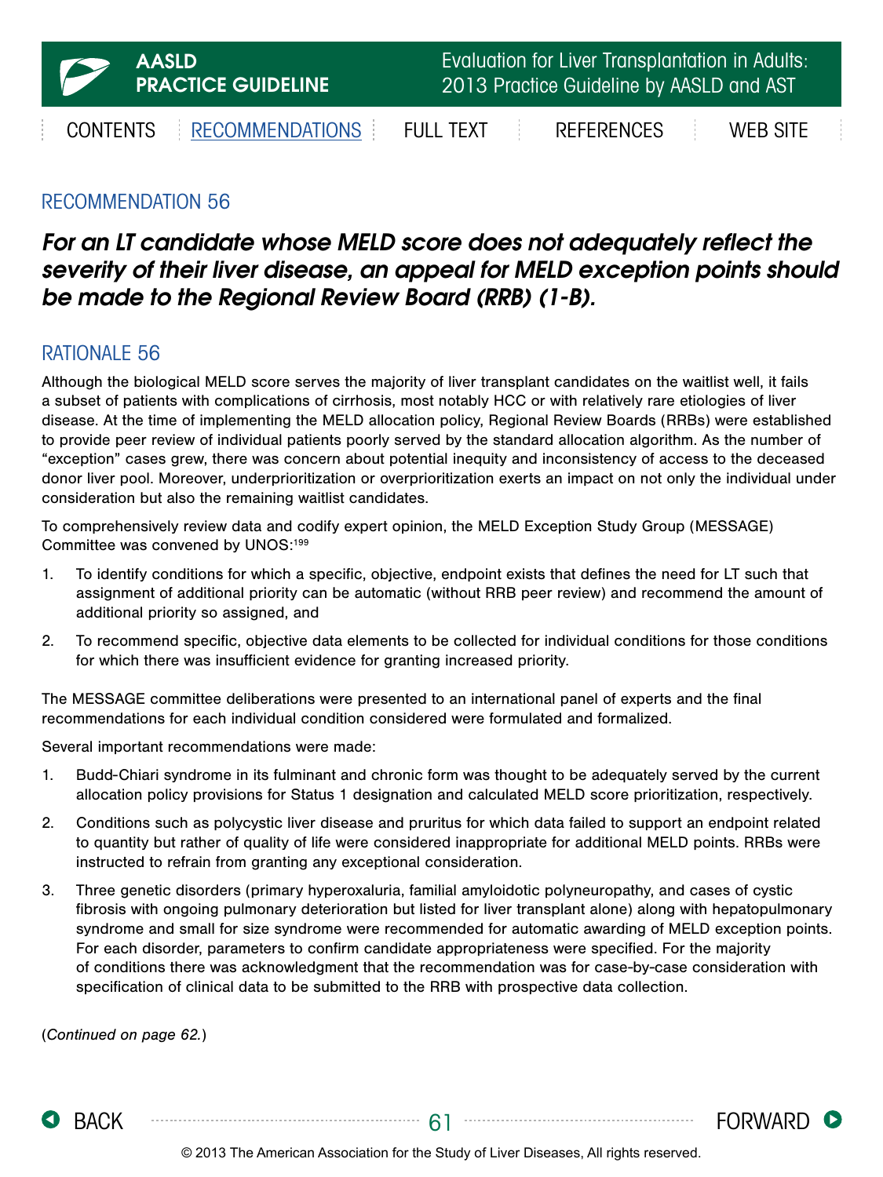## RECOMMENDATION 56

***For an LT candidate whose MELD score does not adequately reflect the severity of their liver disease, an appeal for MELD exception points should be made to the Regional Review Board (RRB) (1-B).***

## RATIONALE 56

Although the biological MELD score serves the majority of liver transplant candidates on the waitlist well, it fails a subset of patients with complications of cirrhosis, most notably HCC or with relatively rare etiologies of liver disease. At the time of implementing the MELD allocation policy, Regional Review Boards (RRBs) were established to provide peer review of individual patients poorly served by the standard allocation algorithm. As the number of "exception" cases grew, there was concern about potential inequity and inconsistency of access to the deceased donor liver pool. Moreover, underprioritization or overprioritization exerts an impact on not only the individual under consideration but also the remaining waitlist candidates.

To comprehensively review data and codify expert opinion, the MELD Exception Study Group (MESSAGE) Committee was convened by UNOS:[199]

1. To identify conditions for which a specific, objective, endpoint exists that defines the need for LT such that assignment of additional priority can be automatic (without RRB peer review) and recommend the amount of additional priority so assigned, and
2. To recommend specific, objective data elements to be collected for individual conditions for those conditions for which there was insufficient evidence for granting increased priority.

The MESSAGE committee deliberations were presented to an international panel of experts and the final recommendations for each individual condition considered were formulated and formalized.

Several important recommendations were made:

1. Budd-Chiari syndrome in its fulminant and chronic form was thought to be adequately served by the current allocation policy provisions for Status 1 designation and calculated MELD score prioritization, respectively.
2. Conditions such as polycystic liver disease and pruritus for which data failed to support an endpoint related to quantity but rather of quality of life were considered inappropriate for additional MELD points. RRBs were instructed to refrain from granting any exceptional consideration.
3. Three genetic disorders (primary hyperoxaluria, familial amyloidotic polyneuropathy, and cases of cystic fibrosis with ongoing pulmonary deterioration but listed for liver transplant alone) along with hepatopulmonary syndrome and small for size syndrome were recommended for automatic awarding of MELD exception points. For each disorder, parameters to confirm candidate appropriateness were specified. For the majority of conditions there was acknowledgment that the recommendation was for case-by-case consideration with specification of clinical data to be submitted to the RRB with prospective data collection.

(*Continued on page 62.*)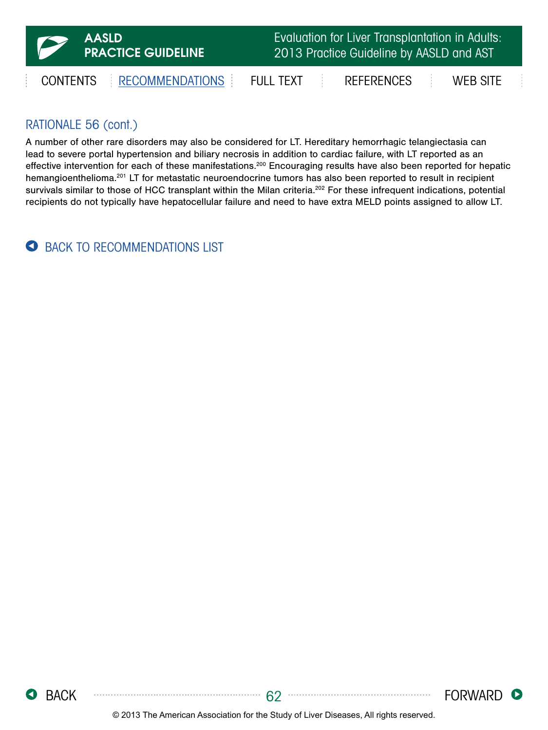## RATIONALE 56 (cont.)

A number of other rare disorders may also be considered for LT. Hereditary hemorrhagic telangiectasia can lead to severe portal hypertension and biliary necrosis in addition to cardiac failure, with LT reported as an effective intervention for each of these manifestations.[200] Encouraging results have also been reported for hepatic hemangioenthelioma.[201] LT for metastatic neuroendocrine tumors has also been reported to result in recipient survivals similar to those of HCC transplant within the Milan criteria.[202] For these infrequent indications, potential recipients do not typically have hepatocellular failure and need to have extra MELD points assigned to allow LT.

BACK TO RECOMMENDATIONS LIST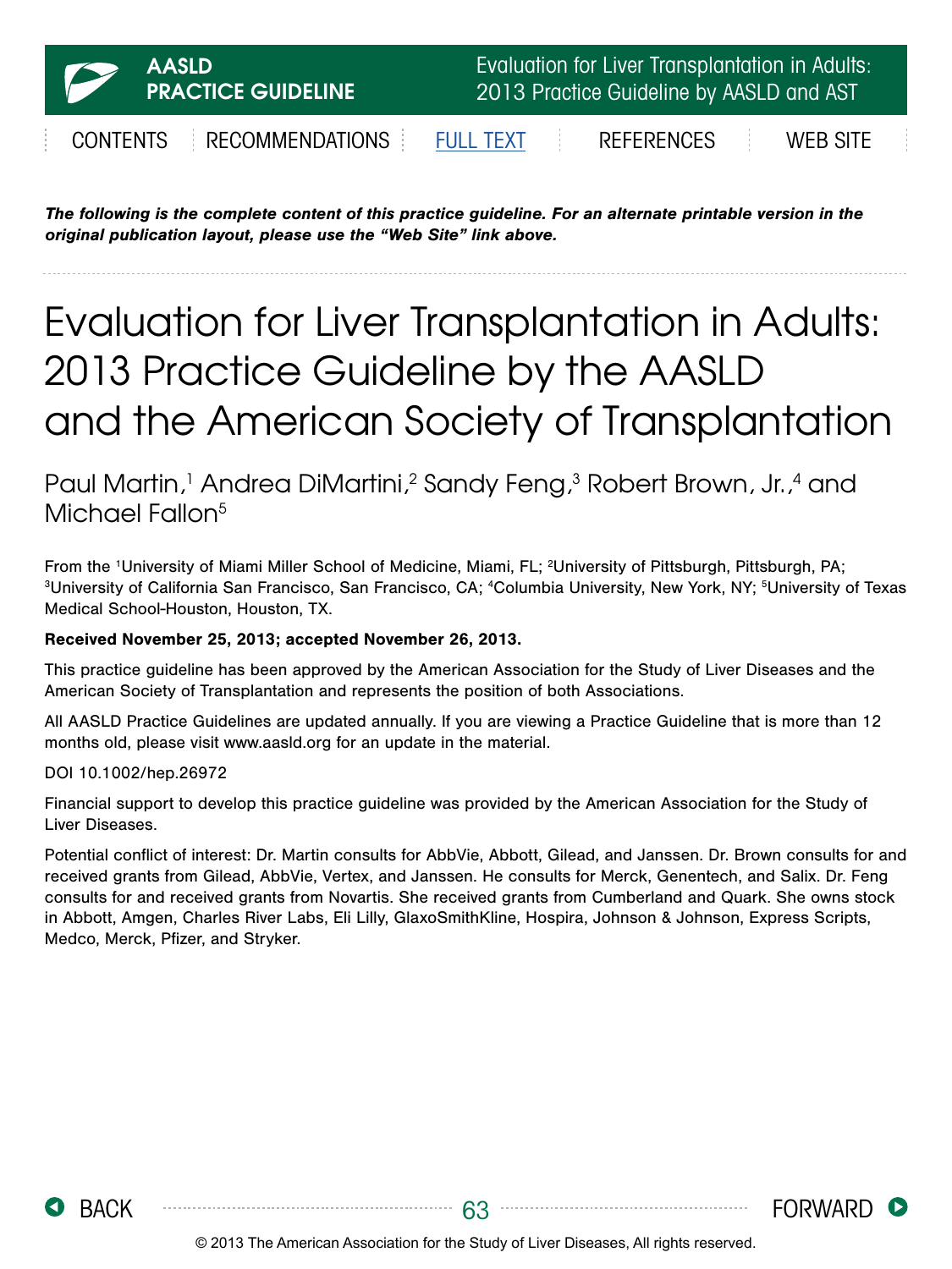*The following is the complete content of this practice guideline. For an alternate printable version in the original publication layout, please use the "Web Site" link above.*

# Evaluation for Liver Transplantation in Adults: 2013 Practice Guideline by the AASLD and the American Society of Transplantation

Paul Martin,[1] Andrea DiMartini,[2] Sandy Feng,[3] Robert Brown, Jr.,[4] and Michael Fallon[5]

From the [1]University of Miami Miller School of Medicine, Miami, FL; [2]University of Pittsburgh, Pittsburgh, PA; [3]University of California San Francisco, San Francisco, CA; [4]Columbia University, New York, NY; [5]University of Texas Medical School-Houston, Houston, TX.

**Received November 25, 2013; accepted November 26, 2013.**

This practice guideline has been approved by the American Association for the Study of Liver Diseases and the American Society of Transplantation and represents the position of both Associations.

All AASLD Practice Guidelines are updated annually. If you are viewing a Practice Guideline that is more than 12 months old, please visit www.aasld.org for an update in the material.

DOI 10.1002/hep.26972

Financial support to develop this practice guideline was provided by the American Association for the Study of Liver Diseases.

Potential conflict of interest: Dr. Martin consults for AbbVie, Abbott, Gilead, and Janssen. Dr. Brown consults for and received grants from Gilead, AbbVie, Vertex, and Janssen. He consults for Merck, Genentech, and Salix. Dr. Feng consults for and received grants from Novartis. She received grants from Cumberland and Quark. She owns stock in Abbott, Amgen, Charles River Labs, Eli Lilly, GlaxoSmithKline, Hospira, Johnson & Johnson, Express Scripts, Medco, Merck, Pfizer, and Stryker.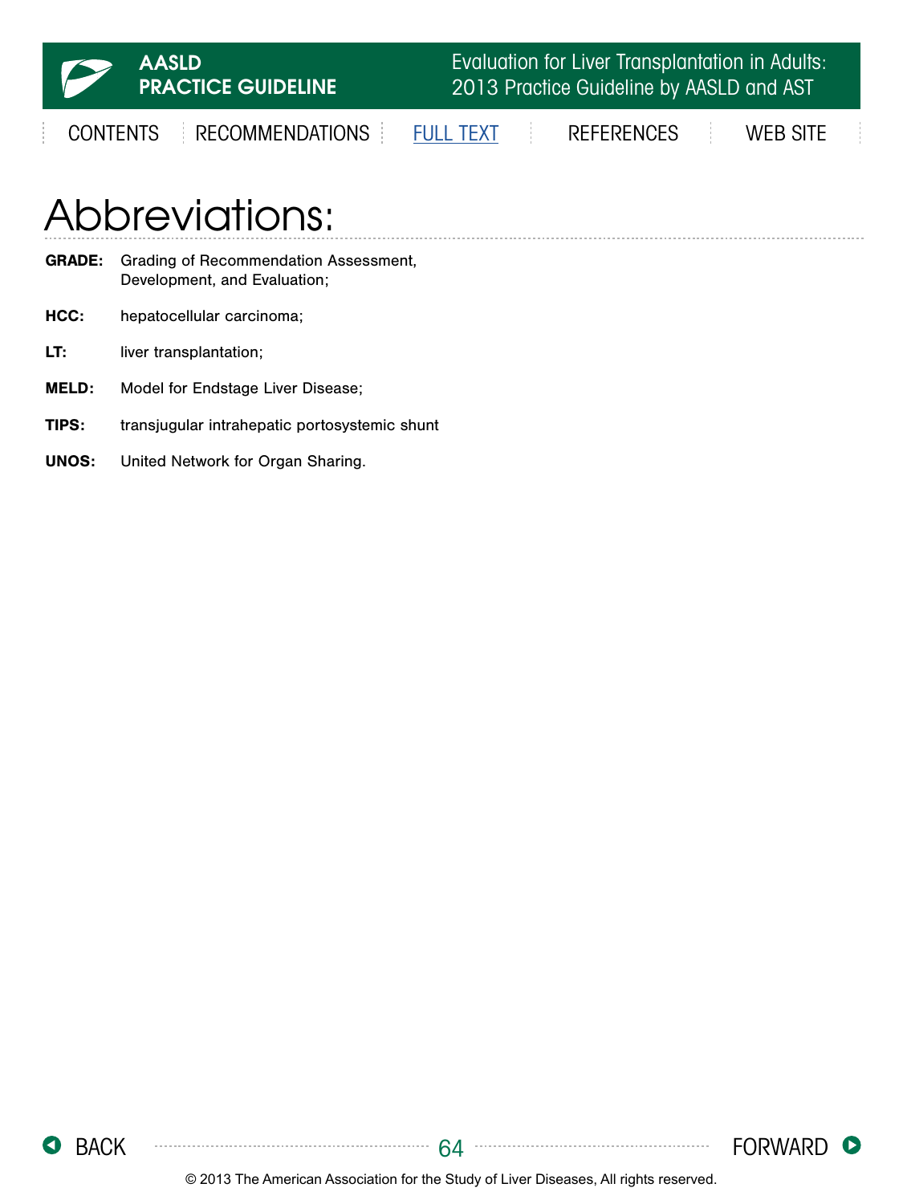# Abbreviations:

**GRADE:** Grading of Recommendation Assessment, Development, and Evaluation;

**HCC:** hepatocellular carcinoma;

**LT:** liver transplantation;

**MELD:** Model for Endstage Liver Disease;

**TIPS:** transjugular intrahepatic portosystemic shunt

**UNOS:** United Network for Organ Sharing.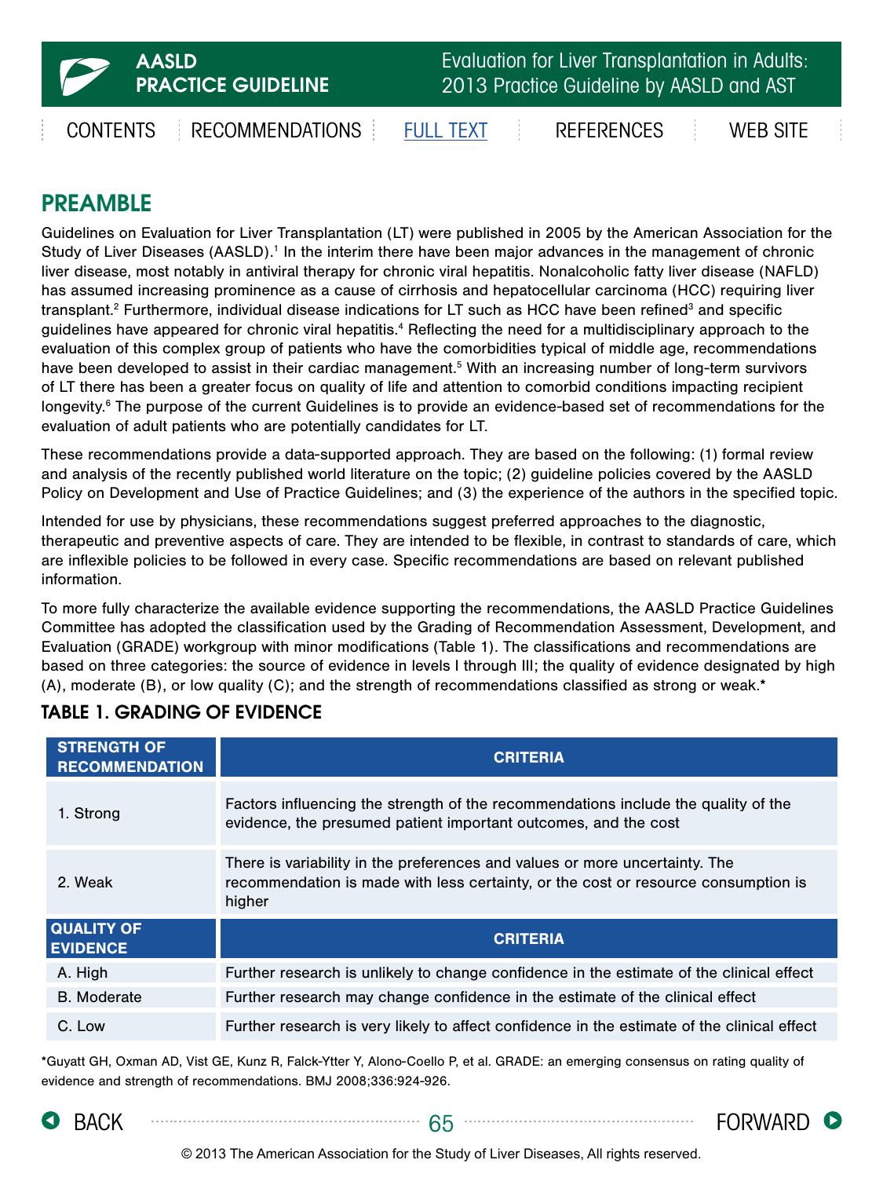## PREAMBLE

Guidelines on Evaluation for Liver Transplantation (LT) were published in 2005 by the American Association for the Study of Liver Diseases (AASLD).[1] In the interim there have been major advances in the management of chronic liver disease, most notably in antiviral therapy for chronic viral hepatitis. Nonalcoholic fatty liver disease (NAFLD) has assumed increasing prominence as a cause of cirrhosis and hepatocellular carcinoma (HCC) requiring liver transplant.[2] Furthermore, individual disease indications for LT such as HCC have been refined[3] and specific guidelines have appeared for chronic viral hepatitis.[4] Reflecting the need for a multidisciplinary approach to the evaluation of this complex group of patients who have the comorbidities typical of middle age, recommendations have been developed to assist in their cardiac management.[5] With an increasing number of long-term survivors of LT there has been a greater focus on quality of life and attention to comorbid conditions impacting recipient longevity.[6] The purpose of the current Guidelines is to provide an evidence-based set of recommendations for the evaluation of adult patients who are potentially candidates for LT.

These recommendations provide a data-supported approach. They are based on the following: (1) formal review and analysis of the recently published world literature on the topic; (2) guideline policies covered by the AASLD Policy on Development and Use of Practice Guidelines; and (3) the experience of the authors in the specified topic.

Intended for use by physicians, these recommendations suggest preferred approaches to the diagnostic, therapeutic and preventive aspects of care. They are intended to be flexible, in contrast to standards of care, which are inflexible policies to be followed in every case. Specific recommendations are based on relevant published information.

To more fully characterize the available evidence supporting the recommendations, the AASLD Practice Guidelines Committee has adopted the classification used by the Grading of Recommendation Assessment, Development, and Evaluation (GRADE) workgroup with minor modifications (Table 1). The classifications and recommendations are based on three categories: the source of evidence in levels I through III; the quality of evidence designated by high (A), moderate (B), or low quality (C); and the strength of recommendations classified as strong or weak.*

### TABLE 1. GRADING OF EVIDENCE

| STRENGTH OF RECOMMENDATION | CRITERIA |
|---|---|
| 1. Strong | Factors influencing the strength of the recommendations include the quality of the evidence, the presumed patient important outcomes, and the cost |
| 2. Weak | There is variability in the preferences and values or more uncertainty. The recommendation is made with less certainty, or the cost or resource consumption is higher |
| **QUALITY OF EVIDENCE** | **CRITERIA** |
| A. High | Further research is unlikely to change confidence in the estimate of the clinical effect |
| B. Moderate | Further research may change confidence in the estimate of the clinical effect |
| C. Low | Further research is very likely to affect confidence in the estimate of the clinical effect |

*Guyatt GH, Oxman AD, Vist GE, Kunz R, Falck-Ytter Y, Alono-Coello P, et al. GRADE: an emerging consensus on rating quality of evidence and strength of recommendations. BMJ 2008;336:924-926.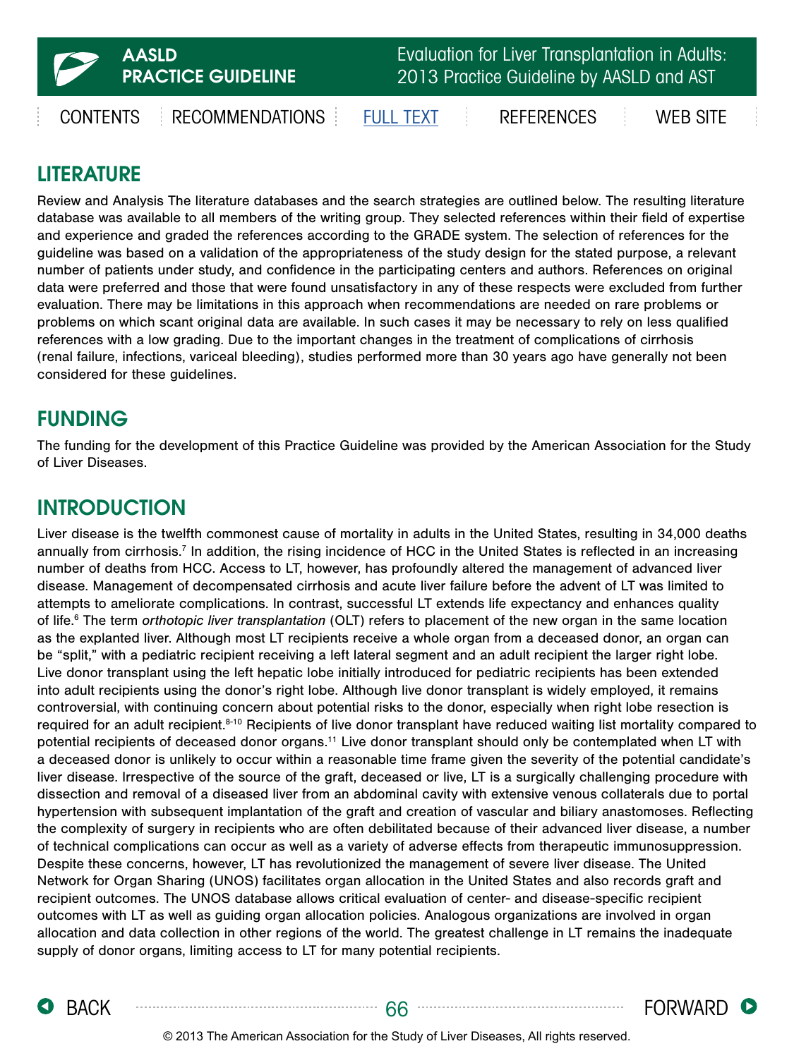## LITERATURE

Review and Analysis The literature databases and the search strategies are outlined below. The resulting literature database was available to all members of the writing group. They selected references within their field of expertise and experience and graded the references according to the GRADE system. The selection of references for the guideline was based on a validation of the appropriateness of the study design for the stated purpose, a relevant number of patients under study, and confidence in the participating centers and authors. References on original data were preferred and those that were found unsatisfactory in any of these respects were excluded from further evaluation. There may be limitations in this approach when recommendations are needed on rare problems or problems on which scant original data are available. In such cases it may be necessary to rely on less qualified references with a low grading. Due to the important changes in the treatment of complications of cirrhosis (renal failure, infections, variceal bleeding), studies performed more than 30 years ago have generally not been considered for these guidelines.

## FUNDING

The funding for the development of this Practice Guideline was provided by the American Association for the Study of Liver Diseases.

## INTRODUCTION

Liver disease is the twelfth commonest cause of mortality in adults in the United States, resulting in 34,000 deaths annually from cirrhosis.[7] In addition, the rising incidence of HCC in the United States is reflected in an increasing number of deaths from HCC. Access to LT, however, has profoundly altered the management of advanced liver disease. Management of decompensated cirrhosis and acute liver failure before the advent of LT was limited to attempts to ameliorate complications. In contrast, successful LT extends life expectancy and enhances quality of life.[6] The term *orthotopic liver transplantation* (OLT) refers to placement of the new organ in the same location as the explanted liver. Although most LT recipients receive a whole organ from a deceased donor, an organ can be "split," with a pediatric recipient receiving a left lateral segment and an adult recipient the larger right lobe. Live donor transplant using the left hepatic lobe initially introduced for pediatric recipients has been extended into adult recipients using the donor's right lobe. Although live donor transplant is widely employed, it remains controversial, with continuing concern about potential risks to the donor, especially when right lobe resection is required for an adult recipient.[8-10] Recipients of live donor transplant have reduced waiting list mortality compared to potential recipients of deceased donor organs.[11] Live donor transplant should only be contemplated when LT with a deceased donor is unlikely to occur within a reasonable time frame given the severity of the potential candidate's liver disease. Irrespective of the source of the graft, deceased or live, LT is a surgically challenging procedure with dissection and removal of a diseased liver from an abdominal cavity with extensive venous collaterals due to portal hypertension with subsequent implantation of the graft and creation of vascular and biliary anastomoses. Reflecting the complexity of surgery in recipients who are often debilitated because of their advanced liver disease, a number of technical complications can occur as well as a variety of adverse effects from therapeutic immunosuppression. Despite these concerns, however, LT has revolutionized the management of severe liver disease. The United Network for Organ Sharing (UNOS) facilitates organ allocation in the United States and also records graft and recipient outcomes. The UNOS database allows critical evaluation of center- and disease-specific recipient outcomes with LT as well as guiding organ allocation policies. Analogous organizations are involved in organ allocation and data collection in other regions of the world. The greatest challenge in LT remains the inadequate supply of donor organs, limiting access to LT for many potential recipients.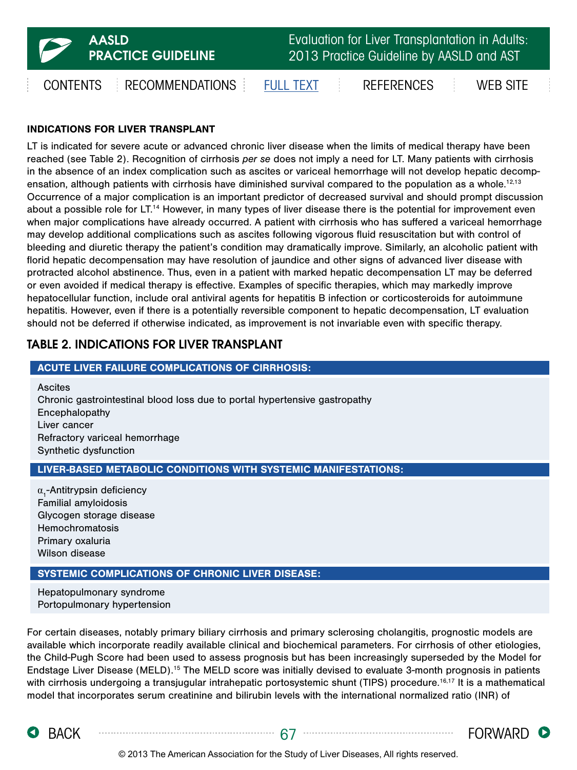### INDICATIONS FOR LIVER TRANSPLANT

LT is indicated for severe acute or advanced chronic liver disease when the limits of medical therapy have been reached (see Table 2). Recognition of cirrhosis *per se* does not imply a need for LT. Many patients with cirrhosis in the absence of an index complication such as ascites or variceal hemorrhage will not develop hepatic decompensation, although patients with cirrhosis have diminished survival compared to the population as a whole.[12,13] Occurrence of a major complication is an important predictor of decreased survival and should prompt discussion about a possible role for LT.[14] However, in many types of liver disease there is the potential for improvement even when major complications have already occurred. A patient with cirrhosis who has suffered a variceal hemorrhage may develop additional complications such as ascites following vigorous fluid resuscitation but with control of bleeding and diuretic therapy the patient's condition may dramatically improve. Similarly, an alcoholic patient with florid hepatic decompensation may have resolution of jaundice and other signs of advanced liver disease with protracted alcohol abstinence. Thus, even in a patient with marked hepatic decompensation LT may be deferred or even avoided if medical therapy is effective. Examples of specific therapies, which may markedly improve hepatocellular function, include oral antiviral agents for hepatitis B infection or corticosteroids for autoimmune hepatitis. However, even if there is a potentially reversible component to hepatic decompensation, LT evaluation should not be deferred if otherwise indicated, as improvement is not invariable even with specific therapy.

### TABLE 2. INDICATIONS FOR LIVER TRANSPLANT

| ACUTE LIVER FAILURE COMPLICATIONS OF CIRRHOSIS: |
|---|
| Ascites |
| Chronic gastrointestinal blood loss due to portal hypertensive gastropathy |
| Encephalopathy |
| Liver cancer |
| Refractory variceal hemorrhage |
| Synthetic dysfunction |
| **LIVER-BASED METABOLIC CONDITIONS WITH SYSTEMIC MANIFESTATIONS:** |
| $\alpha_1$-Antitrypsin deficiency |
| Familial amyloidosis |
| Glycogen storage disease |
| Hemochromatosis |
| Primary oxaluria |
| Wilson disease |
| **SYSTEMIC COMPLICATIONS OF CHRONIC LIVER DISEASE:** |
| Hepatopulmonary syndrome |
| Portopulmonary hypertension |

For certain diseases, notably primary biliary cirrhosis and primary sclerosing cholangitis, prognostic models are available which incorporate readily available clinical and biochemical parameters. For cirrhosis of other etiologies, the Child-Pugh Score had been used to assess prognosis but has been increasingly superseded by the Model for Endstage Liver Disease (MELD).[15] The MELD score was initially devised to evaluate 3-month prognosis in patients with cirrhosis undergoing a transjugular intrahepatic portosystemic shunt (TIPS) procedure.[16,17] It is a mathematical model that incorporates serum creatinine and bilirubin levels with the international normalized ratio (INR) of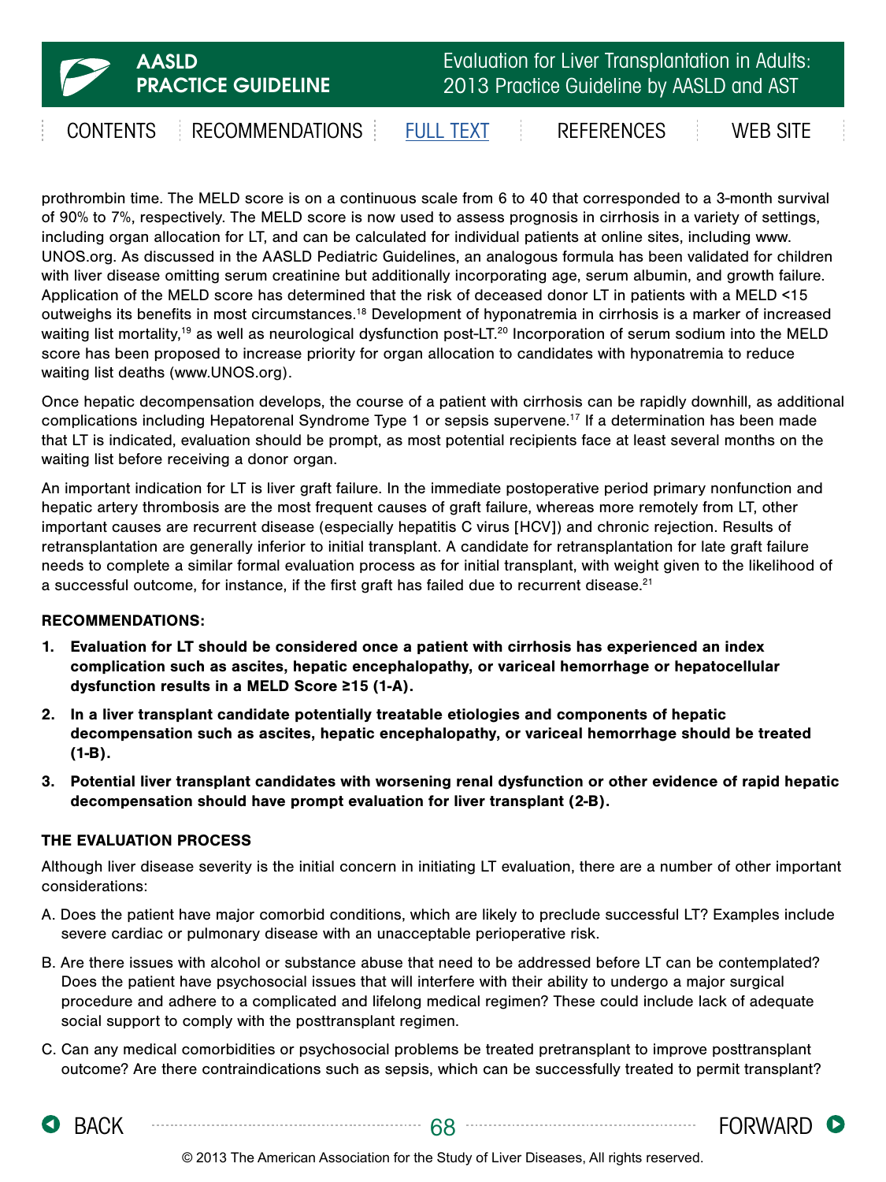prothrombin time. The MELD score is on a continuous scale from 6 to 40 that corresponded to a 3-month survival of 90% to 7%, respectively. The MELD score is now used to assess prognosis in cirrhosis in a variety of settings, including organ allocation for LT, and can be calculated for individual patients at online sites, including www.UNOS.org. As discussed in the AASLD Pediatric Guidelines, an analogous formula has been validated for children with liver disease omitting serum creatinine but additionally incorporating age, serum albumin, and growth failure. Application of the MELD score has determined that the risk of deceased donor LT in patients with a MELD <15 outweighs its benefits in most circumstances.[18] Development of hyponatremia in cirrhosis is a marker of increased waiting list mortality,[19] as well as neurological dysfunction post-LT.[20] Incorporation of serum sodium into the MELD score has been proposed to increase priority for organ allocation to candidates with hyponatremia to reduce waiting list deaths (www.UNOS.org).

Once hepatic decompensation develops, the course of a patient with cirrhosis can be rapidly downhill, as additional complications including Hepatorenal Syndrome Type 1 or sepsis supervene.[17] If a determination has been made that LT is indicated, evaluation should be prompt, as most potential recipients face at least several months on the waiting list before receiving a donor organ.

An important indication for LT is liver graft failure. In the immediate postoperative period primary nonfunction and hepatic artery thrombosis are the most frequent causes of graft failure, whereas more remotely from LT, other important causes are recurrent disease (especially hepatitis C virus [HCV]) and chronic rejection. Results of retransplantation are generally inferior to initial transplant. A candidate for retransplantation for late graft failure needs to complete a similar formal evaluation process as for initial transplant, with weight given to the likelihood of a successful outcome, for instance, if the first graft has failed due to recurrent disease.[21]

**RECOMMENDATIONS:**

1. **Evaluation for LT should be considered once a patient with cirrhosis has experienced an index complication such as ascites, hepatic encephalopathy, or variceal hemorrhage or hepatocellular dysfunction results in a MELD Score ≥15 (1-A).**
2. **In a liver transplant candidate potentially treatable etiologies and components of hepatic decompensation such as ascites, hepatic encephalopathy, or variceal hemorrhage should be treated (1-B).**
3. **Potential liver transplant candidates with worsening renal dysfunction or other evidence of rapid hepatic decompensation should have prompt evaluation for liver transplant (2-B).**

### THE EVALUATION PROCESS

Although liver disease severity is the initial concern in initiating LT evaluation, there are a number of other important considerations:

A. Does the patient have major comorbid conditions, which are likely to preclude successful LT? Examples include severe cardiac or pulmonary disease with an unacceptable perioperative risk.

B. Are there issues with alcohol or substance abuse that need to be addressed before LT can be contemplated? Does the patient have psychosocial issues that will interfere with their ability to undergo a major surgical procedure and adhere to a complicated and lifelong medical regimen? These could include lack of adequate social support to comply with the posttransplant regimen.

C. Can any medical comorbidities or psychosocial problems be treated pretransplant to improve posttransplant outcome? Are there contraindications such as sepsis, which can be successfully treated to permit transplant?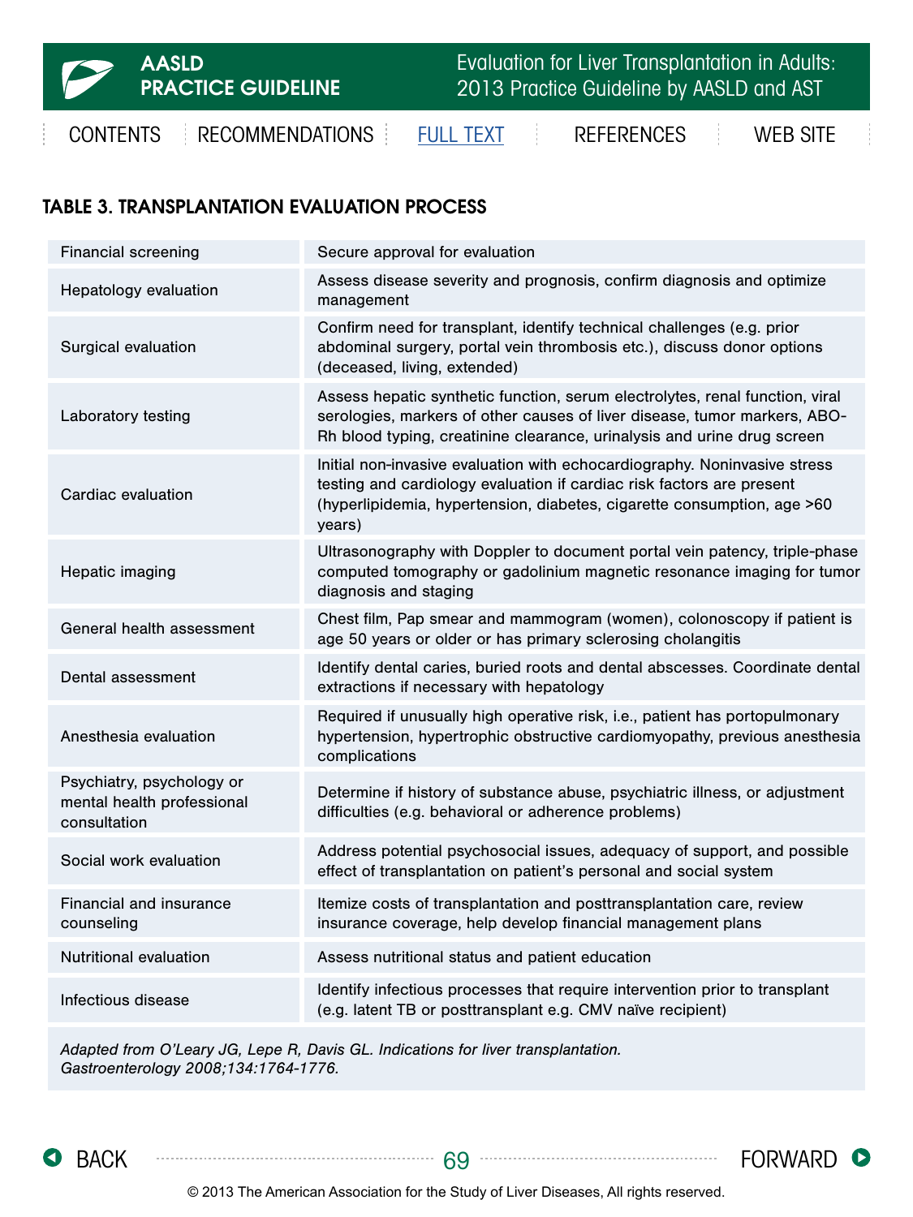## TABLE 3. TRANSPLANTATION EVALUATION PROCESS

| | |
|---|---|
| Financial screening | Secure approval for evaluation |
| Hepatology evaluation | Assess disease severity and prognosis, confirm diagnosis and optimize management |
| Surgical evaluation | Confirm need for transplant, identify technical challenges (e.g. prior abdominal surgery, portal vein thrombosis etc.), discuss donor options (deceased, living, extended) |
| Laboratory testing | Assess hepatic synthetic function, serum electrolytes, renal function, viral serologies, markers of other causes of liver disease, tumor markers, ABO-Rh blood typing, creatinine clearance, urinalysis and urine drug screen |
| Cardiac evaluation | Initial non-invasive evaluation with echocardiography. Noninvasive stress testing and cardiology evaluation if cardiac risk factors are present (hyperlipidemia, hypertension, diabetes, cigarette consumption, age >60 years) |
| Hepatic imaging | Ultrasonography with Doppler to document portal vein patency, triple-phase computed tomography or gadolinium magnetic resonance imaging for tumor diagnosis and staging |
| General health assessment | Chest film, Pap smear and mammogram (women), colonoscopy if patient is age 50 years or older or has primary sclerosing cholangitis |
| Dental assessment | Identify dental caries, buried roots and dental abscesses. Coordinate dental extractions if necessary with hepatology |
| Anesthesia evaluation | Required if unusually high operative risk, i.e., patient has portopulmonary hypertension, hypertrophic obstructive cardiomyopathy, previous anesthesia complications |
| Psychiatry, psychology or mental health professional consultation | Determine if history of substance abuse, psychiatric illness, or adjustment difficulties (e.g. behavioral or adherence problems) |
| Social work evaluation | Address potential psychosocial issues, adequacy of support, and possible effect of transplantation on patient's personal and social system |
| Financial and insurance counseling | Itemize costs of transplantation and posttransplantation care, review insurance coverage, help develop financial management plans |
| Nutritional evaluation | Assess nutritional status and patient education |
| Infectious disease | Identify infectious processes that require intervention prior to transplant (e.g. latent TB or posttransplant e.g. CMV naïve recipient) |

*Adapted from O'Leary JG, Lepe R, Davis GL. Indications for liver transplantation. Gastroenterology 2008;134:1764-1776.*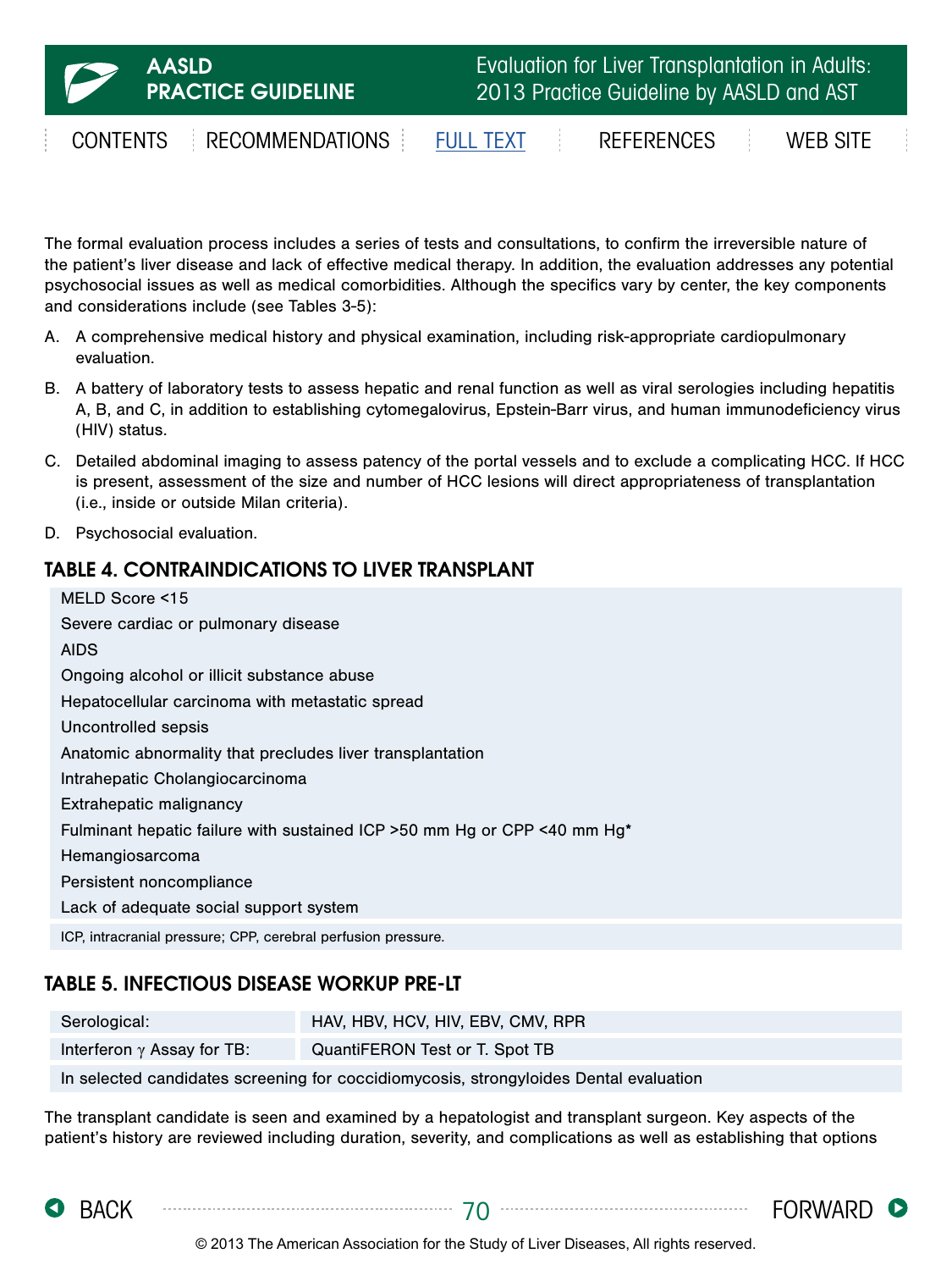The formal evaluation process includes a series of tests and consultations, to confirm the irreversible nature of the patient's liver disease and lack of effective medical therapy. In addition, the evaluation addresses any potential psychosocial issues as well as medical comorbidities. Although the specifics vary by center, the key components and considerations include (see Tables 3-5):

A. A comprehensive medical history and physical examination, including risk-appropriate cardiopulmonary evaluation.

B. A battery of laboratory tests to assess hepatic and renal function as well as viral serologies including hepatitis A, B, and C, in addition to establishing cytomegalovirus, Epstein-Barr virus, and human immunodeficiency virus (HIV) status.

C. Detailed abdominal imaging to assess patency of the portal vessels and to exclude a complicating HCC. If HCC is present, assessment of the size and number of HCC lesions will direct appropriateness of transplantation (i.e., inside or outside Milan criteria).

D. Psychosocial evaluation.

## TABLE 4. CONTRAINDICATIONS TO LIVER TRANSPLANT

| |
|---|
| MELD Score <15 |
| Severe cardiac or pulmonary disease |
| AIDS |
| Ongoing alcohol or illicit substance abuse |
| Hepatocellular carcinoma with metastatic spread |
| Uncontrolled sepsis |
| Anatomic abnormality that precludes liver transplantation |
| Intrahepatic Cholangiocarcinoma |
| Extrahepatic malignancy |
| Fulminant hepatic failure with sustained ICP >50 mm Hg or CPP <40 mm Hg* |
| Hemangiosarcoma |
| Persistent noncompliance |
| Lack of adequate social support system |

ICP, intracranial pressure; CPP, cerebral perfusion pressure.

## TABLE 5. INFECTIOUS DISEASE WORKUP PRE-LT

| | |
|---|---|
| Serological: | HAV, HBV, HCV, HIV, EBV, CMV, RPR |
| Interferon $\gamma$ Assay for TB: | QuantiFERON Test or T. Spot TB |
| In selected candidates screening for coccidiomycosis, strongyloides Dental evaluation | |

The transplant candidate is seen and examined by a hepatologist and transplant surgeon. Key aspects of the patient's history are reviewed including duration, severity, and complications as well as establishing that options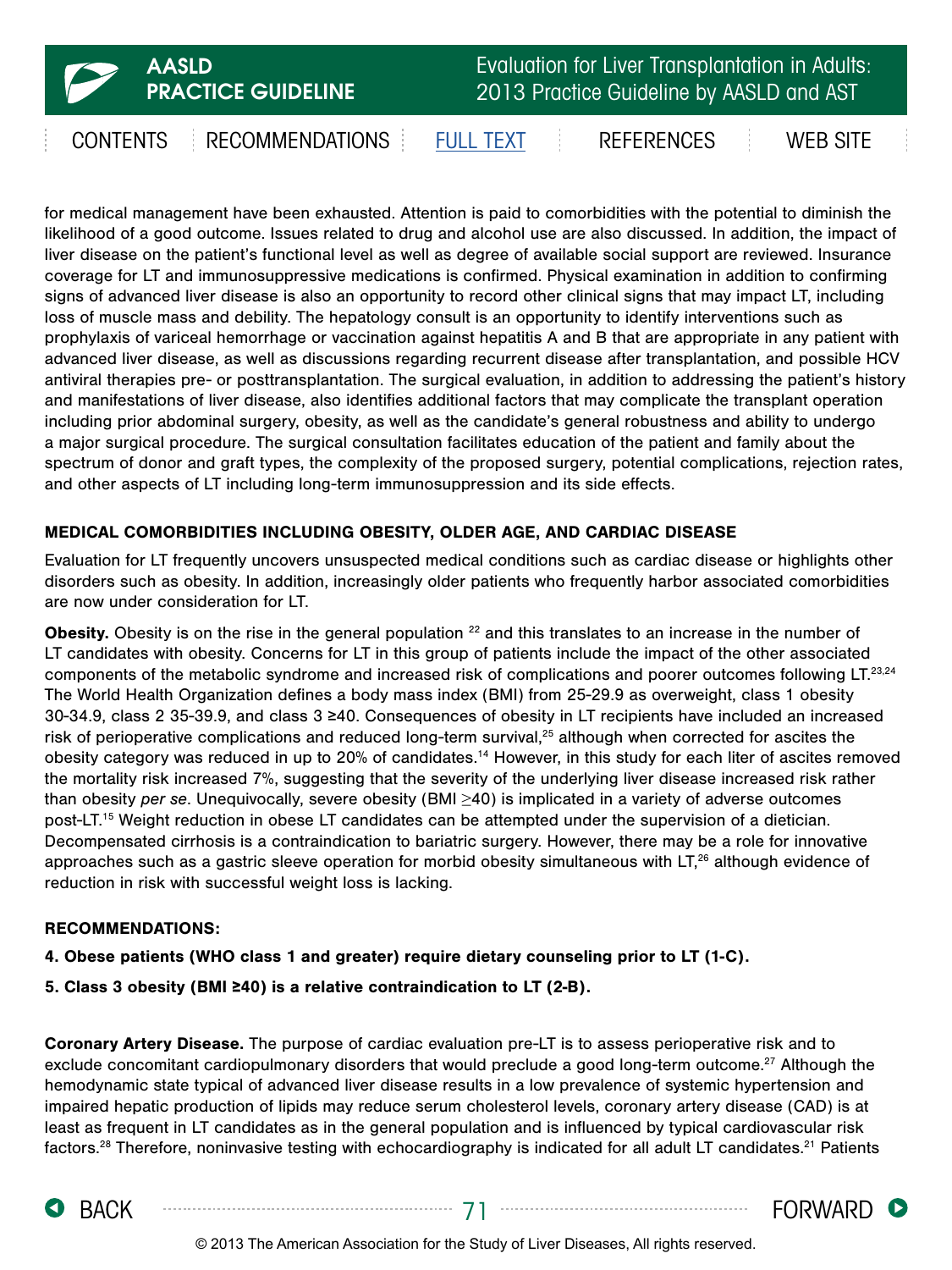for medical management have been exhausted. Attention is paid to comorbidities with the potential to diminish the likelihood of a good outcome. Issues related to drug and alcohol use are also discussed. In addition, the impact of liver disease on the patient's functional level as well as degree of available social support are reviewed. Insurance coverage for LT and immunosuppressive medications is confirmed. Physical examination in addition to confirming signs of advanced liver disease is also an opportunity to record other clinical signs that may impact LT, including loss of muscle mass and debility. The hepatology consult is an opportunity to identify interventions such as prophylaxis of variceal hemorrhage or vaccination against hepatitis A and B that are appropriate in any patient with advanced liver disease, as well as discussions regarding recurrent disease after transplantation, and possible HCV antiviral therapies pre- or posttransplantation. The surgical evaluation, in addition to addressing the patient's history and manifestations of liver disease, also identifies additional factors that may complicate the transplant operation including prior abdominal surgery, obesity, as well as the candidate's general robustness and ability to undergo a major surgical procedure. The surgical consultation facilitates education of the patient and family about the spectrum of donor and graft types, the complexity of the proposed surgery, potential complications, rejection rates, and other aspects of LT including long-term immunosuppression and its side effects.

## MEDICAL COMORBIDITIES INCLUDING OBESITY, OLDER AGE, AND CARDIAC DISEASE

Evaluation for LT frequently uncovers unsuspected medical conditions such as cardiac disease or highlights other disorders such as obesity. In addition, increasingly older patients who frequently harbor associated comorbidities are now under consideration for LT.

**Obesity.** Obesity is on the rise in the general population [22] and this translates to an increase in the number of LT candidates with obesity. Concerns for LT in this group of patients include the impact of the other associated components of the metabolic syndrome and increased risk of complications and poorer outcomes following LT.[23,24] The World Health Organization defines a body mass index (BMI) from 25-29.9 as overweight, class 1 obesity 30-34.9, class 2 35-39.9, and class 3 ≥40. Consequences of obesity in LT recipients have included an increased risk of perioperative complications and reduced long-term survival,[25] although when corrected for ascites the obesity category was reduced in up to 20% of candidates.[14] However, in this study for each liter of ascites removed the mortality risk increased 7%, suggesting that the severity of the underlying liver disease increased risk rather than obesity *per se*. Unequivocally, severe obesity (BMI ≥40) is implicated in a variety of adverse outcomes post-LT.[15] Weight reduction in obese LT candidates can be attempted under the supervision of a dietician. Decompensated cirrhosis is a contraindication to bariatric surgery. However, there may be a role for innovative approaches such as a gastric sleeve operation for morbid obesity simultaneous with LT,[26] although evidence of reduction in risk with successful weight loss is lacking.

**RECOMMENDATIONS:**

**4. Obese patients (WHO class 1 and greater) require dietary counseling prior to LT (1-C).**

**5. Class 3 obesity (BMI ≥40) is a relative contraindication to LT (2-B).**

**Coronary Artery Disease.** The purpose of cardiac evaluation pre-LT is to assess perioperative risk and to exclude concomitant cardiopulmonary disorders that would preclude a good long-term outcome.[27] Although the hemodynamic state typical of advanced liver disease results in a low prevalence of systemic hypertension and impaired hepatic production of lipids may reduce serum cholesterol levels, coronary artery disease (CAD) is at least as frequent in LT candidates as in the general population and is influenced by typical cardiovascular risk factors.[28] Therefore, noninvasive testing with echocardiography is indicated for all adult LT candidates.[21] Patients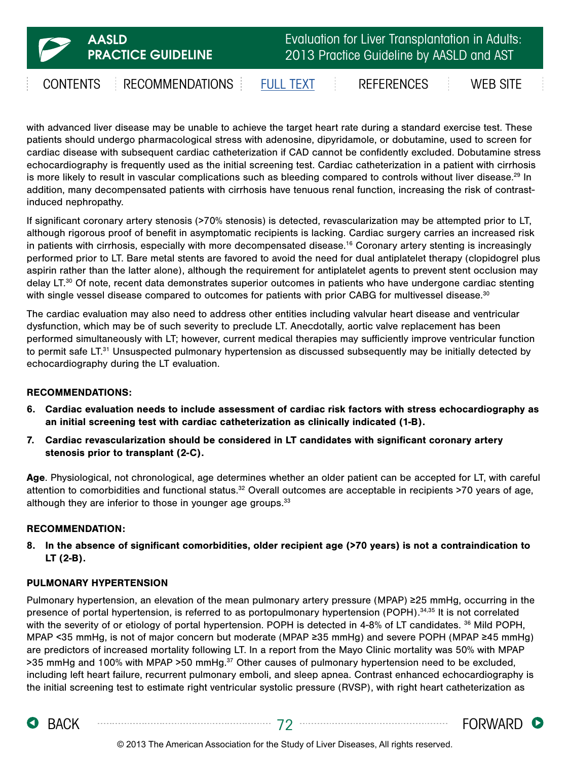with advanced liver disease may be unable to achieve the target heart rate during a standard exercise test. These patients should undergo pharmacological stress with adenosine, dipyridamole, or dobutamine, used to screen for cardiac disease with subsequent cardiac catheterization if CAD cannot be confidently excluded. Dobutamine stress echocardiography is frequently used as the initial screening test. Cardiac catheterization in a patient with cirrhosis is more likely to result in vascular complications such as bleeding compared to controls without liver disease.[29] In addition, many decompensated patients with cirrhosis have tenuous renal function, increasing the risk of contrast-induced nephropathy.

If significant coronary artery stenosis (>70% stenosis) is detected, revascularization may be attempted prior to LT, although rigorous proof of benefit in asymptomatic recipients is lacking. Cardiac surgery carries an increased risk in patients with cirrhosis, especially with more decompensated disease.[16] Coronary artery stenting is increasingly performed prior to LT. Bare metal stents are favored to avoid the need for dual antiplatelet therapy (clopidogrel plus aspirin rather than the latter alone), although the requirement for antiplatelet agents to prevent stent occlusion may delay LT.[30] Of note, recent data demonstrates superior outcomes in patients who have undergone cardiac stenting with single vessel disease compared to outcomes for patients with prior CABG for multivessel disease.[30]

The cardiac evaluation may also need to address other entities including valvular heart disease and ventricular dysfunction, which may be of such severity to preclude LT. Anecdotally, aortic valve replacement has been performed simultaneously with LT; however, current medical therapies may sufficiently improve ventricular function to permit safe LT.[31] Unsuspected pulmonary hypertension as discussed subsequently may be initially detected by echocardiography during the LT evaluation.

**RECOMMENDATIONS:**

6. **Cardiac evaluation needs to include assessment of cardiac risk factors with stress echocardiography as an initial screening test with cardiac catheterization as clinically indicated (1-B).**
7. **Cardiac revascularization should be considered in LT candidates with significant coronary artery stenosis prior to transplant (2-C).**

**Age**. Physiological, not chronological, age determines whether an older patient can be accepted for LT, with careful attention to comorbidities and functional status.[32] Overall outcomes are acceptable in recipients >70 years of age, although they are inferior to those in younger age groups.[33]

**RECOMMENDATION:**

8. **In the absence of significant comorbidities, older recipient age (>70 years) is not a contraindication to LT (2-B).**

**PULMONARY HYPERTENSION**

Pulmonary hypertension, an elevation of the mean pulmonary artery pressure (MPAP) ≥25 mmHg, occurring in the presence of portal hypertension, is referred to as portopulmonary hypertension (POPH).[34,35] It is not correlated with the severity of or etiology of portal hypertension. POPH is detected in 4-8% of LT candidates.[36] Mild POPH, MPAP <35 mmHg, is not of major concern but moderate (MPAP ≥35 mmHg) and severe POPH (MPAP ≥45 mmHg) are predictors of increased mortality following LT. In a report from the Mayo Clinic mortality was 50% with MPAP >35 mmHg and 100% with MPAP >50 mmHg.[37] Other causes of pulmonary hypertension need to be excluded, including left heart failure, recurrent pulmonary emboli, and sleep apnea. Contrast enhanced echocardiography is the initial screening test to estimate right ventricular systolic pressure (RVSP), with right heart catheterization as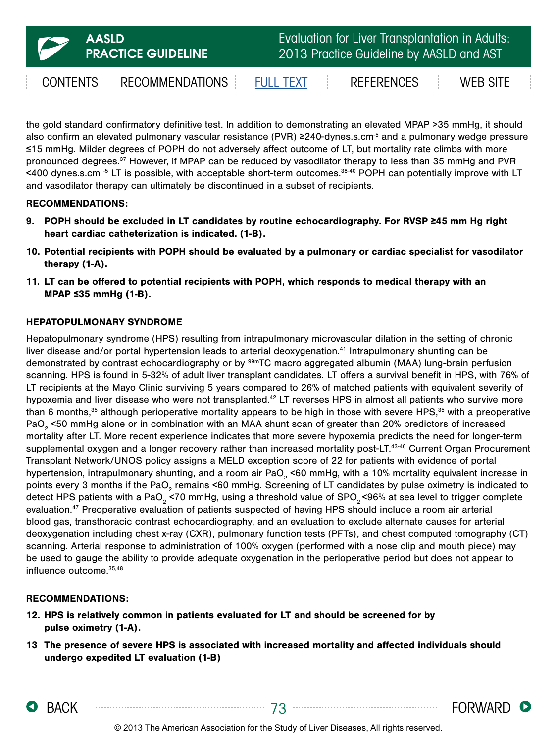the gold standard confirmatory definitive test. In addition to demonstrating an elevated MPAP >35 mmHg, it should also confirm an elevated pulmonary vascular resistance (PVR) ≥240-dynes.s.cm$^{-5}$ and a pulmonary wedge pressure ≤15 mmHg. Milder degrees of POPH do not adversely affect outcome of LT, but mortality rate climbs with more pronounced degrees.[37] However, if MPAP can be reduced by vasodilator therapy to less than 35 mmHg and PVR <400 dynes.s.cm $^{-5}$ LT is possible, with acceptable short-term outcomes.[38-40] POPH can potentially improve with LT and vasodilator therapy can ultimately be discontinued in a subset of recipients.

**RECOMMENDATIONS:**

9. **POPH should be excluded in LT candidates by routine echocardiography. For RVSP ≥45 mm Hg right heart cardiac catheterization is indicated. (1-B).**
10. **Potential recipients with POPH should be evaluated by a pulmonary or cardiac specialist for vasodilator therapy (1-A).**
11. **LT can be offered to potential recipients with POPH, which responds to medical therapy with an MPAP ≤35 mmHg (1-B).**

**HEPATOPULMONARY SYNDROME**

Hepatopulmonary syndrome (HPS) resulting from intrapulmonary microvascular dilation in the setting of chronic liver disease and/or portal hypertension leads to arterial deoxygenation.[41] Intrapulmonary shunting can be demonstrated by contrast echocardiography or by $^{99m}$TC macro aggregated albumin (MAA) lung-brain perfusion scanning. HPS is found in 5-32% of adult liver transplant candidates. LT offers a survival benefit in HPS, with 76% of LT recipients at the Mayo Clinic surviving 5 years compared to 26% of matched patients with equivalent severity of hypoxemia and liver disease who were not transplanted.[42] LT reverses HPS in almost all patients who survive more than 6 months,[35] although perioperative mortality appears to be high in those with severe HPS,[35] with a preoperative $PaO_2$ <50 mmHg alone or in combination with an MAA shunt scan of greater than 20% predictors of increased mortality after LT. More recent experience indicates that more severe hypoxemia predicts the need for longer-term supplemental oxygen and a longer recovery rather than increased mortality post-LT.[43-46] Current Organ Procurement Transplant Network/UNOS policy assigns a MELD exception score of 22 for patients with evidence of portal hypertension, intrapulmonary shunting, and a room air $PaO_2$ <60 mmHg, with a 10% mortality equivalent increase in points every 3 months if the $PaO_2$ remains <60 mmHg. Screening of LT candidates by pulse oximetry is indicated to detect HPS patients with a $PaO_2$ <70 mmHg, using a threshold value of $SPO_2$ <96% at sea level to trigger complete evaluation.[47] Preoperative evaluation of patients suspected of having HPS should include a room air arterial blood gas, transthoracic contrast echocardiography, and an evaluation to exclude alternate causes for arterial deoxygenation including chest x-ray (CXR), pulmonary function tests (PFTs), and chest computed tomography (CT) scanning. Arterial response to administration of 100% oxygen (performed with a nose clip and mouth piece) may be used to gauge the ability to provide adequate oxygenation in the perioperative period but does not appear to influence outcome.[35,48]

**RECOMMENDATIONS:**

12. **HPS is relatively common in patients evaluated for LT and should be screened for by pulse oximetry (1-A).**
13. **The presence of severe HPS is associated with increased mortality and affected individuals should undergo expedited LT evaluation (1-B)**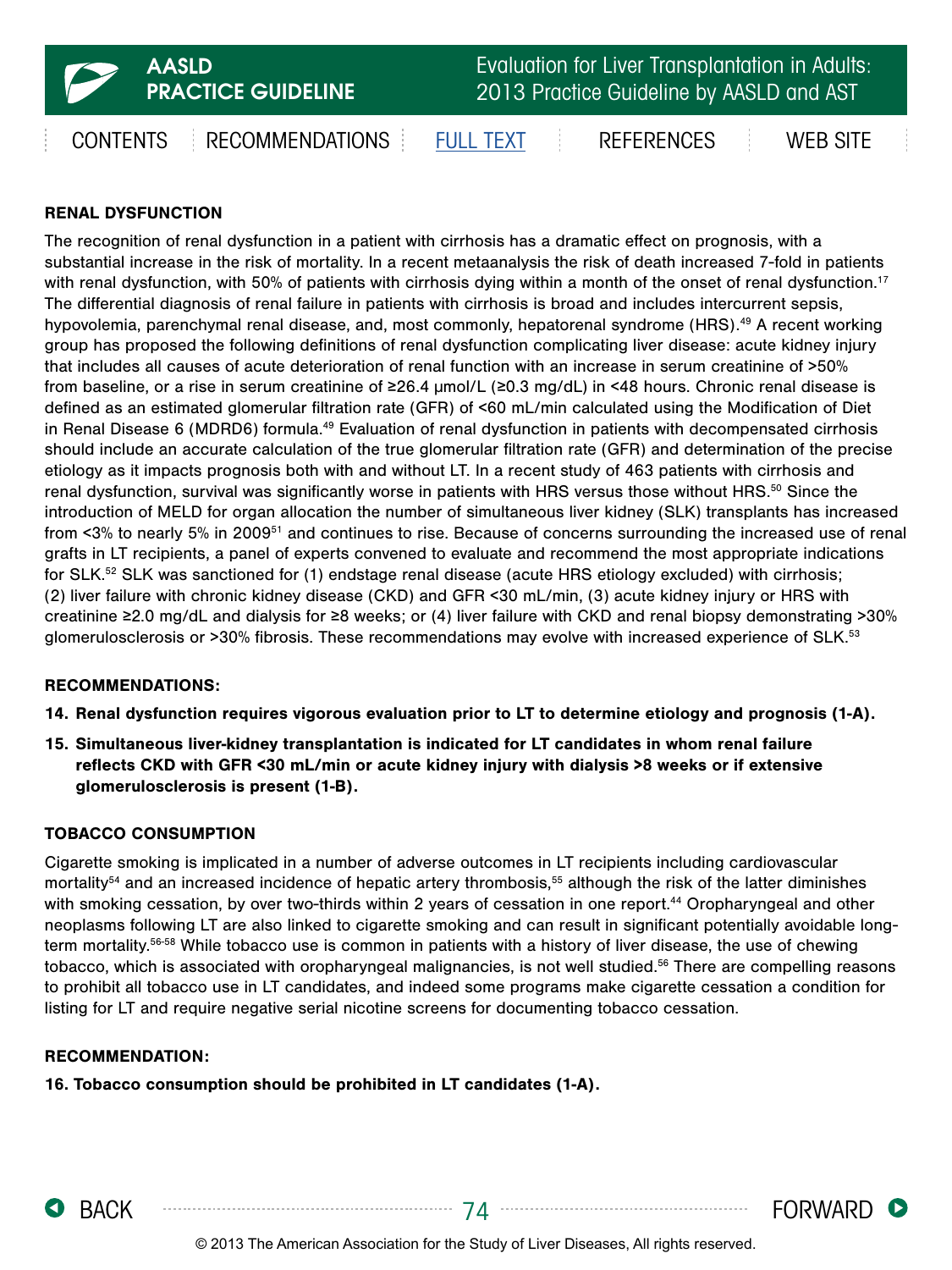## RENAL DYSFUNCTION

The recognition of renal dysfunction in a patient with cirrhosis has a dramatic effect on prognosis, with a substantial increase in the risk of mortality. In a recent metaanalysis the risk of death increased 7-fold in patients with renal dysfunction, with 50% of patients with cirrhosis dying within a month of the onset of renal dysfunction.[17] The differential diagnosis of renal failure in patients with cirrhosis is broad and includes intercurrent sepsis, hypovolemia, parenchymal renal disease, and, most commonly, hepatorenal syndrome (HRS).[49] A recent working group has proposed the following definitions of renal dysfunction complicating liver disease: acute kidney injury that includes all causes of acute deterioration of renal function with an increase in serum creatinine of >50% from baseline, or a rise in serum creatinine of ≥26.4 μmol/L (≥0.3 mg/dL) in <48 hours. Chronic renal disease is defined as an estimated glomerular filtration rate (GFR) of <60 mL/min calculated using the Modification of Diet in Renal Disease 6 (MDRD6) formula.[49] Evaluation of renal dysfunction in patients with decompensated cirrhosis should include an accurate calculation of the true glomerular filtration rate (GFR) and determination of the precise etiology as it impacts prognosis both with and without LT. In a recent study of 463 patients with cirrhosis and renal dysfunction, survival was significantly worse in patients with HRS versus those without HRS.[50] Since the introduction of MELD for organ allocation the number of simultaneous liver kidney (SLK) transplants has increased from <3% to nearly 5% in 2009[51] and continues to rise. Because of concerns surrounding the increased use of renal grafts in LT recipients, a panel of experts convened to evaluate and recommend the most appropriate indications for SLK.[52] SLK was sanctioned for (1) endstage renal disease (acute HRS etiology excluded) with cirrhosis; (2) liver failure with chronic kidney disease (CKD) and GFR <30 mL/min, (3) acute kidney injury or HRS with creatinine ≥2.0 mg/dL and dialysis for ≥8 weeks; or (4) liver failure with CKD and renal biopsy demonstrating >30% glomerulosclerosis or >30% fibrosis. These recommendations may evolve with increased experience of SLK.[53]

**RECOMMENDATIONS:**

14. **Renal dysfunction requires vigorous evaluation prior to LT to determine etiology and prognosis (1-A).**
15. **Simultaneous liver-kidney transplantation is indicated for LT candidates in whom renal failure reflects CKD with GFR <30 mL/min or acute kidney injury with dialysis >8 weeks or if extensive glomerulosclerosis is present (1-B).**

## TOBACCO CONSUMPTION

Cigarette smoking is implicated in a number of adverse outcomes in LT recipients including cardiovascular mortality[54] and an increased incidence of hepatic artery thrombosis,[55] although the risk of the latter diminishes with smoking cessation, by over two-thirds within 2 years of cessation in one report.[44] Oropharyngeal and other neoplasms following LT are also linked to cigarette smoking and can result in significant potentially avoidable long-term mortality.[56-58] While tobacco use is common in patients with a history of liver disease, the use of chewing tobacco, which is associated with oropharyngeal malignancies, is not well studied.[56] There are compelling reasons to prohibit all tobacco use in LT candidates, and indeed some programs make cigarette cessation a condition for listing for LT and require negative serial nicotine screens for documenting tobacco cessation.

**RECOMMENDATION:**

16. **Tobacco consumption should be prohibited in LT candidates (1-A).**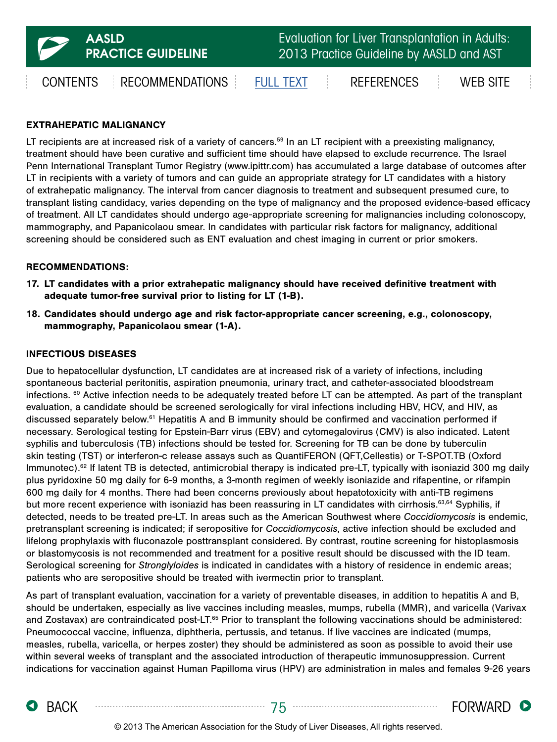## EXTRAHEPATIC MALIGNANCY

LT recipients are at increased risk of a variety of cancers.[59] In an LT recipient with a preexisting malignancy, treatment should have been curative and sufficient time should have elapsed to exclude recurrence. The Israel Penn International Transplant Tumor Registry (www.ipittr.com) has accumulated a large database of outcomes after LT in recipients with a variety of tumors and can guide an appropriate strategy for LT candidates with a history of extrahepatic malignancy. The interval from cancer diagnosis to treatment and subsequent presumed cure, to transplant listing candidacy, varies depending on the type of malignancy and the proposed evidence-based efficacy of treatment. All LT candidates should undergo age-appropriate screening for malignancies including colonoscopy, mammography, and Papanicolaou smear. In candidates with particular risk factors for malignancy, additional screening should be considered such as ENT evaluation and chest imaging in current or prior smokers.

**RECOMMENDATIONS:**

17. **LT candidates with a prior extrahepatic malignancy should have received definitive treatment with adequate tumor-free survival prior to listing for LT (1-B).**
18. **Candidates should undergo age and risk factor-appropriate cancer screening, e.g., colonoscopy, mammography, Papanicolaou smear (1-A).**

## INFECTIOUS DISEASES

Due to hepatocellular dysfunction, LT candidates are at increased risk of a variety of infections, including spontaneous bacterial peritonitis, aspiration pneumonia, urinary tract, and catheter-associated bloodstream infections. [60] Active infection needs to be adequately treated before LT can be attempted. As part of the transplant evaluation, a candidate should be screened serologically for viral infections including HBV, HCV, and HIV, as discussed separately below.[61] Hepatitis A and B immunity should be confirmed and vaccination performed if necessary. Serological testing for Epstein-Barr virus (EBV) and cytomegalovirus (CMV) is also indicated. Latent syphilis and tuberculosis (TB) infections should be tested for. Screening for TB can be done by tuberculin skin testing (TST) or interferon-c release assays such as QuantiFERON (QFT,Cellestis) or T-SPOT.TB (Oxford Immunotec).[62] If latent TB is detected, antimicrobial therapy is indicated pre-LT, typically with isoniazid 300 mg daily plus pyridoxine 50 mg daily for 6-9 months, a 3-month regimen of weekly isoniazide and rifapentine, or rifampin 600 mg daily for 4 months. There had been concerns previously about hepatotoxicity with anti-TB regimens but more recent experience with isoniazid has been reassuring in LT candidates with cirrhosis.[63,64] Syphilis, if detected, needs to be treated pre-LT. In areas such as the American Southwest where *Coccidiomycosis* is endemic, pretransplant screening is indicated; if seropositive for *Coccidiomycosis*, active infection should be excluded and lifelong prophylaxis with fluconazole posttransplant considered. By contrast, routine screening for histoplasmosis or blastomycosis is not recommended and treatment for a positive result should be discussed with the ID team. Serological screening for *Stronglyloides* is indicated in candidates with a history of residence in endemic areas; patients who are seropositive should be treated with ivermectin prior to transplant.

As part of transplant evaluation, vaccination for a variety of preventable diseases, in addition to hepatitis A and B, should be undertaken, especially as live vaccines including measles, mumps, rubella (MMR), and varicella (Varivax and Zostavax) are contraindicated post-LT.[65] Prior to transplant the following vaccinations should be administered: Pneumococcal vaccine, influenza, diphtheria, pertussis, and tetanus. If live vaccines are indicated (mumps, measles, rubella, varicella, or herpes zoster) they should be administered as soon as possible to avoid their use within several weeks of transplant and the associated introduction of therapeutic immunosuppression. Current indications for vaccination against Human Papilloma virus (HPV) are administration in males and females 9-26 years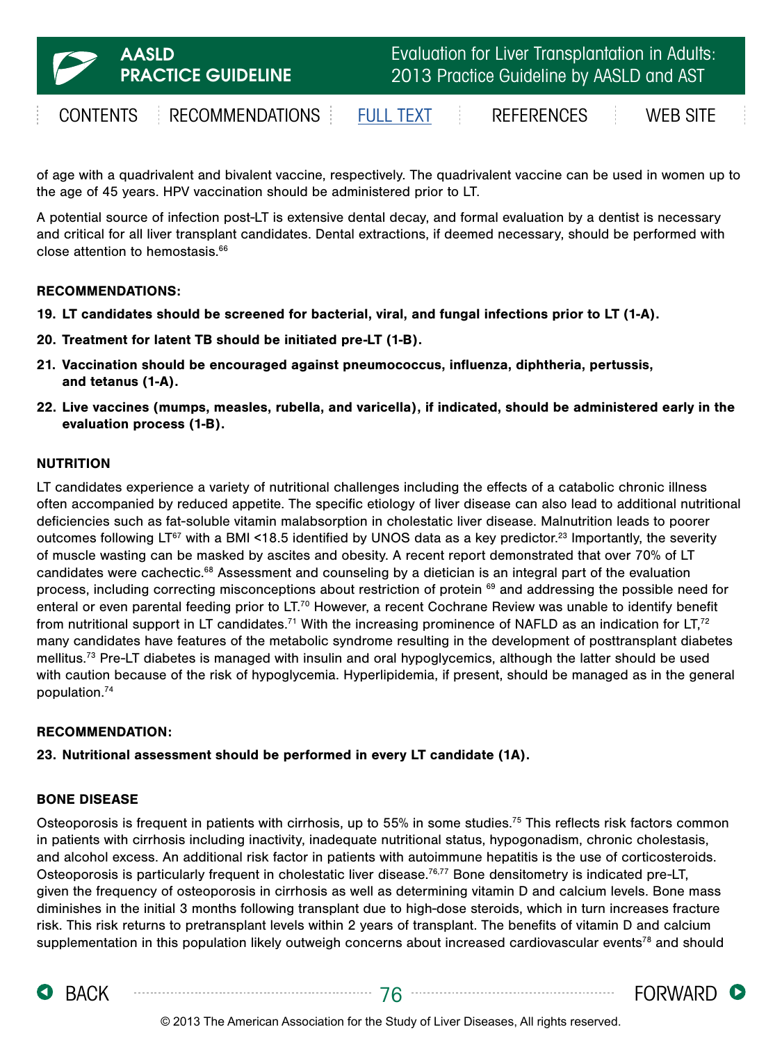of age with a quadrivalent and bivalent vaccine, respectively. The quadrivalent vaccine can be used in women up to the age of 45 years. HPV vaccination should be administered prior to LT.

A potential source of infection post-LT is extensive dental decay, and formal evaluation by a dentist is necessary and critical for all liver transplant candidates. Dental extractions, if deemed necessary, should be performed with close attention to hemostasis.[66]

**RECOMMENDATIONS:**

19. **LT candidates should be screened for bacterial, viral, and fungal infections prior to LT (1-A).**
20. **Treatment for latent TB should be initiated pre-LT (1-B).**
21. **Vaccination should be encouraged against pneumococcus, influenza, diphtheria, pertussis, and tetanus (1-A).**
22. **Live vaccines (mumps, measles, rubella, and varicella), if indicated, should be administered early in the evaluation process (1-B).**

### NUTRITION

LT candidates experience a variety of nutritional challenges including the effects of a catabolic chronic illness often accompanied by reduced appetite. The specific etiology of liver disease can also lead to additional nutritional deficiencies such as fat-soluble vitamin malabsorption in cholestatic liver disease. Malnutrition leads to poorer outcomes following LT[67] with a BMI <18.5 identified by UNOS data as a key predictor.[23] Importantly, the severity of muscle wasting can be masked by ascites and obesity. A recent report demonstrated that over 70% of LT candidates were cachectic.[68] Assessment and counseling by a dietician is an integral part of the evaluation process, including correcting misconceptions about restriction of protein [69] and addressing the possible need for enteral or even parental feeding prior to LT.[70] However, a recent Cochrane Review was unable to identify benefit from nutritional support in LT candidates.[71] With the increasing prominence of NAFLD as an indication for LT,[72] many candidates have features of the metabolic syndrome resulting in the development of posttransplant diabetes mellitus.[73] Pre-LT diabetes is managed with insulin and oral hypoglycemics, although the latter should be used with caution because of the risk of hypoglycemia. Hyperlipidemia, if present, should be managed as in the general population.[74]

**RECOMMENDATION:**

23. **Nutritional assessment should be performed in every LT candidate (1A).**

### BONE DISEASE

Osteoporosis is frequent in patients with cirrhosis, up to 55% in some studies.[75] This reflects risk factors common in patients with cirrhosis including inactivity, inadequate nutritional status, hypogonadism, chronic cholestasis, and alcohol excess. An additional risk factor in patients with autoimmune hepatitis is the use of corticosteroids. Osteoporosis is particularly frequent in cholestatic liver disease.[76,77] Bone densitometry is indicated pre-LT, given the frequency of osteoporosis in cirrhosis as well as determining vitamin D and calcium levels. Bone mass diminishes in the initial 3 months following transplant due to high-dose steroids, which in turn increases fracture risk. This risk returns to pretransplant levels within 2 years of transplant. The benefits of vitamin D and calcium supplementation in this population likely outweigh concerns about increased cardiovascular events[78] and should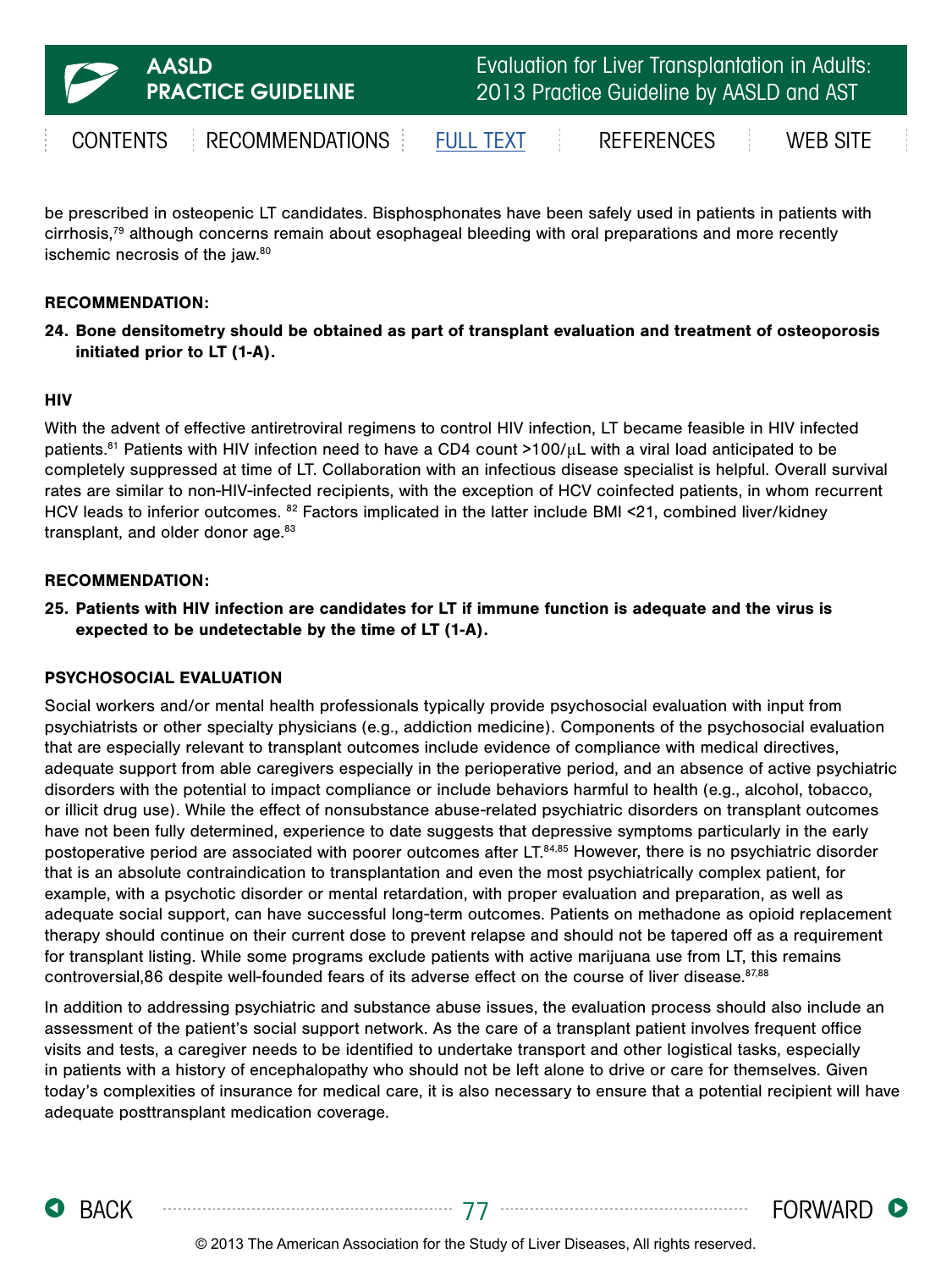be prescribed in osteopenic LT candidates. Bisphosphonates have been safely used in patients in patients with cirrhosis,[79] although concerns remain about esophageal bleeding with oral preparations and more recently ischemic necrosis of the jaw.[80]

**RECOMMENDATION:**

**24. Bone densitometry should be obtained as part of transplant evaluation and treatment of osteoporosis initiated prior to LT (1-A).**

### HIV

With the advent of effective antiretroviral regimens to control HIV infection, LT became feasible in HIV infected patients.[81] Patients with HIV infection need to have a CD4 count >100/μL with a viral load anticipated to be completely suppressed at time of LT. Collaboration with an infectious disease specialist is helpful. Overall survival rates are similar to non-HIV-infected recipients, with the exception of HCV coinfected patients, in whom recurrent HCV leads to inferior outcomes. [82] Factors implicated in the latter include BMI <21, combined liver/kidney transplant, and older donor age.[83]

**RECOMMENDATION:**

**25. Patients with HIV infection are candidates for LT if immune function is adequate and the virus is expected to be undetectable by the time of LT (1-A).**

### PSYCHOSOCIAL EVALUATION

Social workers and/or mental health professionals typically provide psychosocial evaluation with input from psychiatrists or other specialty physicians (e.g., addiction medicine). Components of the psychosocial evaluation that are especially relevant to transplant outcomes include evidence of compliance with medical directives, adequate support from able caregivers especially in the perioperative period, and an absence of active psychiatric disorders with the potential to impact compliance or include behaviors harmful to health (e.g., alcohol, tobacco, or illicit drug use). While the effect of nonsubstance abuse-related psychiatric disorders on transplant outcomes have not been fully determined, experience to date suggests that depressive symptoms particularly in the early postoperative period are associated with poorer outcomes after LT.[84,85] However, there is no psychiatric disorder that is an absolute contraindication to transplantation and even the most psychiatrically complex patient, for example, with a psychotic disorder or mental retardation, with proper evaluation and preparation, as well as adequate social support, can have successful long-term outcomes. Patients on methadone as opioid replacement therapy should continue on their current dose to prevent relapse and should not be tapered off as a requirement for transplant listing. While some programs exclude patients with active marijuana use from LT, this remains controversial,86 despite well-founded fears of its adverse effect on the course of liver disease.[87,88]

In addition to addressing psychiatric and substance abuse issues, the evaluation process should also include an assessment of the patient's social support network. As the care of a transplant patient involves frequent office visits and tests, a caregiver needs to be identified to undertake transport and other logistical tasks, especially in patients with a history of encephalopathy who should not be left alone to drive or care for themselves. Given today's complexities of insurance for medical care, it is also necessary to ensure that a potential recipient will have adequate posttransplant medication coverage.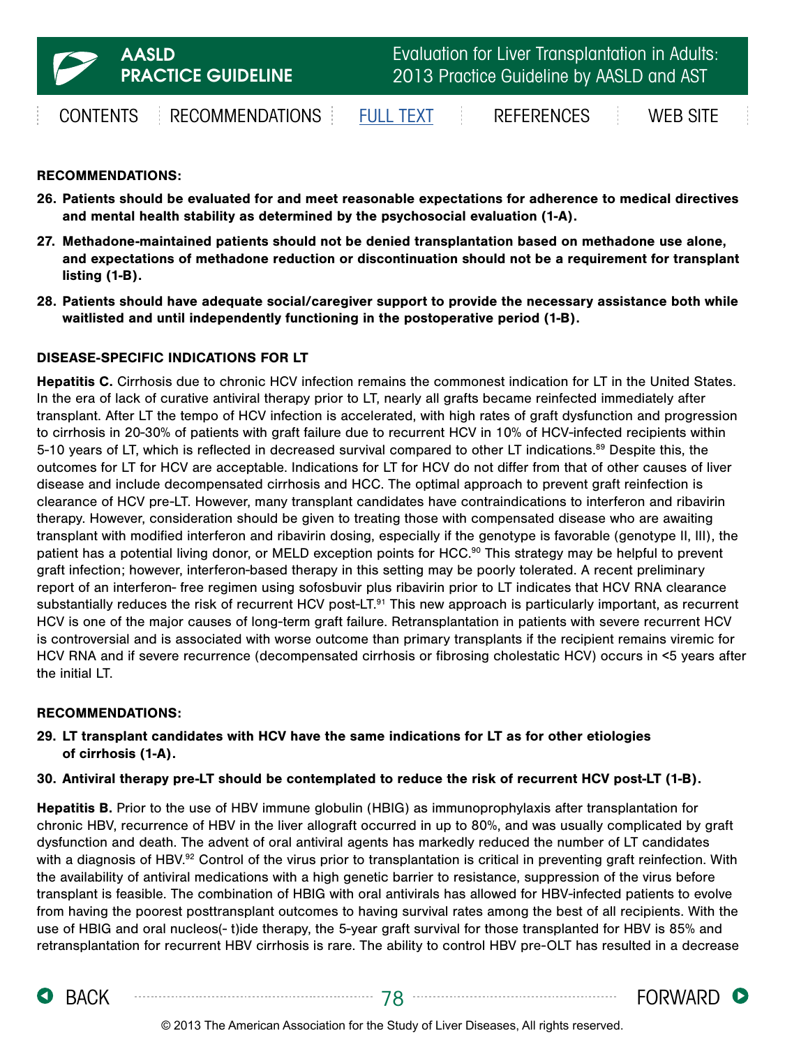**RECOMMENDATIONS:**

26. **Patients should be evaluated for and meet reasonable expectations for adherence to medical directives and mental health stability as determined by the psychosocial evaluation (1-A).**
27. **Methadone-maintained patients should not be denied transplantation based on methadone use alone, and expectations of methadone reduction or discontinuation should not be a requirement for transplant listing (1-B).**
28. **Patients should have adequate social/caregiver support to provide the necessary assistance both while waitlisted and until independently functioning in the postoperative period (1-B).**

**DISEASE-SPECIFIC INDICATIONS FOR LT**

**Hepatitis C.** Cirrhosis due to chronic HCV infection remains the commonest indication for LT in the United States. In the era of lack of curative antiviral therapy prior to LT, nearly all grafts became reinfected immediately after transplant. After LT the tempo of HCV infection is accelerated, with high rates of graft dysfunction and progression to cirrhosis in 20-30% of patients with graft failure due to recurrent HCV in 10% of HCV-infected recipients within 5-10 years of LT, which is reflected in decreased survival compared to other LT indications.[89] Despite this, the outcomes for LT for HCV are acceptable. Indications for LT for HCV do not differ from that of other causes of liver disease and include decompensated cirrhosis and HCC. The optimal approach to prevent graft reinfection is clearance of HCV pre-LT. However, many transplant candidates have contraindications to interferon and ribavirin therapy. However, consideration should be given to treating those with compensated disease who are awaiting transplant with modified interferon and ribavirin dosing, especially if the genotype is favorable (genotype II, III), the patient has a potential living donor, or MELD exception points for HCC.[90] This strategy may be helpful to prevent graft infection; however, interferon-based therapy in this setting may be poorly tolerated. A recent preliminary report of an interferon- free regimen using sofosbuvir plus ribavirin prior to LT indicates that HCV RNA clearance substantially reduces the risk of recurrent HCV post-LT.[91] This new approach is particularly important, as recurrent HCV is one of the major causes of long-term graft failure. Retransplantation in patients with severe recurrent HCV is controversial and is associated with worse outcome than primary transplants if the recipient remains viremic for HCV RNA and if severe recurrence (decompensated cirrhosis or fibrosing cholestatic HCV) occurs in <5 years after the initial LT.

**RECOMMENDATIONS:**

29. **LT transplant candidates with HCV have the same indications for LT as for other etiologies of cirrhosis (1-A).**
30. **Antiviral therapy pre-LT should be contemplated to reduce the risk of recurrent HCV post-LT (1-B).**

**Hepatitis B.** Prior to the use of HBV immune globulin (HBIG) as immunoprophylaxis after transplantation for chronic HBV, recurrence of HBV in the liver allograft occurred in up to 80%, and was usually complicated by graft dysfunction and death. The advent of oral antiviral agents has markedly reduced the number of LT candidates with a diagnosis of HBV.[92] Control of the virus prior to transplantation is critical in preventing graft reinfection. With the availability of antiviral medications with a high genetic barrier to resistance, suppression of the virus before transplant is feasible. The combination of HBIG with oral antivirals has allowed for HBV-infected patients to evolve from having the poorest posttransplant outcomes to having survival rates among the best of all recipients. With the use of HBIG and oral nucleos(- t)ide therapy, the 5-year graft survival for those transplanted for HBV is 85% and retransplantation for recurrent HBV cirrhosis is rare. The ability to control HBV pre-OLT has resulted in a decrease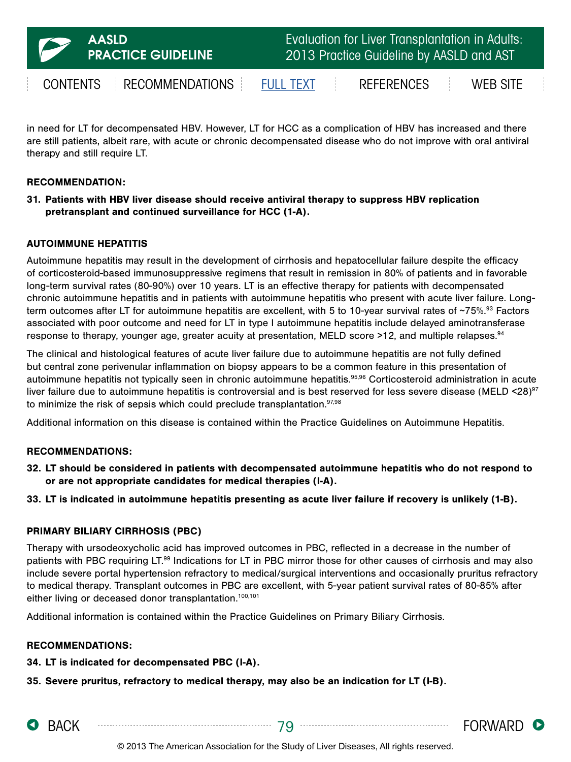in need for LT for decompensated HBV. However, LT for HCC as a complication of HBV has increased and there are still patients, albeit rare, with acute or chronic decompensated disease who do not improve with oral antiviral therapy and still require LT.

**RECOMMENDATION:**

**31. Patients with HBV liver disease should receive antiviral therapy to suppress HBV replication pretransplant and continued surveillance for HCC (1-A).**

### AUTOIMMUNE HEPATITIS

Autoimmune hepatitis may result in the development of cirrhosis and hepatocellular failure despite the efficacy of corticosteroid-based immunosuppressive regimens that result in remission in 80% of patients and in favorable long-term survival rates (80-90%) over 10 years. LT is an effective therapy for patients with decompensated chronic autoimmune hepatitis and in patients with autoimmune hepatitis who present with acute liver failure. Long-term outcomes after LT for autoimmune hepatitis are excellent, with 5 to 10-year survival rates of ~75%.[93] Factors associated with poor outcome and need for LT in type I autoimmune hepatitis include delayed aminotransferase response to therapy, younger age, greater acuity at presentation, MELD score >12, and multiple relapses.[94]

The clinical and histological features of acute liver failure due to autoimmune hepatitis are not fully defined but central zone perivenular inflammation on biopsy appears to be a common feature in this presentation of autoimmune hepatitis not typically seen in chronic autoimmune hepatitis.[95,96] Corticosteroid administration in acute liver failure due to autoimmune hepatitis is controversial and is best reserved for less severe disease (MELD <28)[97] to minimize the risk of sepsis which could preclude transplantation.[97,98]

Additional information on this disease is contained within the Practice Guidelines on Autoimmune Hepatitis.

**RECOMMENDATIONS:**

**32. LT should be considered in patients with decompensated autoimmune hepatitis who do not respond to or are not appropriate candidates for medical therapies (I-A).**

**33. LT is indicated in autoimmune hepatitis presenting as acute liver failure if recovery is unlikely (1-B).**

### PRIMARY BILIARY CIRRHOSIS (PBC)

Therapy with ursodeoxycholic acid has improved outcomes in PBC, reflected in a decrease in the number of patients with PBC requiring LT.[99] Indications for LT in PBC mirror those for other causes of cirrhosis and may also include severe portal hypertension refractory to medical/surgical interventions and occasionally pruritus refractory to medical therapy. Transplant outcomes in PBC are excellent, with 5-year patient survival rates of 80-85% after either living or deceased donor transplantation.[100,101]

Additional information is contained within the Practice Guidelines on Primary Biliary Cirrhosis.

**RECOMMENDATIONS:**

**34. LT is indicated for decompensated PBC (I-A).**

**35. Severe pruritus, refractory to medical therapy, may also be an indication for LT (I-B).**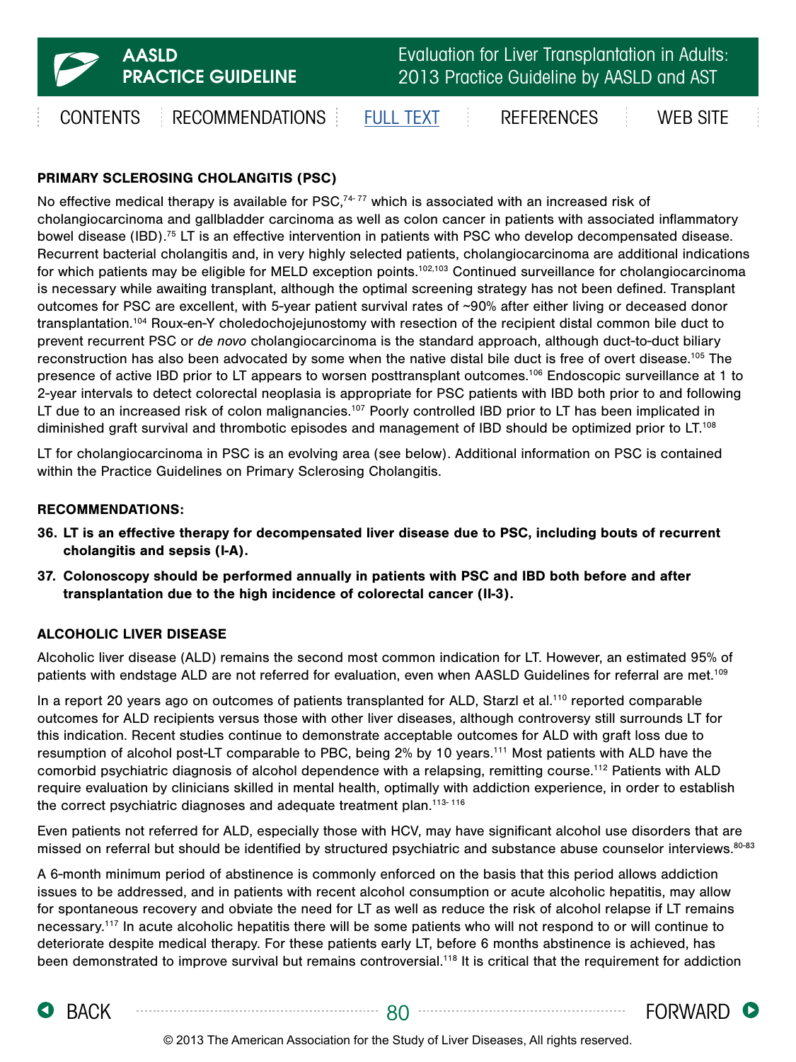## PRIMARY SCLEROSING CHOLANGITIS (PSC)

No effective medical therapy is available for PSC,[74-77] which is associated with an increased risk of cholangiocarcinoma and gallbladder carcinoma as well as colon cancer in patients with associated inflammatory bowel disease (IBD).[75] LT is an effective intervention in patients with PSC who develop decompensated disease. Recurrent bacterial cholangitis and, in very highly selected patients, cholangiocarcinoma are additional indications for which patients may be eligible for MELD exception points.[102,103] Continued surveillance for cholangiocarcinoma is necessary while awaiting transplant, although the optimal screening strategy has not been defined. Transplant outcomes for PSC are excellent, with 5-year patient survival rates of ~90% after either living or deceased donor transplantation.[104] Roux-en-Y choledochojejunostomy with resection of the recipient distal common bile duct to prevent recurrent PSC or *de novo* cholangiocarcinoma is the standard approach, although duct-to-duct biliary reconstruction has also been advocated by some when the native distal bile duct is free of overt disease.[105] The presence of active IBD prior to LT appears to worsen posttransplant outcomes.[106] Endoscopic surveillance at 1 to 2-year intervals to detect colorectal neoplasia is appropriate for PSC patients with IBD both prior to and following LT due to an increased risk of colon malignancies.[107] Poorly controlled IBD prior to LT has been implicated in diminished graft survival and thrombotic episodes and management of IBD should be optimized prior to LT.[108]

LT for cholangiocarcinoma in PSC is an evolving area (see below). Additional information on PSC is contained within the Practice Guidelines on Primary Sclerosing Cholangitis.

### RECOMMENDATIONS:

36. **LT is an effective therapy for decompensated liver disease due to PSC, including bouts of recurrent cholangitis and sepsis (I-A).**
37. **Colonoscopy should be performed annually in patients with PSC and IBD both before and after transplantation due to the high incidence of colorectal cancer (II-3).**

## ALCOHOLIC LIVER DISEASE

Alcoholic liver disease (ALD) remains the second most common indication for LT. However, an estimated 95% of patients with endstage ALD are not referred for evaluation, even when AASLD Guidelines for referral are met.[109]

In a report 20 years ago on outcomes of patients transplanted for ALD, Starzl et al.[110] reported comparable outcomes for ALD recipients versus those with other liver diseases, although controversy still surrounds LT for this indication. Recent studies continue to demonstrate acceptable outcomes for ALD with graft loss due to resumption of alcohol post-LT comparable to PBC, being 2% by 10 years.[111] Most patients with ALD have the comorbid psychiatric diagnosis of alcohol dependence with a relapsing, remitting course.[112] Patients with ALD require evaluation by clinicians skilled in mental health, optimally with addiction experience, in order to establish the correct psychiatric diagnoses and adequate treatment plan.[113-116]

Even patients not referred for ALD, especially those with HCV, may have significant alcohol use disorders that are missed on referral but should be identified by structured psychiatric and substance abuse counselor interviews.[80-83]

A 6-month minimum period of abstinence is commonly enforced on the basis that this period allows addiction issues to be addressed, and in patients with recent alcohol consumption or acute alcoholic hepatitis, may allow for spontaneous recovery and obviate the need for LT as well as reduce the risk of alcohol relapse if LT remains necessary.[117] In acute alcoholic hepatitis there will be some patients who will not respond to or will continue to deteriorate despite medical therapy. For these patients early LT, before 6 months abstinence is achieved, has been demonstrated to improve survival but remains controversial.[118] It is critical that the requirement for addiction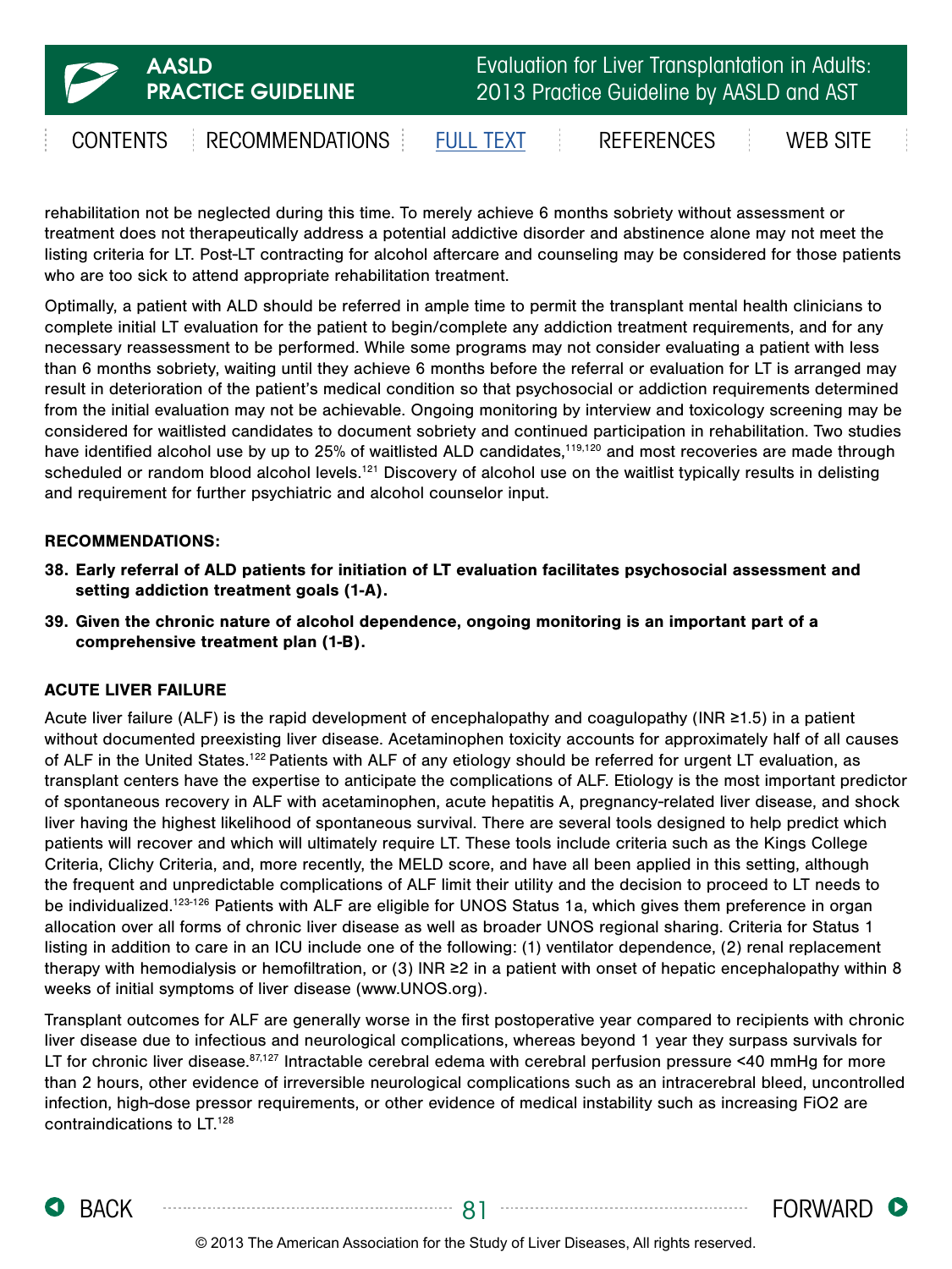rehabilitation not be neglected during this time. To merely achieve 6 months sobriety without assessment or treatment does not therapeutically address a potential addictive disorder and abstinence alone may not meet the listing criteria for LT. Post-LT contracting for alcohol aftercare and counseling may be considered for those patients who are too sick to attend appropriate rehabilitation treatment.

Optimally, a patient with ALD should be referred in ample time to permit the transplant mental health clinicians to complete initial LT evaluation for the patient to begin/complete any addiction treatment requirements, and for any necessary reassessment to be performed. While some programs may not consider evaluating a patient with less than 6 months sobriety, waiting until they achieve 6 months before the referral or evaluation for LT is arranged may result in deterioration of the patient's medical condition so that psychosocial or addiction requirements determined from the initial evaluation may not be achievable. Ongoing monitoring by interview and toxicology screening may be considered for waitlisted candidates to document sobriety and continued participation in rehabilitation. Two studies have identified alcohol use by up to 25% of waitlisted ALD candidates,[119,120] and most recoveries are made through scheduled or random blood alcohol levels.[121] Discovery of alcohol use on the waitlist typically results in delisting and requirement for further psychiatric and alcohol counselor input.

**RECOMMENDATIONS:**

38. **Early referral of ALD patients for initiation of LT evaluation facilitates psychosocial assessment and setting addiction treatment goals (1-A).**
39. **Given the chronic nature of alcohol dependence, ongoing monitoring is an important part of a comprehensive treatment plan (1-B).**

### ACUTE LIVER FAILURE

Acute liver failure (ALF) is the rapid development of encephalopathy and coagulopathy (INR ≥1.5) in a patient without documented preexisting liver disease. Acetaminophen toxicity accounts for approximately half of all causes of ALF in the United States.[122] Patients with ALF of any etiology should be referred for urgent LT evaluation, as transplant centers have the expertise to anticipate the complications of ALF. Etiology is the most important predictor of spontaneous recovery in ALF with acetaminophen, acute hepatitis A, pregnancy-related liver disease, and shock liver having the highest likelihood of spontaneous survival. There are several tools designed to help predict which patients will recover and which will ultimately require LT. These tools include criteria such as the Kings College Criteria, Clichy Criteria, and, more recently, the MELD score, and have all been applied in this setting, although the frequent and unpredictable complications of ALF limit their utility and the decision to proceed to LT needs to be individualized.[123-126] Patients with ALF are eligible for UNOS Status 1a, which gives them preference in organ allocation over all forms of chronic liver disease as well as broader UNOS regional sharing. Criteria for Status 1 listing in addition to care in an ICU include one of the following: (1) ventilator dependence, (2) renal replacement therapy with hemodialysis or hemofiltration, or (3) INR ≥2 in a patient with onset of hepatic encephalopathy within 8 weeks of initial symptoms of liver disease (www.UNOS.org).

Transplant outcomes for ALF are generally worse in the first postoperative year compared to recipients with chronic liver disease due to infectious and neurological complications, whereas beyond 1 year they surpass survivals for LT for chronic liver disease.[87,127] Intractable cerebral edema with cerebral perfusion pressure <40 mmHg for more than 2 hours, other evidence of irreversible neurological complications such as an intracerebral bleed, uncontrolled infection, high-dose pressor requirements, or other evidence of medical instability such as increasing FiO2 are contraindications to LT.[128]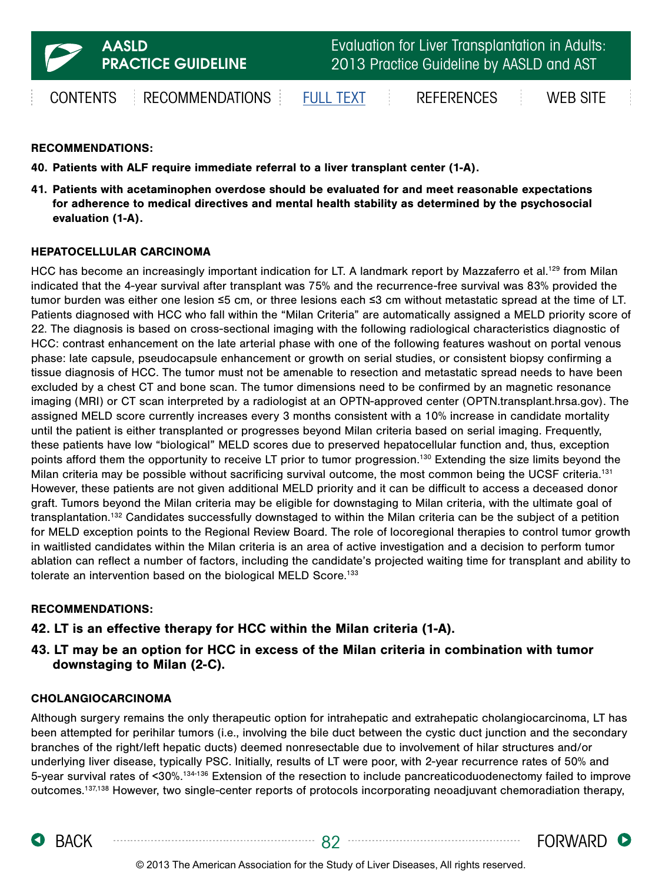**RECOMMENDATIONS:**

**40. Patients with ALF require immediate referral to a liver transplant center (1-A).**

**41. Patients with acetaminophen overdose should be evaluated for and meet reasonable expectations for adherence to medical directives and mental health stability as determined by the psychosocial evaluation (1-A).**

### HEPATOCELLULAR CARCINOMA

HCC has become an increasingly important indication for LT. A landmark report by Mazzaferro et al.[129] from Milan indicated that the 4-year survival after transplant was 75% and the recurrence-free survival was 83% provided the tumor burden was either one lesion ≤5 cm, or three lesions each ≤3 cm without metastatic spread at the time of LT. Patients diagnosed with HCC who fall within the "Milan Criteria" are automatically assigned a MELD priority score of 22. The diagnosis is based on cross-sectional imaging with the following radiological characteristics diagnostic of HCC: contrast enhancement on the late arterial phase with one of the following features washout on portal venous phase: late capsule, pseudocapsule enhancement or growth on serial studies, or consistent biopsy confirming a tissue diagnosis of HCC. The tumor must not be amenable to resection and metastatic spread needs to have been excluded by a chest CT and bone scan. The tumor dimensions need to be confirmed by an magnetic resonance imaging (MRI) or CT scan interpreted by a radiologist at an OPTN-approved center (OPTN.transplant.hrsa.gov). The assigned MELD score currently increases every 3 months consistent with a 10% increase in candidate mortality until the patient is either transplanted or progresses beyond Milan criteria based on serial imaging. Frequently, these patients have low "biological" MELD scores due to preserved hepatocellular function and, thus, exception points afford them the opportunity to receive LT prior to tumor progression.[130] Extending the size limits beyond the Milan criteria may be possible without sacrificing survival outcome, the most common being the UCSF criteria.[131] However, these patients are not given additional MELD priority and it can be difficult to access a deceased donor graft. Tumors beyond the Milan criteria may be eligible for downstaging to Milan criteria, with the ultimate goal of transplantation.[132] Candidates successfully downstaged to within the Milan criteria can be the subject of a petition for MELD exception points to the Regional Review Board. The role of locoregional therapies to control tumor growth in waitlisted candidates within the Milan criteria is an area of active investigation and a decision to perform tumor ablation can reflect a number of factors, including the candidate's projected waiting time for transplant and ability to tolerate an intervention based on the biological MELD Score.[133]

**RECOMMENDATIONS:**

**42. LT is an effective therapy for HCC within the Milan criteria (1-A).**

**43. LT may be an option for HCC in excess of the Milan criteria in combination with tumor downstaging to Milan (2-C).**

### CHOLANGIOCARCINOMA

Although surgery remains the only therapeutic option for intrahepatic and extrahepatic cholangiocarcinoma, LT has been attempted for perihilar tumors (i.e., involving the bile duct between the cystic duct junction and the secondary branches of the right/left hepatic ducts) deemed nonresectable due to involvement of hilar structures and/or underlying liver disease, typically PSC. Initially, results of LT were poor, with 2-year recurrence rates of 50% and 5-year survival rates of <30%.[134-136] Extension of the resection to include pancreaticoduodenectomy failed to improve outcomes.[137,138] However, two single-center reports of protocols incorporating neoadjuvant chemoradiation therapy,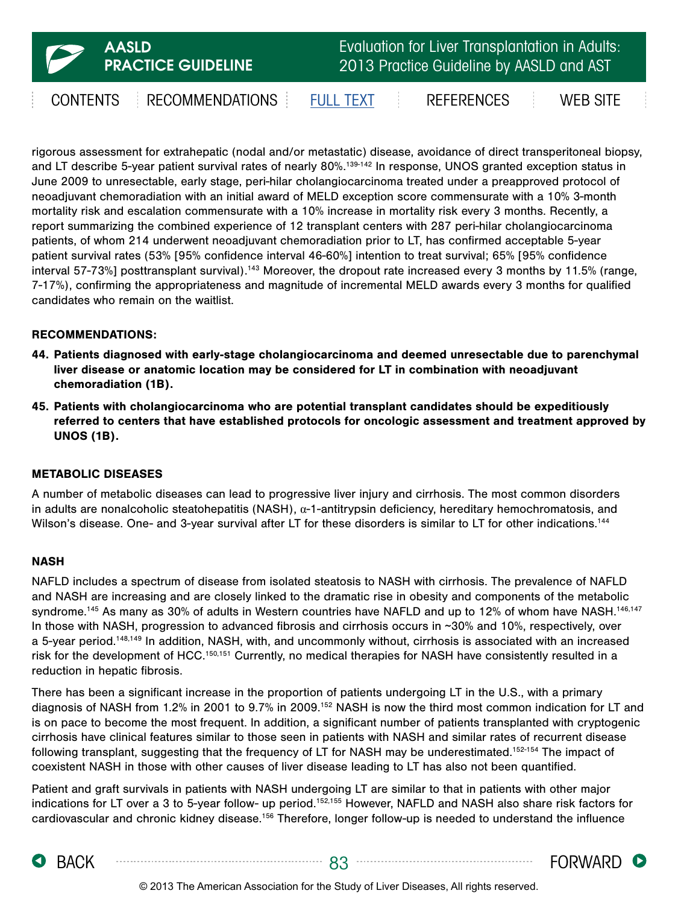rigorous assessment for extrahepatic (nodal and/or metastatic) disease, avoidance of direct transperitoneal biopsy, and LT describe 5-year patient survival rates of nearly 80%.[139-142] In response, UNOS granted exception status in June 2009 to unresectable, early stage, peri-hilar cholangiocarcinoma treated under a preapproved protocol of neoadjuvant chemoradiation with an initial award of MELD exception score commensurate with a 10% 3-month mortality risk and escalation commensurate with a 10% increase in mortality risk every 3 months. Recently, a report summarizing the combined experience of 12 transplant centers with 287 peri-hilar cholangiocarcinoma patients, of whom 214 underwent neoadjuvant chemoradiation prior to LT, has confirmed acceptable 5-year patient survival rates (53% [95% confidence interval 46-60%] intention to treat survival; 65% [95% confidence interval 57-73%] posttransplant survival).[143] Moreover, the dropout rate increased every 3 months by 11.5% (range, 7-17%), confirming the appropriateness and magnitude of incremental MELD awards every 3 months for qualified candidates who remain on the waitlist.

**RECOMMENDATIONS:**

44. **Patients diagnosed with early-stage cholangiocarcinoma and deemed unresectable due to parenchymal liver disease or anatomic location may be considered for LT in combination with neoadjuvant chemoradiation (1B).**
45. **Patients with cholangiocarcinoma who are potential transplant candidates should be expeditiously referred to centers that have established protocols for oncologic assessment and treatment approved by UNOS (1B).**

## METABOLIC DISEASES

A number of metabolic diseases can lead to progressive liver injury and cirrhosis. The most common disorders in adults are nonalcoholic steatohepatitis (NASH), α-1-antitrypsin deficiency, hereditary hemochromatosis, and Wilson's disease. One- and 3-year survival after LT for these disorders is similar to LT for other indications.[144]

### NASH

NAFLD includes a spectrum of disease from isolated steatosis to NASH with cirrhosis. The prevalence of NAFLD and NASH are increasing and are closely linked to the dramatic rise in obesity and components of the metabolic syndrome.[145] As many as 30% of adults in Western countries have NAFLD and up to 12% of whom have NASH.[146,147] In those with NASH, progression to advanced fibrosis and cirrhosis occurs in ~30% and 10%, respectively, over a 5-year period.[148,149] In addition, NASH, with, and uncommonly without, cirrhosis is associated with an increased risk for the development of HCC.[150,151] Currently, no medical therapies for NASH have consistently resulted in a reduction in hepatic fibrosis.

There has been a significant increase in the proportion of patients undergoing LT in the U.S., with a primary diagnosis of NASH from 1.2% in 2001 to 9.7% in 2009.[152] NASH is now the third most common indication for LT and is on pace to become the most frequent. In addition, a significant number of patients transplanted with cryptogenic cirrhosis have clinical features similar to those seen in patients with NASH and similar rates of recurrent disease following transplant, suggesting that the frequency of LT for NASH may be underestimated.[152-154] The impact of coexistent NASH in those with other causes of liver disease leading to LT has also not been quantified.

Patient and graft survivals in patients with NASH undergoing LT are similar to that in patients with other major indications for LT over a 3 to 5-year follow- up period.[152,155] However, NAFLD and NASH also share risk factors for cardiovascular and chronic kidney disease.[156] Therefore, longer follow-up is needed to understand the influence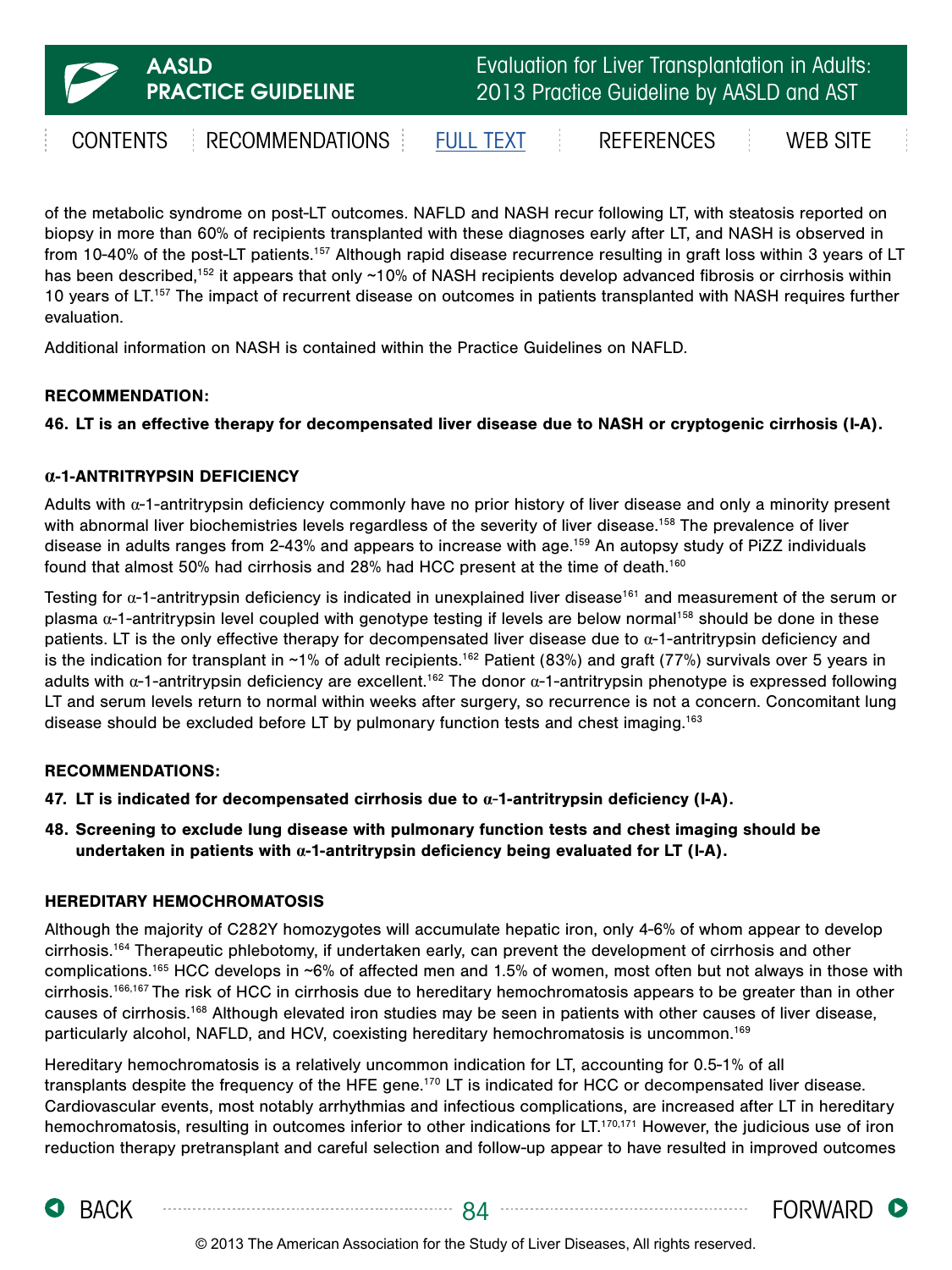of the metabolic syndrome on post-LT outcomes. NAFLD and NASH recur following LT, with steatosis reported on biopsy in more than 60% of recipients transplanted with these diagnoses early after LT, and NASH is observed in from 10-40% of the post-LT patients.[157] Although rapid disease recurrence resulting in graft loss within 3 years of LT has been described,[152] it appears that only ~10% of NASH recipients develop advanced fibrosis or cirrhosis within 10 years of LT.[157] The impact of recurrent disease on outcomes in patients transplanted with NASH requires further evaluation.

Additional information on NASH is contained within the Practice Guidelines on NAFLD.

**RECOMMENDATION:**

**46. LT is an effective therapy for decompensated liver disease due to NASH or cryptogenic cirrhosis (I-A).**

### α-1-ANTITRYPSIN DEFICIENCY

Adults with α-1-antitrypsin deficiency commonly have no prior history of liver disease and only a minority present with abnormal liver biochemistries levels regardless of the severity of liver disease.[158] The prevalence of liver disease in adults ranges from 2-43% and appears to increase with age.[159] An autopsy study of PiZZ individuals found that almost 50% had cirrhosis and 28% had HCC present at the time of death.[160]

Testing for α-1-antitrypsin deficiency is indicated in unexplained liver disease[161] and measurement of the serum or plasma α-1-antitrypsin level coupled with genotype testing if levels are below normal[158] should be done in these patients. LT is the only effective therapy for decompensated liver disease due to α-1-antitrypsin deficiency and is the indication for transplant in ~1% of adult recipients.[162] Patient (83%) and graft (77%) survivals over 5 years in adults with α-1-antitrypsin deficiency are excellent.[162] The donor α-1-antitrypsin phenotype is expressed following LT and serum levels return to normal within weeks after surgery, so recurrence is not a concern. Concomitant lung disease should be excluded before LT by pulmonary function tests and chest imaging.[163]

**RECOMMENDATIONS:**

**47. LT is indicated for decompensated cirrhosis due to α-1-antitrypsin deficiency (I-A).**

**48. Screening to exclude lung disease with pulmonary function tests and chest imaging should be undertaken in patients with α-1-antitrypsin deficiency being evaluated for LT (I-A).**

### HEREDITARY HEMOCHROMATOSIS

Although the majority of C282Y homozygotes will accumulate hepatic iron, only 4-6% of whom appear to develop cirrhosis.[164] Therapeutic phlebotomy, if undertaken early, can prevent the development of cirrhosis and other complications.[165] HCC develops in ~6% of affected men and 1.5% of women, most often but not always in those with cirrhosis.[166,167] The risk of HCC in cirrhosis due to hereditary hemochromatosis appears to be greater than in other causes of cirrhosis.[168] Although elevated iron studies may be seen in patients with other causes of liver disease, particularly alcohol, NAFLD, and HCV, coexisting hereditary hemochromatosis is uncommon.[169]

Hereditary hemochromatosis is a relatively uncommon indication for LT, accounting for 0.5-1% of all transplants despite the frequency of the HFE gene.[170] LT is indicated for HCC or decompensated liver disease. Cardiovascular events, most notably arrhythmias and infectious complications, are increased after LT in hereditary hemochromatosis, resulting in outcomes inferior to other indications for LT.[170,171] However, the judicious use of iron reduction therapy pretransplant and careful selection and follow-up appear to have resulted in improved outcomes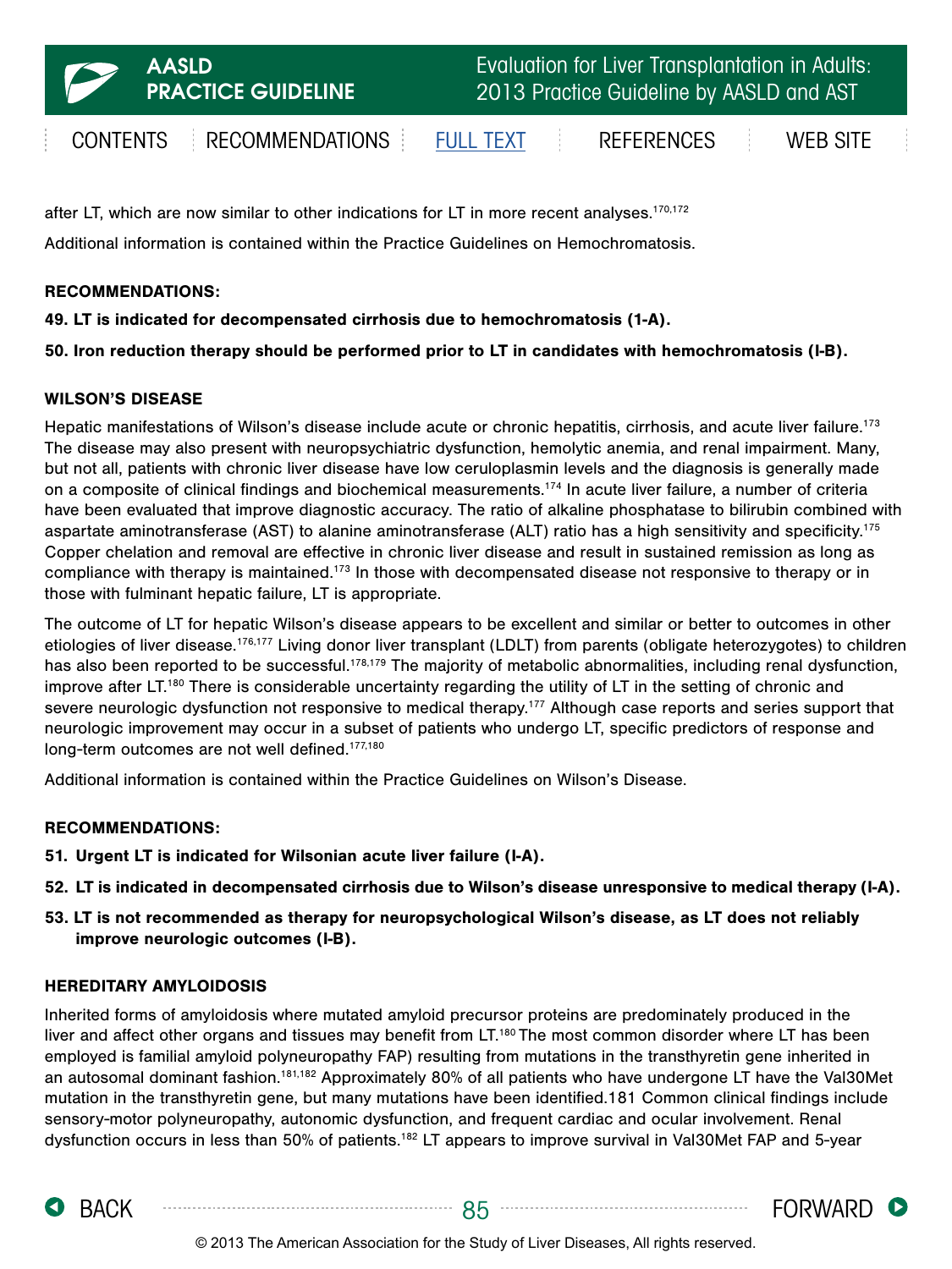after LT, which are now similar to other indications for LT in more recent analyses.[170,172]

Additional information is contained within the Practice Guidelines on Hemochromatosis.

**RECOMMENDATIONS:**

**49. LT is indicated for decompensated cirrhosis due to hemochromatosis (1-A).**

**50. Iron reduction therapy should be performed prior to LT in candidates with hemochromatosis (I-B).**

### WILSON'S DISEASE

Hepatic manifestations of Wilson's disease include acute or chronic hepatitis, cirrhosis, and acute liver failure.[173] The disease may also present with neuropsychiatric dysfunction, hemolytic anemia, and renal impairment. Many, but not all, patients with chronic liver disease have low ceruloplasmin levels and the diagnosis is generally made on a composite of clinical findings and biochemical measurements.[174] In acute liver failure, a number of criteria have been evaluated that improve diagnostic accuracy. The ratio of alkaline phosphatase to bilirubin combined with aspartate aminotransferase (AST) to alanine aminotransferase (ALT) ratio has a high sensitivity and specificity.[175] Copper chelation and removal are effective in chronic liver disease and result in sustained remission as long as compliance with therapy is maintained.[173] In those with decompensated disease not responsive to therapy or in those with fulminant hepatic failure, LT is appropriate.

The outcome of LT for hepatic Wilson's disease appears to be excellent and similar or better to outcomes in other etiologies of liver disease.[176,177] Living donor liver transplant (LDLT) from parents (obligate heterozygotes) to children has also been reported to be successful.[178,179] The majority of metabolic abnormalities, including renal dysfunction, improve after LT.[180] There is considerable uncertainty regarding the utility of LT in the setting of chronic and severe neurologic dysfunction not responsive to medical therapy.[177] Although case reports and series support that neurologic improvement may occur in a subset of patients who undergo LT, specific predictors of response and long-term outcomes are not well defined.[177,180]

Additional information is contained within the Practice Guidelines on Wilson's Disease.

**RECOMMENDATIONS:**

**51. Urgent LT is indicated for Wilsonian acute liver failure (I-A).**

**52. LT is indicated in decompensated cirrhosis due to Wilson's disease unresponsive to medical therapy (I-A).**

**53. LT is not recommended as therapy for neuropsychological Wilson's disease, as LT does not reliably improve neurologic outcomes (I-B).**

### HEREDITARY AMYLOIDOSIS

Inherited forms of amyloidosis where mutated amyloid precursor proteins are predominately produced in the liver and affect other organs and tissues may benefit from LT.[180] The most common disorder where LT has been employed is familial amyloid polyneuropathy FAP) resulting from mutations in the transthyretin gene inherited in an autosomal dominant fashion.[181,182] Approximately 80% of all patients who have undergone LT have the Val30Met mutation in the transthyretin gene, but many mutations have been identified.181 Common clinical findings include sensory-motor polyneuropathy, autonomic dysfunction, and frequent cardiac and ocular involvement. Renal dysfunction occurs in less than 50% of patients.[182] LT appears to improve survival in Val30Met FAP and 5-year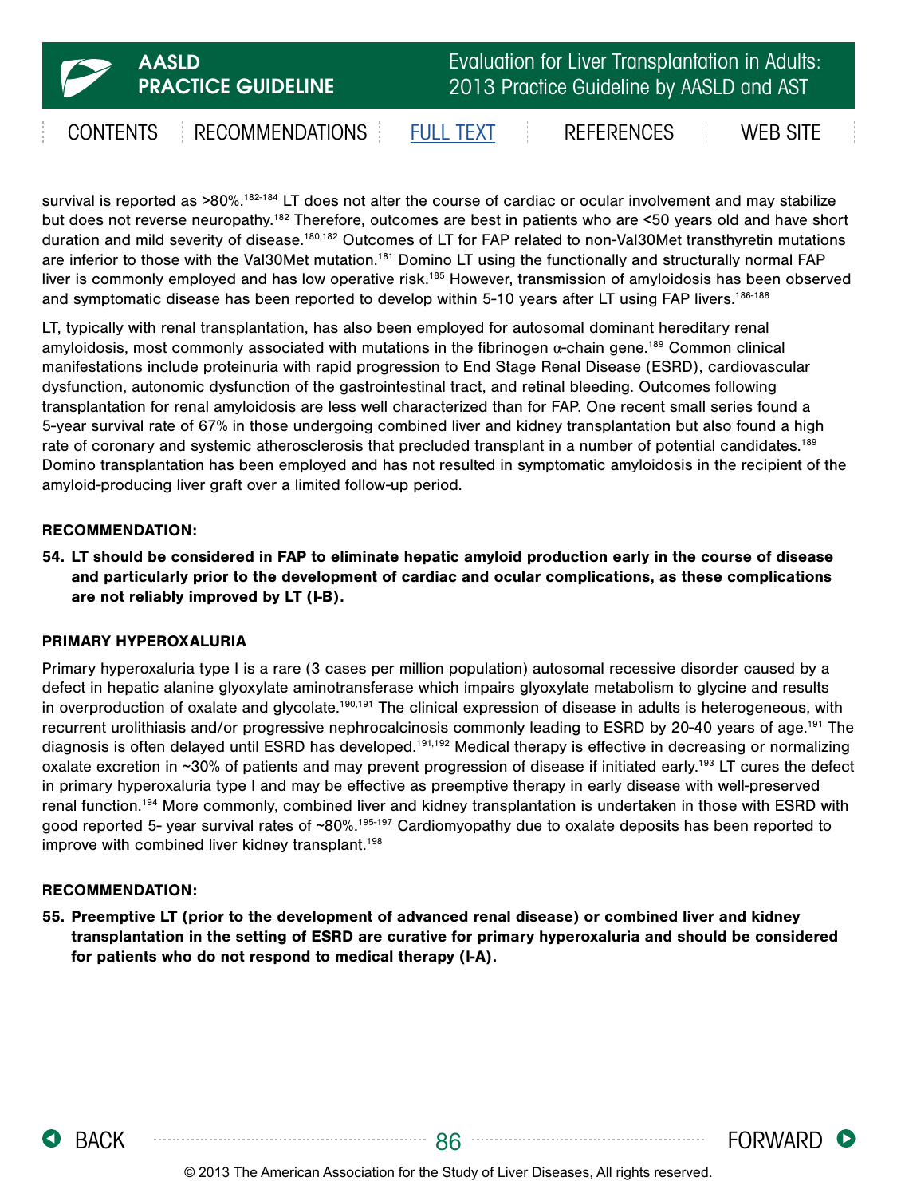survival is reported as >80%.[182-184] LT does not alter the course of cardiac or ocular involvement and may stabilize but does not reverse neuropathy.[182] Therefore, outcomes are best in patients who are <50 years old and have short duration and mild severity of disease.[180,182] Outcomes of LT for FAP related to non-Val30Met transthyretin mutations are inferior to those with the Val30Met mutation.[181] Domino LT using the functionally and structurally normal FAP liver is commonly employed and has low operative risk.[185] However, transmission of amyloidosis has been observed and symptomatic disease has been reported to develop within 5-10 years after LT using FAP livers.[186-188]

LT, typically with renal transplantation, has also been employed for autosomal dominant hereditary renal amyloidosis, most commonly associated with mutations in the fibrinogen $\alpha$-chain gene.[189] Common clinical manifestations include proteinuria with rapid progression to End Stage Renal Disease (ESRD), cardiovascular dysfunction, autonomic dysfunction of the gastrointestinal tract, and retinal bleeding. Outcomes following transplantation for renal amyloidosis are less well characterized than for FAP. One recent small series found a 5-year survival rate of 67% in those undergoing combined liver and kidney transplantation but also found a high rate of coronary and systemic atherosclerosis that precluded transplant in a number of potential candidates.[189] Domino transplantation has been employed and has not resulted in symptomatic amyloidosis in the recipient of the amyloid-producing liver graft over a limited follow-up period.

**RECOMMENDATION:**

**54. LT should be considered in FAP to eliminate hepatic amyloid production early in the course of disease and particularly prior to the development of cardiac and ocular complications, as these complications are not reliably improved by LT (I-B).**

**PRIMARY HYPEROXALURIA**

Primary hyperoxaluria type I is a rare (3 cases per million population) autosomal recessive disorder caused by a defect in hepatic alanine glyoxylate aminotransferase which impairs glyoxylate metabolism to glycine and results in overproduction of oxalate and glycolate.[190,191] The clinical expression of disease in adults is heterogeneous, with recurrent urolithiasis and/or progressive nephrocalcinosis commonly leading to ESRD by 20-40 years of age.[191] The diagnosis is often delayed until ESRD has developed.[191,192] Medical therapy is effective in decreasing or normalizing oxalate excretion in ~30% of patients and may prevent progression of disease if initiated early.[193] LT cures the defect in primary hyperoxaluria type I and may be effective as preemptive therapy in early disease with well-preserved renal function.[194] More commonly, combined liver and kidney transplantation is undertaken in those with ESRD with good reported 5- year survival rates of ~80%.[195-197] Cardiomyopathy due to oxalate deposits has been reported to improve with combined liver kidney transplant.[198]

**RECOMMENDATION:**

**55. Preemptive LT (prior to the development of advanced renal disease) or combined liver and kidney transplantation in the setting of ESRD are curative for primary hyperoxaluria and should be considered for patients who do not respond to medical therapy (I-A).**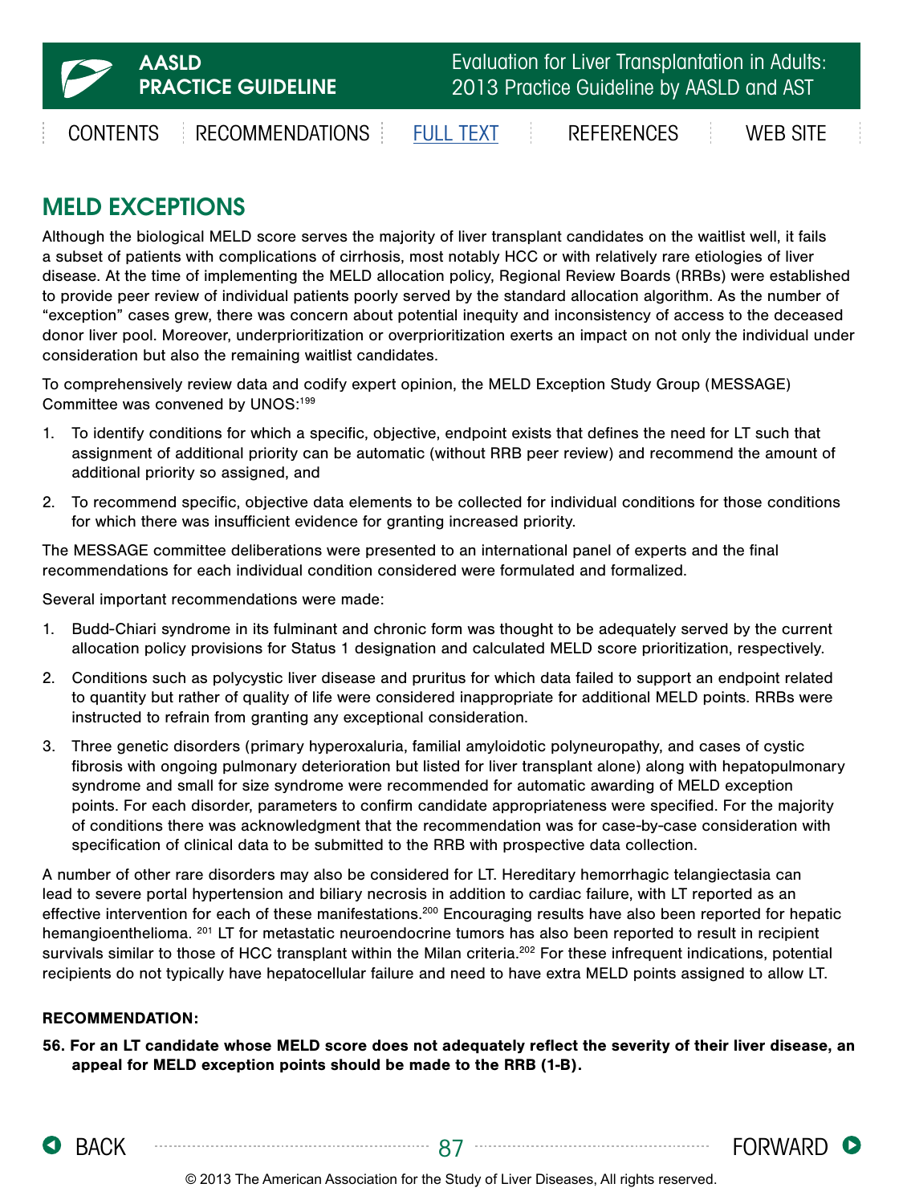## MELD EXCEPTIONS

Although the biological MELD score serves the majority of liver transplant candidates on the waitlist well, it fails a subset of patients with complications of cirrhosis, most notably HCC or with relatively rare etiologies of liver disease. At the time of implementing the MELD allocation policy, Regional Review Boards (RRBs) were established to provide peer review of individual patients poorly served by the standard allocation algorithm. As the number of "exception" cases grew, there was concern about potential inequity and inconsistency of access to the deceased donor liver pool. Moreover, underprioritization or overprioritization exerts an impact on not only the individual under consideration but also the remaining waitlist candidates.

To comprehensively review data and codify expert opinion, the MELD Exception Study Group (MESSAGE) Committee was convened by UNOS:[199]

1. To identify conditions for which a specific, objective, endpoint exists that defines the need for LT such that assignment of additional priority can be automatic (without RRB peer review) and recommend the amount of additional priority so assigned, and
2. To recommend specific, objective data elements to be collected for individual conditions for those conditions for which there was insufficient evidence for granting increased priority.

The MESSAGE committee deliberations were presented to an international panel of experts and the final recommendations for each individual condition considered were formulated and formalized.

Several important recommendations were made:

1. Budd-Chiari syndrome in its fulminant and chronic form was thought to be adequately served by the current allocation policy provisions for Status 1 designation and calculated MELD score prioritization, respectively.
2. Conditions such as polycystic liver disease and pruritus for which data failed to support an endpoint related to quantity but rather of quality of life were considered inappropriate for additional MELD points. RRBs were instructed to refrain from granting any exceptional consideration.
3. Three genetic disorders (primary hyperoxaluria, familial amyloidotic polyneuropathy, and cases of cystic fibrosis with ongoing pulmonary deterioration but listed for liver transplant alone) along with hepatopulmonary syndrome and small for size syndrome were recommended for automatic awarding of MELD exception points. For each disorder, parameters to confirm candidate appropriateness were specified. For the majority of conditions there was acknowledgment that the recommendation was for case-by-case consideration with specification of clinical data to be submitted to the RRB with prospective data collection.

A number of other rare disorders may also be considered for LT. Hereditary hemorrhagic telangiectasia can lead to severe portal hypertension and biliary necrosis in addition to cardiac failure, with LT reported as an effective intervention for each of these manifestations.[200] Encouraging results have also been reported for hepatic hemangioenthelioma.[201] LT for metastatic neuroendocrine tumors has also been reported to result in recipient survivals similar to those of HCC transplant within the Milan criteria.[202] For these infrequent indications, potential recipients do not typically have hepatocellular failure and need to have extra MELD points assigned to allow LT.

**RECOMMENDATION:**

**56. For an LT candidate whose MELD score does not adequately reflect the severity of their liver disease, an appeal for MELD exception points should be made to the RRB (1-B).**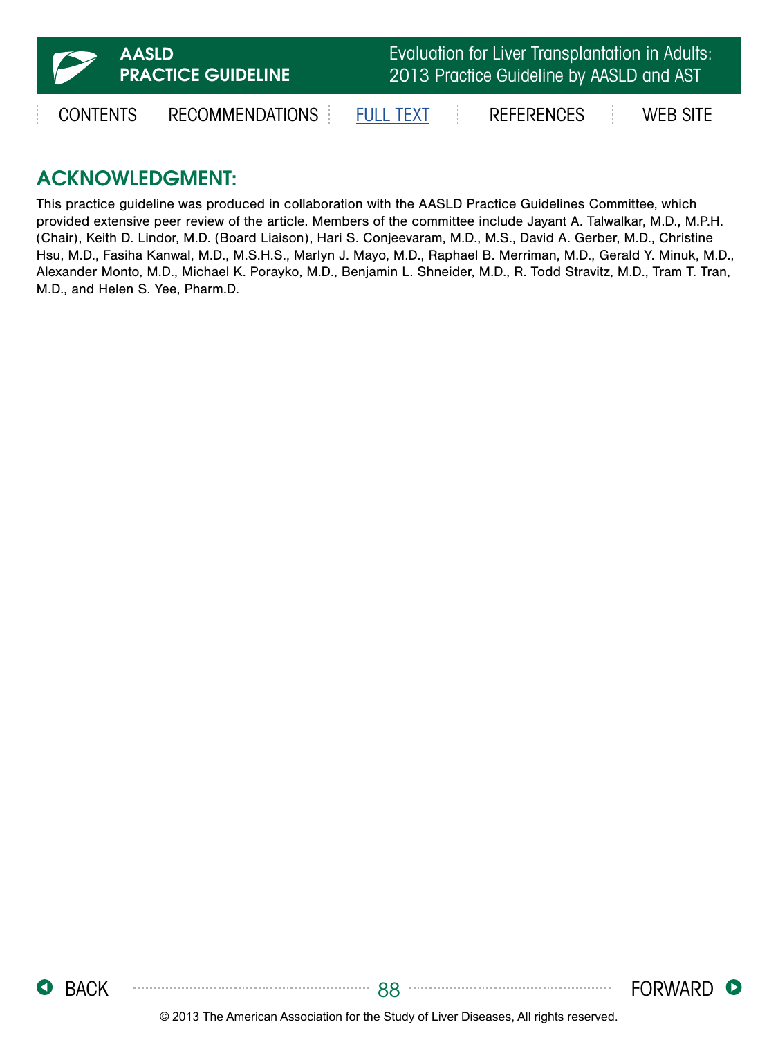## ACKNOWLEDGMENT:

This practice guideline was produced in collaboration with the AASLD Practice Guidelines Committee, which provided extensive peer review of the article. Members of the committee include Jayant A. Talwalkar, M.D., M.P.H. (Chair), Keith D. Lindor, M.D. (Board Liaison), Hari S. Conjeevaram, M.D., M.S., David A. Gerber, M.D., Christine Hsu, M.D., Fasiha Kanwal, M.D., M.S.H.S., Marlyn J. Mayo, M.D., Raphael B. Merriman, M.D., Gerald Y. Minuk, M.D., Alexander Monto, M.D., Michael K. Porayko, M.D., Benjamin L. Shneider, M.D., R. Todd Stravitz, M.D., Tram T. Tran, M.D., and Helen S. Yee, Pharm.D.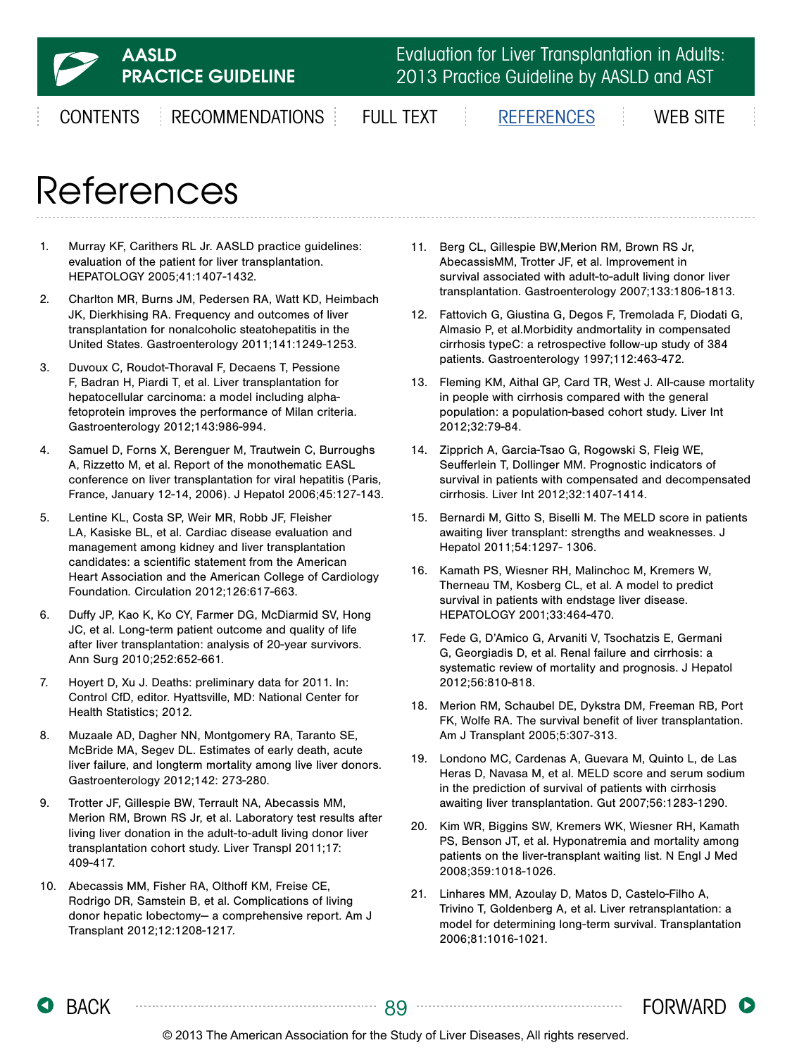# References

1. Murray KF, Carithers RL Jr. AASLD practice guidelines: evaluation of the patient for liver transplantation. HEPATOLOGY 2005;41:1407-1432.
2. Charlton MR, Burns JM, Pedersen RA, Watt KD, Heimbach JK, Dierkhising RA. Frequency and outcomes of liver transplantation for nonalcoholic steatohepatitis in the United States. Gastroenterology 2011;141:1249-1253.
3. Duvoux C, Roudot-Thoraval F, Decaens T, Pessione F, Badran H, Piardi T, et al. Liver transplantation for hepatocellular carcinoma: a model including alpha-fetoprotein improves the performance of Milan criteria. Gastroenterology 2012;143:986-994.
4. Samuel D, Forns X, Berenguer M, Trautwein C, Burroughs A, Rizzetto M, et al. Report of the monothematic EASL conference on liver transplantation for viral hepatitis (Paris, France, January 12-14, 2006). J Hepatol 2006;45:127-143.
5. Lentine KL, Costa SP, Weir MR, Robb JF, Fleisher LA, Kasiske BL, et al. Cardiac disease evaluation and management among kidney and liver transplantation candidates: a scientific statement from the American Heart Association and the American College of Cardiology Foundation. Circulation 2012;126:617-663.
6. Duffy JP, Kao K, Ko CY, Farmer DG, McDiarmid SV, Hong JC, et al. Long-term patient outcome and quality of life after liver transplantation: analysis of 20-year survivors. Ann Surg 2010;252:652-661.
7. Hoyert D, Xu J. Deaths: preliminary data for 2011. In: Control CfD, editor. Hyattsville, MD: National Center for Health Statistics; 2012.
8. Muzaale AD, Dagher NN, Montgomery RA, Taranto SE, McBride MA, Segev DL. Estimates of early death, acute liver failure, and longterm mortality among live liver donors. Gastroenterology 2012;142: 273-280.
9. Trotter JF, Gillespie BW, Terrault NA, Abecassis MM, Merion RM, Brown RS Jr, et al. Laboratory test results after living liver donation in the adult-to-adult living donor liver transplantation cohort study. Liver Transpl 2011;17: 409-417.
10. Abecassis MM, Fisher RA, Olthoff KM, Freise CE, Rodrigo DR, Samstein B, et al. Complications of living donor hepatic lobectomy— a comprehensive report. Am J Transplant 2012;12:1208-1217.
11. Berg CL, Gillespie BW,Merion RM, Brown RS Jr, AbecassisMM, Trotter JF, et al. Improvement in survival associated with adult-to-adult living donor liver transplantation. Gastroenterology 2007;133:1806-1813.
12. Fattovich G, Giustina G, Degos F, Tremolada F, Diodati G, Almasio P, et al.Morbidity andmortality in compensated cirrhosis typeC: a retrospective follow-up study of 384 patients. Gastroenterology 1997;112:463-472.
13. Fleming KM, Aithal GP, Card TR, West J. All-cause mortality in people with cirrhosis compared with the general population: a population-based cohort study. Liver Int 2012;32:79-84.
14. Zipprich A, Garcia-Tsao G, Rogowski S, Fleig WE, Seufferlein T, Dollinger MM. Prognostic indicators of survival in patients with compensated and decompensated cirrhosis. Liver Int 2012;32:1407-1414.
15. Bernardi M, Gitto S, Biselli M. The MELD score in patients awaiting liver transplant: strengths and weaknesses. J Hepatol 2011;54:1297- 1306.
16. Kamath PS, Wiesner RH, Malinchoc M, Kremers W, Therneau TM, Kosberg CL, et al. A model to predict survival in patients with endstage liver disease. HEPATOLOGY 2001;33:464-470.
17. Fede G, D'Amico G, Arvaniti V, Tsochatzis E, Germani G, Georgiadis D, et al. Renal failure and cirrhosis: a systematic review of mortality and prognosis. J Hepatol 2012;56:810-818.
18. Merion RM, Schaubel DE, Dykstra DM, Freeman RB, Port FK, Wolfe RA. The survival benefit of liver transplantation. Am J Transplant 2005;5:307-313.
19. Londono MC, Cardenas A, Guevara M, Quinto L, de Las Heras D, Navasa M, et al. MELD score and serum sodium in the prediction of survival of patients with cirrhosis awaiting liver transplantation. Gut 2007;56:1283-1290.
20. Kim WR, Biggins SW, Kremers WK, Wiesner RH, Kamath PS, Benson JT, et al. Hyponatremia and mortality among patients on the liver-transplant waiting list. N Engl J Med 2008;359:1018-1026.
21. Linhares MM, Azoulay D, Matos D, Castelo-Filho A, Trivino T, Goldenberg A, et al. Liver retransplantation: a model for determining long-term survival. Transplantation 2006;81:1016-1021.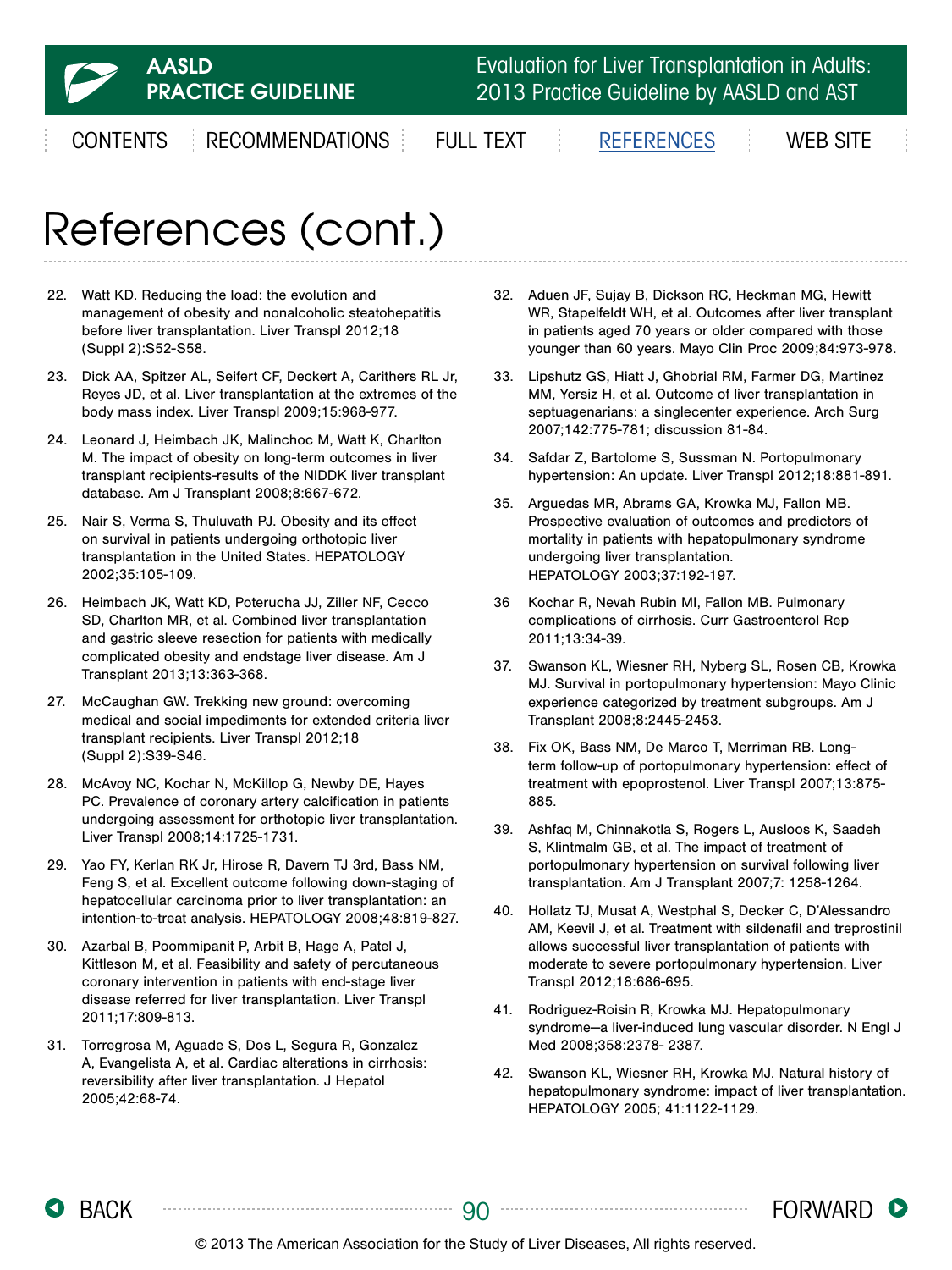# References (cont.)

22. Watt KD. Reducing the load: the evolution and management of obesity and nonalcoholic steatohepatitis before liver transplantation. Liver Transpl 2012;18 (Suppl 2):S52-S58.
23. Dick AA, Spitzer AL, Seifert CF, Deckert A, Carithers RL Jr, Reyes JD, et al. Liver transplantation at the extremes of the body mass index. Liver Transpl 2009;15:968-977.
24. Leonard J, Heimbach JK, Malinchoc M, Watt K, Charlton M. The impact of obesity on long-term outcomes in liver transplant recipients-results of the NIDDK liver transplant database. Am J Transplant 2008;8:667-672.
25. Nair S, Verma S, Thuluvath PJ. Obesity and its effect on survival in patients undergoing orthotopic liver transplantation in the United States. HEPATOLOGY 2002;35:105-109.
26. Heimbach JK, Watt KD, Poterucha JJ, Ziller NF, Cecco SD, Charlton MR, et al. Combined liver transplantation and gastric sleeve resection for patients with medically complicated obesity and endstage liver disease. Am J Transplant 2013;13:363-368.
27. McCaughan GW. Trekking new ground: overcoming medical and social impediments for extended criteria liver transplant recipients. Liver Transpl 2012;18 (Suppl 2):S39-S46.
28. McAvoy NC, Kochar N, McKillop G, Newby DE, Hayes PC. Prevalence of coronary artery calcification in patients undergoing assessment for orthotopic liver transplantation. Liver Transpl 2008;14:1725-1731.
29. Yao FY, Kerlan RK Jr, Hirose R, Davern TJ 3rd, Bass NM, Feng S, et al. Excellent outcome following down-staging of hepatocellular carcinoma prior to liver transplantation: an intention-to-treat analysis. HEPATOLOGY 2008;48:819-827.
30. Azarbal B, Poommipanit P, Arbit B, Hage A, Patel J, Kittleson M, et al. Feasibility and safety of percutaneous coronary intervention in patients with end-stage liver disease referred for liver transplantation. Liver Transpl 2011;17:809-813.
31. Torregrosa M, Aguade S, Dos L, Segura R, Gonzalez A, Evangelista A, et al. Cardiac alterations in cirrhosis: reversibility after liver transplantation. J Hepatol 2005;42:68-74.
32. Aduen JF, Sujay B, Dickson RC, Heckman MG, Hewitt WR, Stapelfeldt WH, et al. Outcomes after liver transplant in patients aged 70 years or older compared with those younger than 60 years. Mayo Clin Proc 2009;84:973-978.
33. Lipshutz GS, Hiatt J, Ghobrial RM, Farmer DG, Martinez MM, Yersiz H, et al. Outcome of liver transplantation in septuagenarians: a singlecenter experience. Arch Surg 2007;142:775-781; discussion 81-84.
34. Safdar Z, Bartolome S, Sussman N. Portopulmonary hypertension: An update. Liver Transpl 2012;18:881-891.
35. Arguedas MR, Abrams GA, Krowka MJ, Fallon MB. Prospective evaluation of outcomes and predictors of mortality in patients with hepatopulmonary syndrome undergoing liver transplantation. HEPATOLOGY 2003;37:192-197.
36. Kochar R, Nevah Rubin MI, Fallon MB. Pulmonary complications of cirrhosis. Curr Gastroenterol Rep 2011;13:34-39.
37. Swanson KL, Wiesner RH, Nyberg SL, Rosen CB, Krowka MJ. Survival in portopulmonary hypertension: Mayo Clinic experience categorized by treatment subgroups. Am J Transplant 2008;8:2445-2453.
38. Fix OK, Bass NM, De Marco T, Merriman RB. Long-term follow-up of portopulmonary hypertension: effect of treatment with epoprostenol. Liver Transpl 2007;13:875-885.
39. Ashfaq M, Chinnakotla S, Rogers L, Ausloos K, Saadeh S, Klintmalm GB, et al. The impact of treatment of portopulmonary hypertension on survival following liver transplantation. Am J Transplant 2007;7: 1258-1264.
40. Hollatz TJ, Musat A, Westphal S, Decker C, D'Alessandro AM, Keevil J, et al. Treatment with sildenafil and treprostinil allows successful liver transplantation of patients with moderate to severe portopulmonary hypertension. Liver Transpl 2012;18:686-695.
41. Rodriguez-Roisin R, Krowka MJ. Hepatopulmonary syndrome—a liver-induced lung vascular disorder. N Engl J Med 2008;358:2378- 2387.
42. Swanson KL, Wiesner RH, Krowka MJ. Natural history of hepatopulmonary syndrome: impact of liver transplantation. HEPATOLOGY 2005; 41:1122-1129.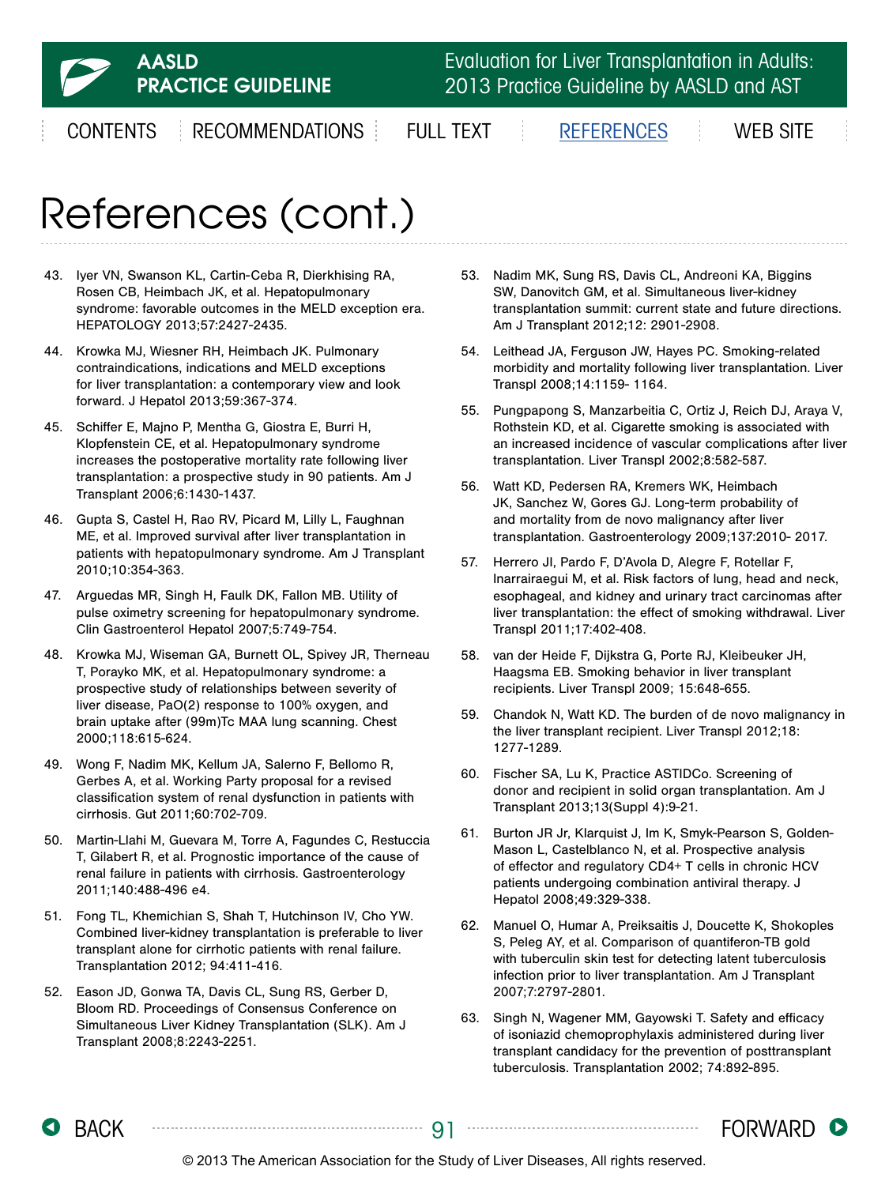# References (cont.)

43. Iyer VN, Swanson KL, Cartin-Ceba R, Dierkhising RA, Rosen CB, Heimbach JK, et al. Hepatopulmonary syndrome: favorable outcomes in the MELD exception era. HEPATOLOGY 2013;57:2427-2435.

44. Krowka MJ, Wiesner RH, Heimbach JK. Pulmonary contraindications, indications and MELD exceptions for liver transplantation: a contemporary view and look forward. J Hepatol 2013;59:367-374.

45. Schiffer E, Majno P, Mentha G, Giostra E, Burri H, Klopfenstein CE, et al. Hepatopulmonary syndrome increases the postoperative mortality rate following liver transplantation: a prospective study in 90 patients. Am J Transplant 2006;6:1430-1437.

46. Gupta S, Castel H, Rao RV, Picard M, Lilly L, Faughnan ME, et al. Improved survival after liver transplantation in patients with hepatopulmonary syndrome. Am J Transplant 2010;10:354-363.

47. Arguedas MR, Singh H, Faulk DK, Fallon MB. Utility of pulse oximetry screening for hepatopulmonary syndrome. Clin Gastroenterol Hepatol 2007;5:749-754.

48. Krowka MJ, Wiseman GA, Burnett OL, Spivey JR, Therneau T, Porayko MK, et al. Hepatopulmonary syndrome: a prospective study of relationships between severity of liver disease, PaO(2) response to 100% oxygen, and brain uptake after (99m)Tc MAA lung scanning. Chest 2000;118:615-624.

49. Wong F, Nadim MK, Kellum JA, Salerno F, Bellomo R, Gerbes A, et al. Working Party proposal for a revised classification system of renal dysfunction in patients with cirrhosis. Gut 2011;60:702-709.

50. Martin-Llahi M, Guevara M, Torre A, Fagundes C, Restuccia T, Gilabert R, et al. Prognostic importance of the cause of renal failure in patients with cirrhosis. Gastroenterology 2011;140:488-496 e4.

51. Fong TL, Khemichian S, Shah T, Hutchinson IV, Cho YW. Combined liver-kidney transplantation is preferable to liver transplant alone for cirrhotic patients with renal failure. Transplantation 2012; 94:411-416.

52. Eason JD, Gonwa TA, Davis CL, Sung RS, Gerber D, Bloom RD. Proceedings of Consensus Conference on Simultaneous Liver Kidney Transplantation (SLK). Am J Transplant 2008;8:2243-2251.

53. Nadim MK, Sung RS, Davis CL, Andreoni KA, Biggins SW, Danovitch GM, et al. Simultaneous liver-kidney transplantation summit: current state and future directions. Am J Transplant 2012;12: 2901-2908.

54. Leithead JA, Ferguson JW, Hayes PC. Smoking-related morbidity and mortality following liver transplantation. Liver Transpl 2008;14:1159- 1164.

55. Pungpapong S, Manzarbeitia C, Ortiz J, Reich DJ, Araya V, Rothstein KD, et al. Cigarette smoking is associated with an increased incidence of vascular complications after liver transplantation. Liver Transpl 2002;8:582-587.

56. Watt KD, Pedersen RA, Kremers WK, Heimbach JK, Sanchez W, Gores GJ. Long-term probability of and mortality from de novo malignancy after liver transplantation. Gastroenterology 2009;137:2010- 2017.

57. Herrero JI, Pardo F, D'Avola D, Alegre F, Rotellar F, Inarrairaegui M, et al. Risk factors of lung, head and neck, esophageal, and kidney and urinary tract carcinomas after liver transplantation: the effect of smoking withdrawal. Liver Transpl 2011;17:402-408.

58. van der Heide F, Dijkstra G, Porte RJ, Kleibeuker JH, Haagsma EB. Smoking behavior in liver transplant recipients. Liver Transpl 2009; 15:648-655.

59. Chandok N, Watt KD. The burden of de novo malignancy in the liver transplant recipient. Liver Transpl 2012;18: 1277-1289.

60. Fischer SA, Lu K, Practice ASTIDCo. Screening of donor and recipient in solid organ transplantation. Am J Transplant 2013;13(Suppl 4):9-21.

61. Burton JR Jr, Klarquist J, Im K, Smyk-Pearson S, Golden-Mason L, Castelblanco N, et al. Prospective analysis of effector and regulatory CD4+ T cells in chronic HCV patients undergoing combination antiviral therapy. J Hepatol 2008;49:329-338.

62. Manuel O, Humar A, Preiksaitis J, Doucette K, Shokoples S, Peleg AY, et al. Comparison of quantiferon-TB gold with tuberculin skin test for detecting latent tuberculosis infection prior to liver transplantation. Am J Transplant 2007;7:2797-2801.

63. Singh N, Wagener MM, Gayowski T. Safety and efficacy of isoniazid chemoprophylaxis administered during liver transplant candidacy for the prevention of posttransplant tuberculosis. Transplantation 2002; 74:892-895.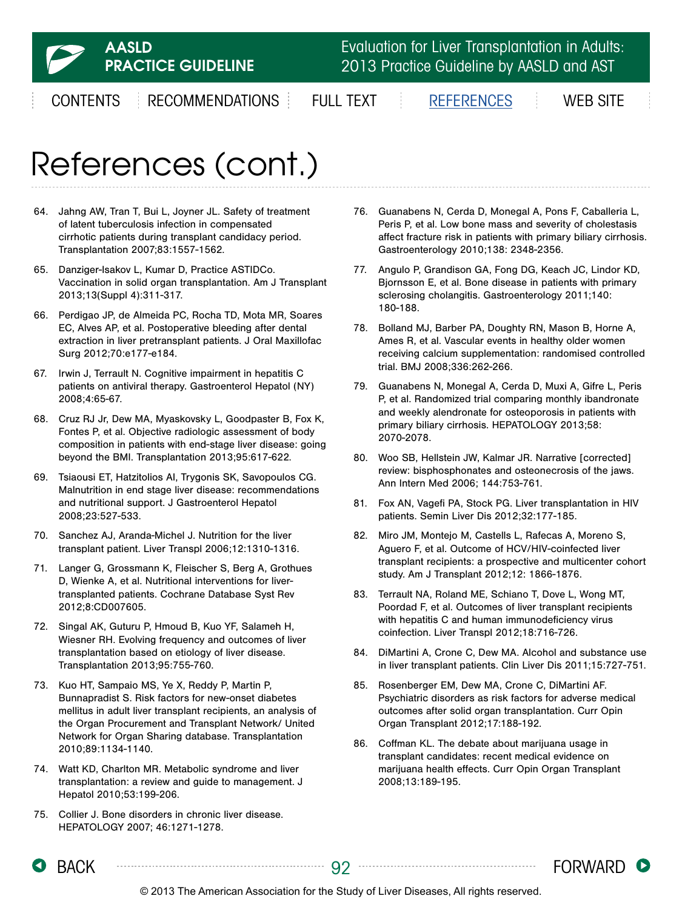# References (cont.)

64. Jahng AW, Tran T, Bui L, Joyner JL. Safety of treatment of latent tuberculosis infection in compensated cirrhotic patients during transplant candidacy period. Transplantation 2007;83:1557-1562.

65. Danziger-Isakov L, Kumar D, Practice ASTIDCo. Vaccination in solid organ transplantation. Am J Transplant 2013;13(Suppl 4):311-317.

66. Perdigao JP, de Almeida PC, Rocha TD, Mota MR, Soares EC, Alves AP, et al. Postoperative bleeding after dental extraction in liver pretransplant patients. J Oral Maxillofac Surg 2012;70:e177-e184.

67. Irwin J, Terrault N. Cognitive impairment in hepatitis C patients on antiviral therapy. Gastroenterol Hepatol (NY) 2008;4:65-67.

68. Cruz RJ Jr, Dew MA, Myaskovsky L, Goodpaster B, Fox K, Fontes P, et al. Objective radiologic assessment of body composition in patients with end-stage liver disease: going beyond the BMI. Transplantation 2013;95:617-622.

69. Tsiaousi ET, Hatzitolios AI, Trygonis SK, Savopoulos CG. Malnutrition in end stage liver disease: recommendations and nutritional support. J Gastroenterol Hepatol 2008;23:527-533.

70. Sanchez AJ, Aranda-Michel J. Nutrition for the liver transplant patient. Liver Transpl 2006;12:1310-1316.

71. Langer G, Grossmann K, Fleischer S, Berg A, Grothues D, Wienke A, et al. Nutritional interventions for liver-transplanted patients. Cochrane Database Syst Rev 2012;8:CD007605.

72. Singal AK, Guturu P, Hmoud B, Kuo YF, Salameh H, Wiesner RH. Evolving frequency and outcomes of liver transplantation based on etiology of liver disease. Transplantation 2013;95:755-760.

73. Kuo HT, Sampaio MS, Ye X, Reddy P, Martin P, Bunnapradist S. Risk factors for new-onset diabetes mellitus in adult liver transplant recipients, an analysis of the Organ Procurement and Transplant Network/ United Network for Organ Sharing database. Transplantation 2010;89:1134-1140.

74. Watt KD, Charlton MR. Metabolic syndrome and liver transplantation: a review and guide to management. J Hepatol 2010;53:199-206.

75. Collier J. Bone disorders in chronic liver disease. HEPATOLOGY 2007; 46:1271-1278.

76. Guanabens N, Cerda D, Monegal A, Pons F, Caballeria L, Peris P, et al. Low bone mass and severity of cholestasis affect fracture risk in patients with primary biliary cirrhosis. Gastroenterology 2010;138: 2348-2356.

77. Angulo P, Grandison GA, Fong DG, Keach JC, Lindor KD, Bjornsson E, et al. Bone disease in patients with primary sclerosing cholangitis. Gastroenterology 2011;140: 180-188.

78. Bolland MJ, Barber PA, Doughty RN, Mason B, Horne A, Ames R, et al. Vascular events in healthy older women receiving calcium supplementation: randomised controlled trial. BMJ 2008;336:262-266.

79. Guanabens N, Monegal A, Cerda D, Muxi A, Gifre L, Peris P, et al. Randomized trial comparing monthly ibandronate and weekly alendronate for osteoporosis in patients with primary biliary cirrhosis. HEPATOLOGY 2013;58: 2070-2078.

80. Woo SB, Hellstein JW, Kalmar JR. Narrative [corrected] review: bisphosphonates and osteonecrosis of the jaws. Ann Intern Med 2006; 144:753-761.

81. Fox AN, Vagefi PA, Stock PG. Liver transplantation in HIV patients. Semin Liver Dis 2012;32:177-185.

82. Miro JM, Montejo M, Castells L, Rafecas A, Moreno S, Aguero F, et al. Outcome of HCV/HIV-coinfected liver transplant recipients: a prospective and multicenter cohort study. Am J Transplant 2012;12: 1866-1876.

83. Terrault NA, Roland ME, Schiano T, Dove L, Wong MT, Poordad F, et al. Outcomes of liver transplant recipients with hepatitis C and human immunodeficiency virus coinfection. Liver Transpl 2012;18:716-726.

84. DiMartini A, Crone C, Dew MA. Alcohol and substance use in liver transplant patients. Clin Liver Dis 2011;15:727-751.

85. Rosenberger EM, Dew MA, Crone C, DiMartini AF. Psychiatric disorders as risk factors for adverse medical outcomes after solid organ transplantation. Curr Opin Organ Transplant 2012;17:188-192.

86. Coffman KL. The debate about marijuana usage in transplant candidates: recent medical evidence on marijuana health effects. Curr Opin Organ Transplant 2008;13:189-195.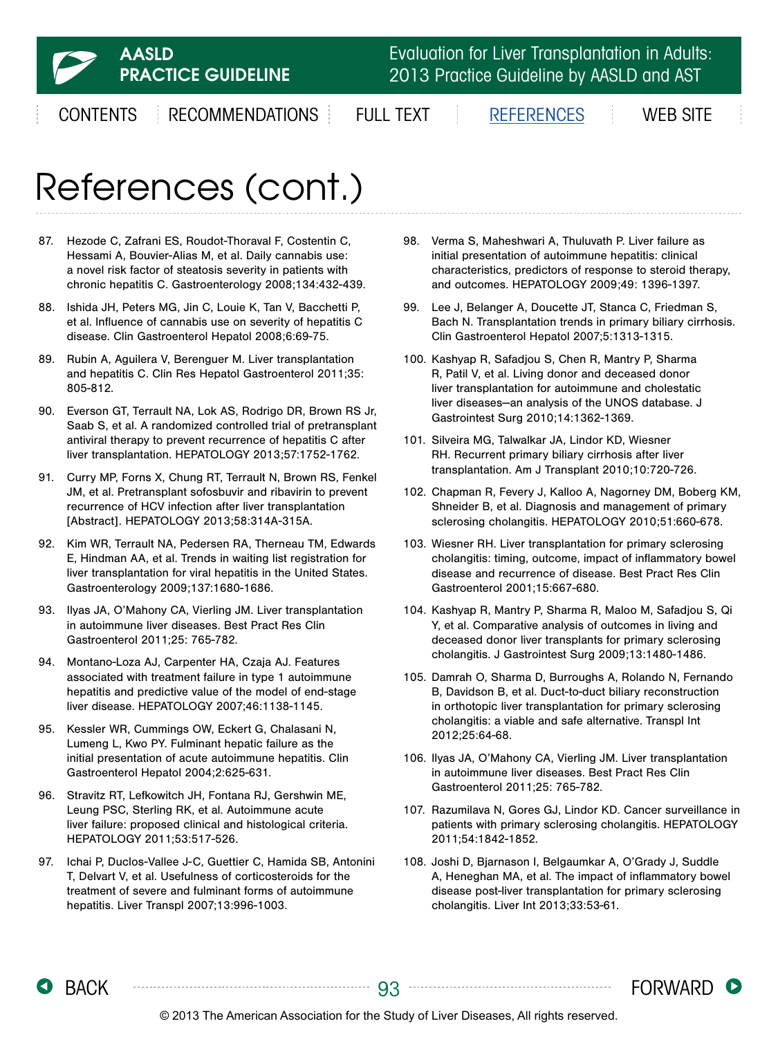# References (cont.)

87. Hezode C, Zafrani ES, Roudot-Thoraval F, Costentin C, Hessami A, Bouvier-Alias M, et al. Daily cannabis use: a novel risk factor of steatosis severity in patients with chronic hepatitis C. Gastroenterology 2008;134:432-439.

88. Ishida JH, Peters MG, Jin C, Louie K, Tan V, Bacchetti P, et al. Influence of cannabis use on severity of hepatitis C disease. Clin Gastroenterol Hepatol 2008;6:69-75.

89. Rubin A, Aguilera V, Berenguer M. Liver transplantation and hepatitis C. Clin Res Hepatol Gastroenterol 2011;35: 805-812.

90. Everson GT, Terrault NA, Lok AS, Rodrigo DR, Brown RS Jr, Saab S, et al. A randomized controlled trial of pretransplant antiviral therapy to prevent recurrence of hepatitis C after liver transplantation. HEPATOLOGY 2013;57:1752-1762.

91. Curry MP, Forns X, Chung RT, Terrault N, Brown RS, Fenkel JM, et al. Pretransplant sofosbuvir and ribavirin to prevent recurrence of HCV infection after liver transplantation [Abstract]. HEPATOLOGY 2013;58:314A-315A.

92. Kim WR, Terrault NA, Pedersen RA, Therneau TM, Edwards E, Hindman AA, et al. Trends in waiting list registration for liver transplantation for viral hepatitis in the United States. Gastroenterology 2009;137:1680-1686.

93. Ilyas JA, O'Mahony CA, Vierling JM. Liver transplantation in autoimmune liver diseases. Best Pract Res Clin Gastroenterol 2011;25: 765-782.

94. Montano-Loza AJ, Carpenter HA, Czaja AJ. Features associated with treatment failure in type 1 autoimmune hepatitis and predictive value of the model of end-stage liver disease. HEPATOLOGY 2007;46:1138-1145.

95. Kessler WR, Cummings OW, Eckert G, Chalasani N, Lumeng L, Kwo PY. Fulminant hepatic failure as the initial presentation of acute autoimmune hepatitis. Clin Gastroenterol Hepatol 2004;2:625-631.

96. Stravitz RT, Lefkowitch JH, Fontana RJ, Gershwin ME, Leung PSC, Sterling RK, et al. Autoimmune acute liver failure: proposed clinical and histological criteria. HEPATOLOGY 2011;53:517-526.

97. Ichai P, Duclos-Vallee J-C, Guettier C, Hamida SB, Antonini T, Delvart V, et al. Usefulness of corticosteroids for the treatment of severe and fulminant forms of autoimmune hepatitis. Liver Transpl 2007;13:996-1003.

98. Verma S, Maheshwari A, Thuluvath P. Liver failure as initial presentation of autoimmune hepatitis: clinical characteristics, predictors of response to steroid therapy, and outcomes. HEPATOLOGY 2009;49: 1396-1397.

99. Lee J, Belanger A, Doucette JT, Stanca C, Friedman S, Bach N. Transplantation trends in primary biliary cirrhosis. Clin Gastroenterol Hepatol 2007;5:1313-1315.

100. Kashyap R, Safadjou S, Chen R, Mantry P, Sharma R, Patil V, et al. Living donor and deceased donor liver transplantation for autoimmune and cholestatic liver diseases—an analysis of the UNOS database. J Gastrointest Surg 2010;14:1362-1369.

101. Silveira MG, Talwalkar JA, Lindor KD, Wiesner RH. Recurrent primary biliary cirrhosis after liver transplantation. Am J Transplant 2010;10:720-726.

102. Chapman R, Fevery J, Kalloo A, Nagorney DM, Boberg KM, Shneider B, et al. Diagnosis and management of primary sclerosing cholangitis. HEPATOLOGY 2010;51:660-678.

103. Wiesner RH. Liver transplantation for primary sclerosing cholangitis: timing, outcome, impact of inflammatory bowel disease and recurrence of disease. Best Pract Res Clin Gastroenterol 2001;15:667-680.

104. Kashyap R, Mantry P, Sharma R, Maloo M, Safadjou S, Qi Y, et al. Comparative analysis of outcomes in living and deceased donor liver transplants for primary sclerosing cholangitis. J Gastrointest Surg 2009;13:1480-1486.

105. Damrah O, Sharma D, Burroughs A, Rolando N, Fernando B, Davidson B, et al. Duct-to-duct biliary reconstruction in orthotopic liver transplantation for primary sclerosing cholangitis: a viable and safe alternative. Transpl Int 2012;25:64-68.

106. Ilyas JA, O'Mahony CA, Vierling JM. Liver transplantation in autoimmune liver diseases. Best Pract Res Clin Gastroenterol 2011;25: 765-782.

107. Razumilava N, Gores GJ, Lindor KD. Cancer surveillance in patients with primary sclerosing cholangitis. HEPATOLOGY 2011;54:1842-1852.

108. Joshi D, Bjarnason I, Belgaumkar A, O'Grady J, Suddle A, Heneghan MA, et al. The impact of inflammatory bowel disease post-liver transplantation for primary sclerosing cholangitis. Liver Int 2013;33:53-61.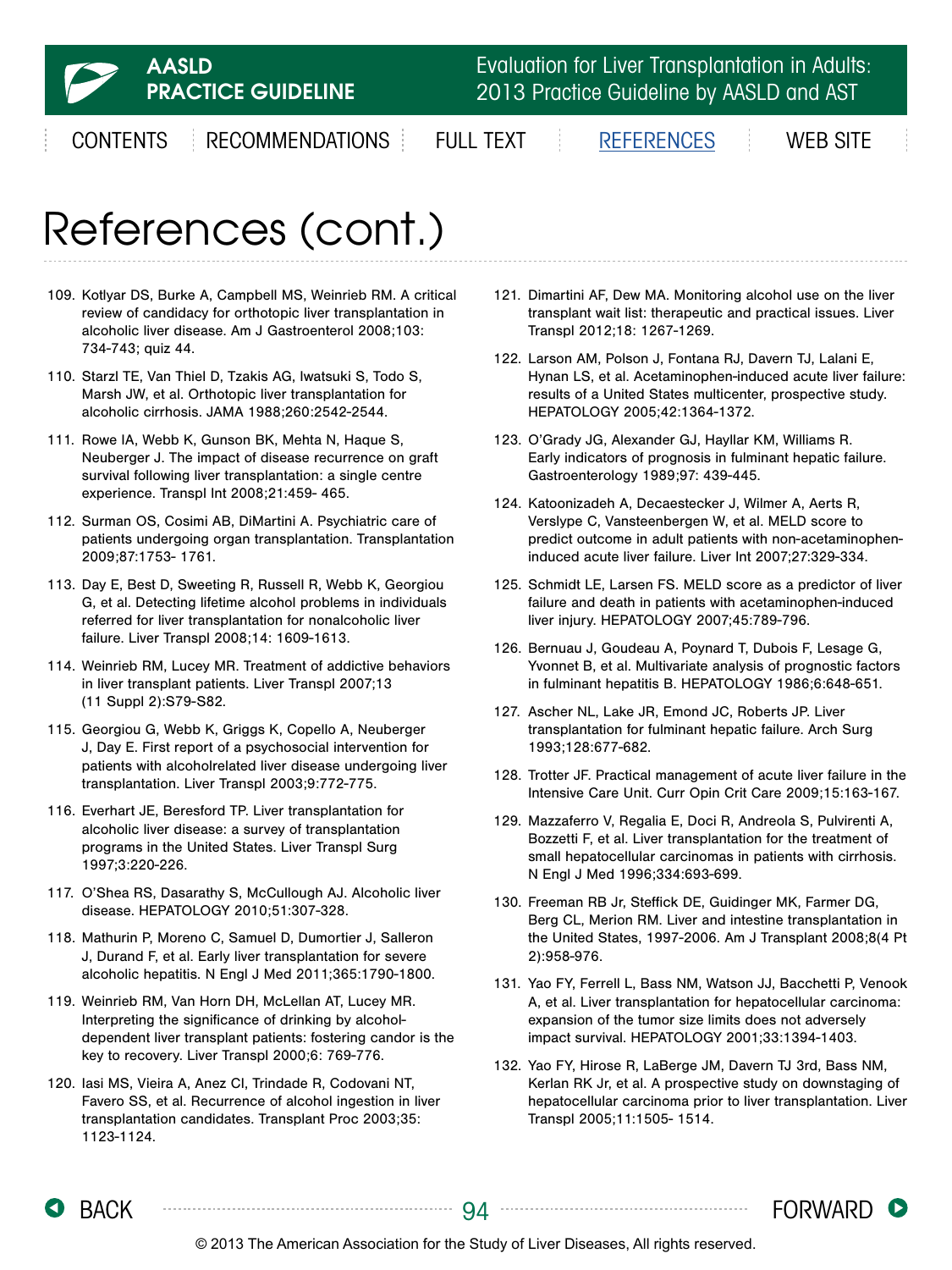# References (cont.)

109. Kotlyar DS, Burke A, Campbell MS, Weinrieb RM. A critical review of candidacy for orthotopic liver transplantation in alcoholic liver disease. Am J Gastroenterol 2008;103: 734-743; quiz 44.

110. Starzl TE, Van Thiel D, Tzakis AG, Iwatsuki S, Todo S, Marsh JW, et al. Orthotopic liver transplantation for alcoholic cirrhosis. JAMA 1988;260:2542-2544.

111. Rowe IA, Webb K, Gunson BK, Mehta N, Haque S, Neuberger J. The impact of disease recurrence on graft survival following liver transplantation: a single centre experience. Transpl Int 2008;21:459- 465.

112. Surman OS, Cosimi AB, DiMartini A. Psychiatric care of patients undergoing organ transplantation. Transplantation 2009;87:1753- 1761.

113. Day E, Best D, Sweeting R, Russell R, Webb K, Georgiou G, et al. Detecting lifetime alcohol problems in individuals referred for liver transplantation for nonalcoholic liver failure. Liver Transpl 2008;14: 1609-1613.

114. Weinrieb RM, Lucey MR. Treatment of addictive behaviors in liver transplant patients. Liver Transpl 2007;13 (11 Suppl 2):S79-S82.

115. Georgiou G, Webb K, Griggs K, Copello A, Neuberger J, Day E. First report of a psychosocial intervention for patients with alcoholrelated liver disease undergoing liver transplantation. Liver Transpl 2003;9:772-775.

116. Everhart JE, Beresford TP. Liver transplantation for alcoholic liver disease: a survey of transplantation programs in the United States. Liver Transpl Surg 1997;3:220-226.

117. O'Shea RS, Dasarathy S, McCullough AJ. Alcoholic liver disease. HEPATOLOGY 2010;51:307-328.

118. Mathurin P, Moreno C, Samuel D, Dumortier J, Salleron J, Durand F, et al. Early liver transplantation for severe alcoholic hepatitis. N Engl J Med 2011;365:1790-1800.

119. Weinrieb RM, Van Horn DH, McLellan AT, Lucey MR. Interpreting the significance of drinking by alcohol-dependent liver transplant patients: fostering candor is the key to recovery. Liver Transpl 2000;6: 769-776.

120. Iasi MS, Vieira A, Anez CI, Trindade R, Codovani NT, Favero SS, et al. Recurrence of alcohol ingestion in liver transplantation candidates. Transplant Proc 2003;35: 1123-1124.

121. Dimartini AF, Dew MA. Monitoring alcohol use on the liver transplant wait list: therapeutic and practical issues. Liver Transpl 2012;18: 1267-1269.

122. Larson AM, Polson J, Fontana RJ, Davern TJ, Lalani E, Hynan LS, et al. Acetaminophen-induced acute liver failure: results of a United States multicenter, prospective study. HEPATOLOGY 2005;42:1364-1372.

123. O'Grady JG, Alexander GJ, Hayllar KM, Williams R. Early indicators of prognosis in fulminant hepatic failure. Gastroenterology 1989;97: 439-445.

124. Katoonizadeh A, Decaestecker J, Wilmer A, Aerts R, Verslype C, Vansteenbergen W, et al. MELD score to predict outcome in adult patients with non-acetaminophen-induced acute liver failure. Liver Int 2007;27:329-334.

125. Schmidt LE, Larsen FS. MELD score as a predictor of liver failure and death in patients with acetaminophen-induced liver injury. HEPATOLOGY 2007;45:789-796.

126. Bernuau J, Goudeau A, Poynard T, Dubois F, Lesage G, Yvonnet B, et al. Multivariate analysis of prognostic factors in fulminant hepatitis B. HEPATOLOGY 1986;6:648-651.

127. Ascher NL, Lake JR, Emond JC, Roberts JP. Liver transplantation for fulminant hepatic failure. Arch Surg 1993;128:677-682.

128. Trotter JF. Practical management of acute liver failure in the Intensive Care Unit. Curr Opin Crit Care 2009;15:163-167.

129. Mazzaferro V, Regalia E, Doci R, Andreola S, Pulvirenti A, Bozzetti F, et al. Liver transplantation for the treatment of small hepatocellular carcinomas in patients with cirrhosis. N Engl J Med 1996;334:693-699.

130. Freeman RB Jr, Steffick DE, Guidinger MK, Farmer DG, Berg CL, Merion RM. Liver and intestine transplantation in the United States, 1997-2006. Am J Transplant 2008;8(4 Pt 2):958-976.

131. Yao FY, Ferrell L, Bass NM, Watson JJ, Bacchetti P, Venook A, et al. Liver transplantation for hepatocellular carcinoma: expansion of the tumor size limits does not adversely impact survival. HEPATOLOGY 2001;33:1394-1403.

132. Yao FY, Hirose R, LaBerge JM, Davern TJ 3rd, Bass NM, Kerlan RK Jr, et al. A prospective study on downstaging of hepatocellular carcinoma prior to liver transplantation. Liver Transpl 2005;11:1505- 1514.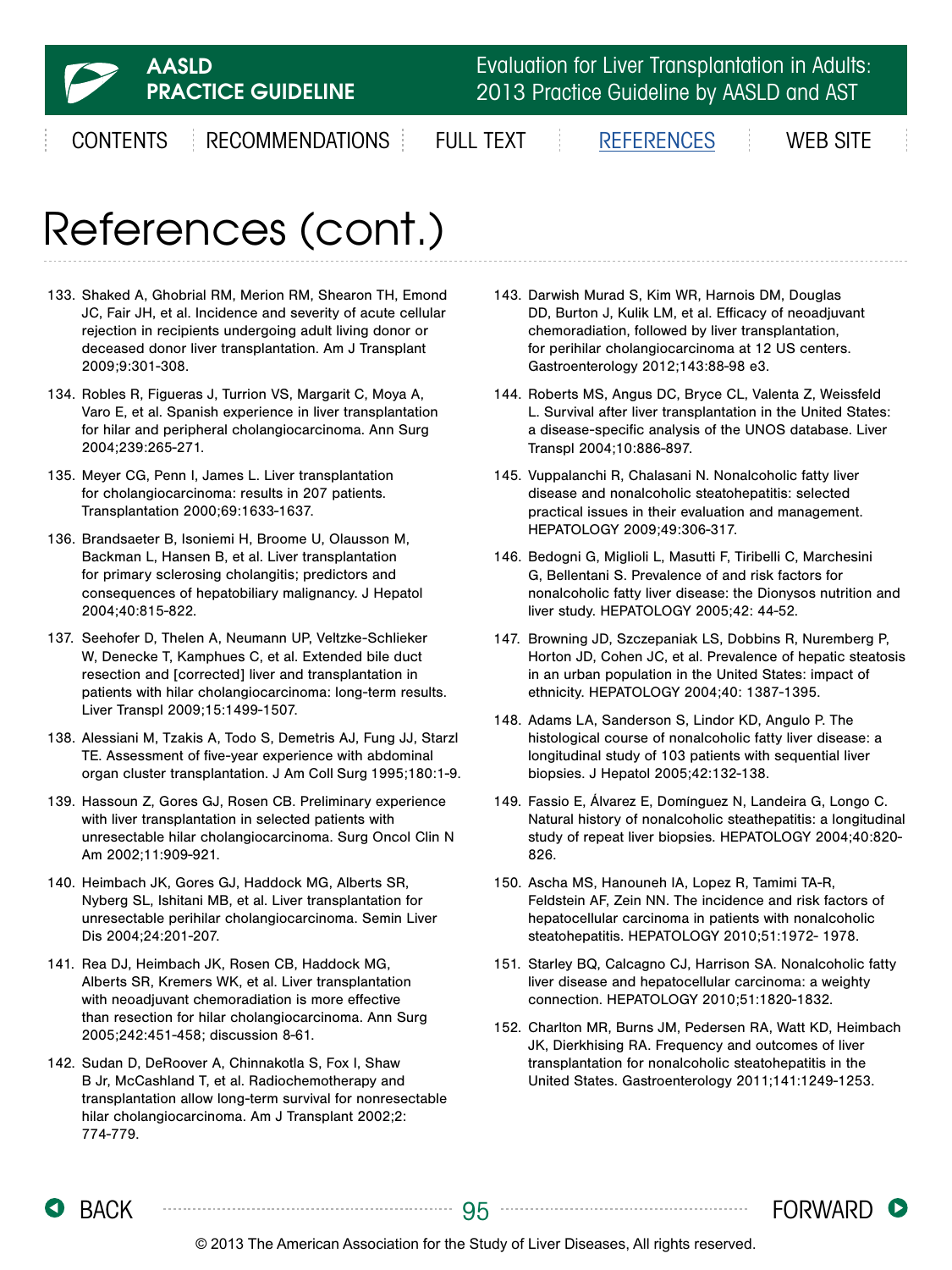# References (cont.)

133. Shaked A, Ghobrial RM, Merion RM, Shearon TH, Emond JC, Fair JH, et al. Incidence and severity of acute cellular rejection in recipients undergoing adult living donor or deceased donor liver transplantation. Am J Transplant 2009;9:301-308.

134. Robles R, Figueras J, Turrion VS, Margarit C, Moya A, Varo E, et al. Spanish experience in liver transplantation for hilar and peripheral cholangiocarcinoma. Ann Surg 2004;239:265-271.

135. Meyer CG, Penn I, James L. Liver transplantation for cholangiocarcinoma: results in 207 patients. Transplantation 2000;69:1633-1637.

136. Brandsaeter B, Isoniemi H, Broome U, Olausson M, Backman L, Hansen B, et al. Liver transplantation for primary sclerosing cholangitis; predictors and consequences of hepatobiliary malignancy. J Hepatol 2004;40:815-822.

137. Seehofer D, Thelen A, Neumann UP, Veltzke-Schlieker W, Denecke T, Kamphues C, et al. Extended bile duct resection and [corrected] liver and transplantation in patients with hilar cholangiocarcinoma: long-term results. Liver Transpl 2009;15:1499-1507.

138. Alessiani M, Tzakis A, Todo S, Demetris AJ, Fung JJ, Starzl TE. Assessment of five-year experience with abdominal organ cluster transplantation. J Am Coll Surg 1995;180:1-9.

139. Hassoun Z, Gores GJ, Rosen CB. Preliminary experience with liver transplantation in selected patients with unresectable hilar cholangiocarcinoma. Surg Oncol Clin N Am 2002;11:909-921.

140. Heimbach JK, Gores GJ, Haddock MG, Alberts SR, Nyberg SL, Ishitani MB, et al. Liver transplantation for unresectable perihilar cholangiocarcinoma. Semin Liver Dis 2004;24:201-207.

141. Rea DJ, Heimbach JK, Rosen CB, Haddock MG, Alberts SR, Kremers WK, et al. Liver transplantation with neoadjuvant chemoradiation is more effective than resection for hilar cholangiocarcinoma. Ann Surg 2005;242:451-458; discussion 8-61.

142. Sudan D, DeRoover A, Chinnakotla S, Fox I, Shaw B Jr, McCashland T, et al. Radiochemotherapy and transplantation allow long-term survival for nonresectable hilar cholangiocarcinoma. Am J Transplant 2002;2: 774-779.

143. Darwish Murad S, Kim WR, Harnois DM, Douglas DD, Burton J, Kulik LM, et al. Efficacy of neoadjuvant chemoradiation, followed by liver transplantation, for perihilar cholangiocarcinoma at 12 US centers. Gastroenterology 2012;143:88-98 e3.

144. Roberts MS, Angus DC, Bryce CL, Valenta Z, Weissfeld L. Survival after liver transplantation in the United States: a disease-specific analysis of the UNOS database. Liver Transpl 2004;10:886-897.

145. Vuppalanchi R, Chalasani N. Nonalcoholic fatty liver disease and nonalcoholic steatohepatitis: selected practical issues in their evaluation and management. HEPATOLOGY 2009;49:306-317.

146. Bedogni G, Miglioli L, Masutti F, Tiribelli C, Marchesini G, Bellentani S. Prevalence of and risk factors for nonalcoholic fatty liver disease: the Dionysos nutrition and liver study. HEPATOLOGY 2005;42: 44-52.

147. Browning JD, Szczepaniak LS, Dobbins R, Nuremberg P, Horton JD, Cohen JC, et al. Prevalence of hepatic steatosis in an urban population in the United States: impact of ethnicity. HEPATOLOGY 2004;40: 1387-1395.

148. Adams LA, Sanderson S, Lindor KD, Angulo P. The histological course of nonalcoholic fatty liver disease: a longitudinal study of 103 patients with sequential liver biopsies. J Hepatol 2005;42:132-138.

149. Fassio E, Álvarez E, Domínguez N, Landeira G, Longo C. Natural history of nonalcoholic steathepatitis: a longitudinal study of repeat liver biopsies. HEPATOLOGY 2004;40:820-826.

150. Ascha MS, Hanouneh IA, Lopez R, Tamimi TA-R, Feldstein AF, Zein NN. The incidence and risk factors of hepatocellular carcinoma in patients with nonalcoholic steatohepatitis. HEPATOLOGY 2010;51:1972- 1978.

151. Starley BQ, Calcagno CJ, Harrison SA. Nonalcoholic fatty liver disease and hepatocellular carcinoma: a weighty connection. HEPATOLOGY 2010;51:1820-1832.

152. Charlton MR, Burns JM, Pedersen RA, Watt KD, Heimbach JK, Dierkhising RA. Frequency and outcomes of liver transplantation for nonalcoholic steatohepatitis in the United States. Gastroenterology 2011;141:1249-1253.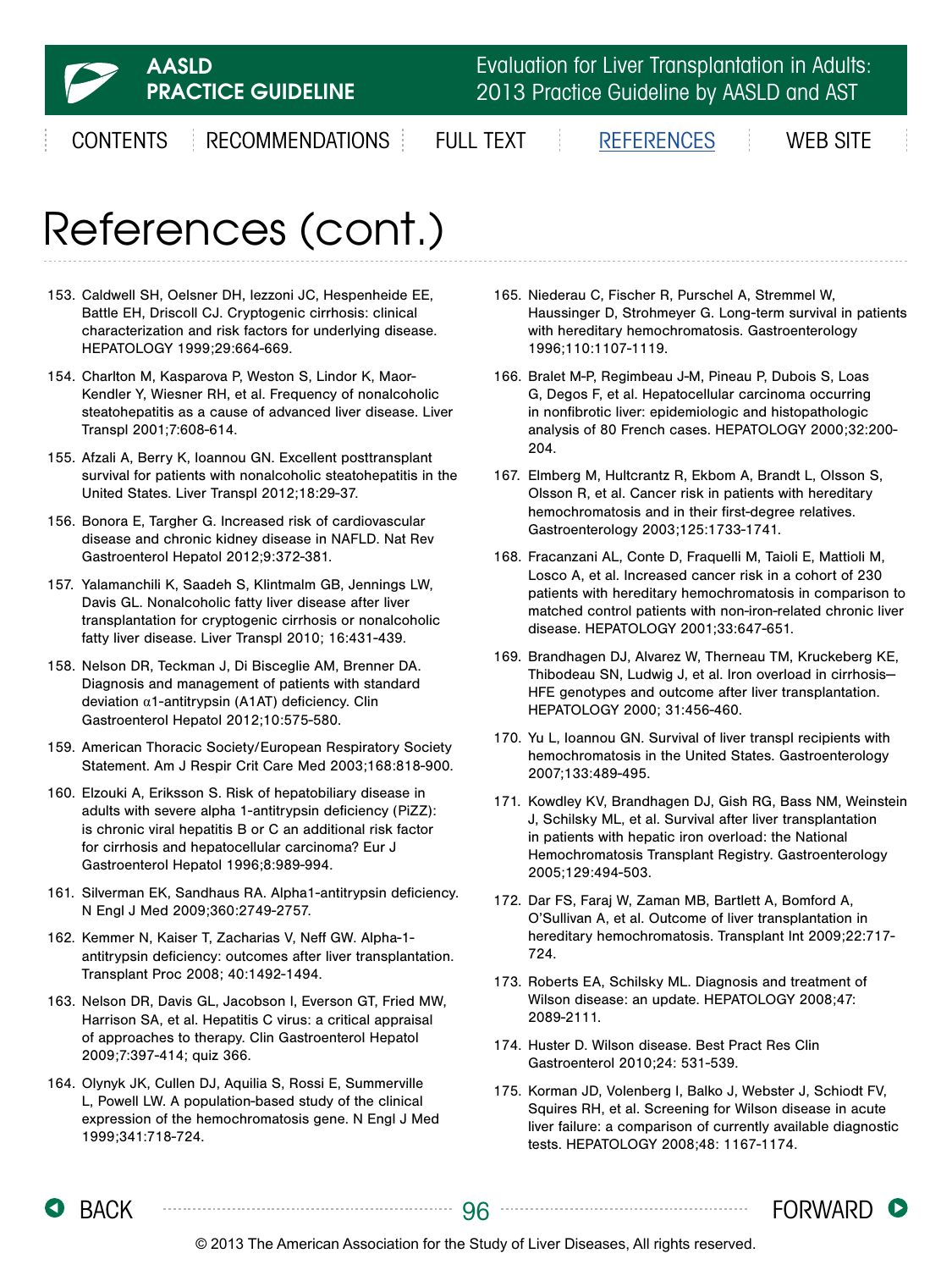# References (cont.)

153. Caldwell SH, Oelsner DH, Iezzoni JC, Hespenheide EE, Battle EH, Driscoll CJ. Cryptogenic cirrhosis: clinical characterization and risk factors for underlying disease. HEPATOLOGY 1999;29:664-669.

154. Charlton M, Kasparova P, Weston S, Lindor K, Maor-Kendler Y, Wiesner RH, et al. Frequency of nonalcoholic steatohepatitis as a cause of advanced liver disease. Liver Transpl 2001;7:608-614.

155. Afzali A, Berry K, Ioannou GN. Excellent posttransplant survival for patients with nonalcoholic steatohepatitis in the United States. Liver Transpl 2012;18:29-37.

156. Bonora E, Targher G. Increased risk of cardiovascular disease and chronic kidney disease in NAFLD. Nat Rev Gastroenterol Hepatol 2012;9:372-381.

157. Yalamanchili K, Saadeh S, Klintmalm GB, Jennings LW, Davis GL. Nonalcoholic fatty liver disease after liver transplantation for cryptogenic cirrhosis or nonalcoholic fatty liver disease. Liver Transpl 2010; 16:431-439.

158. Nelson DR, Teckman J, Di Bisceglie AM, Brenner DA. Diagnosis and management of patients with standard deviation $\alpha$1-antitrypsin (A1AT) deficiency. Clin Gastroenterol Hepatol 2012;10:575-580.

159. American Thoracic Society/European Respiratory Society Statement. Am J Respir Crit Care Med 2003;168:818-900.

160. Elzouki A, Eriksson S. Risk of hepatobiliary disease in adults with severe alpha 1-antitrypsin deficiency (PiZZ): is chronic viral hepatitis B or C an additional risk factor for cirrhosis and hepatocellular carcinoma? Eur J Gastroenterol Hepatol 1996;8:989-994.

161. Silverman EK, Sandhaus RA. Alpha1-antitrypsin deficiency. N Engl J Med 2009;360:2749-2757.

162. Kemmer N, Kaiser T, Zacharias V, Neff GW. Alpha-1-antitrypsin deficiency: outcomes after liver transplantation. Transplant Proc 2008; 40:1492-1494.

163. Nelson DR, Davis GL, Jacobson I, Everson GT, Fried MW, Harrison SA, et al. Hepatitis C virus: a critical appraisal of approaches to therapy. Clin Gastroenterol Hepatol 2009;7:397-414; quiz 366.

164. Olynyk JK, Cullen DJ, Aquilia S, Rossi E, Summerville L, Powell LW. A population-based study of the clinical expression of the hemochromatosis gene. N Engl J Med 1999;341:718-724.

165. Niederau C, Fischer R, Purschel A, Stremmel W, Haussinger D, Strohmeyer G. Long-term survival in patients with hereditary hemochromatosis. Gastroenterology 1996;110:1107-1119.

166. Bralet M-P, Regimbeau J-M, Pineau P, Dubois S, Loas G, Degos F, et al. Hepatocellular carcinoma occurring in nonfibrotic liver: epidemiologic and histopathologic analysis of 80 French cases. HEPATOLOGY 2000;32:200-204.

167. Elmberg M, Hultcrantz R, Ekbom A, Brandt L, Olsson S, Olsson R, et al. Cancer risk in patients with hereditary hemochromatosis and in their first-degree relatives. Gastroenterology 2003;125:1733-1741.

168. Fracanzani AL, Conte D, Fraquelli M, Taioli E, Mattioli M, Losco A, et al. Increased cancer risk in a cohort of 230 patients with hereditary hemochromatosis in comparison to matched control patients with non-iron-related chronic liver disease. HEPATOLOGY 2001;33:647-651.

169. Brandhagen DJ, Alvarez W, Therneau TM, Kruckeberg KE, Thibodeau SN, Ludwig J, et al. Iron overload in cirrhosis—HFE genotypes and outcome after liver transplantation. HEPATOLOGY 2000; 31:456-460.

170. Yu L, Ioannou GN. Survival of liver transpl recipients with hemochromatosis in the United States. Gastroenterology 2007;133:489-495.

171. Kowdley KV, Brandhagen DJ, Gish RG, Bass NM, Weinstein J, Schilsky ML, et al. Survival after liver transplantation in patients with hepatic iron overload: the National Hemochromatosis Transplant Registry. Gastroenterology 2005;129:494-503.

172. Dar FS, Faraj W, Zaman MB, Bartlett A, Bomford A, O'Sullivan A, et al. Outcome of liver transplantation in hereditary hemochromatosis. Transplant Int 2009;22:717-724.

173. Roberts EA, Schilsky ML. Diagnosis and treatment of Wilson disease: an update. HEPATOLOGY 2008;47: 2089-2111.

174. Huster D. Wilson disease. Best Pract Res Clin Gastroenterol 2010;24: 531-539.

175. Korman JD, Volenberg I, Balko J, Webster J, Schiodt FV, Squires RH, et al. Screening for Wilson disease in acute liver failure: a comparison of currently available diagnostic tests. HEPATOLOGY 2008;48: 1167-1174.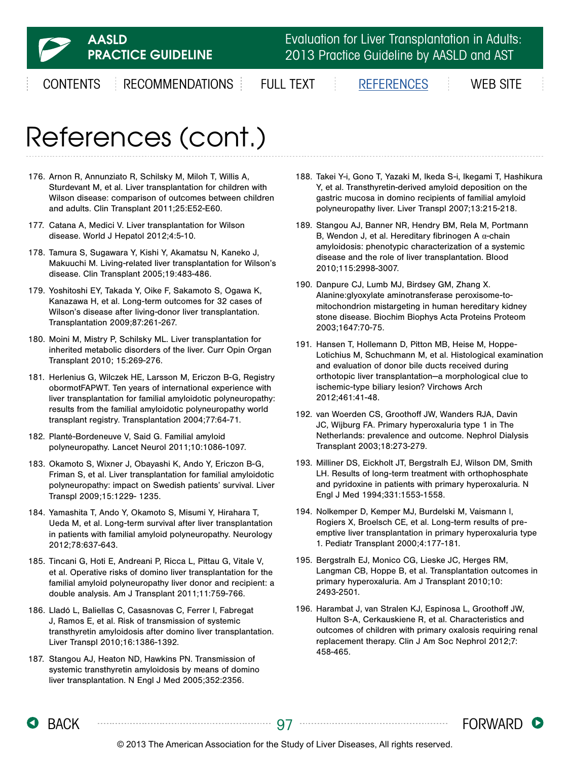# References (cont.)

176. Arnon R, Annunziato R, Schilsky M, Miloh T, Willis A, Sturdevant M, et al. Liver transplantation for children with Wilson disease: comparison of outcomes between children and adults. Clin Transplant 2011;25:E52-E60.

177. Catana A, Medici V. Liver transplantation for Wilson disease. World J Hepatol 2012;4:5-10.

178. Tamura S, Sugawara Y, Kishi Y, Akamatsu N, Kaneko J, Makuuchi M. Living-related liver transplantation for Wilson's disease. Clin Transplant 2005;19:483-486.

179. Yoshitoshi EY, Takada Y, Oike F, Sakamoto S, Ogawa K, Kanazawa H, et al. Long-term outcomes for 32 cases of Wilson's disease after living-donor liver transplantation. Transplantation 2009;87:261-267.

180. Moini M, Mistry P, Schilsky ML. Liver transplantation for inherited metabolic disorders of the liver. Curr Opin Organ Transplant 2010; 15:269-276.

181. Herlenius G, Wilczek HE, Larsson M, Ericzon B-G, Registry obormotFAPWT. Ten years of international experience with liver transplantation for familial amyloidotic polyneuropathy: results from the familial amyloidotic polyneuropathy world transplant registry. Transplantation 2004;77:64-71.

182. Planté-Bordeneuve V, Said G. Familial amyloid polyneuropathy. Lancet Neurol 2011;10:1086-1097.

183. Okamoto S, Wixner J, Obayashi K, Ando Y, Ericzon B-G, Friman S, et al. Liver transplantation for familial amyloidotic polyneuropathy: impact on Swedish patients' survival. Liver Transpl 2009;15:1229- 1235.

184. Yamashita T, Ando Y, Okamoto S, Misumi Y, Hirahara T, Ueda M, et al. Long-term survival after liver transplantation in patients with familial amyloid polyneuropathy. Neurology 2012;78:637-643.

185. Tincani G, Hoti E, Andreani P, Ricca L, Pittau G, Vitale V, et al. Operative risks of domino liver transplantation for the familial amyloid polyneuropathy liver donor and recipient: a double analysis. Am J Transplant 2011;11:759-766.

186. Lladó L, Baliellas C, Casasnovas C, Ferrer I, Fabregat J, Ramos E, et al. Risk of transmission of systemic transthyretin amyloidosis after domino liver transplantation. Liver Transpl 2010;16:1386-1392.

187. Stangou AJ, Heaton ND, Hawkins PN. Transmission of systemic transthyretin amyloidosis by means of domino liver transplantation. N Engl J Med 2005;352:2356.

188. Takei Y-i, Gono T, Yazaki M, Ikeda S-i, Ikegami T, Hashikura Y, et al. Transthyretin-derived amyloid deposition on the gastric mucosa in domino recipients of familial amyloid polyneuropathy liver. Liver Transpl 2007;13:215-218.

189. Stangou AJ, Banner NR, Hendry BM, Rela M, Portmann B, Wendon J, et al. Hereditary fibrinogen A α-chain amyloidosis: phenotypic characterization of a systemic disease and the role of liver transplantation. Blood 2010;115:2998-3007.

190. Danpure CJ, Lumb MJ, Birdsey GM, Zhang X. Alanine:glyoxylate aminotransferase peroxisome-to-mitochondrion mistargeting in human hereditary kidney stone disease. Biochim Biophys Acta Proteins Proteom 2003;1647:70-75.

191. Hansen T, Hollemann D, Pitton MB, Heise M, Hoppe-Lotichius M, Schuchmann M, et al. Histological examination and evaluation of donor bile ducts received during orthotopic liver transplantation—a morphological clue to ischemic-type biliary lesion? Virchows Arch 2012;461:41-48.

192. van Woerden CS, Groothoff JW, Wanders RJA, Davin JC, Wijburg FA. Primary hyperoxaluria type 1 in The Netherlands: prevalence and outcome. Nephrol Dialysis Transplant 2003;18:273-279.

193. Milliner DS, Eickholt JT, Bergstralh EJ, Wilson DM, Smith LH. Results of long-term treatment with orthophosphate and pyridoxine in patients with primary hyperoxaluria. N Engl J Med 1994;331:1553-1558.

194. Nolkemper D, Kemper MJ, Burdelski M, Vaismann I, Rogiers X, Broelsch CE, et al. Long-term results of pre-emptive liver transplantation in primary hyperoxaluria type 1. Pediatr Transplant 2000;4:177-181.

195. Bergstralh EJ, Monico CG, Lieske JC, Herges RM, Langman CB, Hoppe B, et al. Transplantation outcomes in primary hyperoxaluria. Am J Transplant 2010;10: 2493-2501.

196. Harambat J, van Stralen KJ, Espinosa L, Groothoff JW, Hulton S-A, Cerkauskiene R, et al. Characteristics and outcomes of children with primary oxalosis requiring renal replacement therapy. Clin J Am Soc Nephrol 2012;7: 458-465.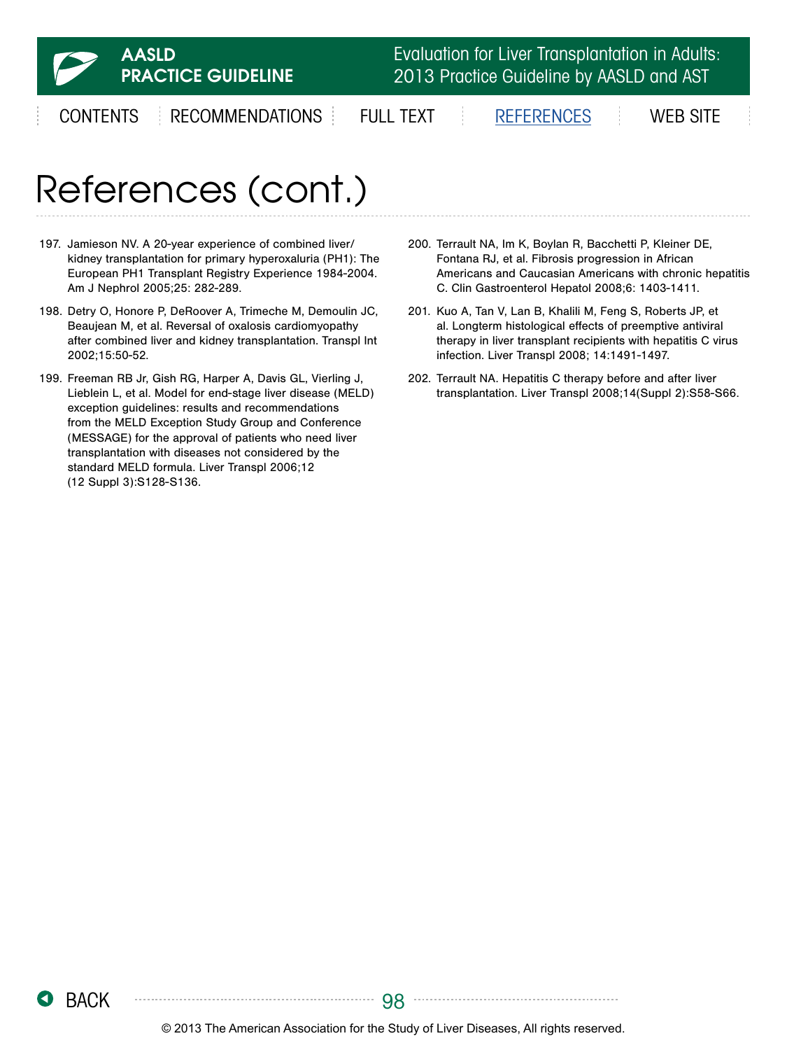# References (cont.)

197. Jamieson NV. A 20-year experience of combined liver/kidney transplantation for primary hyperoxaluria (PH1): The European PH1 Transplant Registry Experience 1984-2004. Am J Nephrol 2005;25: 282-289.

198. Detry O, Honore P, DeRoover A, Trimeche M, Demoulin JC, Beaujean M, et al. Reversal of oxalosis cardiomyopathy after combined liver and kidney transplantation. Transpl Int 2002;15:50-52.

199. Freeman RB Jr, Gish RG, Harper A, Davis GL, Vierling J, Lieblein L, et al. Model for end-stage liver disease (MELD) exception guidelines: results and recommendations from the MELD Exception Study Group and Conference (MESSAGE) for the approval of patients who need liver transplantation with diseases not considered by the standard MELD formula. Liver Transpl 2006;12 (12 Suppl 3):S128-S136.

200. Terrault NA, Im K, Boylan R, Bacchetti P, Kleiner DE, Fontana RJ, et al. Fibrosis progression in African Americans and Caucasian Americans with chronic hepatitis C. Clin Gastroenterol Hepatol 2008;6: 1403-1411.

201. Kuo A, Tan V, Lan B, Khalili M, Feng S, Roberts JP, et al. Longterm histological effects of preemptive antiviral therapy in liver transplant recipients with hepatitis C virus infection. Liver Transpl 2008; 14:1491-1497.

202. Terrault NA. Hepatitis C therapy before and after liver transplantation. Liver Transpl 2008;14(Suppl 2):S58-S66.